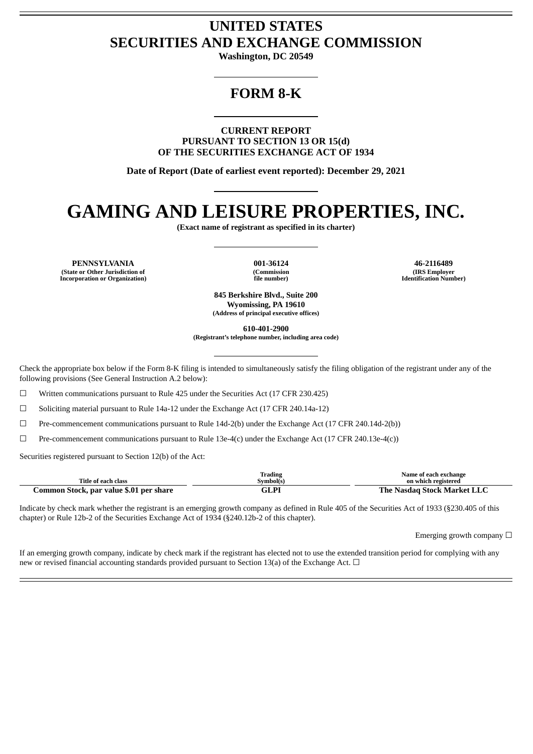# UNITED STATES
# SECURITIES AND EXCHANGE COMMISSION

**Washington, DC 20549**

## FORM 8-K

**CURRENT REPORT**
**PURSUANT TO SECTION 13 OR 15(d)**
**OF THE SECURITIES EXCHANGE ACT OF 1934**

**Date of Report (Date of earliest event reported): December 29, 2021**

# GAMING AND LEISURE PROPERTIES, INC.

**(Exact name of registrant as specified in its charter)**

| PENNSYLVANIA | 001-36124 | 46-2116489 |
|---|---|---|
| (State or Other Jurisdiction of Incorporation or Organization) | (Commission file number) | (IRS Employer Identification Number) |

**845 Berkshire Blvd., Suite 200**
**Wyomissing, PA 19610**
**(Address of principal executive offices)**

**610-401-2900**
**(Registrant's telephone number, including area code)**

Check the appropriate box below if the Form 8-K filing is intended to simultaneously satisfy the filing obligation of the registrant under any of the following provisions (See General Instruction A.2 below):

☐ Written communications pursuant to Rule 425 under the Securities Act (17 CFR 230.425)

☐ Soliciting material pursuant to Rule 14a-12 under the Exchange Act (17 CFR 240.14a-12)

☐ Pre-commencement communications pursuant to Rule 14d-2(b) under the Exchange Act (17 CFR 240.14d-2(b))

☐ Pre-commencement communications pursuant to Rule 13e-4(c) under the Exchange Act (17 CFR 240.13e-4(c))

Securities registered pursuant to Section 12(b) of the Act:

| Title of each class | Trading Symbol(s) | Name of each exchange on which registered |
|---|---|---|
| Common Stock, par value $.01 per share | GLPI | The Nasdaq Stock Market LLC |

Indicate by check mark whether the registrant is an emerging growth company as defined in Rule 405 of the Securities Act of 1933 (§230.405 of this chapter) or Rule 12b-2 of the Securities Exchange Act of 1934 (§240.12b-2 of this chapter).

Emerging growth company ☐

If an emerging growth company, indicate by check mark if the registrant has elected not to use the extended transition period for complying with any new or revised financial accounting standards provided pursuant to Section 13(a) of the Exchange Act. ☐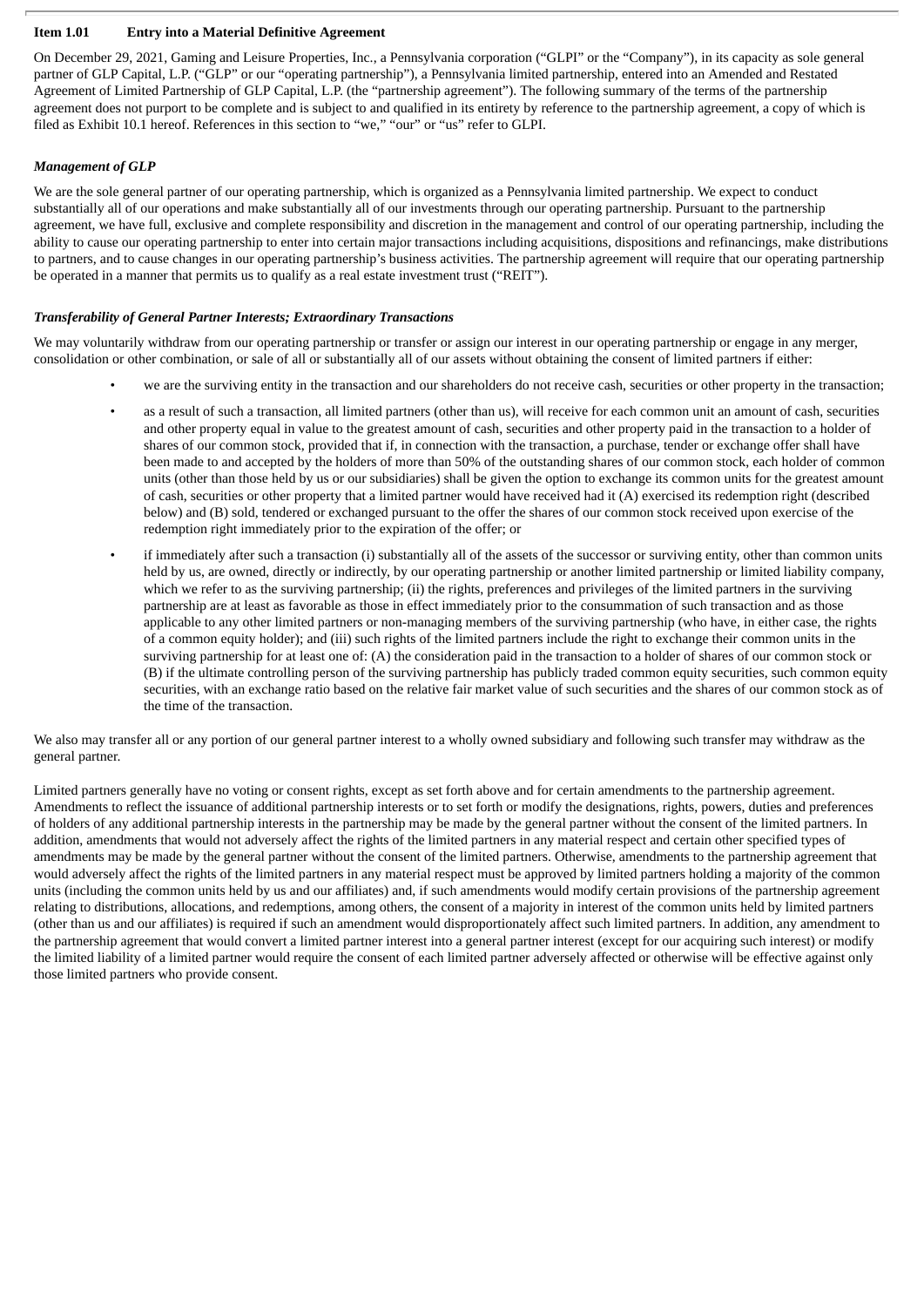## Item 1.01 Entry into a Material Definitive Agreement

On December 29, 2021, Gaming and Leisure Properties, Inc., a Pennsylvania corporation ("GLPI" or the "Company"), in its capacity as sole general partner of GLP Capital, L.P. ("GLP" or our "operating partnership"), a Pennsylvania limited partnership, entered into an Amended and Restated Agreement of Limited Partnership of GLP Capital, L.P. (the "partnership agreement"). The following summary of the terms of the partnership agreement does not purport to be complete and is subject to and qualified in its entirety by reference to the partnership agreement, a copy of which is filed as Exhibit 10.1 hereof. References in this section to "we," "our" or "us" refer to GLPI.

### *Management of GLP*

We are the sole general partner of our operating partnership, which is organized as a Pennsylvania limited partnership. We expect to conduct substantially all of our operations and make substantially all of our investments through our operating partnership. Pursuant to the partnership agreement, we have full, exclusive and complete responsibility and discretion in the management and control of our operating partnership, including the ability to cause our operating partnership to enter into certain major transactions including acquisitions, dispositions and refinancings, make distributions to partners, and to cause changes in our operating partnership's business activities. The partnership agreement will require that our operating partnership be operated in a manner that permits us to qualify as a real estate investment trust ("REIT").

### *Transferability of General Partner Interests; Extraordinary Transactions*

We may voluntarily withdraw from our operating partnership or transfer or assign our interest in our operating partnership or engage in any merger, consolidation or other combination, or sale of all or substantially all of our assets without obtaining the consent of limited partners if either:

- we are the surviving entity in the transaction and our shareholders do not receive cash, securities or other property in the transaction;
- as a result of such a transaction, all limited partners (other than us), will receive for each common unit an amount of cash, securities and other property equal in value to the greatest amount of cash, securities and other property paid in the transaction to a holder of shares of our common stock, provided that if, in connection with the transaction, a purchase, tender or exchange offer shall have been made to and accepted by the holders of more than 50% of the outstanding shares of our common stock, each holder of common units (other than those held by us or our subsidiaries) shall be given the option to exchange its common units for the greatest amount of cash, securities or other property that a limited partner would have received had it (A) exercised its redemption right (described below) and (B) sold, tendered or exchanged pursuant to the offer the shares of our common stock received upon exercise of the redemption right immediately prior to the expiration of the offer; or
- if immediately after such a transaction (i) substantially all of the assets of the successor or surviving entity, other than common units held by us, are owned, directly or indirectly, by our operating partnership or another limited partnership or limited liability company, which we refer to as the surviving partnership; (ii) the rights, preferences and privileges of the limited partners in the surviving partnership are at least as favorable as those in effect immediately prior to the consummation of such transaction and as those applicable to any other limited partners or non-managing members of the surviving partnership (who have, in either case, the rights of a common equity holder); and (iii) such rights of the limited partners include the right to exchange their common units in the surviving partnership for at least one of: (A) the consideration paid in the transaction to a holder of shares of our common stock or (B) if the ultimate controlling person of the surviving partnership has publicly traded common equity securities, such common equity securities, with an exchange ratio based on the relative fair market value of such securities and the shares of our common stock as of the time of the transaction.

We also may transfer all or any portion of our general partner interest to a wholly owned subsidiary and following such transfer may withdraw as the general partner.

Limited partners generally have no voting or consent rights, except as set forth above and for certain amendments to the partnership agreement. Amendments to reflect the issuance of additional partnership interests or to set forth or modify the designations, rights, powers, duties and preferences of holders of any additional partnership interests in the partnership may be made by the general partner without the consent of the limited partners. In addition, amendments that would not adversely affect the rights of the limited partners in any material respect and certain other specified types of amendments may be made by the general partner without the consent of the limited partners. Otherwise, amendments to the partnership agreement that would adversely affect the rights of the limited partners in any material respect must be approved by limited partners holding a majority of the common units (including the common units held by us and our affiliates) and, if such amendments would modify certain provisions of the partnership agreement relating to distributions, allocations, and redemptions, among others, the consent of a majority in interest of the common units held by limited partners (other than us and our affiliates) is required if such an amendment would disproportionately affect such limited partners. In addition, any amendment to the partnership agreement that would convert a limited partner interest into a general partner interest (except for our acquiring such interest) or modify the limited liability of a limited partner would require the consent of each limited partner adversely affected or otherwise will be effective against only those limited partners who provide consent.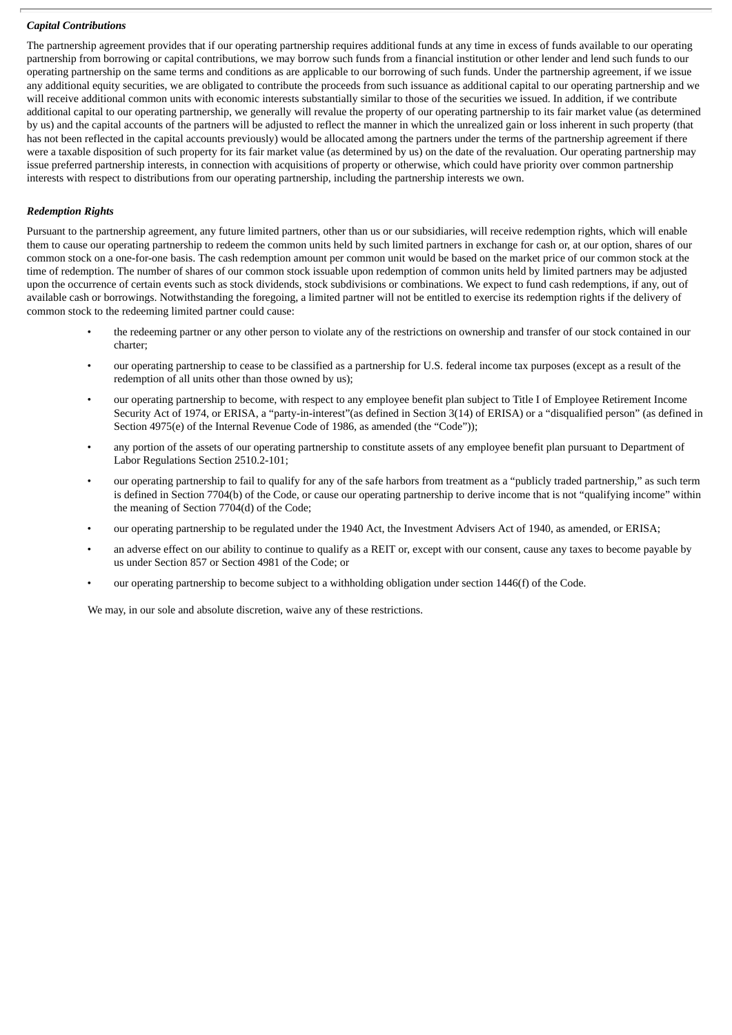***Capital Contributions***

The partnership agreement provides that if our operating partnership requires additional funds at any time in excess of funds available to our operating partnership from borrowing or capital contributions, we may borrow such funds from a financial institution or other lender and lend such funds to our operating partnership on the same terms and conditions as are applicable to our borrowing of such funds. Under the partnership agreement, if we issue any additional equity securities, we are obligated to contribute the proceeds from such issuance as additional capital to our operating partnership and we will receive additional common units with economic interests substantially similar to those of the securities we issued. In addition, if we contribute additional capital to our operating partnership, we generally will revalue the property of our operating partnership to its fair market value (as determined by us) and the capital accounts of the partners will be adjusted to reflect the manner in which the unrealized gain or loss inherent in such property (that has not been reflected in the capital accounts previously) would be allocated among the partners under the terms of the partnership agreement if there were a taxable disposition of such property for its fair market value (as determined by us) on the date of the revaluation. Our operating partnership may issue preferred partnership interests, in connection with acquisitions of property or otherwise, which could have priority over common partnership interests with respect to distributions from our operating partnership, including the partnership interests we own.

***Redemption Rights***

Pursuant to the partnership agreement, any future limited partners, other than us or our subsidiaries, will receive redemption rights, which will enable them to cause our operating partnership to redeem the common units held by such limited partners in exchange for cash or, at our option, shares of our common stock on a one-for-one basis. The cash redemption amount per common unit would be based on the market price of our common stock at the time of redemption. The number of shares of our common stock issuable upon redemption of common units held by limited partners may be adjusted upon the occurrence of certain events such as stock dividends, stock subdivisions or combinations. We expect to fund cash redemptions, if any, out of available cash or borrowings. Notwithstanding the foregoing, a limited partner will not be entitled to exercise its redemption rights if the delivery of common stock to the redeeming limited partner could cause:

- the redeeming partner or any other person to violate any of the restrictions on ownership and transfer of our stock contained in our charter;
- our operating partnership to cease to be classified as a partnership for U.S. federal income tax purposes (except as a result of the redemption of all units other than those owned by us);
- our operating partnership to become, with respect to any employee benefit plan subject to Title I of Employee Retirement Income Security Act of 1974, or ERISA, a "party-in-interest"(as defined in Section 3(14) of ERISA) or a "disqualified person" (as defined in Section 4975(e) of the Internal Revenue Code of 1986, as amended (the "Code"));
- any portion of the assets of our operating partnership to constitute assets of any employee benefit plan pursuant to Department of Labor Regulations Section 2510.2-101;
- our operating partnership to fail to qualify for any of the safe harbors from treatment as a "publicly traded partnership," as such term is defined in Section 7704(b) of the Code, or cause our operating partnership to derive income that is not "qualifying income" within the meaning of Section 7704(d) of the Code;
- our operating partnership to be regulated under the 1940 Act, the Investment Advisers Act of 1940, as amended, or ERISA;
- an adverse effect on our ability to continue to qualify as a REIT or, except with our consent, cause any taxes to become payable by us under Section 857 or Section 4981 of the Code; or
- our operating partnership to become subject to a withholding obligation under section 1446(f) of the Code.

We may, in our sole and absolute discretion, waive any of these restrictions.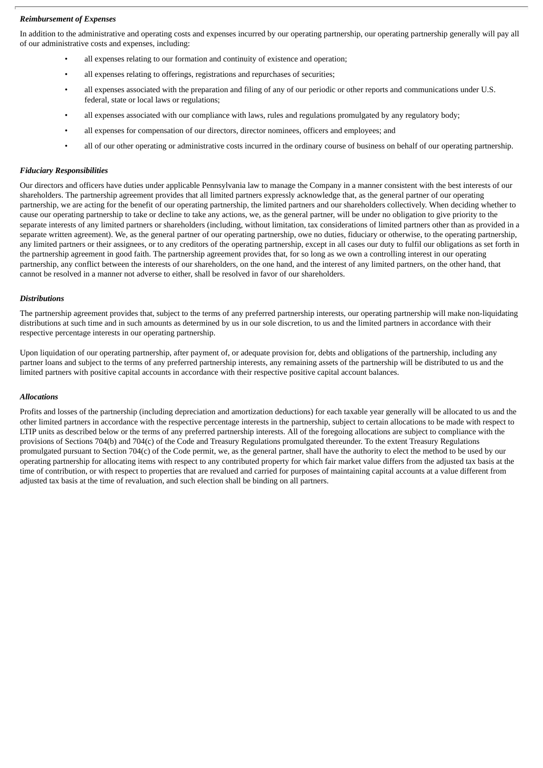***Reimbursement of Expenses***

In addition to the administrative and operating costs and expenses incurred by our operating partnership, our operating partnership generally will pay all of our administrative costs and expenses, including:

- all expenses relating to our formation and continuity of existence and operation;
- all expenses relating to offerings, registrations and repurchases of securities;
- all expenses associated with the preparation and filing of any of our periodic or other reports and communications under U.S. federal, state or local laws or regulations;
- all expenses associated with our compliance with laws, rules and regulations promulgated by any regulatory body;
- all expenses for compensation of our directors, director nominees, officers and employees; and
- all of our other operating or administrative costs incurred in the ordinary course of business on behalf of our operating partnership.

***Fiduciary Responsibilities***

Our directors and officers have duties under applicable Pennsylvania law to manage the Company in a manner consistent with the best interests of our shareholders. The partnership agreement provides that all limited partners expressly acknowledge that, as the general partner of our operating partnership, we are acting for the benefit of our operating partnership, the limited partners and our shareholders collectively. When deciding whether to cause our operating partnership to take or decline to take any actions, we, as the general partner, will be under no obligation to give priority to the separate interests of any limited partners or shareholders (including, without limitation, tax considerations of limited partners other than as provided in a separate written agreement). We, as the general partner of our operating partnership, owe no duties, fiduciary or otherwise, to the operating partnership, any limited partners or their assignees, or to any creditors of the operating partnership, except in all cases our duty to fulfil our obligations as set forth in the partnership agreement in good faith. The partnership agreement provides that, for so long as we own a controlling interest in our operating partnership, any conflict between the interests of our shareholders, on the one hand, and the interest of any limited partners, on the other hand, that cannot be resolved in a manner not adverse to either, shall be resolved in favor of our shareholders.

***Distributions***

The partnership agreement provides that, subject to the terms of any preferred partnership interests, our operating partnership will make non-liquidating distributions at such time and in such amounts as determined by us in our sole discretion, to us and the limited partners in accordance with their respective percentage interests in our operating partnership.

Upon liquidation of our operating partnership, after payment of, or adequate provision for, debts and obligations of the partnership, including any partner loans and subject to the terms of any preferred partnership interests, any remaining assets of the partnership will be distributed to us and the limited partners with positive capital accounts in accordance with their respective positive capital account balances.

***Allocations***

Profits and losses of the partnership (including depreciation and amortization deductions) for each taxable year generally will be allocated to us and the other limited partners in accordance with the respective percentage interests in the partnership, subject to certain allocations to be made with respect to LTIP units as described below or the terms of any preferred partnership interests. All of the foregoing allocations are subject to compliance with the provisions of Sections 704(b) and 704(c) of the Code and Treasury Regulations promulgated thereunder. To the extent Treasury Regulations promulgated pursuant to Section 704(c) of the Code permit, we, as the general partner, shall have the authority to elect the method to be used by our operating partnership for allocating items with respect to any contributed property for which fair market value differs from the adjusted tax basis at the time of contribution, or with respect to properties that are revalued and carried for purposes of maintaining capital accounts at a value different from adjusted tax basis at the time of revaluation, and such election shall be binding on all partners.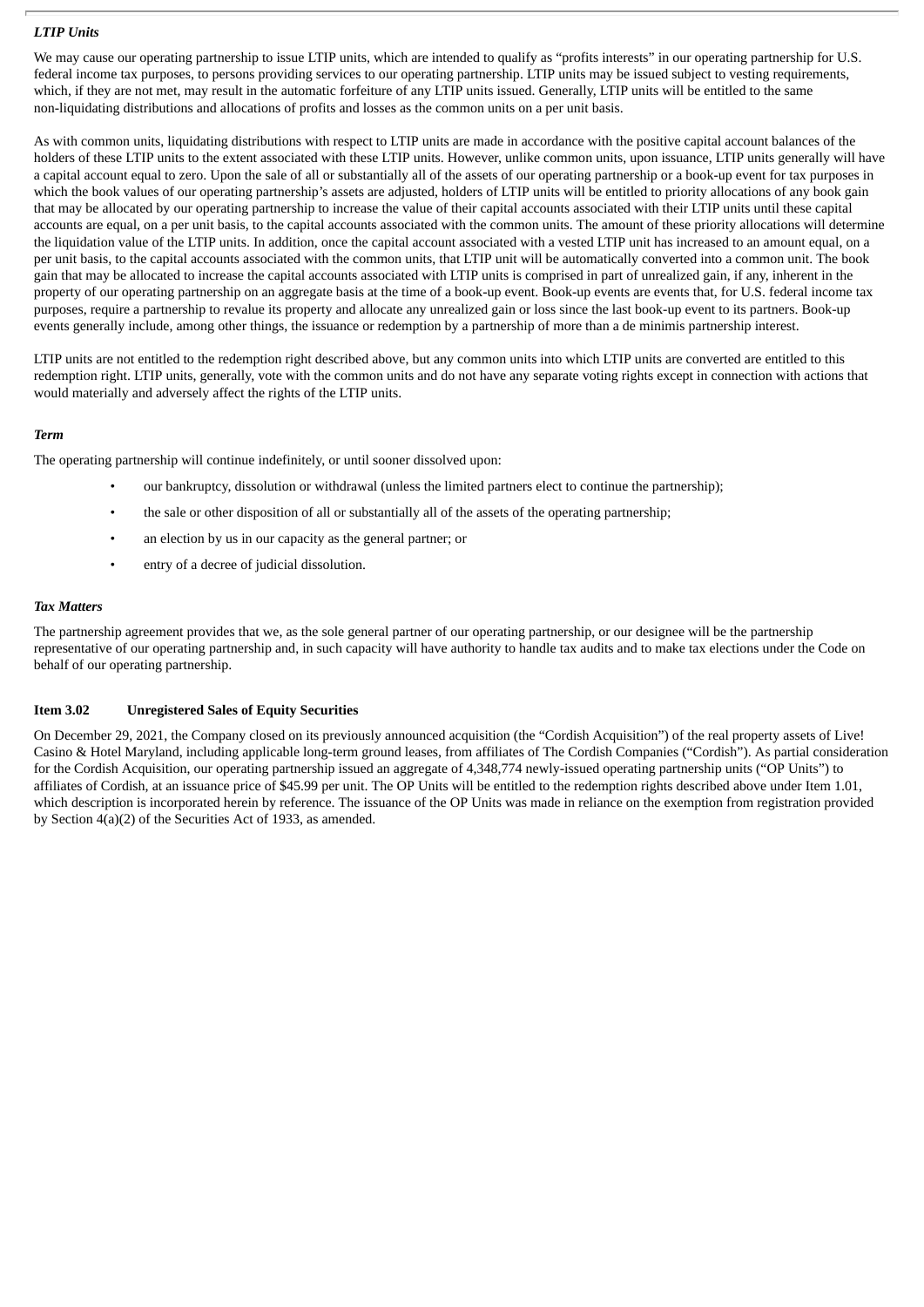***LTIP Units***

We may cause our operating partnership to issue LTIP units, which are intended to qualify as "profits interests" in our operating partnership for U.S. federal income tax purposes, to persons providing services to our operating partnership. LTIP units may be issued subject to vesting requirements, which, if they are not met, may result in the automatic forfeiture of any LTIP units issued. Generally, LTIP units will be entitled to the same non-liquidating distributions and allocations of profits and losses as the common units on a per unit basis.

As with common units, liquidating distributions with respect to LTIP units are made in accordance with the positive capital account balances of the holders of these LTIP units to the extent associated with these LTIP units. However, unlike common units, upon issuance, LTIP units generally will have a capital account equal to zero. Upon the sale of all or substantially all of the assets of our operating partnership or a book-up event for tax purposes in which the book values of our operating partnership's assets are adjusted, holders of LTIP units will be entitled to priority allocations of any book gain that may be allocated by our operating partnership to increase the value of their capital accounts associated with their LTIP units until these capital accounts are equal, on a per unit basis, to the capital accounts associated with the common units. The amount of these priority allocations will determine the liquidation value of the LTIP units. In addition, once the capital account associated with a vested LTIP unit has increased to an amount equal, on a per unit basis, to the capital accounts associated with the common units, that LTIP unit will be automatically converted into a common unit. The book gain that may be allocated to increase the capital accounts associated with LTIP units is comprised in part of unrealized gain, if any, inherent in the property of our operating partnership on an aggregate basis at the time of a book-up event. Book-up events are events that, for U.S. federal income tax purposes, require a partnership to revalue its property and allocate any unrealized gain or loss since the last book-up event to its partners. Book-up events generally include, among other things, the issuance or redemption by a partnership of more than a de minimis partnership interest.

LTIP units are not entitled to the redemption right described above, but any common units into which LTIP units are converted are entitled to this redemption right. LTIP units, generally, vote with the common units and do not have any separate voting rights except in connection with actions that would materially and adversely affect the rights of the LTIP units.

***Term***

The operating partnership will continue indefinitely, or until sooner dissolved upon:

- our bankruptcy, dissolution or withdrawal (unless the limited partners elect to continue the partnership);
- the sale or other disposition of all or substantially all of the assets of the operating partnership;
- an election by us in our capacity as the general partner; or
- entry of a decree of judicial dissolution.

***Tax Matters***

The partnership agreement provides that we, as the sole general partner of our operating partnership, or our designee will be the partnership representative of our operating partnership and, in such capacity will have authority to handle tax audits and to make tax elections under the Code on behalf of our operating partnership.

**Item 3.02 Unregistered Sales of Equity Securities**

On December 29, 2021, the Company closed on its previously announced acquisition (the "Cordish Acquisition") of the real property assets of Live! Casino & Hotel Maryland, including applicable long-term ground leases, from affiliates of The Cordish Companies ("Cordish"). As partial consideration for the Cordish Acquisition, our operating partnership issued an aggregate of 4,348,774 newly-issued operating partnership units ("OP Units") to affiliates of Cordish, at an issuance price of $45.99 per unit. The OP Units will be entitled to the redemption rights described above under Item 1.01, which description is incorporated herein by reference. The issuance of the OP Units was made in reliance on the exemption from registration provided by Section 4(a)(2) of the Securities Act of 1933, as amended.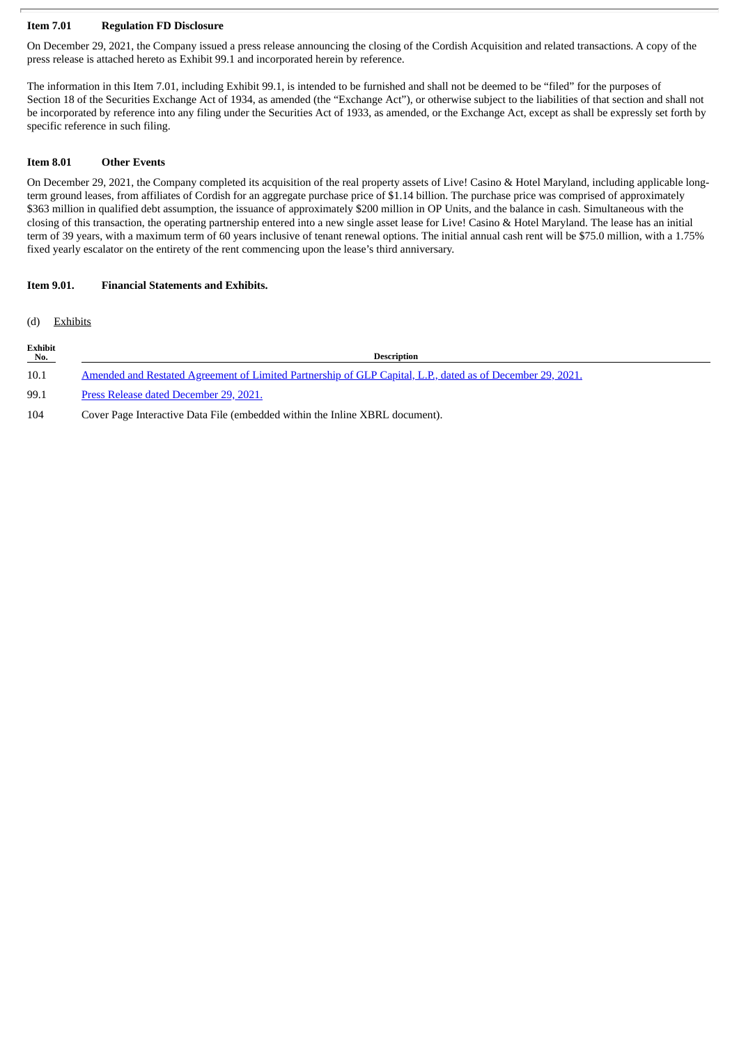**Item 7.01 Regulation FD Disclosure**

On December 29, 2021, the Company issued a press release announcing the closing of the Cordish Acquisition and related transactions. A copy of the press release is attached hereto as Exhibit 99.1 and incorporated herein by reference.

The information in this Item 7.01, including Exhibit 99.1, is intended to be furnished and shall not be deemed to be "filed" for the purposes of Section 18 of the Securities Exchange Act of 1934, as amended (the "Exchange Act"), or otherwise subject to the liabilities of that section and shall not be incorporated by reference into any filing under the Securities Act of 1933, as amended, or the Exchange Act, except as shall be expressly set forth by specific reference in such filing.

**Item 8.01 Other Events**

On December 29, 2021, the Company completed its acquisition of the real property assets of Live! Casino & Hotel Maryland, including applicable long-term ground leases, from affiliates of Cordish for an aggregate purchase price of $1.14 billion. The purchase price was comprised of approximately $363 million in qualified debt assumption, the issuance of approximately $200 million in OP Units, and the balance in cash. Simultaneous with the closing of this transaction, the operating partnership entered into a new single asset lease for Live! Casino & Hotel Maryland. The lease has an initial term of 39 years, with a maximum term of 60 years inclusive of tenant renewal options. The initial annual cash rent will be $75.0 million, with a 1.75% fixed yearly escalator on the entirety of the rent commencing upon the lease's third anniversary.

**Item 9.01. Financial Statements and Exhibits.**

(d) Exhibits

| Exhibit No. | Description |
|---|---|
| 10.1 | Amended and Restated Agreement of Limited Partnership of GLP Capital, L.P., dated as of December 29, 2021. |
| 99.1 | Press Release dated December 29, 2021. |
| 104 | Cover Page Interactive Data File (embedded within the Inline XBRL document). |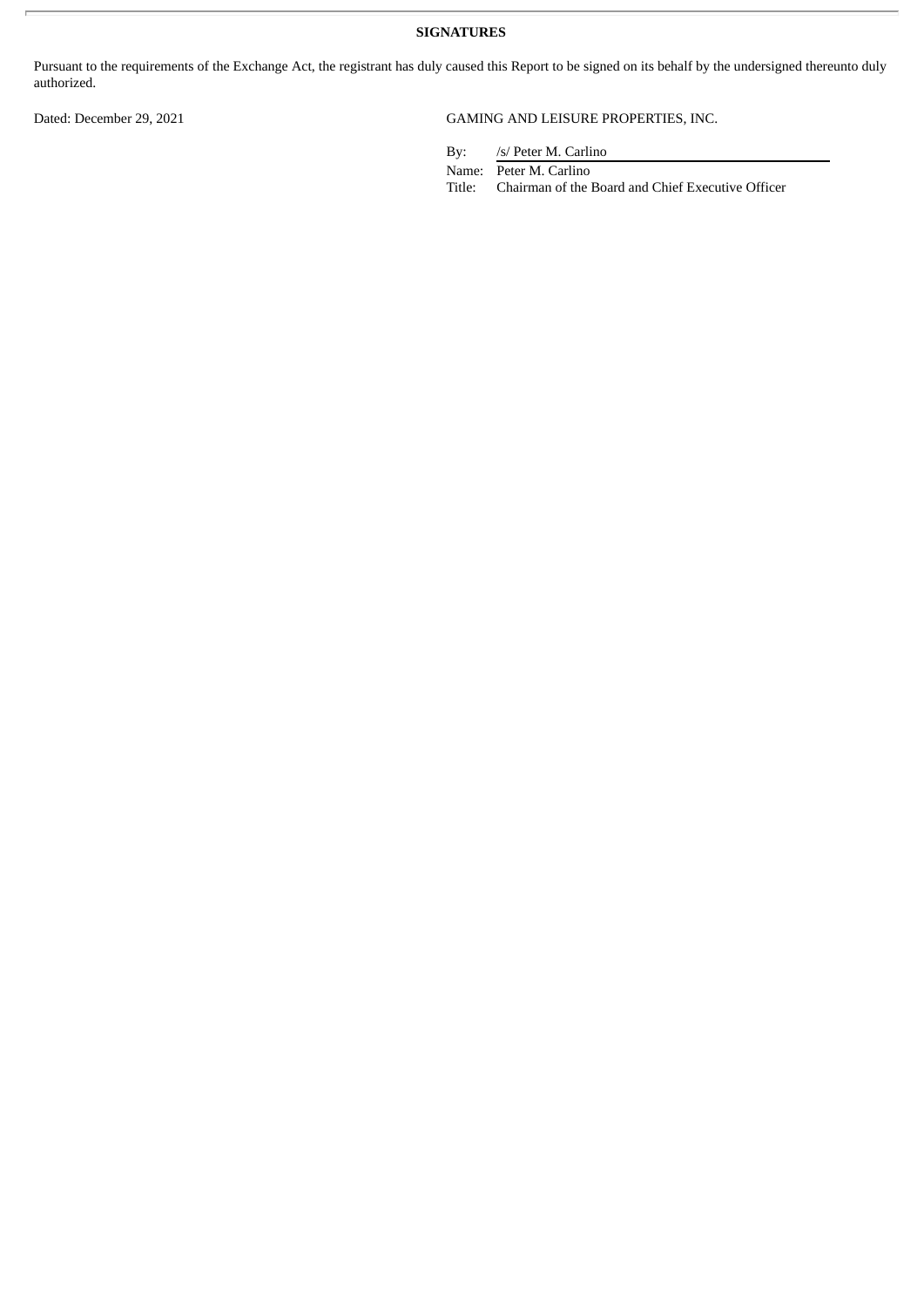**SIGNATURES**

Pursuant to the requirements of the Exchange Act, the registrant has duly caused this Report to be signed on its behalf by the undersigned thereunto duly authorized.

Dated: December 29, 2021

GAMING AND LEISURE PROPERTIES, INC.

By: /s/ Peter M. Carlino

Name: Peter M. Carlino

Title: Chairman of the Board and Chief Executive Officer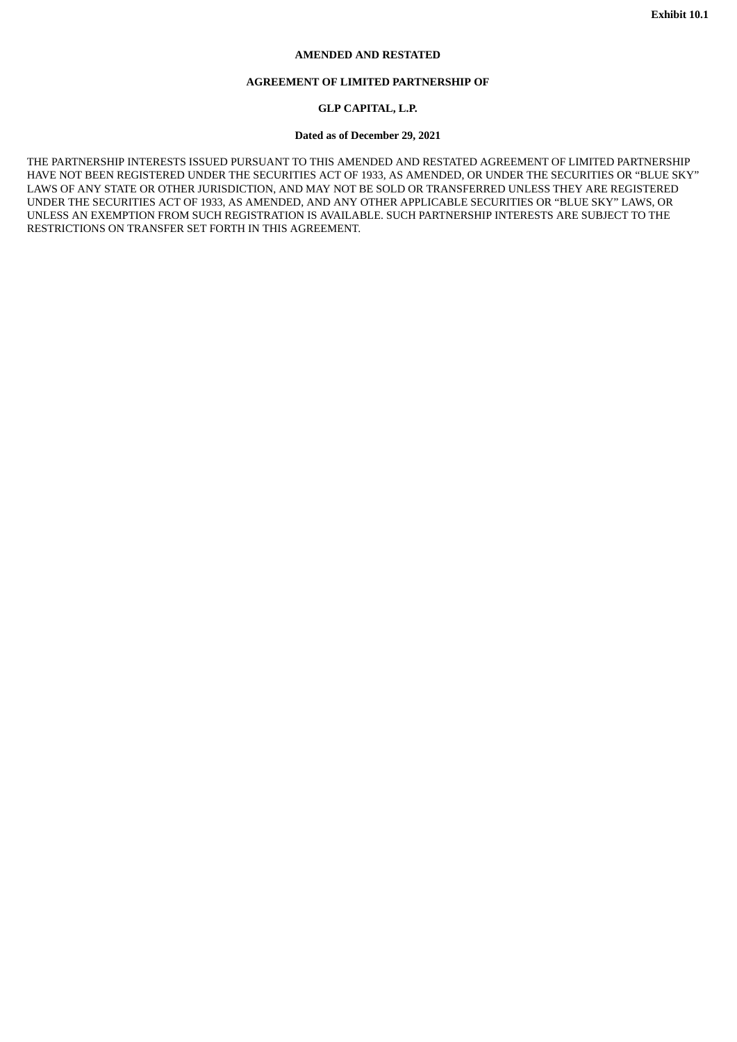**Exhibit 10.1**

**AMENDED AND RESTATED**

**AGREEMENT OF LIMITED PARTNERSHIP OF**

**GLP CAPITAL, L.P.**

**Dated as of December 29, 2021**

THE PARTNERSHIP INTERESTS ISSUED PURSUANT TO THIS AMENDED AND RESTATED AGREEMENT OF LIMITED PARTNERSHIP HAVE NOT BEEN REGISTERED UNDER THE SECURITIES ACT OF 1933, AS AMENDED, OR UNDER THE SECURITIES OR "BLUE SKY" LAWS OF ANY STATE OR OTHER JURISDICTION, AND MAY NOT BE SOLD OR TRANSFERRED UNLESS THEY ARE REGISTERED UNDER THE SECURITIES ACT OF 1933, AS AMENDED, AND ANY OTHER APPLICABLE SECURITIES OR "BLUE SKY" LAWS, OR UNLESS AN EXEMPTION FROM SUCH REGISTRATION IS AVAILABLE. SUCH PARTNERSHIP INTERESTS ARE SUBJECT TO THE RESTRICTIONS ON TRANSFER SET FORTH IN THIS AGREEMENT.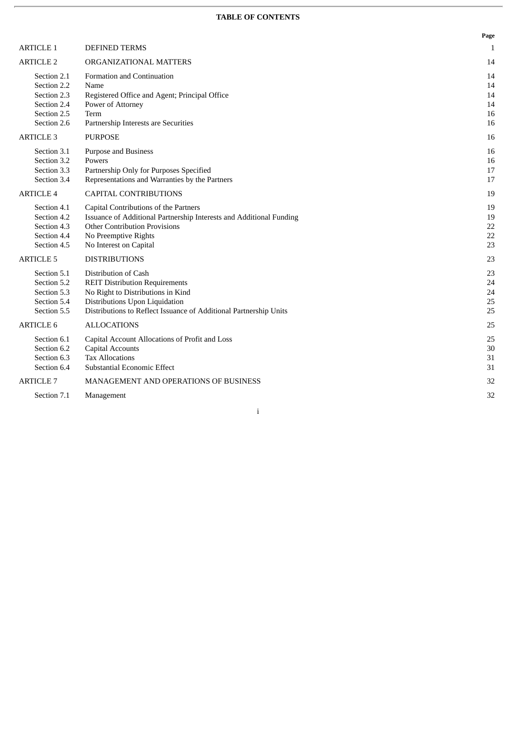**TABLE OF CONTENTS**

| | | Page |
|---|---|---|
| ARTICLE 1 | DEFINED TERMS | 1 |
| ARTICLE 2 | ORGANIZATIONAL MATTERS | 14 |
| Section 2.1 | Formation and Continuation | 14 |
| Section 2.2 | Name | 14 |
| Section 2.3 | Registered Office and Agent; Principal Office | 14 |
| Section 2.4 | Power of Attorney | 14 |
| Section 2.5 | Term | 16 |
| Section 2.6 | Partnership Interests are Securities | 16 |
| ARTICLE 3 | PURPOSE | 16 |
| Section 3.1 | Purpose and Business | 16 |
| Section 3.2 | Powers | 16 |
| Section 3.3 | Partnership Only for Purposes Specified | 17 |
| Section 3.4 | Representations and Warranties by the Partners | 17 |
| ARTICLE 4 | CAPITAL CONTRIBUTIONS | 19 |
| Section 4.1 | Capital Contributions of the Partners | 19 |
| Section 4.2 | Issuance of Additional Partnership Interests and Additional Funding | 19 |
| Section 4.3 | Other Contribution Provisions | 22 |
| Section 4.4 | No Preemptive Rights | 22 |
| Section 4.5 | No Interest on Capital | 23 |
| ARTICLE 5 | DISTRIBUTIONS | 23 |
| Section 5.1 | Distribution of Cash | 23 |
| Section 5.2 | REIT Distribution Requirements | 24 |
| Section 5.3 | No Right to Distributions in Kind | 24 |
| Section 5.4 | Distributions Upon Liquidation | 25 |
| Section 5.5 | Distributions to Reflect Issuance of Additional Partnership Units | 25 |
| ARTICLE 6 | ALLOCATIONS | 25 |
| Section 6.1 | Capital Account Allocations of Profit and Loss | 25 |
| Section 6.2 | Capital Accounts | 30 |
| Section 6.3 | Tax Allocations | 31 |
| Section 6.4 | Substantial Economic Effect | 31 |
| ARTICLE 7 | MANAGEMENT AND OPERATIONS OF BUSINESS | 32 |
| Section 7.1 | Management | 32 |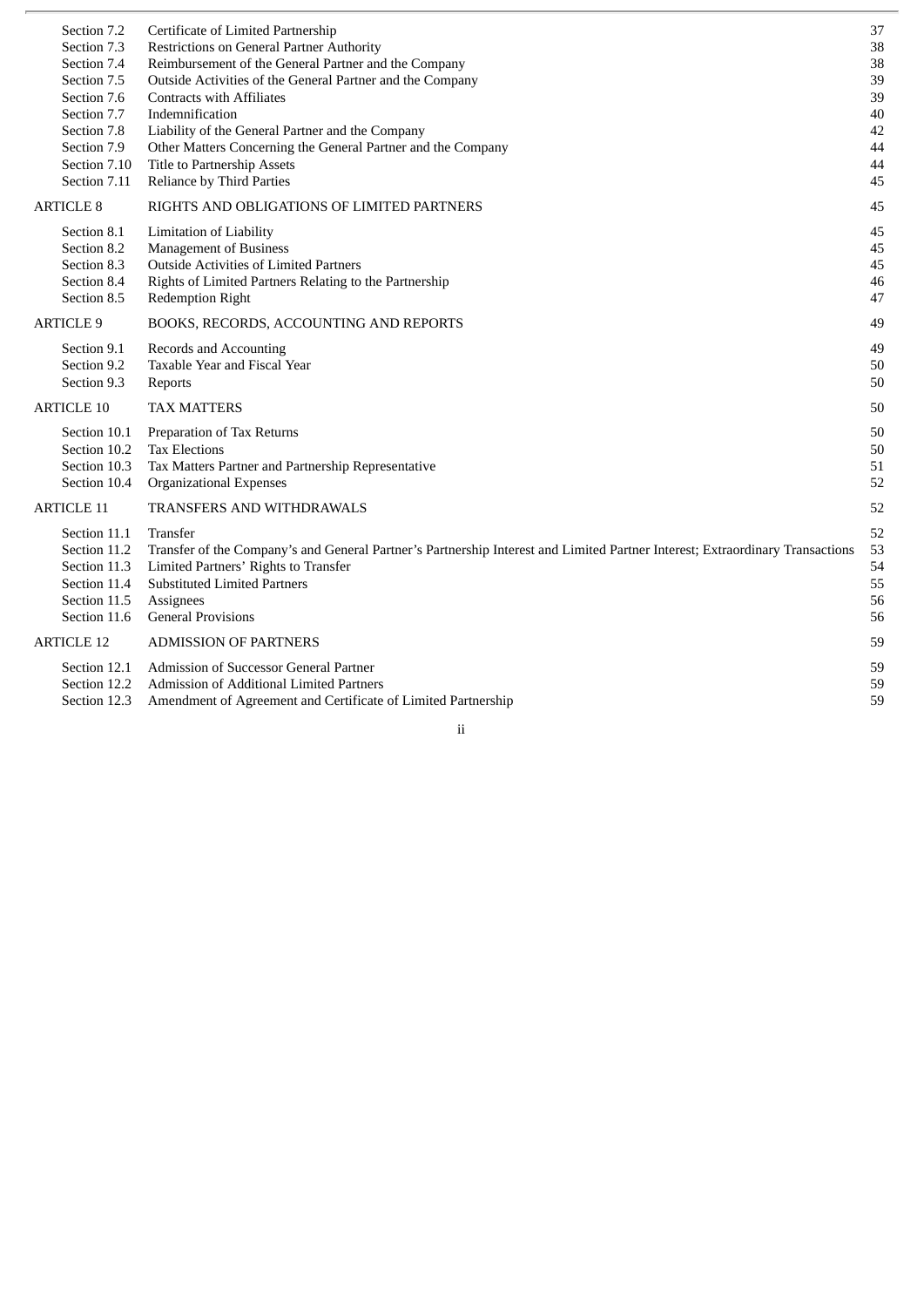| | | |
|---|---|---|
| Section 7.2 | Certificate of Limited Partnership | 37 |
| Section 7.3 | Restrictions on General Partner Authority | 38 |
| Section 7.4 | Reimbursement of the General Partner and the Company | 38 |
| Section 7.5 | Outside Activities of the General Partner and the Company | 39 |
| Section 7.6 | Contracts with Affiliates | 39 |
| Section 7.7 | Indemnification | 40 |
| Section 7.8 | Liability of the General Partner and the Company | 42 |
| Section 7.9 | Other Matters Concerning the General Partner and the Company | 44 |
| Section 7.10 | Title to Partnership Assets | 44 |
| Section 7.11 | Reliance by Third Parties | 45 |
| ARTICLE 8 | RIGHTS AND OBLIGATIONS OF LIMITED PARTNERS | 45 |
| Section 8.1 | Limitation of Liability | 45 |
| Section 8.2 | Management of Business | 45 |
| Section 8.3 | Outside Activities of Limited Partners | 45 |
| Section 8.4 | Rights of Limited Partners Relating to the Partnership | 46 |
| Section 8.5 | Redemption Right | 47 |
| ARTICLE 9 | BOOKS, RECORDS, ACCOUNTING AND REPORTS | 49 |
| Section 9.1 | Records and Accounting | 49 |
| Section 9.2 | Taxable Year and Fiscal Year | 50 |
| Section 9.3 | Reports | 50 |
| ARTICLE 10 | TAX MATTERS | 50 |
| Section 10.1 | Preparation of Tax Returns | 50 |
| Section 10.2 | Tax Elections | 50 |
| Section 10.3 | Tax Matters Partner and Partnership Representative | 51 |
| Section 10.4 | Organizational Expenses | 52 |
| ARTICLE 11 | TRANSFERS AND WITHDRAWALS | 52 |
| Section 11.1 | Transfer | 52 |
| Section 11.2 | Transfer of the Company's and General Partner's Partnership Interest and Limited Partner Interest; Extraordinary Transactions | 53 |
| Section 11.3 | Limited Partners' Rights to Transfer | 54 |
| Section 11.4 | Substituted Limited Partners | 55 |
| Section 11.5 | Assignees | 56 |
| Section 11.6 | General Provisions | 56 |
| ARTICLE 12 | ADMISSION OF PARTNERS | 59 |
| Section 12.1 | Admission of Successor General Partner | 59 |
| Section 12.2 | Admission of Additional Limited Partners | 59 |
| Section 12.3 | Amendment of Agreement and Certificate of Limited Partnership | 59 |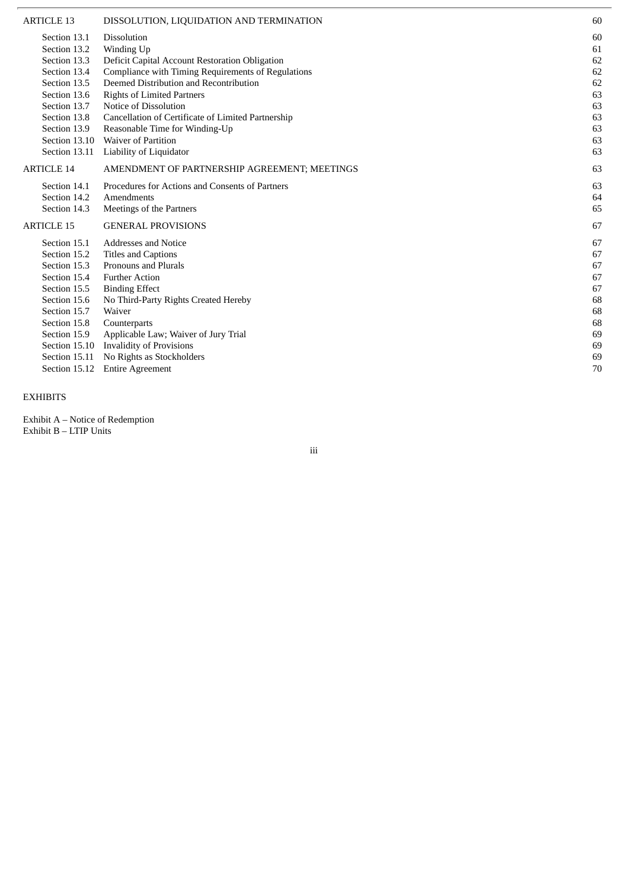| | | |
|---|---|---|
| ARTICLE 13 | DISSOLUTION, LIQUIDATION AND TERMINATION | 60 |
| Section 13.1 | Dissolution | 60 |
| Section 13.2 | Winding Up | 61 |
| Section 13.3 | Deficit Capital Account Restoration Obligation | 62 |
| Section 13.4 | Compliance with Timing Requirements of Regulations | 62 |
| Section 13.5 | Deemed Distribution and Recontribution | 62 |
| Section 13.6 | Rights of Limited Partners | 63 |
| Section 13.7 | Notice of Dissolution | 63 |
| Section 13.8 | Cancellation of Certificate of Limited Partnership | 63 |
| Section 13.9 | Reasonable Time for Winding-Up | 63 |
| Section 13.10 | Waiver of Partition | 63 |
| Section 13.11 | Liability of Liquidator | 63 |
| ARTICLE 14 | AMENDMENT OF PARTNERSHIP AGREEMENT; MEETINGS | 63 |
| Section 14.1 | Procedures for Actions and Consents of Partners | 63 |
| Section 14.2 | Amendments | 64 |
| Section 14.3 | Meetings of the Partners | 65 |
| ARTICLE 15 | GENERAL PROVISIONS | 67 |
| Section 15.1 | Addresses and Notice | 67 |
| Section 15.2 | Titles and Captions | 67 |
| Section 15.3 | Pronouns and Plurals | 67 |
| Section 15.4 | Further Action | 67 |
| Section 15.5 | Binding Effect | 67 |
| Section 15.6 | No Third-Party Rights Created Hereby | 68 |
| Section 15.7 | Waiver | 68 |
| Section 15.8 | Counterparts | 68 |
| Section 15.9 | Applicable Law; Waiver of Jury Trial | 69 |
| Section 15.10 | Invalidity of Provisions | 69 |
| Section 15.11 | No Rights as Stockholders | 69 |
| Section 15.12 | Entire Agreement | 70 |

EXHIBITS

Exhibit A – Notice of Redemption
Exhibit B – LTIP Units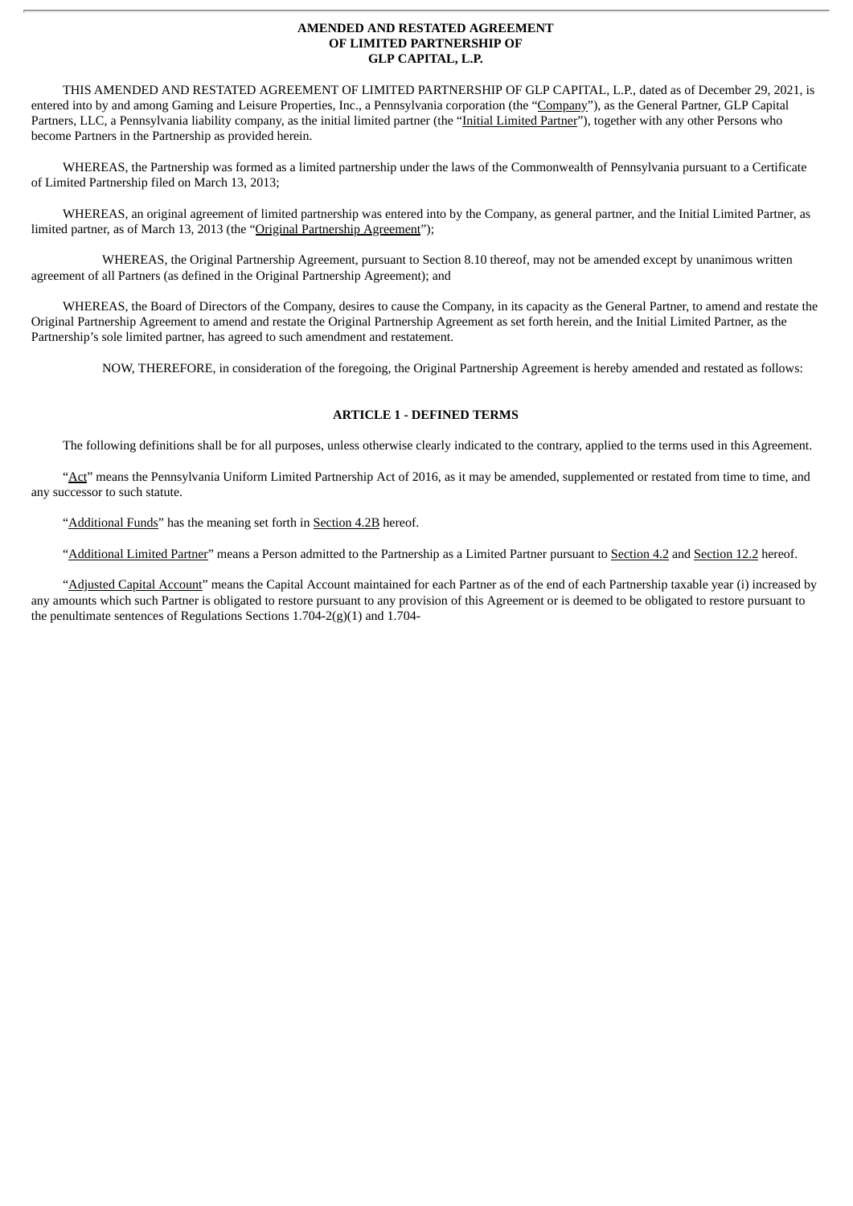**AMENDED AND RESTATED AGREEMENT
OF LIMITED PARTNERSHIP OF
GLP CAPITAL, L.P.**

THIS AMENDED AND RESTATED AGREEMENT OF LIMITED PARTNERSHIP OF GLP CAPITAL, L.P., dated as of December 29, 2021, is entered into by and among Gaming and Leisure Properties, Inc., a Pennsylvania corporation (the "Company"), as the General Partner, GLP Capital Partners, LLC, a Pennsylvania liability company, as the initial limited partner (the "Initial Limited Partner"), together with any other Persons who become Partners in the Partnership as provided herein.

WHEREAS, the Partnership was formed as a limited partnership under the laws of the Commonwealth of Pennsylvania pursuant to a Certificate of Limited Partnership filed on March 13, 2013;

WHEREAS, an original agreement of limited partnership was entered into by the Company, as general partner, and the Initial Limited Partner, as limited partner, as of March 13, 2013 (the "Original Partnership Agreement");

WHEREAS, the Original Partnership Agreement, pursuant to Section 8.10 thereof, may not be amended except by unanimous written agreement of all Partners (as defined in the Original Partnership Agreement); and

WHEREAS, the Board of Directors of the Company, desires to cause the Company, in its capacity as the General Partner, to amend and restate the Original Partnership Agreement to amend and restate the Original Partnership Agreement as set forth herein, and the Initial Limited Partner, as the Partnership's sole limited partner, has agreed to such amendment and restatement.

NOW, THEREFORE, in consideration of the foregoing, the Original Partnership Agreement is hereby amended and restated as follows:

## ARTICLE 1 - DEFINED TERMS

The following definitions shall be for all purposes, unless otherwise clearly indicated to the contrary, applied to the terms used in this Agreement.

"Act" means the Pennsylvania Uniform Limited Partnership Act of 2016, as it may be amended, supplemented or restated from time to time, and any successor to such statute.

"Additional Funds" has the meaning set forth in Section 4.2B hereof.

"Additional Limited Partner" means a Person admitted to the Partnership as a Limited Partner pursuant to Section 4.2 and Section 12.2 hereof.

"Adjusted Capital Account" means the Capital Account maintained for each Partner as of the end of each Partnership taxable year (i) increased by any amounts which such Partner is obligated to restore pursuant to any provision of this Agreement or is deemed to be obligated to restore pursuant to the penultimate sentences of Regulations Sections 1.704-2(g)(1) and 1.704-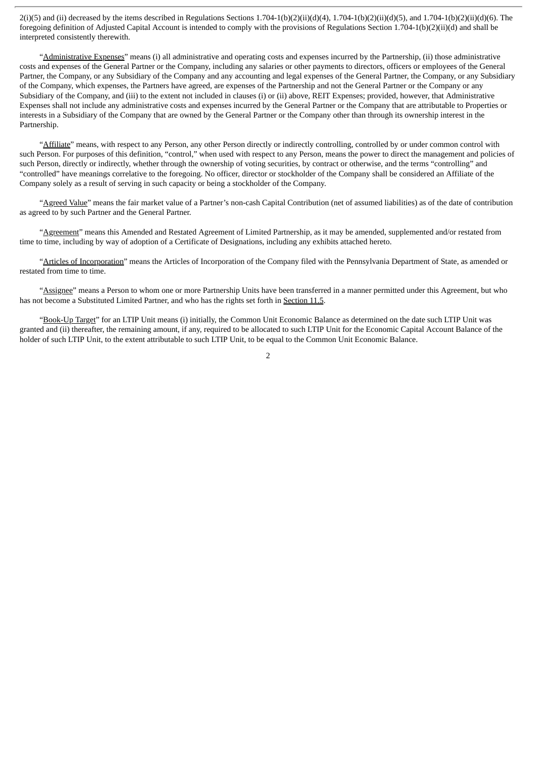2(i)(5) and (ii) decreased by the items described in Regulations Sections 1.704-1(b)(2)(ii)(d)(4), 1.704-1(b)(2)(ii)(d)(5), and 1.704-1(b)(2)(ii)(d)(6). The foregoing definition of Adjusted Capital Account is intended to comply with the provisions of Regulations Section 1.704-1(b)(2)(ii)(d) and shall be interpreted consistently therewith.

"Administrative Expenses" means (i) all administrative and operating costs and expenses incurred by the Partnership, (ii) those administrative costs and expenses of the General Partner or the Company, including any salaries or other payments to directors, officers or employees of the General Partner, the Company, or any Subsidiary of the Company and any accounting and legal expenses of the General Partner, the Company, or any Subsidiary of the Company, which expenses, the Partners have agreed, are expenses of the Partnership and not the General Partner or the Company or any Subsidiary of the Company, and (iii) to the extent not included in clauses (i) or (ii) above, REIT Expenses; provided, however, that Administrative Expenses shall not include any administrative costs and expenses incurred by the General Partner or the Company that are attributable to Properties or interests in a Subsidiary of the Company that are owned by the General Partner or the Company other than through its ownership interest in the Partnership.

"Affiliate" means, with respect to any Person, any other Person directly or indirectly controlling, controlled by or under common control with such Person. For purposes of this definition, "control," when used with respect to any Person, means the power to direct the management and policies of such Person, directly or indirectly, whether through the ownership of voting securities, by contract or otherwise, and the terms "controlling" and "controlled" have meanings correlative to the foregoing. No officer, director or stockholder of the Company shall be considered an Affiliate of the Company solely as a result of serving in such capacity or being a stockholder of the Company.

"Agreed Value" means the fair market value of a Partner's non-cash Capital Contribution (net of assumed liabilities) as of the date of contribution as agreed to by such Partner and the General Partner.

"Agreement" means this Amended and Restated Agreement of Limited Partnership, as it may be amended, supplemented and/or restated from time to time, including by way of adoption of a Certificate of Designations, including any exhibits attached hereto.

"Articles of Incorporation" means the Articles of Incorporation of the Company filed with the Pennsylvania Department of State, as amended or restated from time to time.

"Assignee" means a Person to whom one or more Partnership Units have been transferred in a manner permitted under this Agreement, but who has not become a Substituted Limited Partner, and who has the rights set forth in Section 11.5.

"Book-Up Target" for an LTIP Unit means (i) initially, the Common Unit Economic Balance as determined on the date such LTIP Unit was granted and (ii) thereafter, the remaining amount, if any, required to be allocated to such LTIP Unit for the Economic Capital Account Balance of the holder of such LTIP Unit, to the extent attributable to such LTIP Unit, to be equal to the Common Unit Economic Balance.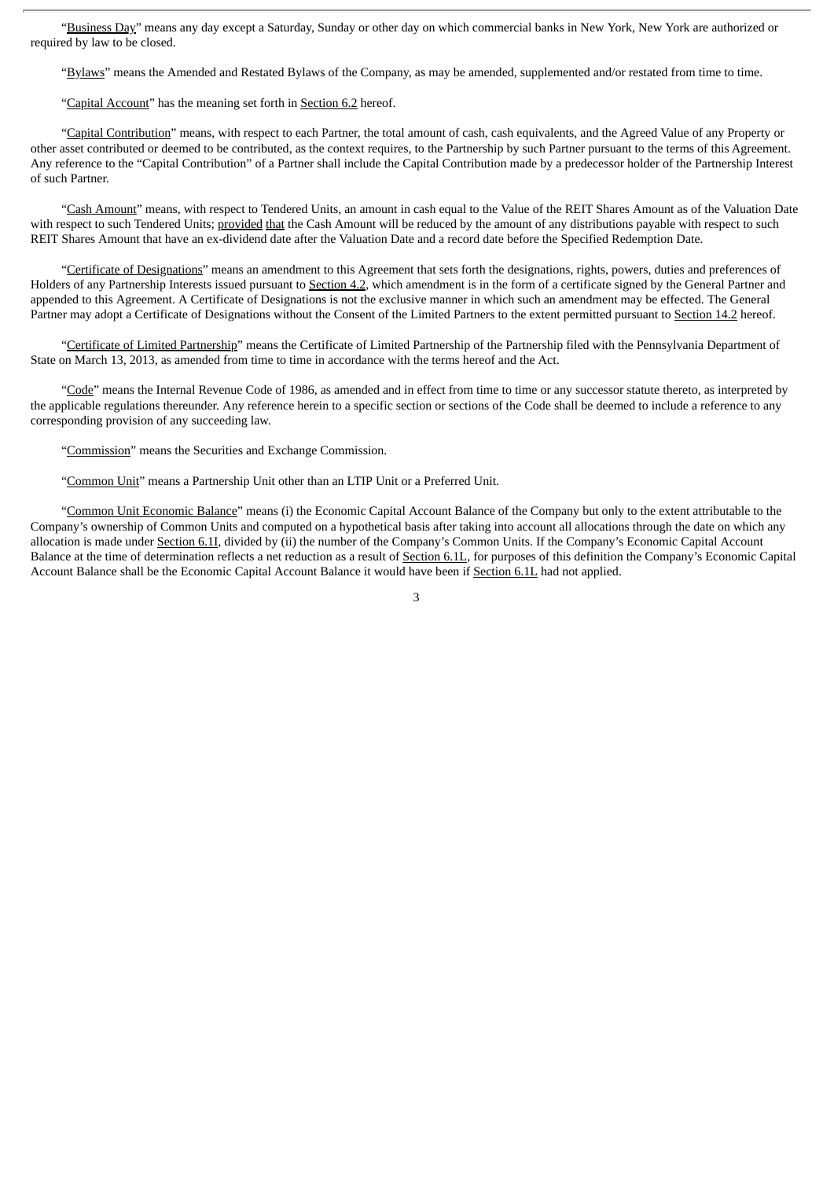"Business Day" means any day except a Saturday, Sunday or other day on which commercial banks in New York, New York are authorized or required by law to be closed.

"Bylaws" means the Amended and Restated Bylaws of the Company, as may be amended, supplemented and/or restated from time to time.

"Capital Account" has the meaning set forth in Section 6.2 hereof.

"Capital Contribution" means, with respect to each Partner, the total amount of cash, cash equivalents, and the Agreed Value of any Property or other asset contributed or deemed to be contributed, as the context requires, to the Partnership by such Partner pursuant to the terms of this Agreement. Any reference to the "Capital Contribution" of a Partner shall include the Capital Contribution made by a predecessor holder of the Partnership Interest of such Partner.

"Cash Amount" means, with respect to Tendered Units, an amount in cash equal to the Value of the REIT Shares Amount as of the Valuation Date with respect to such Tendered Units; provided that the Cash Amount will be reduced by the amount of any distributions payable with respect to such REIT Shares Amount that have an ex-dividend date after the Valuation Date and a record date before the Specified Redemption Date.

"Certificate of Designations" means an amendment to this Agreement that sets forth the designations, rights, powers, duties and preferences of Holders of any Partnership Interests issued pursuant to Section 4.2, which amendment is in the form of a certificate signed by the General Partner and appended to this Agreement. A Certificate of Designations is not the exclusive manner in which such an amendment may be effected. The General Partner may adopt a Certificate of Designations without the Consent of the Limited Partners to the extent permitted pursuant to Section 14.2 hereof.

"Certificate of Limited Partnership" means the Certificate of Limited Partnership of the Partnership filed with the Pennsylvania Department of State on March 13, 2013, as amended from time to time in accordance with the terms hereof and the Act.

"Code" means the Internal Revenue Code of 1986, as amended and in effect from time to time or any successor statute thereto, as interpreted by the applicable regulations thereunder. Any reference herein to a specific section or sections of the Code shall be deemed to include a reference to any corresponding provision of any succeeding law.

"Commission" means the Securities and Exchange Commission.

"Common Unit" means a Partnership Unit other than an LTIP Unit or a Preferred Unit.

"Common Unit Economic Balance" means (i) the Economic Capital Account Balance of the Company but only to the extent attributable to the Company's ownership of Common Units and computed on a hypothetical basis after taking into account all allocations through the date on which any allocation is made under Section 6.1I, divided by (ii) the number of the Company's Common Units. If the Company's Economic Capital Account Balance at the time of determination reflects a net reduction as a result of Section 6.1L, for purposes of this definition the Company's Economic Capital Account Balance shall be the Economic Capital Account Balance it would have been if Section 6.1L had not applied.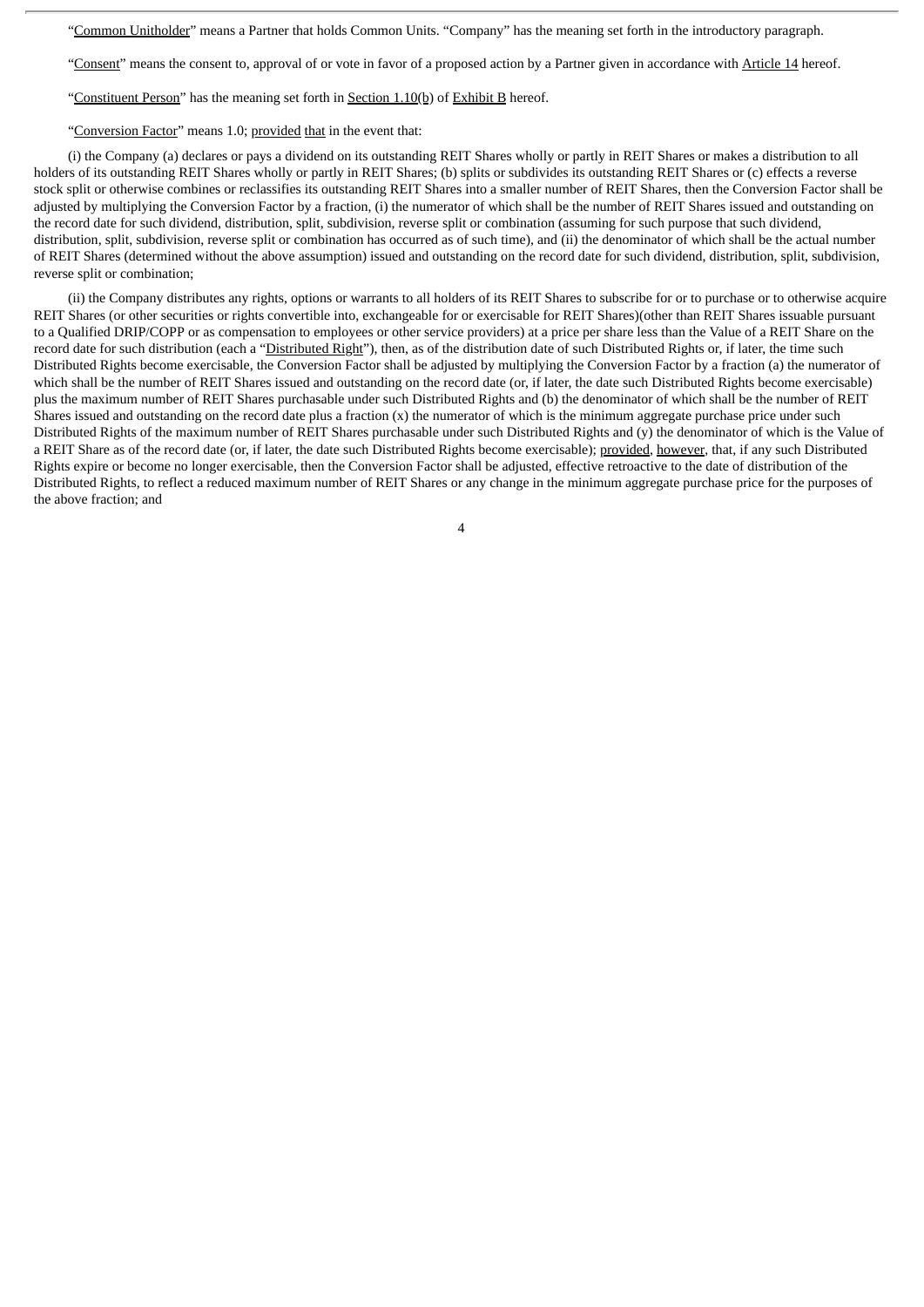"Common Unitholder" means a Partner that holds Common Units. "Company" has the meaning set forth in the introductory paragraph.

"Consent" means the consent to, approval of or vote in favor of a proposed action by a Partner given in accordance with Article 14 hereof.

"Constituent Person" has the meaning set forth in Section 1.10(b) of Exhibit B hereof.

"Conversion Factor" means 1.0; provided that in the event that:

(i) the Company (a) declares or pays a dividend on its outstanding REIT Shares wholly or partly in REIT Shares or makes a distribution to all holders of its outstanding REIT Shares wholly or partly in REIT Shares; (b) splits or subdivides its outstanding REIT Shares or (c) effects a reverse stock split or otherwise combines or reclassifies its outstanding REIT Shares into a smaller number of REIT Shares, then the Conversion Factor shall be adjusted by multiplying the Conversion Factor by a fraction, (i) the numerator of which shall be the number of REIT Shares issued and outstanding on the record date for such dividend, distribution, split, subdivision, reverse split or combination (assuming for such purpose that such dividend, distribution, split, subdivision, reverse split or combination has occurred as of such time), and (ii) the denominator of which shall be the actual number of REIT Shares (determined without the above assumption) issued and outstanding on the record date for such dividend, distribution, split, subdivision, reverse split or combination;

(ii) the Company distributes any rights, options or warrants to all holders of its REIT Shares to subscribe for or to purchase or to otherwise acquire REIT Shares (or other securities or rights convertible into, exchangeable for or exercisable for REIT Shares)(other than REIT Shares issuable pursuant to a Qualified DRIP/COPP or as compensation to employees or other service providers) at a price per share less than the Value of a REIT Share on the record date for such distribution (each a "Distributed Right"), then, as of the distribution date of such Distributed Rights or, if later, the time such Distributed Rights become exercisable, the Conversion Factor shall be adjusted by multiplying the Conversion Factor by a fraction (a) the numerator of which shall be the number of REIT Shares issued and outstanding on the record date (or, if later, the date such Distributed Rights become exercisable) plus the maximum number of REIT Shares purchasable under such Distributed Rights and (b) the denominator of which shall be the number of REIT Shares issued and outstanding on the record date plus a fraction (x) the numerator of which is the minimum aggregate purchase price under such Distributed Rights of the maximum number of REIT Shares purchasable under such Distributed Rights and (y) the denominator of which is the Value of a REIT Share as of the record date (or, if later, the date such Distributed Rights become exercisable); provided, however, that, if any such Distributed Rights expire or become no longer exercisable, then the Conversion Factor shall be adjusted, effective retroactive to the date of distribution of the Distributed Rights, to reflect a reduced maximum number of REIT Shares or any change in the minimum aggregate purchase price for the purposes of the above fraction; and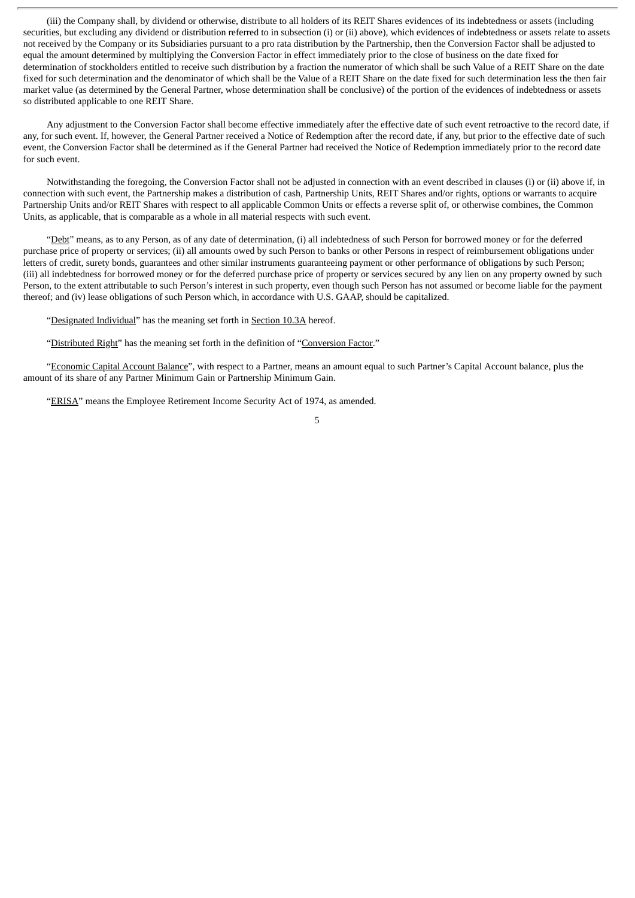(iii) the Company shall, by dividend or otherwise, distribute to all holders of its REIT Shares evidences of its indebtedness or assets (including securities, but excluding any dividend or distribution referred to in subsection (i) or (ii) above), which evidences of indebtedness or assets relate to assets not received by the Company or its Subsidiaries pursuant to a pro rata distribution by the Partnership, then the Conversion Factor shall be adjusted to equal the amount determined by multiplying the Conversion Factor in effect immediately prior to the close of business on the date fixed for determination of stockholders entitled to receive such distribution by a fraction the numerator of which shall be such Value of a REIT Share on the date fixed for such determination and the denominator of which shall be the Value of a REIT Share on the date fixed for such determination less the then fair market value (as determined by the General Partner, whose determination shall be conclusive) of the portion of the evidences of indebtedness or assets so distributed applicable to one REIT Share.

Any adjustment to the Conversion Factor shall become effective immediately after the effective date of such event retroactive to the record date, if any, for such event. If, however, the General Partner received a Notice of Redemption after the record date, if any, but prior to the effective date of such event, the Conversion Factor shall be determined as if the General Partner had received the Notice of Redemption immediately prior to the record date for such event.

Notwithstanding the foregoing, the Conversion Factor shall not be adjusted in connection with an event described in clauses (i) or (ii) above if, in connection with such event, the Partnership makes a distribution of cash, Partnership Units, REIT Shares and/or rights, options or warrants to acquire Partnership Units and/or REIT Shares with respect to all applicable Common Units or effects a reverse split of, or otherwise combines, the Common Units, as applicable, that is comparable as a whole in all material respects with such event.

"Debt" means, as to any Person, as of any date of determination, (i) all indebtedness of such Person for borrowed money or for the deferred purchase price of property or services; (ii) all amounts owed by such Person to banks or other Persons in respect of reimbursement obligations under letters of credit, surety bonds, guarantees and other similar instruments guaranteeing payment or other performance of obligations by such Person; (iii) all indebtedness for borrowed money or for the deferred purchase price of property or services secured by any lien on any property owned by such Person, to the extent attributable to such Person's interest in such property, even though such Person has not assumed or become liable for the payment thereof; and (iv) lease obligations of such Person which, in accordance with U.S. GAAP, should be capitalized.

"Designated Individual" has the meaning set forth in Section 10.3A hereof.

"Distributed Right" has the meaning set forth in the definition of "Conversion Factor."

"Economic Capital Account Balance", with respect to a Partner, means an amount equal to such Partner's Capital Account balance, plus the amount of its share of any Partner Minimum Gain or Partnership Minimum Gain.

"ERISA" means the Employee Retirement Income Security Act of 1974, as amended.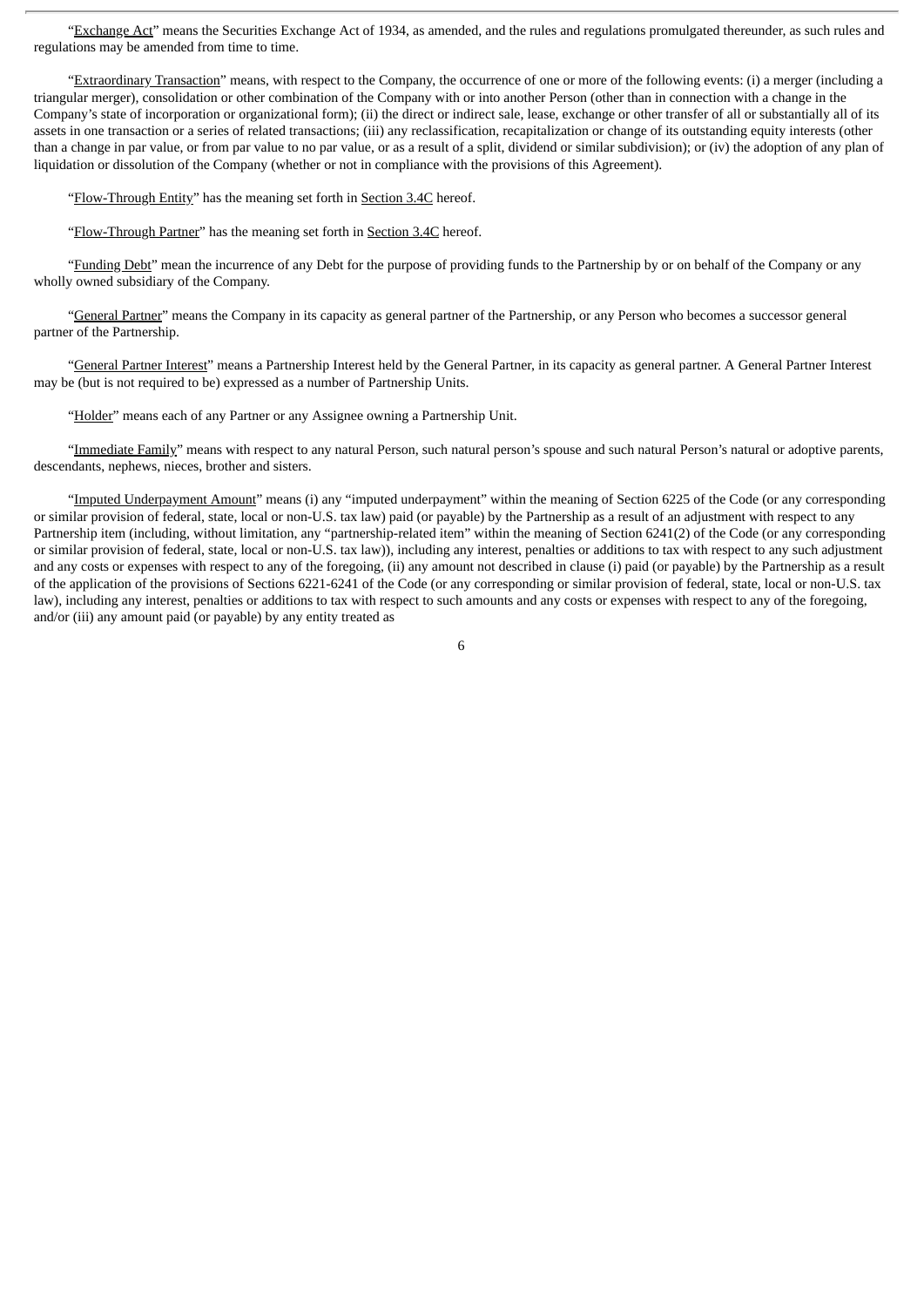"Exchange Act" means the Securities Exchange Act of 1934, as amended, and the rules and regulations promulgated thereunder, as such rules and regulations may be amended from time to time.

"Extraordinary Transaction" means, with respect to the Company, the occurrence of one or more of the following events: (i) a merger (including a triangular merger), consolidation or other combination of the Company with or into another Person (other than in connection with a change in the Company's state of incorporation or organizational form); (ii) the direct or indirect sale, lease, exchange or other transfer of all or substantially all of its assets in one transaction or a series of related transactions; (iii) any reclassification, recapitalization or change of its outstanding equity interests (other than a change in par value, or from par value to no par value, or as a result of a split, dividend or similar subdivision); or (iv) the adoption of any plan of liquidation or dissolution of the Company (whether or not in compliance with the provisions of this Agreement).

"Flow-Through Entity" has the meaning set forth in Section 3.4C hereof.

"Flow-Through Partner" has the meaning set forth in Section 3.4C hereof.

"Funding Debt" mean the incurrence of any Debt for the purpose of providing funds to the Partnership by or on behalf of the Company or any wholly owned subsidiary of the Company.

"General Partner" means the Company in its capacity as general partner of the Partnership, or any Person who becomes a successor general partner of the Partnership.

"General Partner Interest" means a Partnership Interest held by the General Partner, in its capacity as general partner. A General Partner Interest may be (but is not required to be) expressed as a number of Partnership Units.

"Holder" means each of any Partner or any Assignee owning a Partnership Unit.

"Immediate Family" means with respect to any natural Person, such natural person's spouse and such natural Person's natural or adoptive parents, descendants, nephews, nieces, brother and sisters.

"Imputed Underpayment Amount" means (i) any "imputed underpayment" within the meaning of Section 6225 of the Code (or any corresponding or similar provision of federal, state, local or non-U.S. tax law) paid (or payable) by the Partnership as a result of an adjustment with respect to any Partnership item (including, without limitation, any "partnership-related item" within the meaning of Section 6241(2) of the Code (or any corresponding or similar provision of federal, state, local or non-U.S. tax law)), including any interest, penalties or additions to tax with respect to any such adjustment and any costs or expenses with respect to any of the foregoing, (ii) any amount not described in clause (i) paid (or payable) by the Partnership as a result of the application of the provisions of Sections 6221-6241 of the Code (or any corresponding or similar provision of federal, state, local or non-U.S. tax law), including any interest, penalties or additions to tax with respect to such amounts and any costs or expenses with respect to any of the foregoing, and/or (iii) any amount paid (or payable) by any entity treated as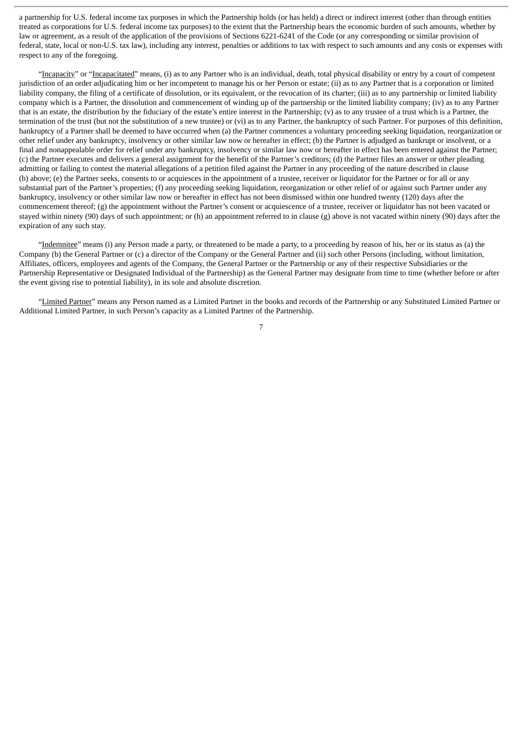a partnership for U.S. federal income tax purposes in which the Partnership holds (or has held) a direct or indirect interest (other than through entities treated as corporations for U.S. federal income tax purposes) to the extent that the Partnership bears the economic burden of such amounts, whether by law or agreement, as a result of the application of the provisions of Sections 6221-6241 of the Code (or any corresponding or similar provision of federal, state, local or non-U.S. tax law), including any interest, penalties or additions to tax with respect to such amounts and any costs or expenses with respect to any of the foregoing.

"Incapacity" or "Incapacitated" means, (i) as to any Partner who is an individual, death, total physical disability or entry by a court of competent jurisdiction of an order adjudicating him or her incompetent to manage his or her Person or estate; (ii) as to any Partner that is a corporation or limited liability company, the filing of a certificate of dissolution, or its equivalent, or the revocation of its charter; (iii) as to any partnership or limited liability company which is a Partner, the dissolution and commencement of winding up of the partnership or the limited liability company; (iv) as to any Partner that is an estate, the distribution by the fiduciary of the estate's entire interest in the Partnership; (v) as to any trustee of a trust which is a Partner, the termination of the trust (but not the substitution of a new trustee) or (vi) as to any Partner, the bankruptcy of such Partner. For purposes of this definition, bankruptcy of a Partner shall be deemed to have occurred when (a) the Partner commences a voluntary proceeding seeking liquidation, reorganization or other relief under any bankruptcy, insolvency or other similar law now or hereafter in effect; (b) the Partner is adjudged as bankrupt or insolvent, or a final and nonappealable order for relief under any bankruptcy, insolvency or similar law now or hereafter in effect has been entered against the Partner; (c) the Partner executes and delivers a general assignment for the benefit of the Partner's creditors; (d) the Partner files an answer or other pleading admitting or failing to contest the material allegations of a petition filed against the Partner in any proceeding of the nature described in clause (b) above; (e) the Partner seeks, consents to or acquiesces in the appointment of a trustee, receiver or liquidator for the Partner or for all or any substantial part of the Partner's properties; (f) any proceeding seeking liquidation, reorganization or other relief of or against such Partner under any bankruptcy, insolvency or other similar law now or hereafter in effect has not been dismissed within one hundred twenty (120) days after the commencement thereof; (g) the appointment without the Partner's consent or acquiescence of a trustee, receiver or liquidator has not been vacated or stayed within ninety (90) days of such appointment; or (h) an appointment referred to in clause (g) above is not vacated within ninety (90) days after the expiration of any such stay.

"Indemnitee" means (i) any Person made a party, or threatened to be made a party, to a proceeding by reason of his, her or its status as (a) the Company (b) the General Partner or (c) a director of the Company or the General Partner and (ii) such other Persons (including, without limitation, Affiliates, officers, employees and agents of the Company, the General Partner or the Partnership or any of their respective Subsidiaries or the Partnership Representative or Designated Individual of the Partnership) as the General Partner may designate from time to time (whether before or after the event giving rise to potential liability), in its sole and absolute discretion.

"Limited Partner" means any Person named as a Limited Partner in the books and records of the Partnership or any Substituted Limited Partner or Additional Limited Partner, in such Person's capacity as a Limited Partner of the Partnership.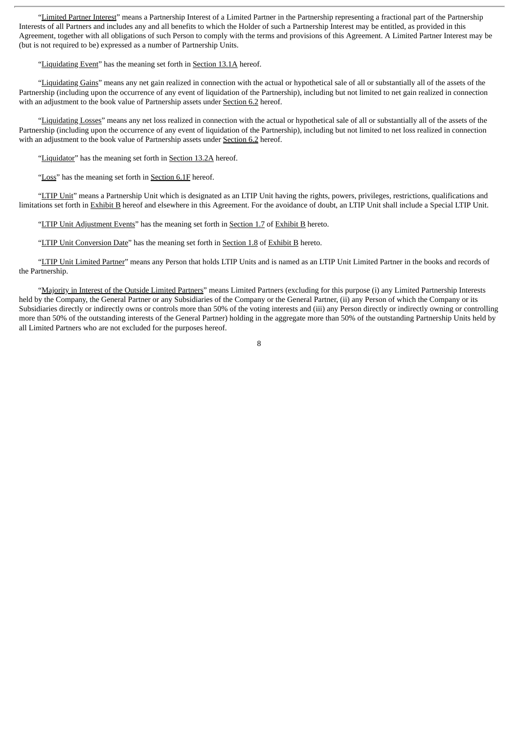"Limited Partner Interest" means a Partnership Interest of a Limited Partner in the Partnership representing a fractional part of the Partnership Interests of all Partners and includes any and all benefits to which the Holder of such a Partnership Interest may be entitled, as provided in this Agreement, together with all obligations of such Person to comply with the terms and provisions of this Agreement. A Limited Partner Interest may be (but is not required to be) expressed as a number of Partnership Units.

"Liquidating Event" has the meaning set forth in Section 13.1A hereof.

"Liquidating Gains" means any net gain realized in connection with the actual or hypothetical sale of all or substantially all of the assets of the Partnership (including upon the occurrence of any event of liquidation of the Partnership), including but not limited to net gain realized in connection with an adjustment to the book value of Partnership assets under Section 6.2 hereof.

"Liquidating Losses" means any net loss realized in connection with the actual or hypothetical sale of all or substantially all of the assets of the Partnership (including upon the occurrence of any event of liquidation of the Partnership), including but not limited to net loss realized in connection with an adjustment to the book value of Partnership assets under Section 6.2 hereof.

"Liquidator" has the meaning set forth in Section 13.2A hereof.

"Loss" has the meaning set forth in Section 6.1F hereof.

"LTIP Unit" means a Partnership Unit which is designated as an LTIP Unit having the rights, powers, privileges, restrictions, qualifications and limitations set forth in Exhibit B hereof and elsewhere in this Agreement. For the avoidance of doubt, an LTIP Unit shall include a Special LTIP Unit.

"LTIP Unit Adjustment Events" has the meaning set forth in Section 1.7 of Exhibit B hereto.

"LTIP Unit Conversion Date" has the meaning set forth in Section 1.8 of Exhibit B hereto.

"LTIP Unit Limited Partner" means any Person that holds LTIP Units and is named as an LTIP Unit Limited Partner in the books and records of the Partnership.

"Majority in Interest of the Outside Limited Partners" means Limited Partners (excluding for this purpose (i) any Limited Partnership Interests held by the Company, the General Partner or any Subsidiaries of the Company or the General Partner, (ii) any Person of which the Company or its Subsidiaries directly or indirectly owns or controls more than 50% of the voting interests and (iii) any Person directly or indirectly owning or controlling more than 50% of the outstanding interests of the General Partner) holding in the aggregate more than 50% of the outstanding Partnership Units held by all Limited Partners who are not excluded for the purposes hereof.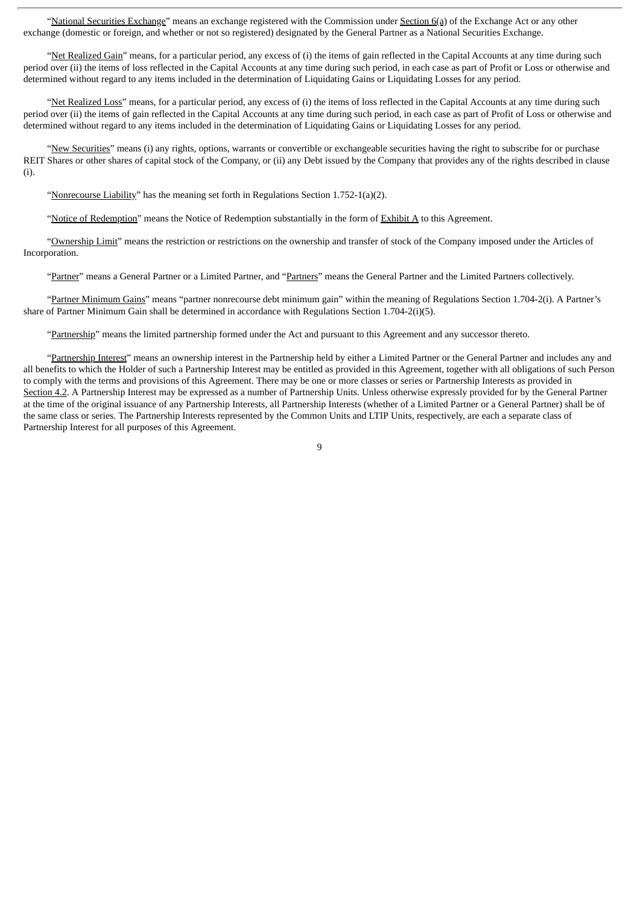"National Securities Exchange" means an exchange registered with the Commission under Section 6(a) of the Exchange Act or any other exchange (domestic or foreign, and whether or not so registered) designated by the General Partner as a National Securities Exchange.

"Net Realized Gain" means, for a particular period, any excess of (i) the items of gain reflected in the Capital Accounts at any time during such period over (ii) the items of loss reflected in the Capital Accounts at any time during such period, in each case as part of Profit or Loss or otherwise and determined without regard to any items included in the determination of Liquidating Gains or Liquidating Losses for any period.

"Net Realized Loss" means, for a particular period, any excess of (i) the items of loss reflected in the Capital Accounts at any time during such period over (ii) the items of gain reflected in the Capital Accounts at any time during such period, in each case as part of Profit of Loss or otherwise and determined without regard to any items included in the determination of Liquidating Gains or Liquidating Losses for any period.

"New Securities" means (i) any rights, options, warrants or convertible or exchangeable securities having the right to subscribe for or purchase REIT Shares or other shares of capital stock of the Company, or (ii) any Debt issued by the Company that provides any of the rights described in clause (i).

"Nonrecourse Liability" has the meaning set forth in Regulations Section 1.752-1(a)(2).

"Notice of Redemption" means the Notice of Redemption substantially in the form of Exhibit A to this Agreement.

"Ownership Limit" means the restriction or restrictions on the ownership and transfer of stock of the Company imposed under the Articles of Incorporation.

"Partner" means a General Partner or a Limited Partner, and "Partners" means the General Partner and the Limited Partners collectively.

"Partner Minimum Gains" means "partner nonrecourse debt minimum gain" within the meaning of Regulations Section 1.704-2(i). A Partner's share of Partner Minimum Gain shall be determined in accordance with Regulations Section 1.704-2(i)(5).

"Partnership" means the limited partnership formed under the Act and pursuant to this Agreement and any successor thereto.

"Partnership Interest" means an ownership interest in the Partnership held by either a Limited Partner or the General Partner and includes any and all benefits to which the Holder of such a Partnership Interest may be entitled as provided in this Agreement, together with all obligations of such Person to comply with the terms and provisions of this Agreement. There may be one or more classes or series or Partnership Interests as provided in Section 4.2. A Partnership Interest may be expressed as a number of Partnership Units. Unless otherwise expressly provided for by the General Partner at the time of the original issuance of any Partnership Interests, all Partnership Interests (whether of a Limited Partner or a General Partner) shall be of the same class or series. The Partnership Interests represented by the Common Units and LTIP Units, respectively, are each a separate class of Partnership Interest for all purposes of this Agreement.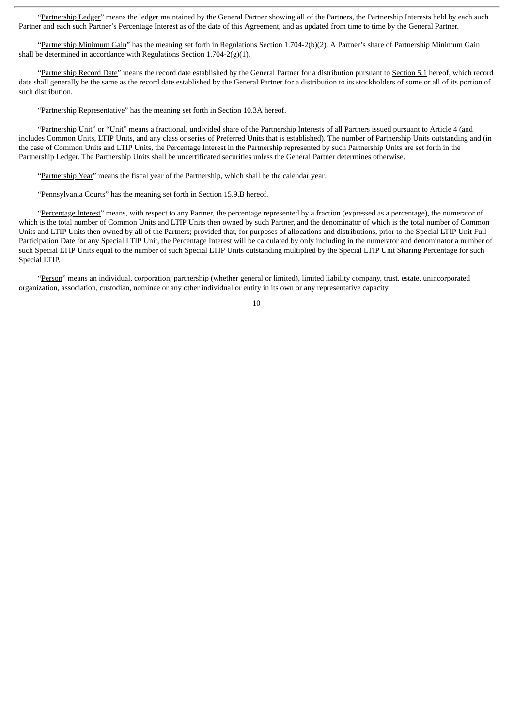"Partnership Ledger" means the ledger maintained by the General Partner showing all of the Partners, the Partnership Interests held by each such Partner and each such Partner's Percentage Interest as of the date of this Agreement, and as updated from time to time by the General Partner.

"Partnership Minimum Gain" has the meaning set forth in Regulations Section 1.704-2(b)(2). A Partner's share of Partnership Minimum Gain shall be determined in accordance with Regulations Section 1.704-2(g)(1).

"Partnership Record Date" means the record date established by the General Partner for a distribution pursuant to Section 5.1 hereof, which record date shall generally be the same as the record date established by the General Partner for a distribution to its stockholders of some or all of its portion of such distribution.

"Partnership Representative" has the meaning set forth in Section 10.3A hereof.

"Partnership Unit" or "Unit" means a fractional, undivided share of the Partnership Interests of all Partners issued pursuant to Article 4 (and includes Common Units, LTIP Units, and any class or series of Preferred Units that is established). The number of Partnership Units outstanding and (in the case of Common Units and LTIP Units, the Percentage Interest in the Partnership represented by such Partnership Units are set forth in the Partnership Ledger. The Partnership Units shall be uncertificated securities unless the General Partner determines otherwise.

"Partnership Year" means the fiscal year of the Partnership, which shall be the calendar year.

"Pennsylvania Courts" has the meaning set forth in Section 15.9.B hereof.

"Percentage Interest" means, with respect to any Partner, the percentage represented by a fraction (expressed as a percentage), the numerator of which is the total number of Common Units and LTIP Units then owned by such Partner, and the denominator of which is the total number of Common Units and LTIP Units then owned by all of the Partners; provided that, for purposes of allocations and distributions, prior to the Special LTIP Unit Full Participation Date for any Special LTIP Unit, the Percentage Interest will be calculated by only including in the numerator and denominator a number of such Special LTIP Units equal to the number of such Special LTIP Units outstanding multiplied by the Special LTIP Unit Sharing Percentage for such Special LTIP.

"Person" means an individual, corporation, partnership (whether general or limited), limited liability company, trust, estate, unincorporated organization, association, custodian, nominee or any other individual or entity in its own or any representative capacity.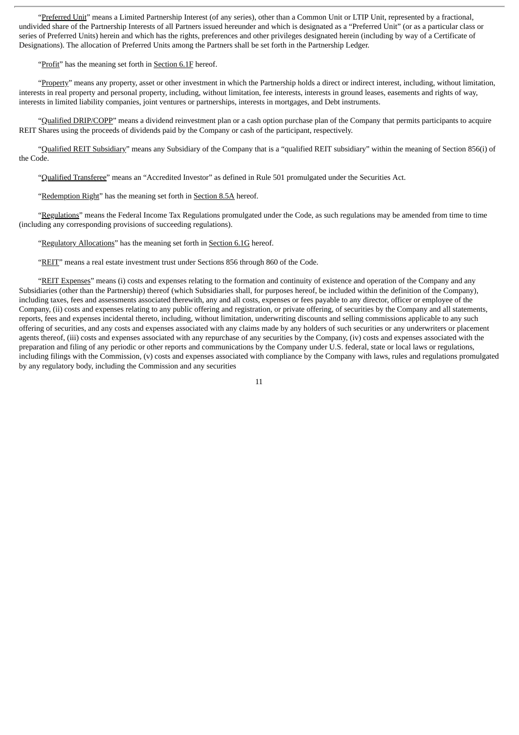"Preferred Unit" means a Limited Partnership Interest (of any series), other than a Common Unit or LTIP Unit, represented by a fractional, undivided share of the Partnership Interests of all Partners issued hereunder and which is designated as a "Preferred Unit" (or as a particular class or series of Preferred Units) herein and which has the rights, preferences and other privileges designated herein (including by way of a Certificate of Designations). The allocation of Preferred Units among the Partners shall be set forth in the Partnership Ledger.

"Profit" has the meaning set forth in Section 6.1F hereof.

"Property" means any property, asset or other investment in which the Partnership holds a direct or indirect interest, including, without limitation, interests in real property and personal property, including, without limitation, fee interests, interests in ground leases, easements and rights of way, interests in limited liability companies, joint ventures or partnerships, interests in mortgages, and Debt instruments.

"Qualified DRIP/COPP" means a dividend reinvestment plan or a cash option purchase plan of the Company that permits participants to acquire REIT Shares using the proceeds of dividends paid by the Company or cash of the participant, respectively.

"Qualified REIT Subsidiary" means any Subsidiary of the Company that is a "qualified REIT subsidiary" within the meaning of Section 856(i) of the Code.

"Qualified Transferee" means an "Accredited Investor" as defined in Rule 501 promulgated under the Securities Act.

"Redemption Right" has the meaning set forth in Section 8.5A hereof.

"Regulations" means the Federal Income Tax Regulations promulgated under the Code, as such regulations may be amended from time to time (including any corresponding provisions of succeeding regulations).

"Regulatory Allocations" has the meaning set forth in Section 6.1G hereof.

"REIT" means a real estate investment trust under Sections 856 through 860 of the Code.

"REIT Expenses" means (i) costs and expenses relating to the formation and continuity of existence and operation of the Company and any Subsidiaries (other than the Partnership) thereof (which Subsidiaries shall, for purposes hereof, be included within the definition of the Company), including taxes, fees and assessments associated therewith, any and all costs, expenses or fees payable to any director, officer or employee of the Company, (ii) costs and expenses relating to any public offering and registration, or private offering, of securities by the Company and all statements, reports, fees and expenses incidental thereto, including, without limitation, underwriting discounts and selling commissions applicable to any such offering of securities, and any costs and expenses associated with any claims made by any holders of such securities or any underwriters or placement agents thereof, (iii) costs and expenses associated with any repurchase of any securities by the Company, (iv) costs and expenses associated with the preparation and filing of any periodic or other reports and communications by the Company under U.S. federal, state or local laws or regulations, including filings with the Commission, (v) costs and expenses associated with compliance by the Company with laws, rules and regulations promulgated by any regulatory body, including the Commission and any securities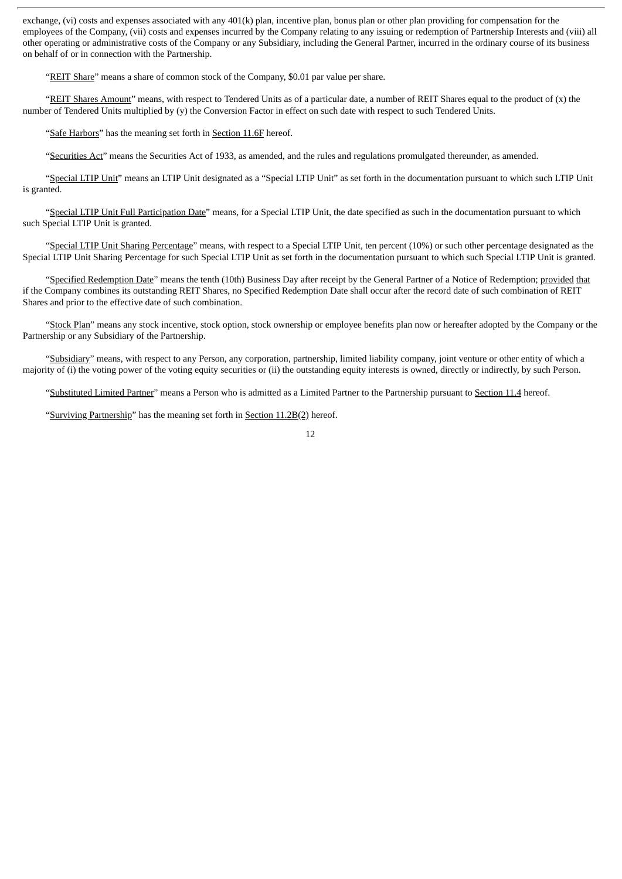exchange, (vi) costs and expenses associated with any 401(k) plan, incentive plan, bonus plan or other plan providing for compensation for the employees of the Company, (vii) costs and expenses incurred by the Company relating to any issuing or redemption of Partnership Interests and (viii) all other operating or administrative costs of the Company or any Subsidiary, including the General Partner, incurred in the ordinary course of its business on behalf of or in connection with the Partnership.

"REIT Share" means a share of common stock of the Company, $0.01 par value per share.

"REIT Shares Amount" means, with respect to Tendered Units as of a particular date, a number of REIT Shares equal to the product of (x) the number of Tendered Units multiplied by (y) the Conversion Factor in effect on such date with respect to such Tendered Units.

"Safe Harbors" has the meaning set forth in Section 11.6F hereof.

"Securities Act" means the Securities Act of 1933, as amended, and the rules and regulations promulgated thereunder, as amended.

"Special LTIP Unit" means an LTIP Unit designated as a "Special LTIP Unit" as set forth in the documentation pursuant to which such LTIP Unit is granted.

"Special LTIP Unit Full Participation Date" means, for a Special LTIP Unit, the date specified as such in the documentation pursuant to which such Special LTIP Unit is granted.

"Special LTIP Unit Sharing Percentage" means, with respect to a Special LTIP Unit, ten percent (10%) or such other percentage designated as the Special LTIP Unit Sharing Percentage for such Special LTIP Unit as set forth in the documentation pursuant to which such Special LTIP Unit is granted.

"Specified Redemption Date" means the tenth (10th) Business Day after receipt by the General Partner of a Notice of Redemption; provided that if the Company combines its outstanding REIT Shares, no Specified Redemption Date shall occur after the record date of such combination of REIT Shares and prior to the effective date of such combination.

"Stock Plan" means any stock incentive, stock option, stock ownership or employee benefits plan now or hereafter adopted by the Company or the Partnership or any Subsidiary of the Partnership.

"Subsidiary" means, with respect to any Person, any corporation, partnership, limited liability company, joint venture or other entity of which a majority of (i) the voting power of the voting equity securities or (ii) the outstanding equity interests is owned, directly or indirectly, by such Person.

"Substituted Limited Partner" means a Person who is admitted as a Limited Partner to the Partnership pursuant to Section 11.4 hereof.

"Surviving Partnership" has the meaning set forth in Section 11.2B(2) hereof.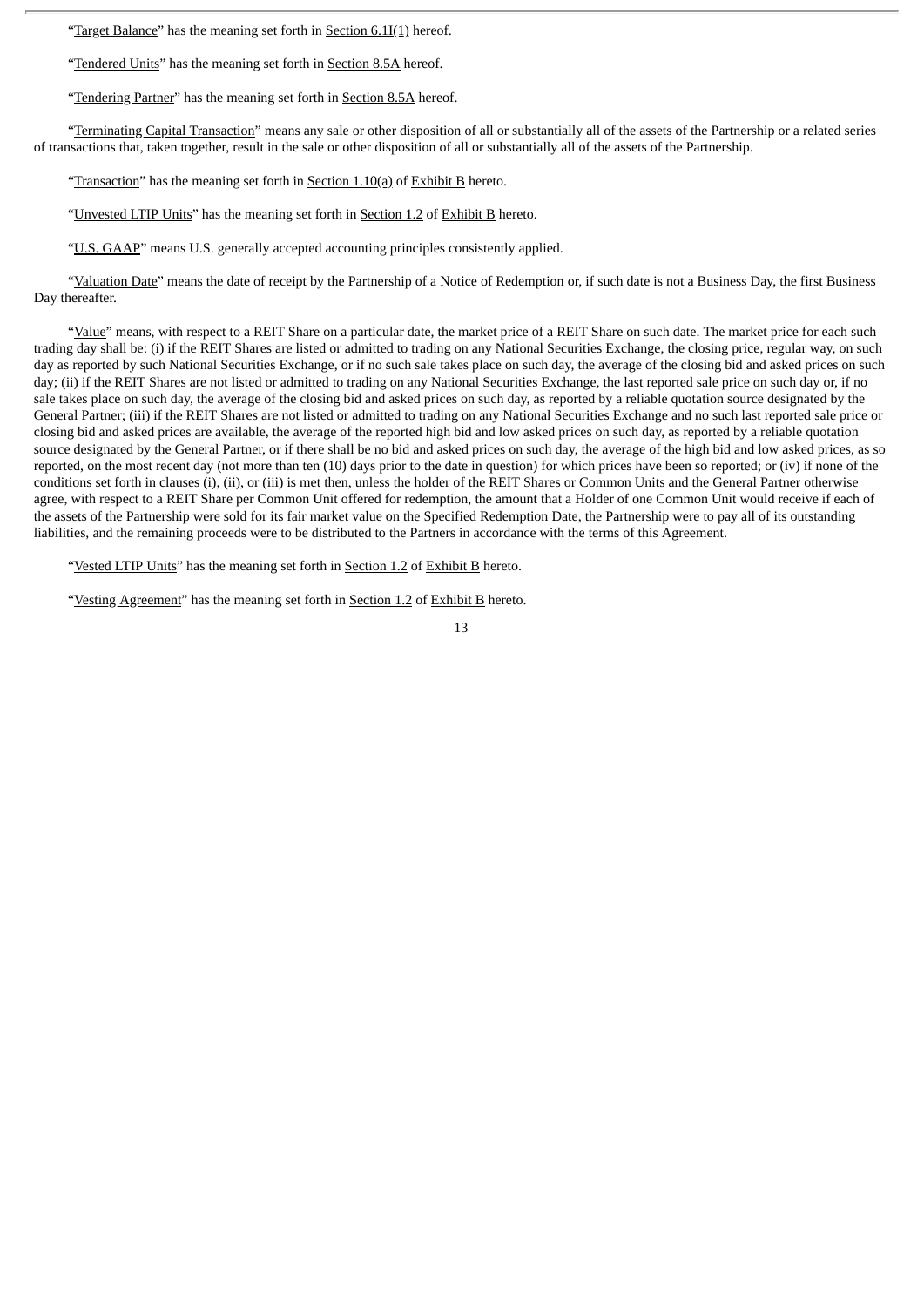"Target Balance" has the meaning set forth in Section 6.1I(1) hereof.

"Tendered Units" has the meaning set forth in Section 8.5A hereof.

"Tendering Partner" has the meaning set forth in Section 8.5A hereof.

"Terminating Capital Transaction" means any sale or other disposition of all or substantially all of the assets of the Partnership or a related series of transactions that, taken together, result in the sale or other disposition of all or substantially all of the assets of the Partnership.

"Transaction" has the meaning set forth in Section 1.10(a) of Exhibit B hereto.

"Unvested LTIP Units" has the meaning set forth in Section 1.2 of Exhibit B hereto.

"U.S. GAAP" means U.S. generally accepted accounting principles consistently applied.

"Valuation Date" means the date of receipt by the Partnership of a Notice of Redemption or, if such date is not a Business Day, the first Business Day thereafter.

"Value" means, with respect to a REIT Share on a particular date, the market price of a REIT Share on such date. The market price for each such trading day shall be: (i) if the REIT Shares are listed or admitted to trading on any National Securities Exchange, the closing price, regular way, on such day as reported by such National Securities Exchange, or if no such sale takes place on such day, the average of the closing bid and asked prices on such day; (ii) if the REIT Shares are not listed or admitted to trading on any National Securities Exchange, the last reported sale price on such day or, if no sale takes place on such day, the average of the closing bid and asked prices on such day, as reported by a reliable quotation source designated by the General Partner; (iii) if the REIT Shares are not listed or admitted to trading on any National Securities Exchange and no such last reported sale price or closing bid and asked prices are available, the average of the reported high bid and low asked prices on such day, as reported by a reliable quotation source designated by the General Partner, or if there shall be no bid and asked prices on such day, the average of the high bid and low asked prices, as so reported, on the most recent day (not more than ten (10) days prior to the date in question) for which prices have been so reported; or (iv) if none of the conditions set forth in clauses (i), (ii), or (iii) is met then, unless the holder of the REIT Shares or Common Units and the General Partner otherwise agree, with respect to a REIT Share per Common Unit offered for redemption, the amount that a Holder of one Common Unit would receive if each of the assets of the Partnership were sold for its fair market value on the Specified Redemption Date, the Partnership were to pay all of its outstanding liabilities, and the remaining proceeds were to be distributed to the Partners in accordance with the terms of this Agreement.

"Vested LTIP Units" has the meaning set forth in Section 1.2 of Exhibit B hereto.

"Vesting Agreement" has the meaning set forth in Section 1.2 of Exhibit B hereto.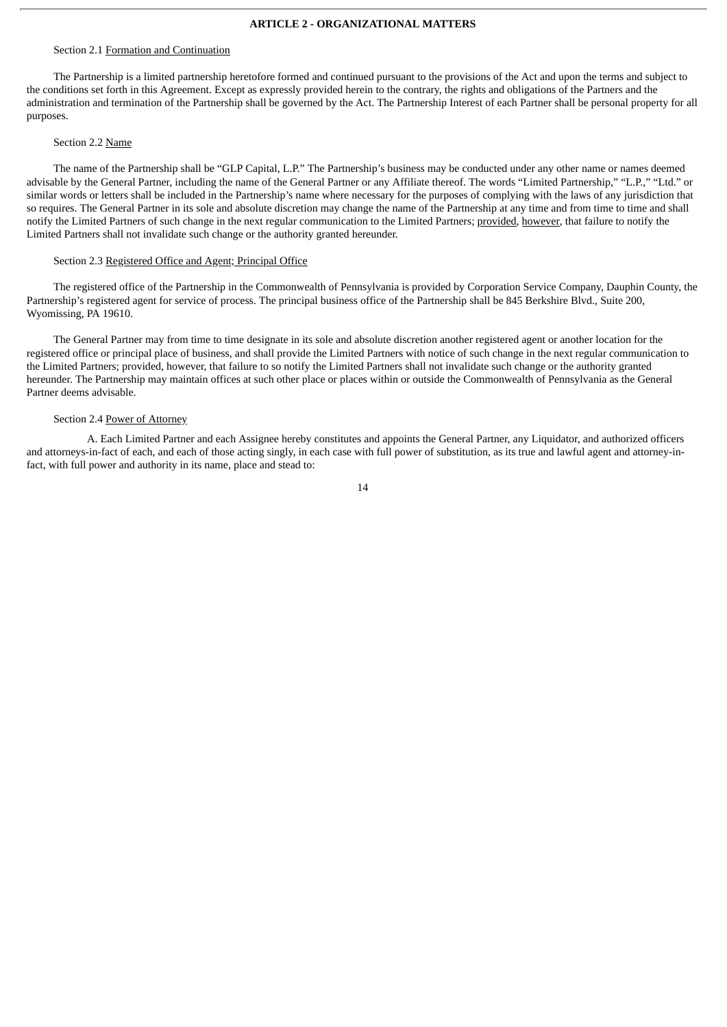## ARTICLE 2 - ORGANIZATIONAL MATTERS

Section 2.1 Formation and Continuation

The Partnership is a limited partnership heretofore formed and continued pursuant to the provisions of the Act and upon the terms and subject to the conditions set forth in this Agreement. Except as expressly provided herein to the contrary, the rights and obligations of the Partners and the administration and termination of the Partnership shall be governed by the Act. The Partnership Interest of each Partner shall be personal property for all purposes.

Section 2.2 Name

The name of the Partnership shall be "GLP Capital, L.P." The Partnership's business may be conducted under any other name or names deemed advisable by the General Partner, including the name of the General Partner or any Affiliate thereof. The words "Limited Partnership," "L.P.," "Ltd." or similar words or letters shall be included in the Partnership's name where necessary for the purposes of complying with the laws of any jurisdiction that so requires. The General Partner in its sole and absolute discretion may change the name of the Partnership at any time and from time to time and shall notify the Limited Partners of such change in the next regular communication to the Limited Partners; provided, however, that failure to notify the Limited Partners shall not invalidate such change or the authority granted hereunder.

Section 2.3 Registered Office and Agent; Principal Office

The registered office of the Partnership in the Commonwealth of Pennsylvania is provided by Corporation Service Company, Dauphin County, the Partnership's registered agent for service of process. The principal business office of the Partnership shall be 845 Berkshire Blvd., Suite 200, Wyomissing, PA 19610.

The General Partner may from time to time designate in its sole and absolute discretion another registered agent or another location for the registered office or principal place of business, and shall provide the Limited Partners with notice of such change in the next regular communication to the Limited Partners; provided, however, that failure to so notify the Limited Partners shall not invalidate such change or the authority granted hereunder. The Partnership may maintain offices at such other place or places within or outside the Commonwealth of Pennsylvania as the General Partner deems advisable.

Section 2.4 Power of Attorney

A. Each Limited Partner and each Assignee hereby constitutes and appoints the General Partner, any Liquidator, and authorized officers and attorneys-in-fact of each, and each of those acting singly, in each case with full power of substitution, as its true and lawful agent and attorney-in-fact, with full power and authority in its name, place and stead to: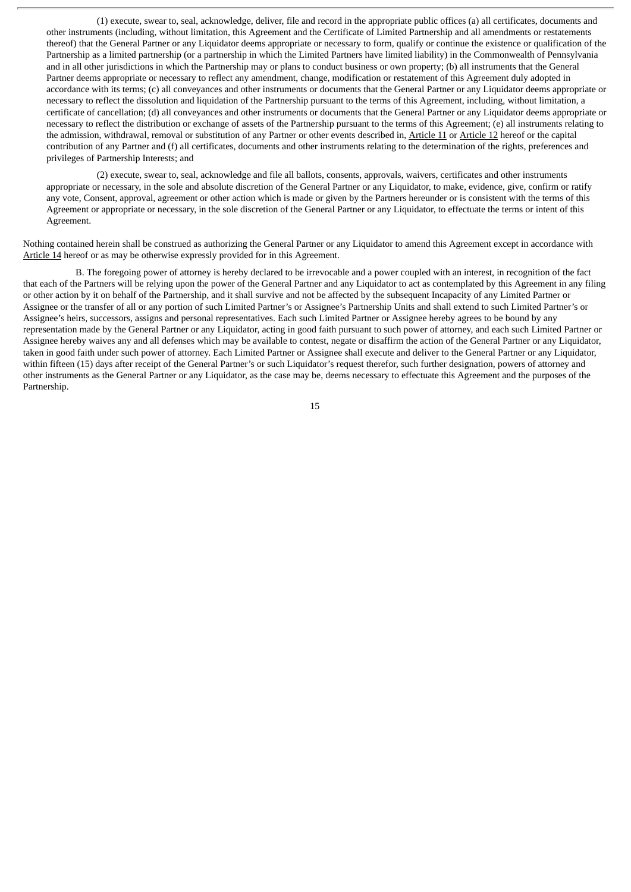(1) execute, swear to, seal, acknowledge, deliver, file and record in the appropriate public offices (a) all certificates, documents and other instruments (including, without limitation, this Agreement and the Certificate of Limited Partnership and all amendments or restatements thereof) that the General Partner or any Liquidator deems appropriate or necessary to form, qualify or continue the existence or qualification of the Partnership as a limited partnership (or a partnership in which the Limited Partners have limited liability) in the Commonwealth of Pennsylvania and in all other jurisdictions in which the Partnership may or plans to conduct business or own property; (b) all instruments that the General Partner deems appropriate or necessary to reflect any amendment, change, modification or restatement of this Agreement duly adopted in accordance with its terms; (c) all conveyances and other instruments or documents that the General Partner or any Liquidator deems appropriate or necessary to reflect the dissolution and liquidation of the Partnership pursuant to the terms of this Agreement, including, without limitation, a certificate of cancellation; (d) all conveyances and other instruments or documents that the General Partner or any Liquidator deems appropriate or necessary to reflect the distribution or exchange of assets of the Partnership pursuant to the terms of this Agreement; (e) all instruments relating to the admission, withdrawal, removal or substitution of any Partner or other events described in, Article 11 or Article 12 hereof or the capital contribution of any Partner and (f) all certificates, documents and other instruments relating to the determination of the rights, preferences and privileges of Partnership Interests; and

(2) execute, swear to, seal, acknowledge and file all ballots, consents, approvals, waivers, certificates and other instruments appropriate or necessary, in the sole and absolute discretion of the General Partner or any Liquidator, to make, evidence, give, confirm or ratify any vote, Consent, approval, agreement or other action which is made or given by the Partners hereunder or is consistent with the terms of this Agreement or appropriate or necessary, in the sole discretion of the General Partner or any Liquidator, to effectuate the terms or intent of this Agreement.

Nothing contained herein shall be construed as authorizing the General Partner or any Liquidator to amend this Agreement except in accordance with Article 14 hereof or as may be otherwise expressly provided for in this Agreement.

B. The foregoing power of attorney is hereby declared to be irrevocable and a power coupled with an interest, in recognition of the fact that each of the Partners will be relying upon the power of the General Partner and any Liquidator to act as contemplated by this Agreement in any filing or other action by it on behalf of the Partnership, and it shall survive and not be affected by the subsequent Incapacity of any Limited Partner or Assignee or the transfer of all or any portion of such Limited Partner's or Assignee's Partnership Units and shall extend to such Limited Partner's or Assignee's heirs, successors, assigns and personal representatives. Each such Limited Partner or Assignee hereby agrees to be bound by any representation made by the General Partner or any Liquidator, acting in good faith pursuant to such power of attorney, and each such Limited Partner or Assignee hereby waives any and all defenses which may be available to contest, negate or disaffirm the action of the General Partner or any Liquidator, taken in good faith under such power of attorney. Each Limited Partner or Assignee shall execute and deliver to the General Partner or any Liquidator, within fifteen (15) days after receipt of the General Partner's or such Liquidator's request therefor, such further designation, powers of attorney and other instruments as the General Partner or any Liquidator, as the case may be, deems necessary to effectuate this Agreement and the purposes of the Partnership.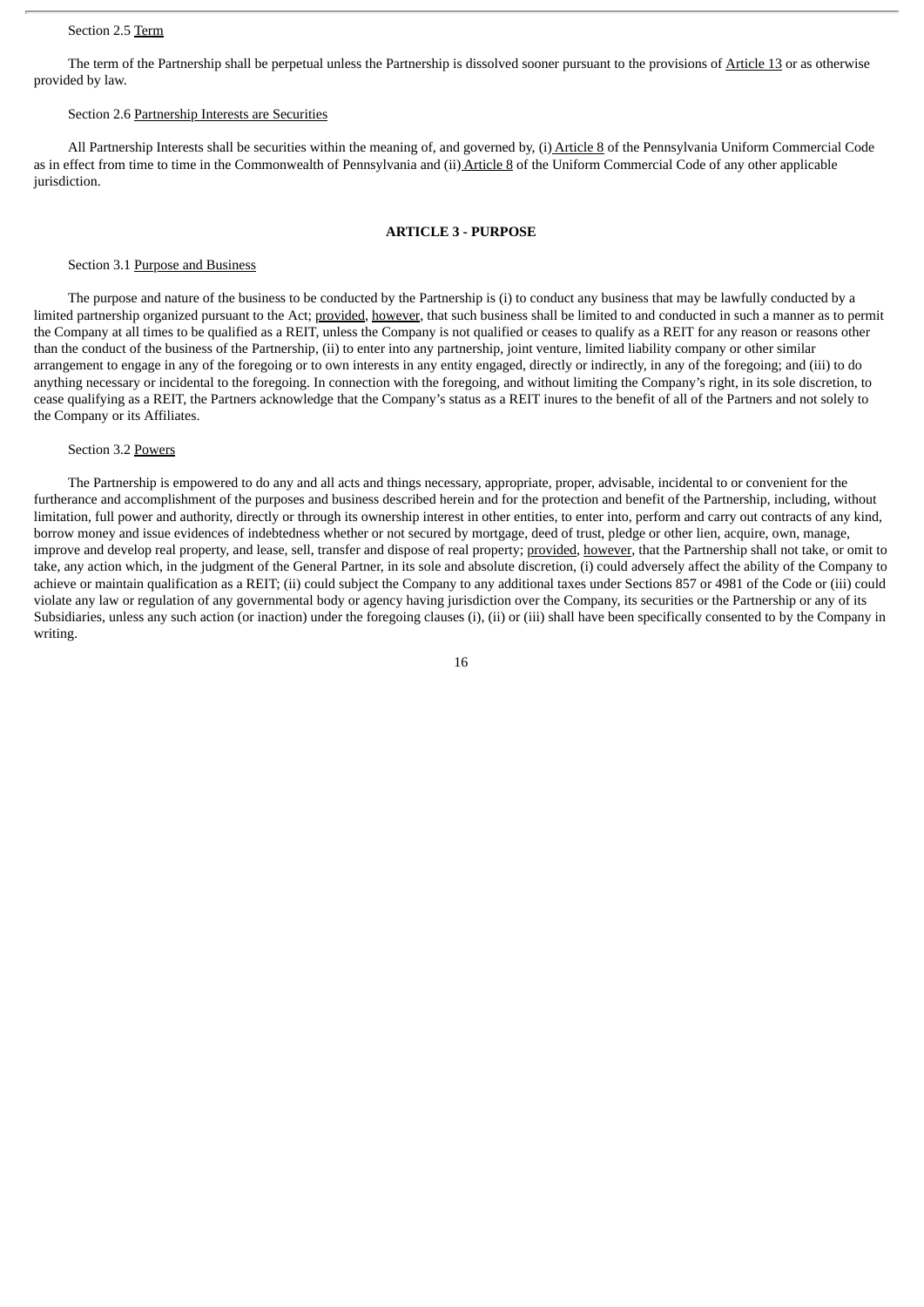Section 2.5 Term

The term of the Partnership shall be perpetual unless the Partnership is dissolved sooner pursuant to the provisions of Article 13 or as otherwise provided by law.

Section 2.6 Partnership Interests are Securities

All Partnership Interests shall be securities within the meaning of, and governed by, (i) Article 8 of the Pennsylvania Uniform Commercial Code as in effect from time to time in the Commonwealth of Pennsylvania and (ii) Article 8 of the Uniform Commercial Code of any other applicable jurisdiction.

**ARTICLE 3 - PURPOSE**

Section 3.1 Purpose and Business

The purpose and nature of the business to be conducted by the Partnership is (i) to conduct any business that may be lawfully conducted by a limited partnership organized pursuant to the Act; provided, however, that such business shall be limited to and conducted in such a manner as to permit the Company at all times to be qualified as a REIT, unless the Company is not qualified or ceases to qualify as a REIT for any reason or reasons other than the conduct of the business of the Partnership, (ii) to enter into any partnership, joint venture, limited liability company or other similar arrangement to engage in any of the foregoing or to own interests in any entity engaged, directly or indirectly, in any of the foregoing; and (iii) to do anything necessary or incidental to the foregoing. In connection with the foregoing, and without limiting the Company's right, in its sole discretion, to cease qualifying as a REIT, the Partners acknowledge that the Company's status as a REIT inures to the benefit of all of the Partners and not solely to the Company or its Affiliates.

Section 3.2 Powers

The Partnership is empowered to do any and all acts and things necessary, appropriate, proper, advisable, incidental to or convenient for the furtherance and accomplishment of the purposes and business described herein and for the protection and benefit of the Partnership, including, without limitation, full power and authority, directly or through its ownership interest in other entities, to enter into, perform and carry out contracts of any kind, borrow money and issue evidences of indebtedness whether or not secured by mortgage, deed of trust, pledge or other lien, acquire, own, manage, improve and develop real property, and lease, sell, transfer and dispose of real property; provided, however, that the Partnership shall not take, or omit to take, any action which, in the judgment of the General Partner, in its sole and absolute discretion, (i) could adversely affect the ability of the Company to achieve or maintain qualification as a REIT; (ii) could subject the Company to any additional taxes under Sections 857 or 4981 of the Code or (iii) could violate any law or regulation of any governmental body or agency having jurisdiction over the Company, its securities or the Partnership or any of its Subsidiaries, unless any such action (or inaction) under the foregoing clauses (i), (ii) or (iii) shall have been specifically consented to by the Company in writing.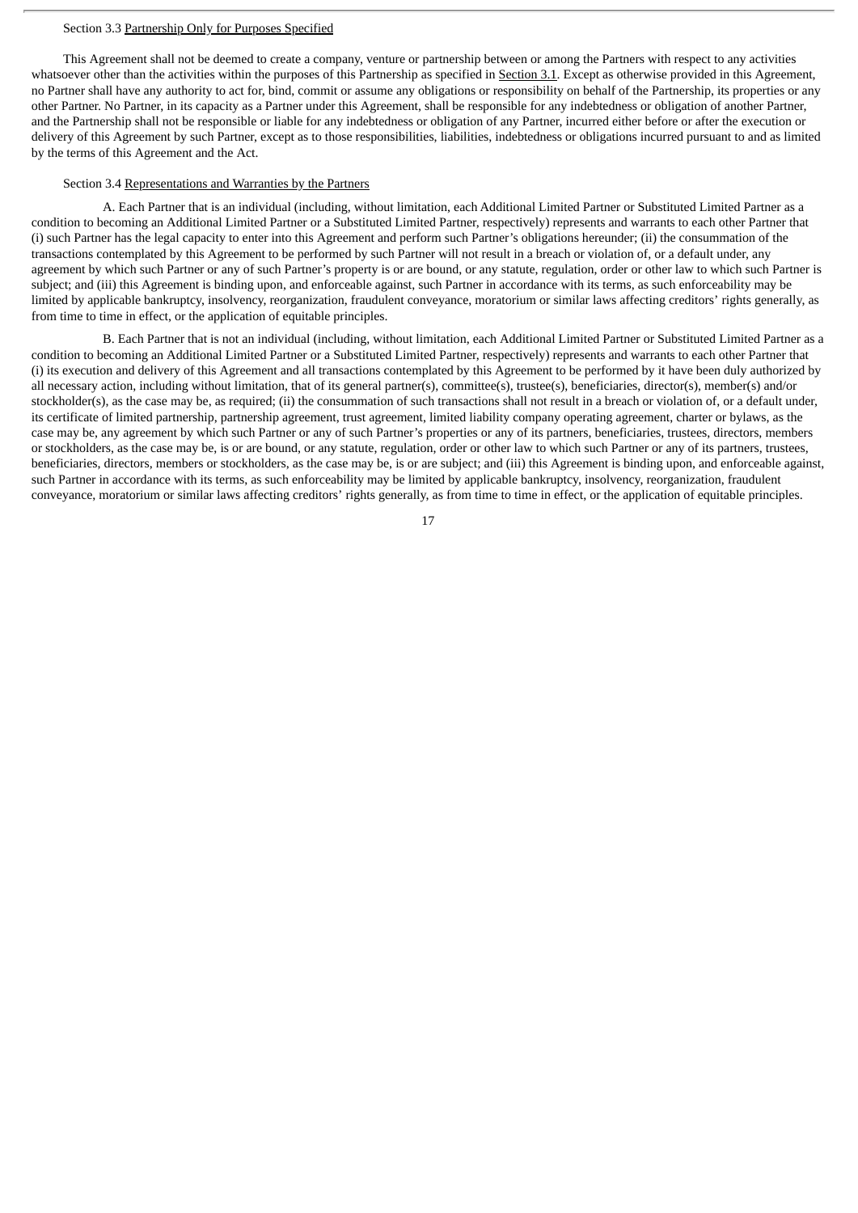Section 3.3 Partnership Only for Purposes Specified

This Agreement shall not be deemed to create a company, venture or partnership between or among the Partners with respect to any activities whatsoever other than the activities within the purposes of this Partnership as specified in Section 3.1. Except as otherwise provided in this Agreement, no Partner shall have any authority to act for, bind, commit or assume any obligations or responsibility on behalf of the Partnership, its properties or any other Partner. No Partner, in its capacity as a Partner under this Agreement, shall be responsible for any indebtedness or obligation of another Partner, and the Partnership shall not be responsible or liable for any indebtedness or obligation of any Partner, incurred either before or after the execution or delivery of this Agreement by such Partner, except as to those responsibilities, liabilities, indebtedness or obligations incurred pursuant to and as limited by the terms of this Agreement and the Act.

Section 3.4 Representations and Warranties by the Partners

A. Each Partner that is an individual (including, without limitation, each Additional Limited Partner or Substituted Limited Partner as a condition to becoming an Additional Limited Partner or a Substituted Limited Partner, respectively) represents and warrants to each other Partner that (i) such Partner has the legal capacity to enter into this Agreement and perform such Partner's obligations hereunder; (ii) the consummation of the transactions contemplated by this Agreement to be performed by such Partner will not result in a breach or violation of, or a default under, any agreement by which such Partner or any of such Partner's property is or are bound, or any statute, regulation, order or other law to which such Partner is subject; and (iii) this Agreement is binding upon, and enforceable against, such Partner in accordance with its terms, as such enforceability may be limited by applicable bankruptcy, insolvency, reorganization, fraudulent conveyance, moratorium or similar laws affecting creditors' rights generally, as from time to time in effect, or the application of equitable principles.

B. Each Partner that is not an individual (including, without limitation, each Additional Limited Partner or Substituted Limited Partner as a condition to becoming an Additional Limited Partner or a Substituted Limited Partner, respectively) represents and warrants to each other Partner that (i) its execution and delivery of this Agreement and all transactions contemplated by this Agreement to be performed by it have been duly authorized by all necessary action, including without limitation, that of its general partner(s), committee(s), trustee(s), beneficiaries, director(s), member(s) and/or stockholder(s), as the case may be, as required; (ii) the consummation of such transactions shall not result in a breach or violation of, or a default under, its certificate of limited partnership, partnership agreement, trust agreement, limited liability company operating agreement, charter or bylaws, as the case may be, any agreement by which such Partner or any of such Partner's properties or any of its partners, beneficiaries, trustees, directors, members or stockholders, as the case may be, is or are bound, or any statute, regulation, order or other law to which such Partner or any of its partners, trustees, beneficiaries, directors, members or stockholders, as the case may be, is or are subject; and (iii) this Agreement is binding upon, and enforceable against, such Partner in accordance with its terms, as such enforceability may be limited by applicable bankruptcy, insolvency, reorganization, fraudulent conveyance, moratorium or similar laws affecting creditors' rights generally, as from time to time in effect, or the application of equitable principles.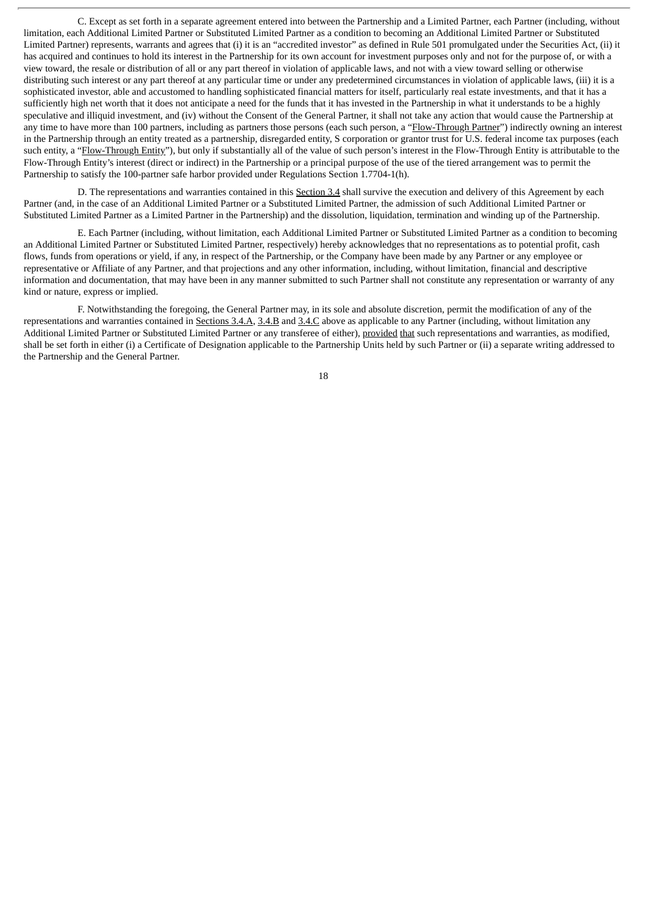C. Except as set forth in a separate agreement entered into between the Partnership and a Limited Partner, each Partner (including, without limitation, each Additional Limited Partner or Substituted Limited Partner as a condition to becoming an Additional Limited Partner or Substituted Limited Partner) represents, warrants and agrees that (i) it is an "accredited investor" as defined in Rule 501 promulgated under the Securities Act, (ii) it has acquired and continues to hold its interest in the Partnership for its own account for investment purposes only and not for the purpose of, or with a view toward, the resale or distribution of all or any part thereof in violation of applicable laws, and not with a view toward selling or otherwise distributing such interest or any part thereof at any particular time or under any predetermined circumstances in violation of applicable laws, (iii) it is a sophisticated investor, able and accustomed to handling sophisticated financial matters for itself, particularly real estate investments, and that it has a sufficiently high net worth that it does not anticipate a need for the funds that it has invested in the Partnership in what it understands to be a highly speculative and illiquid investment, and (iv) without the Consent of the General Partner, it shall not take any action that would cause the Partnership at any time to have more than 100 partners, including as partners those persons (each such person, a "Flow-Through Partner") indirectly owning an interest in the Partnership through an entity treated as a partnership, disregarded entity, S corporation or grantor trust for U.S. federal income tax purposes (each such entity, a "Flow-Through Entity"), but only if substantially all of the value of such person's interest in the Flow-Through Entity is attributable to the Flow-Through Entity's interest (direct or indirect) in the Partnership or a principal purpose of the use of the tiered arrangement was to permit the Partnership to satisfy the 100-partner safe harbor provided under Regulations Section 1.7704-1(h).

D. The representations and warranties contained in this Section 3.4 shall survive the execution and delivery of this Agreement by each Partner (and, in the case of an Additional Limited Partner or a Substituted Limited Partner, the admission of such Additional Limited Partner or Substituted Limited Partner as a Limited Partner in the Partnership) and the dissolution, liquidation, termination and winding up of the Partnership.

E. Each Partner (including, without limitation, each Additional Limited Partner or Substituted Limited Partner as a condition to becoming an Additional Limited Partner or Substituted Limited Partner, respectively) hereby acknowledges that no representations as to potential profit, cash flows, funds from operations or yield, if any, in respect of the Partnership, or the Company have been made by any Partner or any employee or representative or Affiliate of any Partner, and that projections and any other information, including, without limitation, financial and descriptive information and documentation, that may have been in any manner submitted to such Partner shall not constitute any representation or warranty of any kind or nature, express or implied.

F. Notwithstanding the foregoing, the General Partner may, in its sole and absolute discretion, permit the modification of any of the representations and warranties contained in Sections 3.4.A, 3.4.B and 3.4.C above as applicable to any Partner (including, without limitation any Additional Limited Partner or Substituted Limited Partner or any transferee of either), provided that such representations and warranties, as modified, shall be set forth in either (i) a Certificate of Designation applicable to the Partnership Units held by such Partner or (ii) a separate writing addressed to the Partnership and the General Partner.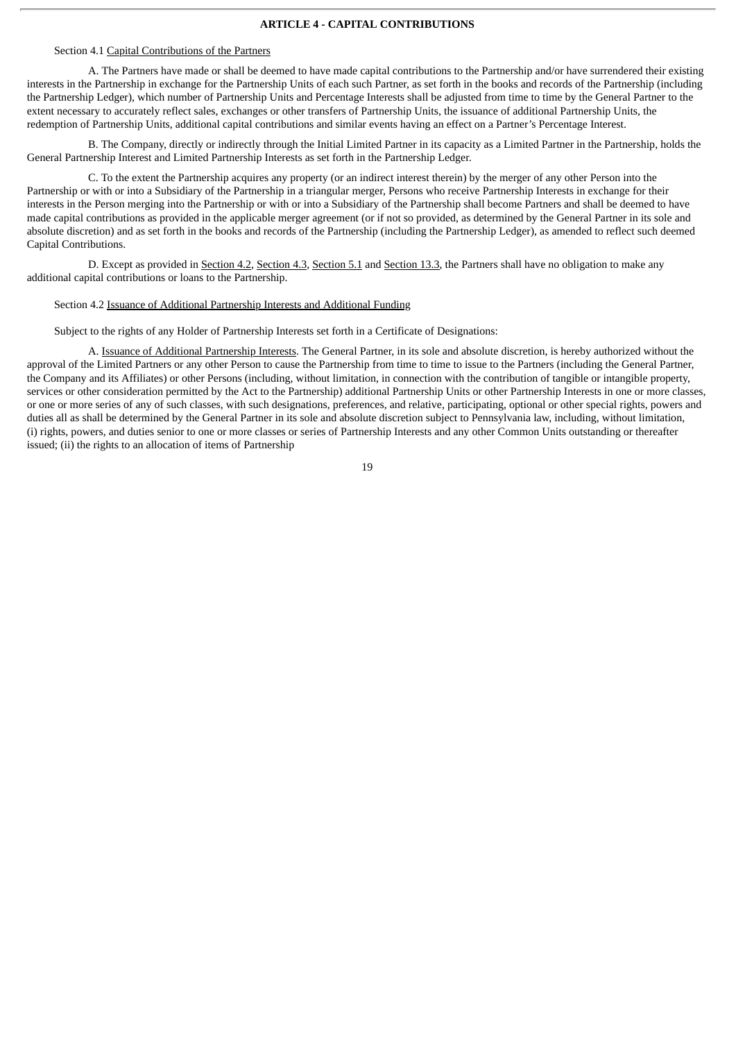## ARTICLE 4 - CAPITAL CONTRIBUTIONS

Section 4.1 Capital Contributions of the Partners

A. The Partners have made or shall be deemed to have made capital contributions to the Partnership and/or have surrendered their existing interests in the Partnership in exchange for the Partnership Units of each such Partner, as set forth in the books and records of the Partnership (including the Partnership Ledger), which number of Partnership Units and Percentage Interests shall be adjusted from time to time by the General Partner to the extent necessary to accurately reflect sales, exchanges or other transfers of Partnership Units, the issuance of additional Partnership Units, the redemption of Partnership Units, additional capital contributions and similar events having an effect on a Partner's Percentage Interest.

B. The Company, directly or indirectly through the Initial Limited Partner in its capacity as a Limited Partner in the Partnership, holds the General Partnership Interest and Limited Partnership Interests as set forth in the Partnership Ledger.

C. To the extent the Partnership acquires any property (or an indirect interest therein) by the merger of any other Person into the Partnership or with or into a Subsidiary of the Partnership in a triangular merger, Persons who receive Partnership Interests in exchange for their interests in the Person merging into the Partnership or with or into a Subsidiary of the Partnership shall become Partners and shall be deemed to have made capital contributions as provided in the applicable merger agreement (or if not so provided, as determined by the General Partner in its sole and absolute discretion) and as set forth in the books and records of the Partnership (including the Partnership Ledger), as amended to reflect such deemed Capital Contributions.

D. Except as provided in Section 4.2, Section 4.3, Section 5.1 and Section 13.3, the Partners shall have no obligation to make any additional capital contributions or loans to the Partnership.

Section 4.2 Issuance of Additional Partnership Interests and Additional Funding

Subject to the rights of any Holder of Partnership Interests set forth in a Certificate of Designations:

A. Issuance of Additional Partnership Interests. The General Partner, in its sole and absolute discretion, is hereby authorized without the approval of the Limited Partners or any other Person to cause the Partnership from time to time to issue to the Partners (including the General Partner, the Company and its Affiliates) or other Persons (including, without limitation, in connection with the contribution of tangible or intangible property, services or other consideration permitted by the Act to the Partnership) additional Partnership Units or other Partnership Interests in one or more classes, or one or more series of any of such classes, with such designations, preferences, and relative, participating, optional or other special rights, powers and duties all as shall be determined by the General Partner in its sole and absolute discretion subject to Pennsylvania law, including, without limitation, (i) rights, powers, and duties senior to one or more classes or series of Partnership Interests and any other Common Units outstanding or thereafter issued; (ii) the rights to an allocation of items of Partnership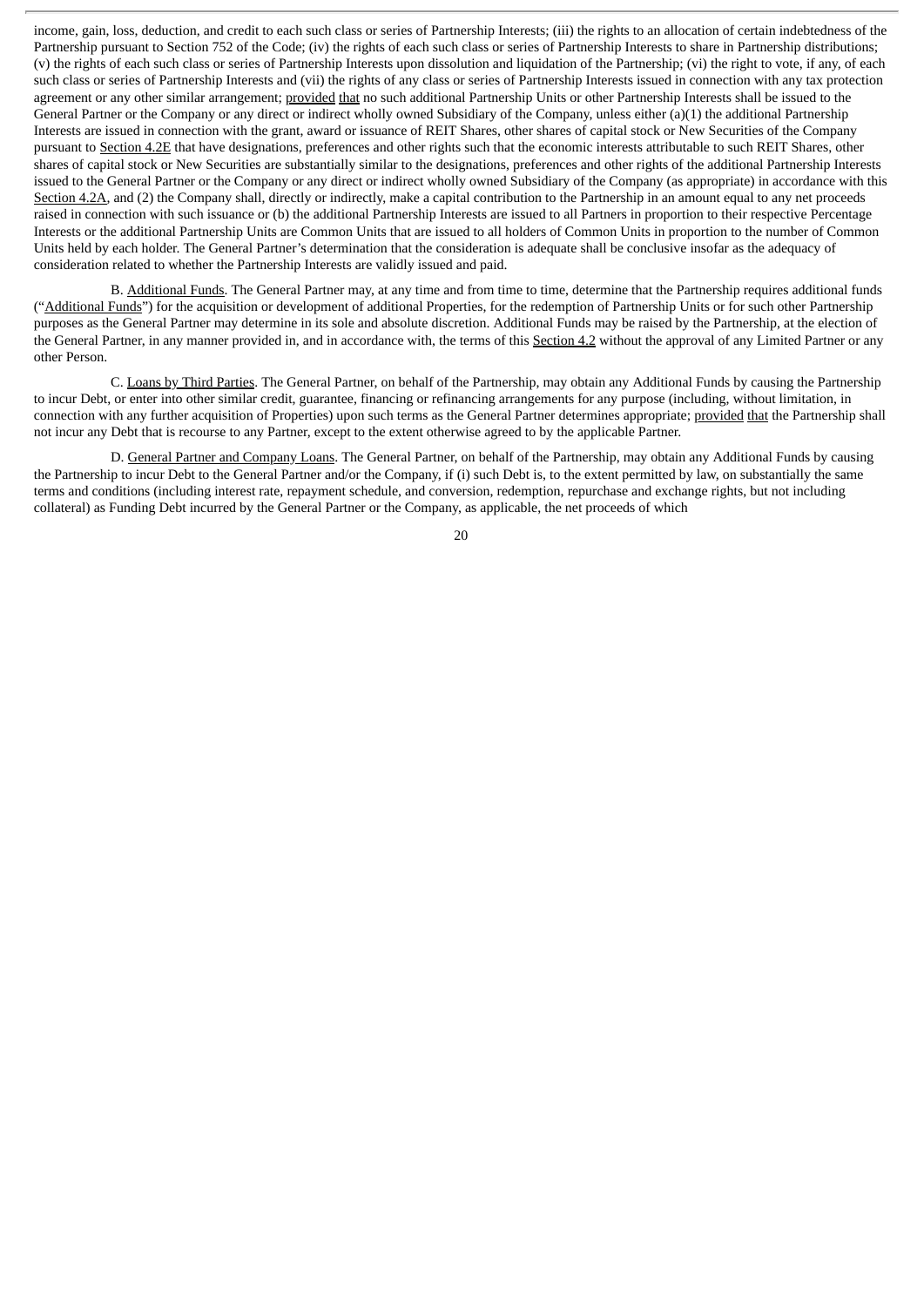income, gain, loss, deduction, and credit to each such class or series of Partnership Interests; (iii) the rights to an allocation of certain indebtedness of the Partnership pursuant to Section 752 of the Code; (iv) the rights of each such class or series of Partnership Interests to share in Partnership distributions; (v) the rights of each such class or series of Partnership Interests upon dissolution and liquidation of the Partnership; (vi) the right to vote, if any, of each such class or series of Partnership Interests and (vii) the rights of any class or series of Partnership Interests issued in connection with any tax protection agreement or any other similar arrangement; provided that no such additional Partnership Units or other Partnership Interests shall be issued to the General Partner or the Company or any direct or indirect wholly owned Subsidiary of the Company, unless either (a)(1) the additional Partnership Interests are issued in connection with the grant, award or issuance of REIT Shares, other shares of capital stock or New Securities of the Company pursuant to Section 4.2E that have designations, preferences and other rights such that the economic interests attributable to such REIT Shares, other shares of capital stock or New Securities are substantially similar to the designations, preferences and other rights of the additional Partnership Interests issued to the General Partner or the Company or any direct or indirect wholly owned Subsidiary of the Company (as appropriate) in accordance with this Section 4.2A, and (2) the Company shall, directly or indirectly, make a capital contribution to the Partnership in an amount equal to any net proceeds raised in connection with such issuance or (b) the additional Partnership Interests are issued to all Partners in proportion to their respective Percentage Interests or the additional Partnership Units are Common Units that are issued to all holders of Common Units in proportion to the number of Common Units held by each holder. The General Partner's determination that the consideration is adequate shall be conclusive insofar as the adequacy of consideration related to whether the Partnership Interests are validly issued and paid.

B. Additional Funds. The General Partner may, at any time and from time to time, determine that the Partnership requires additional funds ("Additional Funds") for the acquisition or development of additional Properties, for the redemption of Partnership Units or for such other Partnership purposes as the General Partner may determine in its sole and absolute discretion. Additional Funds may be raised by the Partnership, at the election of the General Partner, in any manner provided in, and in accordance with, the terms of this Section 4.2 without the approval of any Limited Partner or any other Person.

C. Loans by Third Parties. The General Partner, on behalf of the Partnership, may obtain any Additional Funds by causing the Partnership to incur Debt, or enter into other similar credit, guarantee, financing or refinancing arrangements for any purpose (including, without limitation, in connection with any further acquisition of Properties) upon such terms as the General Partner determines appropriate; provided that the Partnership shall not incur any Debt that is recourse to any Partner, except to the extent otherwise agreed to by the applicable Partner.

D. General Partner and Company Loans. The General Partner, on behalf of the Partnership, may obtain any Additional Funds by causing the Partnership to incur Debt to the General Partner and/or the Company, if (i) such Debt is, to the extent permitted by law, on substantially the same terms and conditions (including interest rate, repayment schedule, and conversion, redemption, repurchase and exchange rights, but not including collateral) as Funding Debt incurred by the General Partner or the Company, as applicable, the net proceeds of which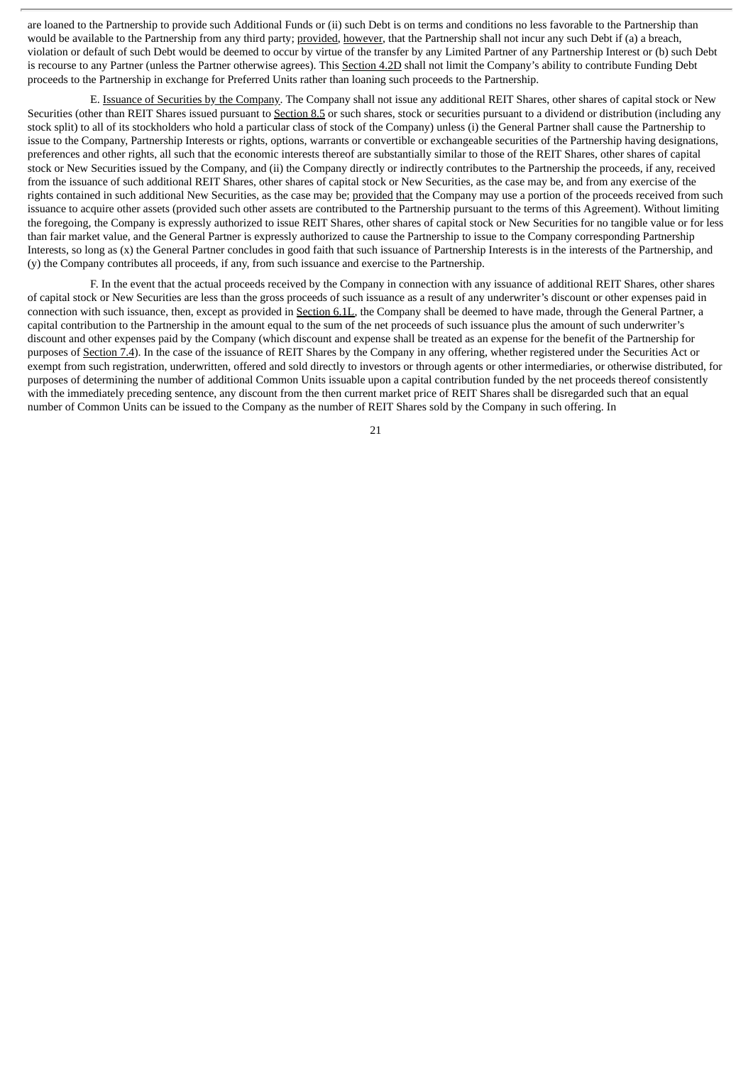are loaned to the Partnership to provide such Additional Funds or (ii) such Debt is on terms and conditions no less favorable to the Partnership than would be available to the Partnership from any third party; provided, however, that the Partnership shall not incur any such Debt if (a) a breach, violation or default of such Debt would be deemed to occur by virtue of the transfer by any Limited Partner of any Partnership Interest or (b) such Debt is recourse to any Partner (unless the Partner otherwise agrees). This Section 4.2D shall not limit the Company's ability to contribute Funding Debt proceeds to the Partnership in exchange for Preferred Units rather than loaning such proceeds to the Partnership.

E. Issuance of Securities by the Company. The Company shall not issue any additional REIT Shares, other shares of capital stock or New Securities (other than REIT Shares issued pursuant to Section 8.5 or such shares, stock or securities pursuant to a dividend or distribution (including any stock split) to all of its stockholders who hold a particular class of stock of the Company) unless (i) the General Partner shall cause the Partnership to issue to the Company, Partnership Interests or rights, options, warrants or convertible or exchangeable securities of the Partnership having designations, preferences and other rights, all such that the economic interests thereof are substantially similar to those of the REIT Shares, other shares of capital stock or New Securities issued by the Company, and (ii) the Company directly or indirectly contributes to the Partnership the proceeds, if any, received from the issuance of such additional REIT Shares, other shares of capital stock or New Securities, as the case may be, and from any exercise of the rights contained in such additional New Securities, as the case may be; provided that the Company may use a portion of the proceeds received from such issuance to acquire other assets (provided such other assets are contributed to the Partnership pursuant to the terms of this Agreement). Without limiting the foregoing, the Company is expressly authorized to issue REIT Shares, other shares of capital stock or New Securities for no tangible value or for less than fair market value, and the General Partner is expressly authorized to cause the Partnership to issue to the Company corresponding Partnership Interests, so long as (x) the General Partner concludes in good faith that such issuance of Partnership Interests is in the interests of the Partnership, and (y) the Company contributes all proceeds, if any, from such issuance and exercise to the Partnership.

F. In the event that the actual proceeds received by the Company in connection with any issuance of additional REIT Shares, other shares of capital stock or New Securities are less than the gross proceeds of such issuance as a result of any underwriter's discount or other expenses paid in connection with such issuance, then, except as provided in Section 6.1L, the Company shall be deemed to have made, through the General Partner, a capital contribution to the Partnership in the amount equal to the sum of the net proceeds of such issuance plus the amount of such underwriter's discount and other expenses paid by the Company (which discount and expense shall be treated as an expense for the benefit of the Partnership for purposes of Section 7.4). In the case of the issuance of REIT Shares by the Company in any offering, whether registered under the Securities Act or exempt from such registration, underwritten, offered and sold directly to investors or through agents or other intermediaries, or otherwise distributed, for purposes of determining the number of additional Common Units issuable upon a capital contribution funded by the net proceeds thereof consistently with the immediately preceding sentence, any discount from the then current market price of REIT Shares shall be disregarded such that an equal number of Common Units can be issued to the Company as the number of REIT Shares sold by the Company in such offering. In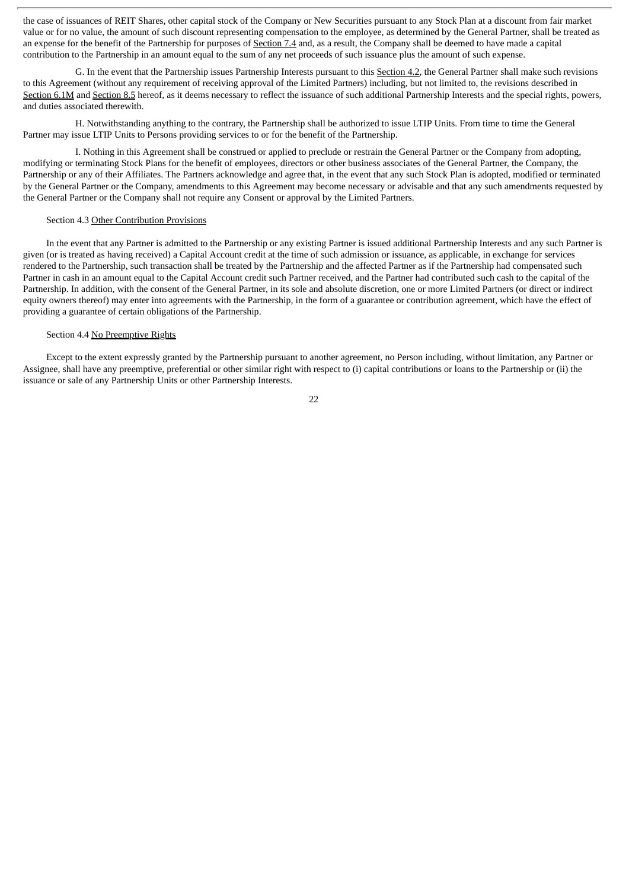the case of issuances of REIT Shares, other capital stock of the Company or New Securities pursuant to any Stock Plan at a discount from fair market value or for no value, the amount of such discount representing compensation to the employee, as determined by the General Partner, shall be treated as an expense for the benefit of the Partnership for purposes of Section 7.4 and, as a result, the Company shall be deemed to have made a capital contribution to the Partnership in an amount equal to the sum of any net proceeds of such issuance plus the amount of such expense.

G. In the event that the Partnership issues Partnership Interests pursuant to this Section 4.2, the General Partner shall make such revisions to this Agreement (without any requirement of receiving approval of the Limited Partners) including, but not limited to, the revisions described in Section 6.1M and Section 8.5 hereof, as it deems necessary to reflect the issuance of such additional Partnership Interests and the special rights, powers, and duties associated therewith.

H. Notwithstanding anything to the contrary, the Partnership shall be authorized to issue LTIP Units. From time to time the General Partner may issue LTIP Units to Persons providing services to or for the benefit of the Partnership.

I. Nothing in this Agreement shall be construed or applied to preclude or restrain the General Partner or the Company from adopting, modifying or terminating Stock Plans for the benefit of employees, directors or other business associates of the General Partner, the Company, the Partnership or any of their Affiliates. The Partners acknowledge and agree that, in the event that any such Stock Plan is adopted, modified or terminated by the General Partner or the Company, amendments to this Agreement may become necessary or advisable and that any such amendments requested by the General Partner or the Company shall not require any Consent or approval by the Limited Partners.

Section 4.3 Other Contribution Provisions

In the event that any Partner is admitted to the Partnership or any existing Partner is issued additional Partnership Interests and any such Partner is given (or is treated as having received) a Capital Account credit at the time of such admission or issuance, as applicable, in exchange for services rendered to the Partnership, such transaction shall be treated by the Partnership and the affected Partner as if the Partnership had compensated such Partner in cash in an amount equal to the Capital Account credit such Partner received, and the Partner had contributed such cash to the capital of the Partnership. In addition, with the consent of the General Partner, in its sole and absolute discretion, one or more Limited Partners (or direct or indirect equity owners thereof) may enter into agreements with the Partnership, in the form of a guarantee or contribution agreement, which have the effect of providing a guarantee of certain obligations of the Partnership.

Section 4.4 No Preemptive Rights

Except to the extent expressly granted by the Partnership pursuant to another agreement, no Person including, without limitation, any Partner or Assignee, shall have any preemptive, preferential or other similar right with respect to (i) capital contributions or loans to the Partnership or (ii) the issuance or sale of any Partnership Units or other Partnership Interests.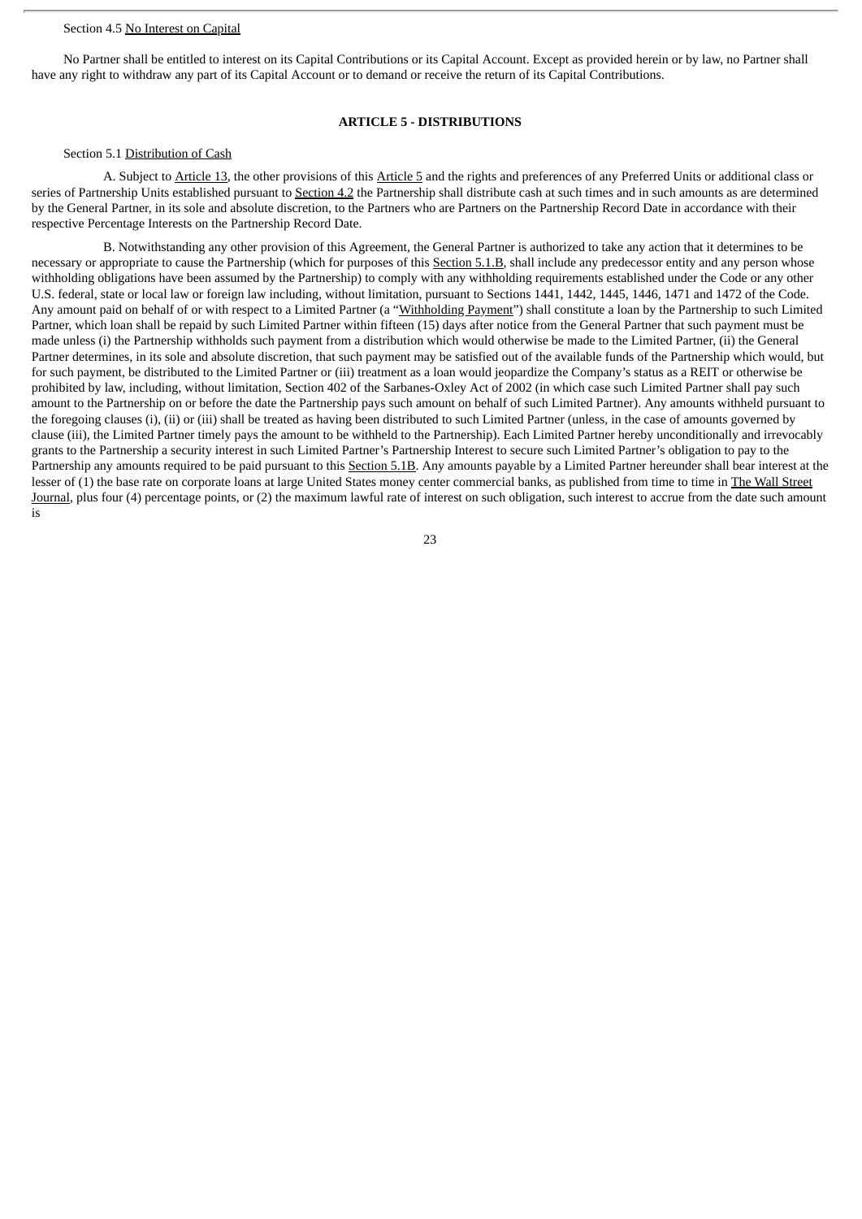Section 4.5 No Interest on Capital

No Partner shall be entitled to interest on its Capital Contributions or its Capital Account. Except as provided herein or by law, no Partner shall have any right to withdraw any part of its Capital Account or to demand or receive the return of its Capital Contributions.

## ARTICLE 5 - DISTRIBUTIONS

Section 5.1 Distribution of Cash

A. Subject to Article 13, the other provisions of this Article 5 and the rights and preferences of any Preferred Units or additional class or series of Partnership Units established pursuant to Section 4.2 the Partnership shall distribute cash at such times and in such amounts as are determined by the General Partner, in its sole and absolute discretion, to the Partners who are Partners on the Partnership Record Date in accordance with their respective Percentage Interests on the Partnership Record Date.

B. Notwithstanding any other provision of this Agreement, the General Partner is authorized to take any action that it determines to be necessary or appropriate to cause the Partnership (which for purposes of this Section 5.1.B, shall include any predecessor entity and any person whose withholding obligations have been assumed by the Partnership) to comply with any withholding requirements established under the Code or any other U.S. federal, state or local law or foreign law including, without limitation, pursuant to Sections 1441, 1442, 1445, 1446, 1471 and 1472 of the Code. Any amount paid on behalf of or with respect to a Limited Partner (a "Withholding Payment") shall constitute a loan by the Partnership to such Limited Partner, which loan shall be repaid by such Limited Partner within fifteen (15) days after notice from the General Partner that such payment must be made unless (i) the Partnership withholds such payment from a distribution which would otherwise be made to the Limited Partner, (ii) the General Partner determines, in its sole and absolute discretion, that such payment may be satisfied out of the available funds of the Partnership which would, but for such payment, be distributed to the Limited Partner or (iii) treatment as a loan would jeopardize the Company's status as a REIT or otherwise be prohibited by law, including, without limitation, Section 402 of the Sarbanes-Oxley Act of 2002 (in which case such Limited Partner shall pay such amount to the Partnership on or before the date the Partnership pays such amount on behalf of such Limited Partner). Any amounts withheld pursuant to the foregoing clauses (i), (ii) or (iii) shall be treated as having been distributed to such Limited Partner (unless, in the case of amounts governed by clause (iii), the Limited Partner timely pays the amount to be withheld to the Partnership). Each Limited Partner hereby unconditionally and irrevocably grants to the Partnership a security interest in such Limited Partner's Partnership Interest to secure such Limited Partner's obligation to pay to the Partnership any amounts required to be paid pursuant to this Section 5.1B. Any amounts payable by a Limited Partner hereunder shall bear interest at the lesser of (1) the base rate on corporate loans at large United States money center commercial banks, as published from time to time in The Wall Street Journal, plus four (4) percentage points, or (2) the maximum lawful rate of interest on such obligation, such interest to accrue from the date such amount is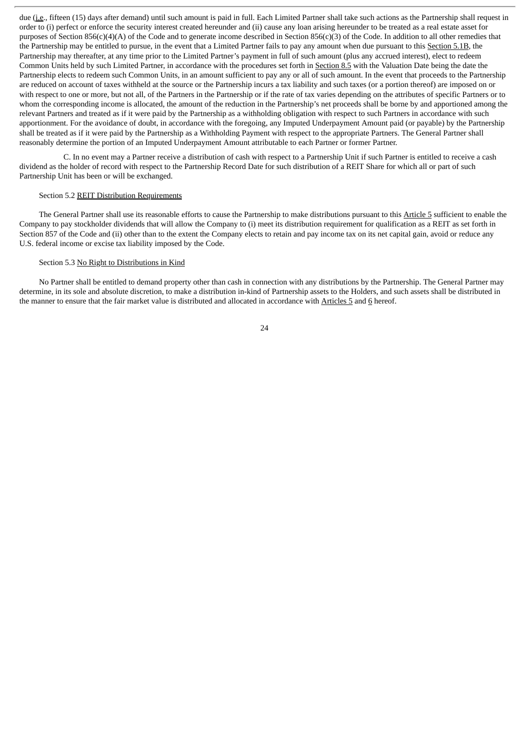due (i.e., fifteen (15) days after demand) until such amount is paid in full. Each Limited Partner shall take such actions as the Partnership shall request in order to (i) perfect or enforce the security interest created hereunder and (ii) cause any loan arising hereunder to be treated as a real estate asset for purposes of Section 856(c)(4)(A) of the Code and to generate income described in Section 856(c)(3) of the Code. In addition to all other remedies that the Partnership may be entitled to pursue, in the event that a Limited Partner fails to pay any amount when due pursuant to this Section 5.1B, the Partnership may thereafter, at any time prior to the Limited Partner's payment in full of such amount (plus any accrued interest), elect to redeem Common Units held by such Limited Partner, in accordance with the procedures set forth in Section 8.5 with the Valuation Date being the date the Partnership elects to redeem such Common Units, in an amount sufficient to pay any or all of such amount. In the event that proceeds to the Partnership are reduced on account of taxes withheld at the source or the Partnership incurs a tax liability and such taxes (or a portion thereof) are imposed on or with respect to one or more, but not all, of the Partners in the Partnership or if the rate of tax varies depending on the attributes of specific Partners or to whom the corresponding income is allocated, the amount of the reduction in the Partnership's net proceeds shall be borne by and apportioned among the relevant Partners and treated as if it were paid by the Partnership as a withholding obligation with respect to such Partners in accordance with such apportionment. For the avoidance of doubt, in accordance with the foregoing, any Imputed Underpayment Amount paid (or payable) by the Partnership shall be treated as if it were paid by the Partnership as a Withholding Payment with respect to the appropriate Partners. The General Partner shall reasonably determine the portion of an Imputed Underpayment Amount attributable to each Partner or former Partner.

C. In no event may a Partner receive a distribution of cash with respect to a Partnership Unit if such Partner is entitled to receive a cash dividend as the holder of record with respect to the Partnership Record Date for such distribution of a REIT Share for which all or part of such Partnership Unit has been or will be exchanged.

Section 5.2 REIT Distribution Requirements

The General Partner shall use its reasonable efforts to cause the Partnership to make distributions pursuant to this Article 5 sufficient to enable the Company to pay stockholder dividends that will allow the Company to (i) meet its distribution requirement for qualification as a REIT as set forth in Section 857 of the Code and (ii) other than to the extent the Company elects to retain and pay income tax on its net capital gain, avoid or reduce any U.S. federal income or excise tax liability imposed by the Code.

Section 5.3 No Right to Distributions in Kind

No Partner shall be entitled to demand property other than cash in connection with any distributions by the Partnership. The General Partner may determine, in its sole and absolute discretion, to make a distribution in-kind of Partnership assets to the Holders, and such assets shall be distributed in the manner to ensure that the fair market value is distributed and allocated in accordance with Articles 5 and 6 hereof.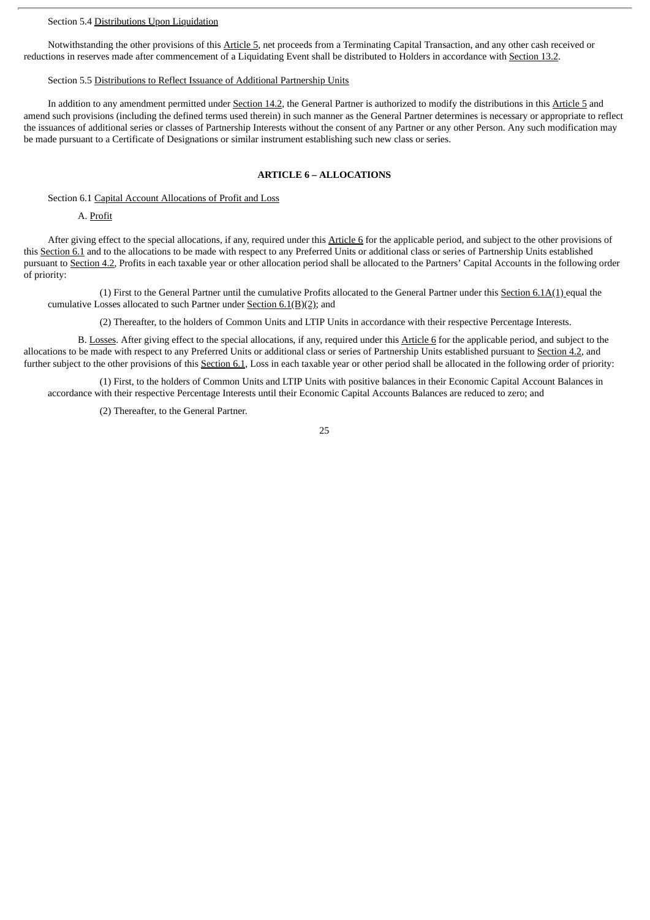Section 5.4 Distributions Upon Liquidation

Notwithstanding the other provisions of this Article 5, net proceeds from a Terminating Capital Transaction, and any other cash received or reductions in reserves made after commencement of a Liquidating Event shall be distributed to Holders in accordance with Section 13.2.

Section 5.5 Distributions to Reflect Issuance of Additional Partnership Units

In addition to any amendment permitted under Section 14.2, the General Partner is authorized to modify the distributions in this Article 5 and amend such provisions (including the defined terms used therein) in such manner as the General Partner determines is necessary or appropriate to reflect the issuances of additional series or classes of Partnership Interests without the consent of any Partner or any other Person. Any such modification may be made pursuant to a Certificate of Designations or similar instrument establishing such new class or series.

## ARTICLE 6 – ALLOCATIONS

Section 6.1 Capital Account Allocations of Profit and Loss

A. Profit

After giving effect to the special allocations, if any, required under this Article 6 for the applicable period, and subject to the other provisions of this Section 6.1 and to the allocations to be made with respect to any Preferred Units or additional class or series of Partnership Units established pursuant to Section 4.2, Profits in each taxable year or other allocation period shall be allocated to the Partners' Capital Accounts in the following order of priority:

(1) First to the General Partner until the cumulative Profits allocated to the General Partner under this Section 6.1A(1) equal the cumulative Losses allocated to such Partner under Section 6.1(B)(2); and

(2) Thereafter, to the holders of Common Units and LTIP Units in accordance with their respective Percentage Interests.

B. Losses. After giving effect to the special allocations, if any, required under this Article 6 for the applicable period, and subject to the allocations to be made with respect to any Preferred Units or additional class or series of Partnership Units established pursuant to Section 4.2, and further subject to the other provisions of this Section 6.1, Loss in each taxable year or other period shall be allocated in the following order of priority:

(1) First, to the holders of Common Units and LTIP Units with positive balances in their Economic Capital Account Balances in accordance with their respective Percentage Interests until their Economic Capital Accounts Balances are reduced to zero; and

(2) Thereafter, to the General Partner.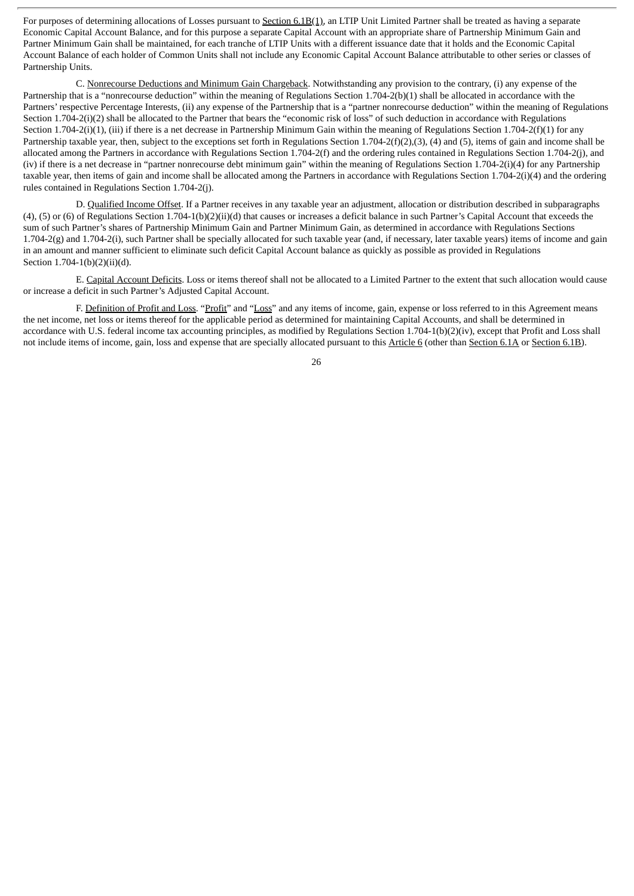For purposes of determining allocations of Losses pursuant to Section 6.1B(1), an LTIP Unit Limited Partner shall be treated as having a separate Economic Capital Account Balance, and for this purpose a separate Capital Account with an appropriate share of Partnership Minimum Gain and Partner Minimum Gain shall be maintained, for each tranche of LTIP Units with a different issuance date that it holds and the Economic Capital Account Balance of each holder of Common Units shall not include any Economic Capital Account Balance attributable to other series or classes of Partnership Units.

C. Nonrecourse Deductions and Minimum Gain Chargeback. Notwithstanding any provision to the contrary, (i) any expense of the Partnership that is a "nonrecourse deduction" within the meaning of Regulations Section 1.704-2(b)(1) shall be allocated in accordance with the Partners' respective Percentage Interests, (ii) any expense of the Partnership that is a "partner nonrecourse deduction" within the meaning of Regulations Section 1.704-2(i)(2) shall be allocated to the Partner that bears the "economic risk of loss" of such deduction in accordance with Regulations Section 1.704-2(i)(1), (iii) if there is a net decrease in Partnership Minimum Gain within the meaning of Regulations Section 1.704-2(f)(1) for any Partnership taxable year, then, subject to the exceptions set forth in Regulations Section 1.704-2(f)(2),(3), (4) and (5), items of gain and income shall be allocated among the Partners in accordance with Regulations Section 1.704-2(f) and the ordering rules contained in Regulations Section 1.704-2(j), and (iv) if there is a net decrease in "partner nonrecourse debt minimum gain" within the meaning of Regulations Section 1.704-2(i)(4) for any Partnership taxable year, then items of gain and income shall be allocated among the Partners in accordance with Regulations Section 1.704-2(i)(4) and the ordering rules contained in Regulations Section 1.704-2(j).

D. Qualified Income Offset. If a Partner receives in any taxable year an adjustment, allocation or distribution described in subparagraphs (4), (5) or (6) of Regulations Section 1.704-1(b)(2)(ii)(d) that causes or increases a deficit balance in such Partner's Capital Account that exceeds the sum of such Partner's shares of Partnership Minimum Gain and Partner Minimum Gain, as determined in accordance with Regulations Sections 1.704-2(g) and 1.704-2(i), such Partner shall be specially allocated for such taxable year (and, if necessary, later taxable years) items of income and gain in an amount and manner sufficient to eliminate such deficit Capital Account balance as quickly as possible as provided in Regulations Section 1.704-1(b)(2)(ii)(d).

E. Capital Account Deficits. Loss or items thereof shall not be allocated to a Limited Partner to the extent that such allocation would cause or increase a deficit in such Partner's Adjusted Capital Account.

F. Definition of Profit and Loss. "Profit" and "Loss" and any items of income, gain, expense or loss referred to in this Agreement means the net income, net loss or items thereof for the applicable period as determined for maintaining Capital Accounts, and shall be determined in accordance with U.S. federal income tax accounting principles, as modified by Regulations Section 1.704-1(b)(2)(iv), except that Profit and Loss shall not include items of income, gain, loss and expense that are specially allocated pursuant to this Article 6 (other than Section 6.1A or Section 6.1B).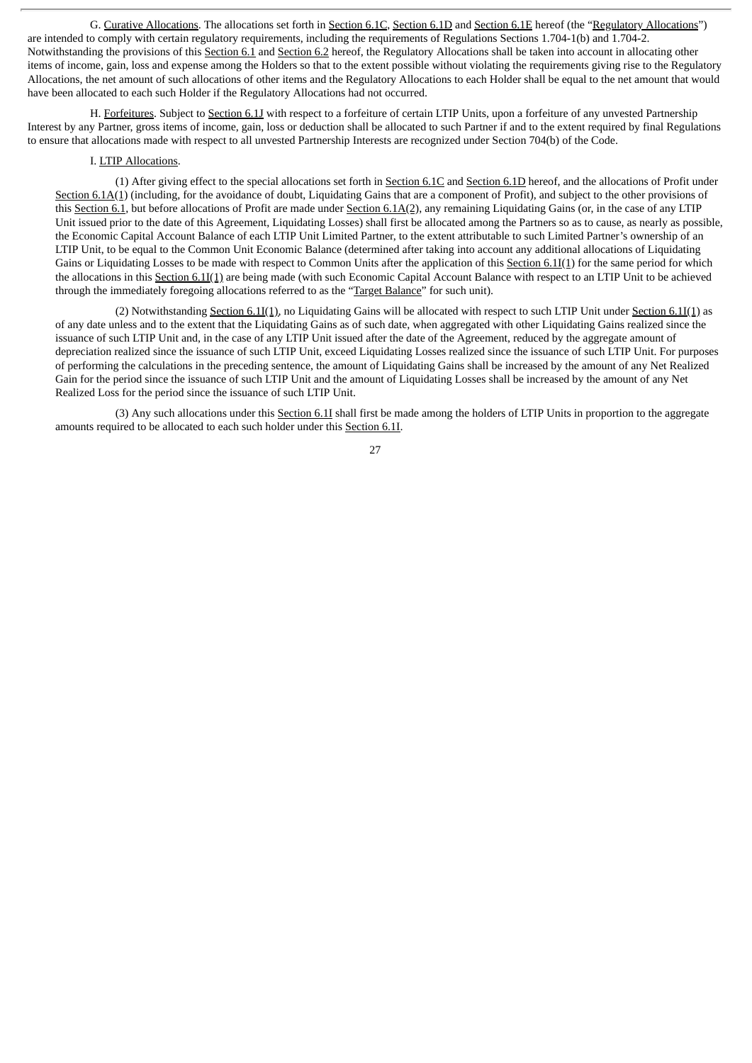G. Curative Allocations. The allocations set forth in Section 6.1C, Section 6.1D and Section 6.1E hereof (the "Regulatory Allocations") are intended to comply with certain regulatory requirements, including the requirements of Regulations Sections 1.704-1(b) and 1.704-2. Notwithstanding the provisions of this Section 6.1 and Section 6.2 hereof, the Regulatory Allocations shall be taken into account in allocating other items of income, gain, loss and expense among the Holders so that to the extent possible without violating the requirements giving rise to the Regulatory Allocations, the net amount of such allocations of other items and the Regulatory Allocations to each Holder shall be equal to the net amount that would have been allocated to each such Holder if the Regulatory Allocations had not occurred.

H. Forfeitures. Subject to Section 6.1J with respect to a forfeiture of certain LTIP Units, upon a forfeiture of any unvested Partnership Interest by any Partner, gross items of income, gain, loss or deduction shall be allocated to such Partner if and to the extent required by final Regulations to ensure that allocations made with respect to all unvested Partnership Interests are recognized under Section 704(b) of the Code.

I. LTIP Allocations.

(1) After giving effect to the special allocations set forth in Section 6.1C and Section 6.1D hereof, and the allocations of Profit under Section 6.1A(1) (including, for the avoidance of doubt, Liquidating Gains that are a component of Profit), and subject to the other provisions of this Section 6.1, but before allocations of Profit are made under Section 6.1A(2), any remaining Liquidating Gains (or, in the case of any LTIP Unit issued prior to the date of this Agreement, Liquidating Losses) shall first be allocated among the Partners so as to cause, as nearly as possible, the Economic Capital Account Balance of each LTIP Unit Limited Partner, to the extent attributable to such Limited Partner's ownership of an LTIP Unit, to be equal to the Common Unit Economic Balance (determined after taking into account any additional allocations of Liquidating Gains or Liquidating Losses to be made with respect to Common Units after the application of this Section 6.1I(1) for the same period for which the allocations in this Section 6.1I(1) are being made (with such Economic Capital Account Balance with respect to an LTIP Unit to be achieved through the immediately foregoing allocations referred to as the "Target Balance" for such unit).

(2) Notwithstanding Section 6.1I(1), no Liquidating Gains will be allocated with respect to such LTIP Unit under Section 6.1I(1) as of any date unless and to the extent that the Liquidating Gains as of such date, when aggregated with other Liquidating Gains realized since the issuance of such LTIP Unit and, in the case of any LTIP Unit issued after the date of the Agreement, reduced by the aggregate amount of depreciation realized since the issuance of such LTIP Unit, exceed Liquidating Losses realized since the issuance of such LTIP Unit. For purposes of performing the calculations in the preceding sentence, the amount of Liquidating Gains shall be increased by the amount of any Net Realized Gain for the period since the issuance of such LTIP Unit and the amount of Liquidating Losses shall be increased by the amount of any Net Realized Loss for the period since the issuance of such LTIP Unit.

(3) Any such allocations under this Section 6.1I shall first be made among the holders of LTIP Units in proportion to the aggregate amounts required to be allocated to each such holder under this Section 6.1I.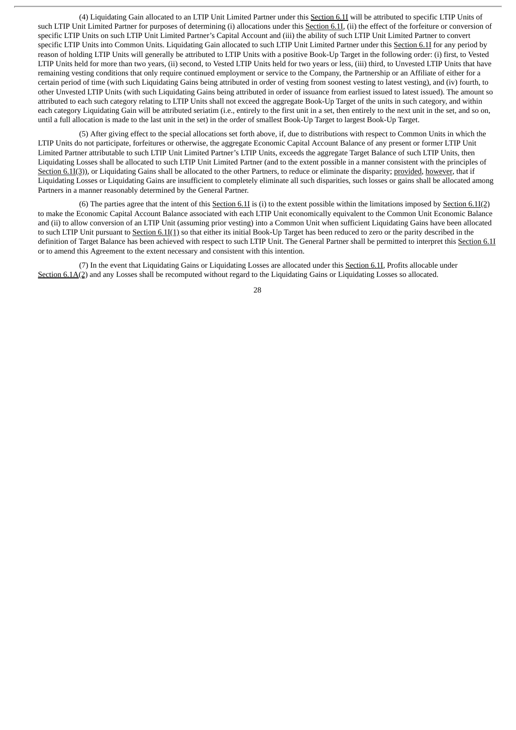(4) Liquidating Gain allocated to an LTIP Unit Limited Partner under this Section 6.1I will be attributed to specific LTIP Units of such LTIP Unit Limited Partner for purposes of determining (i) allocations under this Section 6.1I, (ii) the effect of the forfeiture or conversion of specific LTIP Units on such LTIP Unit Limited Partner's Capital Account and (iii) the ability of such LTIP Unit Limited Partner to convert specific LTIP Units into Common Units. Liquidating Gain allocated to such LTIP Unit Limited Partner under this Section 6.1I for any period by reason of holding LTIP Units will generally be attributed to LTIP Units with a positive Book-Up Target in the following order: (i) first, to Vested LTIP Units held for more than two years, (ii) second, to Vested LTIP Units held for two years or less, (iii) third, to Unvested LTIP Units that have remaining vesting conditions that only require continued employment or service to the Company, the Partnership or an Affiliate of either for a certain period of time (with such Liquidating Gains being attributed in order of vesting from soonest vesting to latest vesting), and (iv) fourth, to other Unvested LTIP Units (with such Liquidating Gains being attributed in order of issuance from earliest issued to latest issued). The amount so attributed to each such category relating to LTIP Units shall not exceed the aggregate Book-Up Target of the units in such category, and within each category Liquidating Gain will be attributed seriatim (i.e., entirely to the first unit in a set, then entirely to the next unit in the set, and so on, until a full allocation is made to the last unit in the set) in the order of smallest Book-Up Target to largest Book-Up Target.

(5) After giving effect to the special allocations set forth above, if, due to distributions with respect to Common Units in which the LTIP Units do not participate, forfeitures or otherwise, the aggregate Economic Capital Account Balance of any present or former LTIP Unit Limited Partner attributable to such LTIP Unit Limited Partner's LTIP Units, exceeds the aggregate Target Balance of such LTIP Units, then Liquidating Losses shall be allocated to such LTIP Unit Limited Partner (and to the extent possible in a manner consistent with the principles of Section 6.1I(3)), or Liquidating Gains shall be allocated to the other Partners, to reduce or eliminate the disparity; provided, however, that if Liquidating Losses or Liquidating Gains are insufficient to completely eliminate all such disparities, such losses or gains shall be allocated among Partners in a manner reasonably determined by the General Partner.

(6) The parties agree that the intent of this Section 6.1I is (i) to the extent possible within the limitations imposed by Section 6.1I(2) to make the Economic Capital Account Balance associated with each LTIP Unit economically equivalent to the Common Unit Economic Balance and (ii) to allow conversion of an LTIP Unit (assuming prior vesting) into a Common Unit when sufficient Liquidating Gains have been allocated to such LTIP Unit pursuant to Section 6.1I(1) so that either its initial Book-Up Target has been reduced to zero or the parity described in the definition of Target Balance has been achieved with respect to such LTIP Unit. The General Partner shall be permitted to interpret this Section 6.1I or to amend this Agreement to the extent necessary and consistent with this intention.

(7) In the event that Liquidating Gains or Liquidating Losses are allocated under this Section 6.1I, Profits allocable under Section 6.1A(2) and any Losses shall be recomputed without regard to the Liquidating Gains or Liquidating Losses so allocated.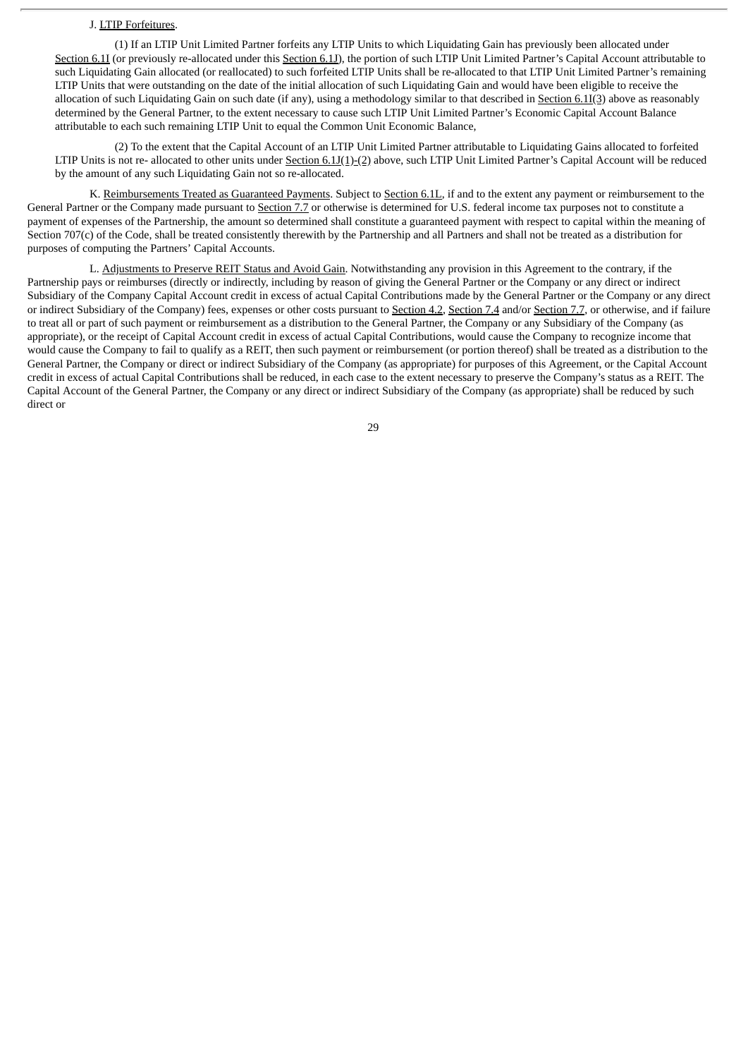J. LTIP Forfeitures.

(1) If an LTIP Unit Limited Partner forfeits any LTIP Units to which Liquidating Gain has previously been allocated under Section 6.1I (or previously re-allocated under this Section 6.1J), the portion of such LTIP Unit Limited Partner's Capital Account attributable to such Liquidating Gain allocated (or reallocated) to such forfeited LTIP Units shall be re-allocated to that LTIP Unit Limited Partner's remaining LTIP Units that were outstanding on the date of the initial allocation of such Liquidating Gain and would have been eligible to receive the allocation of such Liquidating Gain on such date (if any), using a methodology similar to that described in Section 6.1I(3) above as reasonably determined by the General Partner, to the extent necessary to cause such LTIP Unit Limited Partner's Economic Capital Account Balance attributable to each such remaining LTIP Unit to equal the Common Unit Economic Balance,

(2) To the extent that the Capital Account of an LTIP Unit Limited Partner attributable to Liquidating Gains allocated to forfeited LTIP Units is not re- allocated to other units under Section 6.1J(1)-(2) above, such LTIP Unit Limited Partner's Capital Account will be reduced by the amount of any such Liquidating Gain not so re-allocated.

K. Reimbursements Treated as Guaranteed Payments. Subject to Section 6.1L, if and to the extent any payment or reimbursement to the General Partner or the Company made pursuant to Section 7.7 or otherwise is determined for U.S. federal income tax purposes not to constitute a payment of expenses of the Partnership, the amount so determined shall constitute a guaranteed payment with respect to capital within the meaning of Section 707(c) of the Code, shall be treated consistently therewith by the Partnership and all Partners and shall not be treated as a distribution for purposes of computing the Partners' Capital Accounts.

L. Adjustments to Preserve REIT Status and Avoid Gain. Notwithstanding any provision in this Agreement to the contrary, if the Partnership pays or reimburses (directly or indirectly, including by reason of giving the General Partner or the Company or any direct or indirect Subsidiary of the Company Capital Account credit in excess of actual Capital Contributions made by the General Partner or the Company or any direct or indirect Subsidiary of the Company) fees, expenses or other costs pursuant to Section 4.2, Section 7.4 and/or Section 7.7, or otherwise, and if failure to treat all or part of such payment or reimbursement as a distribution to the General Partner, the Company or any Subsidiary of the Company (as appropriate), or the receipt of Capital Account credit in excess of actual Capital Contributions, would cause the Company to recognize income that would cause the Company to fail to qualify as a REIT, then such payment or reimbursement (or portion thereof) shall be treated as a distribution to the General Partner, the Company or direct or indirect Subsidiary of the Company (as appropriate) for purposes of this Agreement, or the Capital Account credit in excess of actual Capital Contributions shall be reduced, in each case to the extent necessary to preserve the Company's status as a REIT. The Capital Account of the General Partner, the Company or any direct or indirect Subsidiary of the Company (as appropriate) shall be reduced by such direct or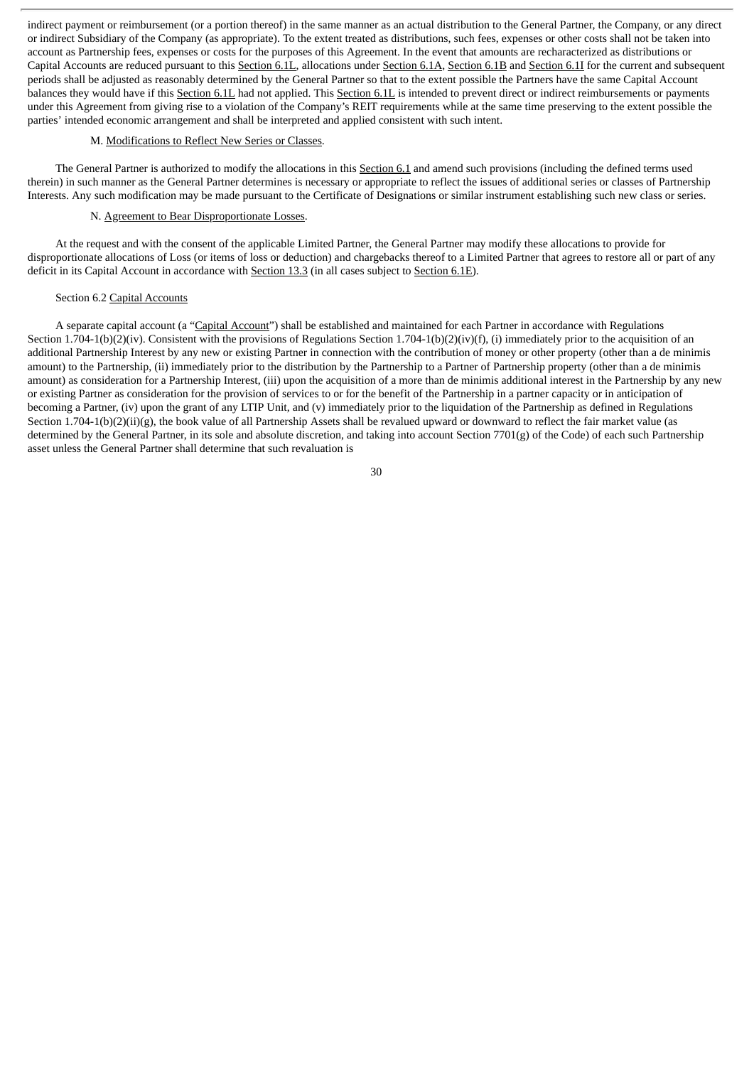indirect payment or reimbursement (or a portion thereof) in the same manner as an actual distribution to the General Partner, the Company, or any direct or indirect Subsidiary of the Company (as appropriate). To the extent treated as distributions, such fees, expenses or other costs shall not be taken into account as Partnership fees, expenses or costs for the purposes of this Agreement. In the event that amounts are recharacterized as distributions or Capital Accounts are reduced pursuant to this Section 6.1L, allocations under Section 6.1A, Section 6.1B and Section 6.1I for the current and subsequent periods shall be adjusted as reasonably determined by the General Partner so that to the extent possible the Partners have the same Capital Account balances they would have if this Section 6.1L had not applied. This Section 6.1L is intended to prevent direct or indirect reimbursements or payments under this Agreement from giving rise to a violation of the Company's REIT requirements while at the same time preserving to the extent possible the parties' intended economic arrangement and shall be interpreted and applied consistent with such intent.

M. Modifications to Reflect New Series or Classes.

The General Partner is authorized to modify the allocations in this Section 6.1 and amend such provisions (including the defined terms used therein) in such manner as the General Partner determines is necessary or appropriate to reflect the issues of additional series or classes of Partnership Interests. Any such modification may be made pursuant to the Certificate of Designations or similar instrument establishing such new class or series.

N. Agreement to Bear Disproportionate Losses.

At the request and with the consent of the applicable Limited Partner, the General Partner may modify these allocations to provide for disproportionate allocations of Loss (or items of loss or deduction) and chargebacks thereof to a Limited Partner that agrees to restore all or part of any deficit in its Capital Account in accordance with Section 13.3 (in all cases subject to Section 6.1E).

Section 6.2 Capital Accounts

A separate capital account (a "Capital Account") shall be established and maintained for each Partner in accordance with Regulations Section 1.704-1(b)(2)(iv). Consistent with the provisions of Regulations Section 1.704-1(b)(2)(iv)(f), (i) immediately prior to the acquisition of an additional Partnership Interest by any new or existing Partner in connection with the contribution of money or other property (other than a de minimis amount) to the Partnership, (ii) immediately prior to the distribution by the Partnership to a Partner of Partnership property (other than a de minimis amount) as consideration for a Partnership Interest, (iii) upon the acquisition of a more than de minimis additional interest in the Partnership by any new or existing Partner as consideration for the provision of services to or for the benefit of the Partnership in a partner capacity or in anticipation of becoming a Partner, (iv) upon the grant of any LTIP Unit, and (v) immediately prior to the liquidation of the Partnership as defined in Regulations Section 1.704-1(b)(2)(ii)(g), the book value of all Partnership Assets shall be revalued upward or downward to reflect the fair market value (as determined by the General Partner, in its sole and absolute discretion, and taking into account Section 7701(g) of the Code) of each such Partnership asset unless the General Partner shall determine that such revaluation is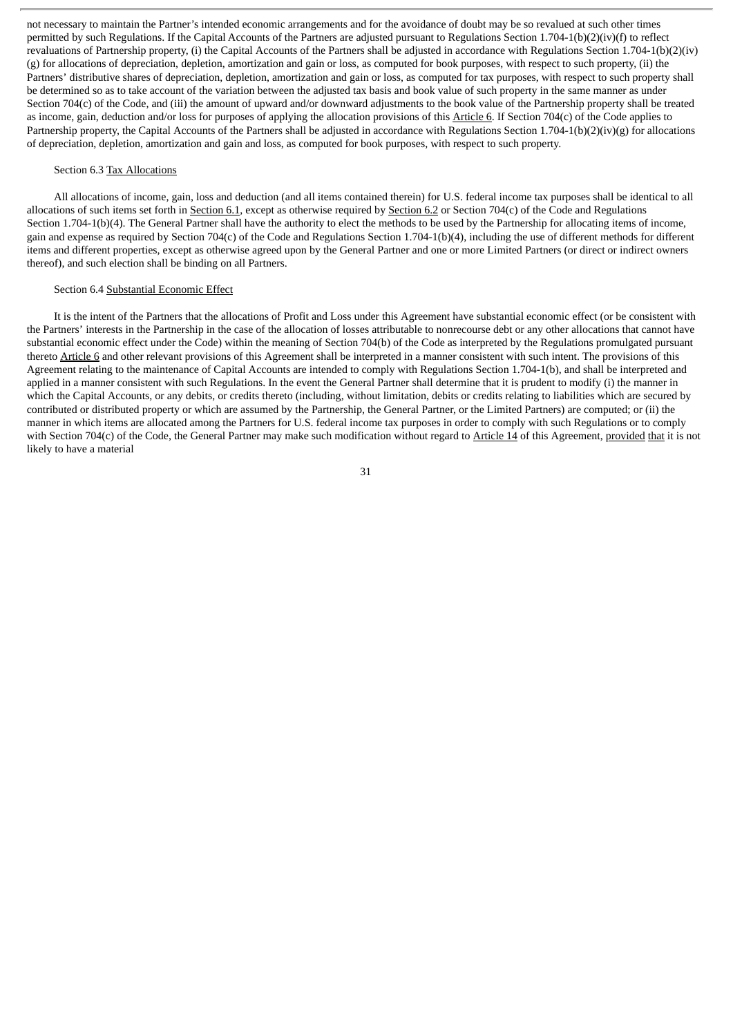not necessary to maintain the Partner's intended economic arrangements and for the avoidance of doubt may be so revalued at such other times permitted by such Regulations. If the Capital Accounts of the Partners are adjusted pursuant to Regulations Section 1.704-1(b)(2)(iv)(f) to reflect revaluations of Partnership property, (i) the Capital Accounts of the Partners shall be adjusted in accordance with Regulations Section 1.704-1(b)(2)(iv)(g) for allocations of depreciation, depletion, amortization and gain or loss, as computed for book purposes, with respect to such property, (ii) the Partners' distributive shares of depreciation, depletion, amortization and gain or loss, as computed for tax purposes, with respect to such property shall be determined so as to take account of the variation between the adjusted tax basis and book value of such property in the same manner as under Section 704(c) of the Code, and (iii) the amount of upward and/or downward adjustments to the book value of the Partnership property shall be treated as income, gain, deduction and/or loss for purposes of applying the allocation provisions of this Article 6. If Section 704(c) of the Code applies to Partnership property, the Capital Accounts of the Partners shall be adjusted in accordance with Regulations Section 1.704-1(b)(2)(iv)(g) for allocations of depreciation, depletion, amortization and gain and loss, as computed for book purposes, with respect to such property.

Section 6.3 Tax Allocations

All allocations of income, gain, loss and deduction (and all items contained therein) for U.S. federal income tax purposes shall be identical to all allocations of such items set forth in Section 6.1, except as otherwise required by Section 6.2 or Section 704(c) of the Code and Regulations Section 1.704-1(b)(4). The General Partner shall have the authority to elect the methods to be used by the Partnership for allocating items of income, gain and expense as required by Section 704(c) of the Code and Regulations Section 1.704-1(b)(4), including the use of different methods for different items and different properties, except as otherwise agreed upon by the General Partner and one or more Limited Partners (or direct or indirect owners thereof), and such election shall be binding on all Partners.

Section 6.4 Substantial Economic Effect

It is the intent of the Partners that the allocations of Profit and Loss under this Agreement have substantial economic effect (or be consistent with the Partners' interests in the Partnership in the case of the allocation of losses attributable to nonrecourse debt or any other allocations that cannot have substantial economic effect under the Code) within the meaning of Section 704(b) of the Code as interpreted by the Regulations promulgated pursuant thereto Article 6 and other relevant provisions of this Agreement shall be interpreted in a manner consistent with such intent. The provisions of this Agreement relating to the maintenance of Capital Accounts are intended to comply with Regulations Section 1.704-1(b), and shall be interpreted and applied in a manner consistent with such Regulations. In the event the General Partner shall determine that it is prudent to modify (i) the manner in which the Capital Accounts, or any debits, or credits thereto (including, without limitation, debits or credits relating to liabilities which are secured by contributed or distributed property or which are assumed by the Partnership, the General Partner, or the Limited Partners) are computed; or (ii) the manner in which items are allocated among the Partners for U.S. federal income tax purposes in order to comply with such Regulations or to comply with Section 704(c) of the Code, the General Partner may make such modification without regard to Article 14 of this Agreement, provided that it is not likely to have a material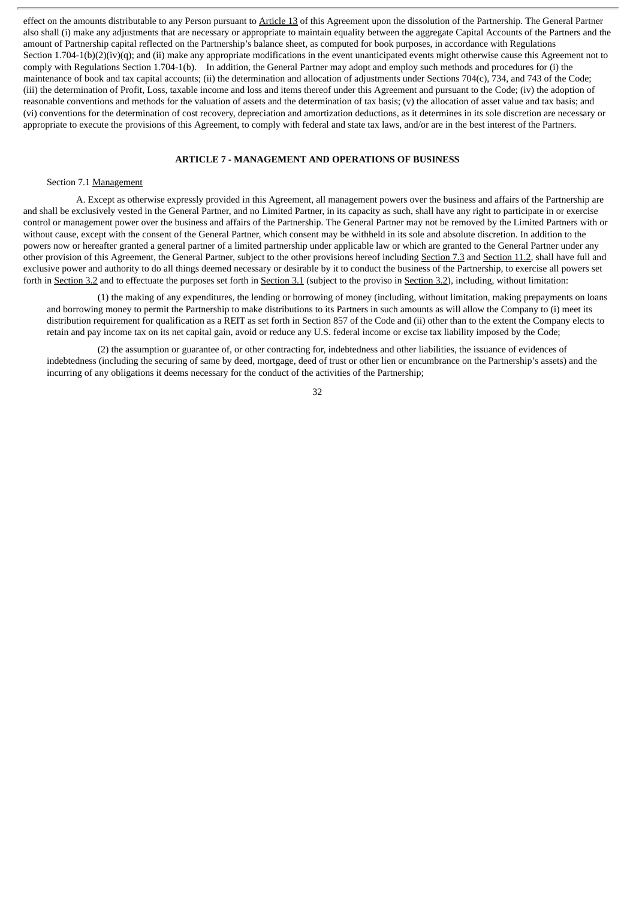effect on the amounts distributable to any Person pursuant to Article 13 of this Agreement upon the dissolution of the Partnership. The General Partner also shall (i) make any adjustments that are necessary or appropriate to maintain equality between the aggregate Capital Accounts of the Partners and the amount of Partnership capital reflected on the Partnership's balance sheet, as computed for book purposes, in accordance with Regulations Section 1.704-1(b)(2)(iv)(q); and (ii) make any appropriate modifications in the event unanticipated events might otherwise cause this Agreement not to comply with Regulations Section 1.704-1(b). In addition, the General Partner may adopt and employ such methods and procedures for (i) the maintenance of book and tax capital accounts; (ii) the determination and allocation of adjustments under Sections 704(c), 734, and 743 of the Code; (iii) the determination of Profit, Loss, taxable income and loss and items thereof under this Agreement and pursuant to the Code; (iv) the adoption of reasonable conventions and methods for the valuation of assets and the determination of tax basis; (v) the allocation of asset value and tax basis; and (vi) conventions for the determination of cost recovery, depreciation and amortization deductions, as it determines in its sole discretion are necessary or appropriate to execute the provisions of this Agreement, to comply with federal and state tax laws, and/or are in the best interest of the Partners.

## ARTICLE 7 - MANAGEMENT AND OPERATIONS OF BUSINESS

Section 7.1 Management

A. Except as otherwise expressly provided in this Agreement, all management powers over the business and affairs of the Partnership are and shall be exclusively vested in the General Partner, and no Limited Partner, in its capacity as such, shall have any right to participate in or exercise control or management power over the business and affairs of the Partnership. The General Partner may not be removed by the Limited Partners with or without cause, except with the consent of the General Partner, which consent may be withheld in its sole and absolute discretion. In addition to the powers now or hereafter granted a general partner of a limited partnership under applicable law or which are granted to the General Partner under any other provision of this Agreement, the General Partner, subject to the other provisions hereof including Section 7.3 and Section 11.2, shall have full and exclusive power and authority to do all things deemed necessary or desirable by it to conduct the business of the Partnership, to exercise all powers set forth in Section 3.2 and to effectuate the purposes set forth in Section 3.1 (subject to the proviso in Section 3.2), including, without limitation:

(1) the making of any expenditures, the lending or borrowing of money (including, without limitation, making prepayments on loans and borrowing money to permit the Partnership to make distributions to its Partners in such amounts as will allow the Company to (i) meet its distribution requirement for qualification as a REIT as set forth in Section 857 of the Code and (ii) other than to the extent the Company elects to retain and pay income tax on its net capital gain, avoid or reduce any U.S. federal income or excise tax liability imposed by the Code;

(2) the assumption or guarantee of, or other contracting for, indebtedness and other liabilities, the issuance of evidences of indebtedness (including the securing of same by deed, mortgage, deed of trust or other lien or encumbrance on the Partnership's assets) and the incurring of any obligations it deems necessary for the conduct of the activities of the Partnership;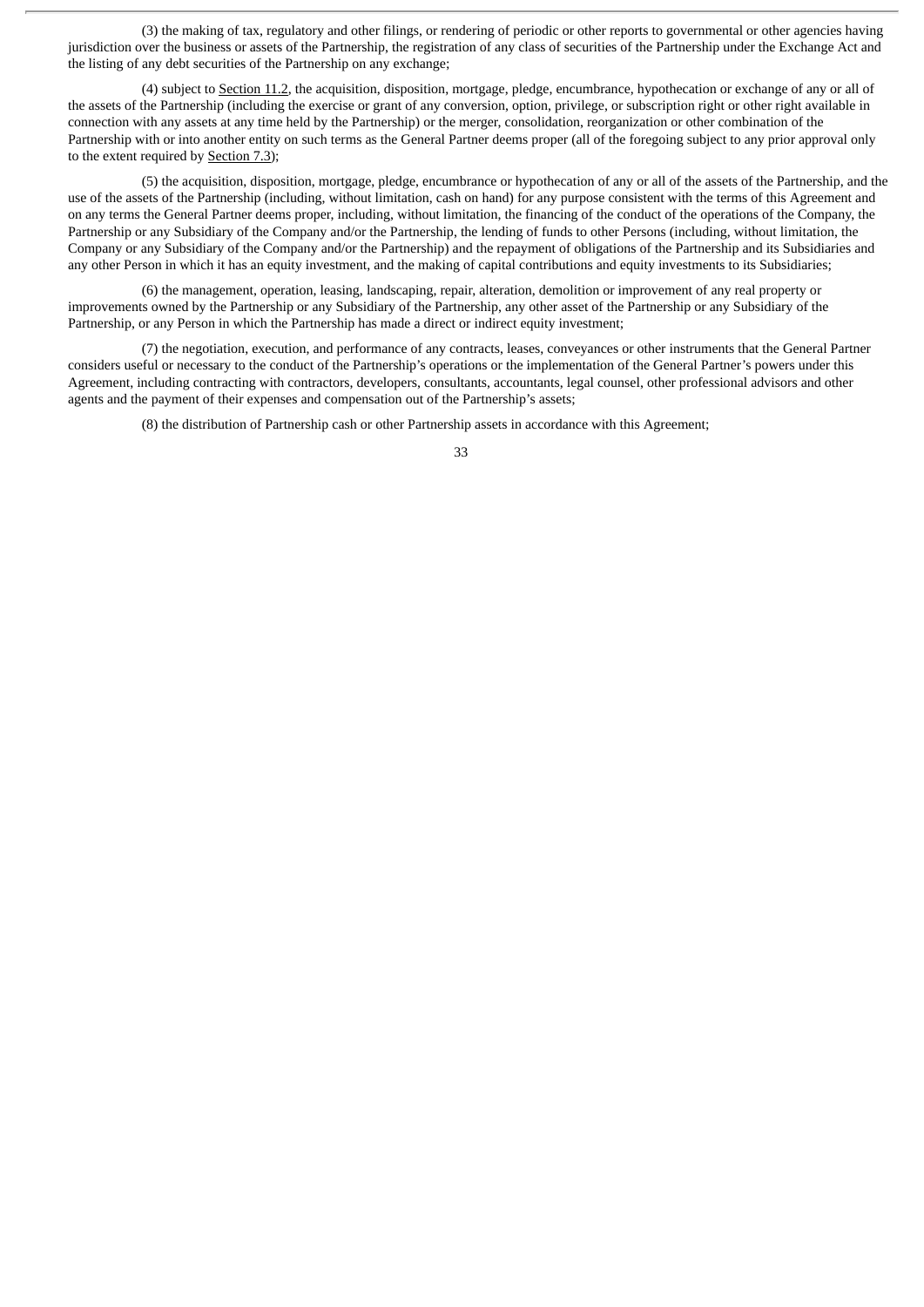(3) the making of tax, regulatory and other filings, or rendering of periodic or other reports to governmental or other agencies having jurisdiction over the business or assets of the Partnership, the registration of any class of securities of the Partnership under the Exchange Act and the listing of any debt securities of the Partnership on any exchange;

(4) subject to Section 11.2, the acquisition, disposition, mortgage, pledge, encumbrance, hypothecation or exchange of any or all of the assets of the Partnership (including the exercise or grant of any conversion, option, privilege, or subscription right or other right available in connection with any assets at any time held by the Partnership) or the merger, consolidation, reorganization or other combination of the Partnership with or into another entity on such terms as the General Partner deems proper (all of the foregoing subject to any prior approval only to the extent required by Section 7.3);

(5) the acquisition, disposition, mortgage, pledge, encumbrance or hypothecation of any or all of the assets of the Partnership, and the use of the assets of the Partnership (including, without limitation, cash on hand) for any purpose consistent with the terms of this Agreement and on any terms the General Partner deems proper, including, without limitation, the financing of the conduct of the operations of the Company, the Partnership or any Subsidiary of the Company and/or the Partnership, the lending of funds to other Persons (including, without limitation, the Company or any Subsidiary of the Company and/or the Partnership) and the repayment of obligations of the Partnership and its Subsidiaries and any other Person in which it has an equity investment, and the making of capital contributions and equity investments to its Subsidiaries;

(6) the management, operation, leasing, landscaping, repair, alteration, demolition or improvement of any real property or improvements owned by the Partnership or any Subsidiary of the Partnership, any other asset of the Partnership or any Subsidiary of the Partnership, or any Person in which the Partnership has made a direct or indirect equity investment;

(7) the negotiation, execution, and performance of any contracts, leases, conveyances or other instruments that the General Partner considers useful or necessary to the conduct of the Partnership's operations or the implementation of the General Partner's powers under this Agreement, including contracting with contractors, developers, consultants, accountants, legal counsel, other professional advisors and other agents and the payment of their expenses and compensation out of the Partnership's assets;

(8) the distribution of Partnership cash or other Partnership assets in accordance with this Agreement;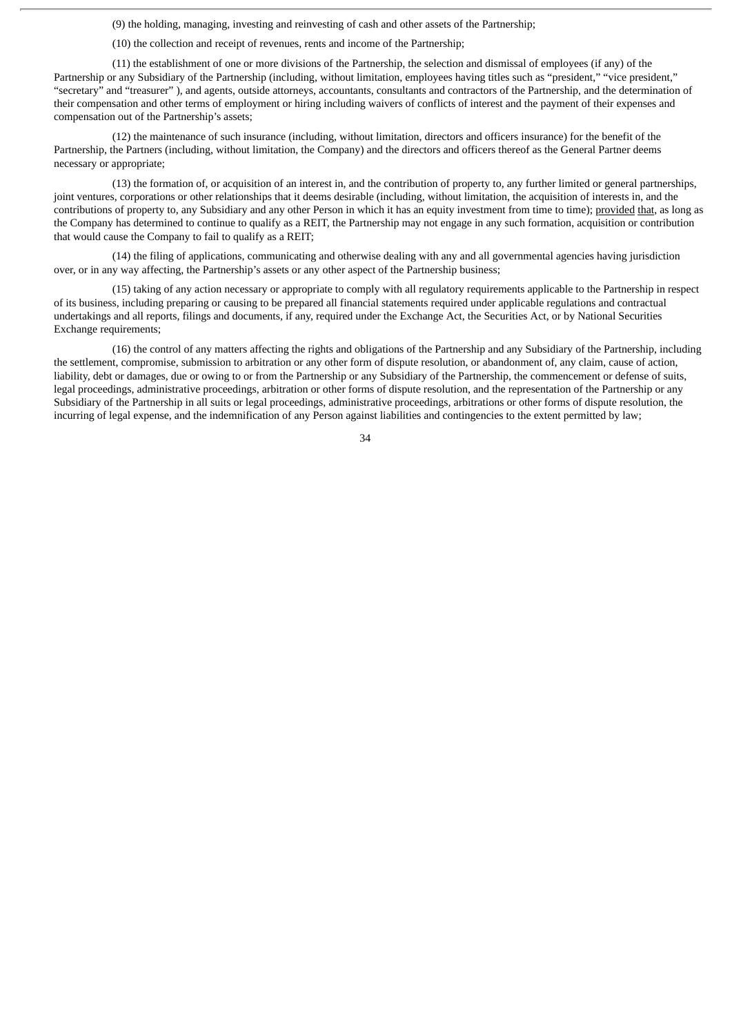(9) the holding, managing, investing and reinvesting of cash and other assets of the Partnership;

(10) the collection and receipt of revenues, rents and income of the Partnership;

(11) the establishment of one or more divisions of the Partnership, the selection and dismissal of employees (if any) of the Partnership or any Subsidiary of the Partnership (including, without limitation, employees having titles such as "president," "vice president," "secretary" and "treasurer" ), and agents, outside attorneys, accountants, consultants and contractors of the Partnership, and the determination of their compensation and other terms of employment or hiring including waivers of conflicts of interest and the payment of their expenses and compensation out of the Partnership's assets;

(12) the maintenance of such insurance (including, without limitation, directors and officers insurance) for the benefit of the Partnership, the Partners (including, without limitation, the Company) and the directors and officers thereof as the General Partner deems necessary or appropriate;

(13) the formation of, or acquisition of an interest in, and the contribution of property to, any further limited or general partnerships, joint ventures, corporations or other relationships that it deems desirable (including, without limitation, the acquisition of interests in, and the contributions of property to, any Subsidiary and any other Person in which it has an equity investment from time to time); provided that, as long as the Company has determined to continue to qualify as a REIT, the Partnership may not engage in any such formation, acquisition or contribution that would cause the Company to fail to qualify as a REIT;

(14) the filing of applications, communicating and otherwise dealing with any and all governmental agencies having jurisdiction over, or in any way affecting, the Partnership's assets or any other aspect of the Partnership business;

(15) taking of any action necessary or appropriate to comply with all regulatory requirements applicable to the Partnership in respect of its business, including preparing or causing to be prepared all financial statements required under applicable regulations and contractual undertakings and all reports, filings and documents, if any, required under the Exchange Act, the Securities Act, or by National Securities Exchange requirements;

(16) the control of any matters affecting the rights and obligations of the Partnership and any Subsidiary of the Partnership, including the settlement, compromise, submission to arbitration or any other form of dispute resolution, or abandonment of, any claim, cause of action, liability, debt or damages, due or owing to or from the Partnership or any Subsidiary of the Partnership, the commencement or defense of suits, legal proceedings, administrative proceedings, arbitration or other forms of dispute resolution, and the representation of the Partnership or any Subsidiary of the Partnership in all suits or legal proceedings, administrative proceedings, arbitrations or other forms of dispute resolution, the incurring of legal expense, and the indemnification of any Person against liabilities and contingencies to the extent permitted by law;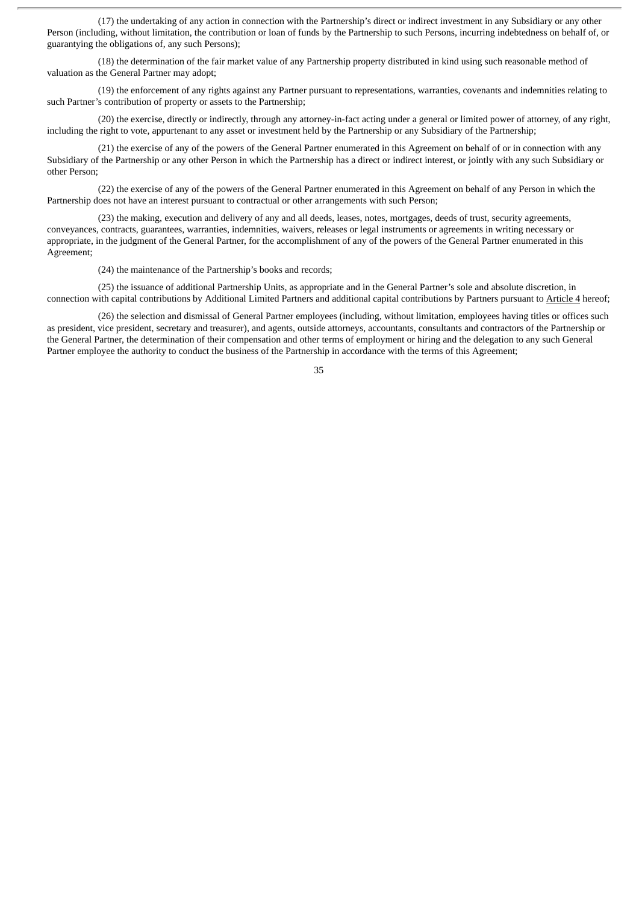(17) the undertaking of any action in connection with the Partnership's direct or indirect investment in any Subsidiary or any other Person (including, without limitation, the contribution or loan of funds by the Partnership to such Persons, incurring indebtedness on behalf of, or guarantying the obligations of, any such Persons);

(18) the determination of the fair market value of any Partnership property distributed in kind using such reasonable method of valuation as the General Partner may adopt;

(19) the enforcement of any rights against any Partner pursuant to representations, warranties, covenants and indemnities relating to such Partner's contribution of property or assets to the Partnership;

(20) the exercise, directly or indirectly, through any attorney-in-fact acting under a general or limited power of attorney, of any right, including the right to vote, appurtenant to any asset or investment held by the Partnership or any Subsidiary of the Partnership;

(21) the exercise of any of the powers of the General Partner enumerated in this Agreement on behalf of or in connection with any Subsidiary of the Partnership or any other Person in which the Partnership has a direct or indirect interest, or jointly with any such Subsidiary or other Person;

(22) the exercise of any of the powers of the General Partner enumerated in this Agreement on behalf of any Person in which the Partnership does not have an interest pursuant to contractual or other arrangements with such Person;

(23) the making, execution and delivery of any and all deeds, leases, notes, mortgages, deeds of trust, security agreements, conveyances, contracts, guarantees, warranties, indemnities, waivers, releases or legal instruments or agreements in writing necessary or appropriate, in the judgment of the General Partner, for the accomplishment of any of the powers of the General Partner enumerated in this Agreement;

(24) the maintenance of the Partnership's books and records;

(25) the issuance of additional Partnership Units, as appropriate and in the General Partner's sole and absolute discretion, in connection with capital contributions by Additional Limited Partners and additional capital contributions by Partners pursuant to Article 4 hereof;

(26) the selection and dismissal of General Partner employees (including, without limitation, employees having titles or offices such as president, vice president, secretary and treasurer), and agents, outside attorneys, accountants, consultants and contractors of the Partnership or the General Partner, the determination of their compensation and other terms of employment or hiring and the delegation to any such General Partner employee the authority to conduct the business of the Partnership in accordance with the terms of this Agreement;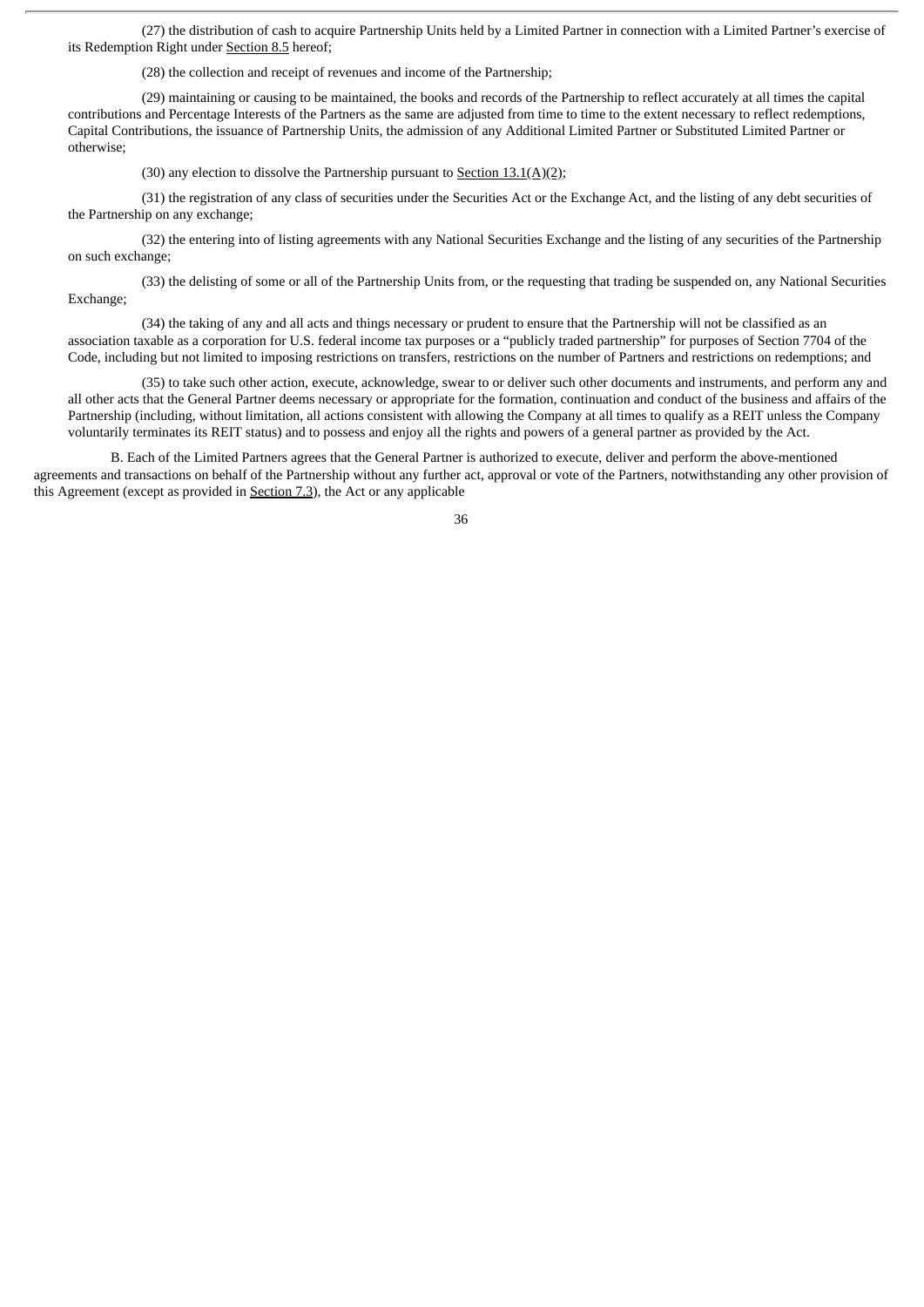(27) the distribution of cash to acquire Partnership Units held by a Limited Partner in connection with a Limited Partner's exercise of its Redemption Right under Section 8.5 hereof;

(28) the collection and receipt of revenues and income of the Partnership;

(29) maintaining or causing to be maintained, the books and records of the Partnership to reflect accurately at all times the capital contributions and Percentage Interests of the Partners as the same are adjusted from time to time to the extent necessary to reflect redemptions, Capital Contributions, the issuance of Partnership Units, the admission of any Additional Limited Partner or Substituted Limited Partner or otherwise;

(30) any election to dissolve the Partnership pursuant to Section 13.1(A)(2);

(31) the registration of any class of securities under the Securities Act or the Exchange Act, and the listing of any debt securities of the Partnership on any exchange;

(32) the entering into of listing agreements with any National Securities Exchange and the listing of any securities of the Partnership on such exchange;

(33) the delisting of some or all of the Partnership Units from, or the requesting that trading be suspended on, any National Securities Exchange;

(34) the taking of any and all acts and things necessary or prudent to ensure that the Partnership will not be classified as an association taxable as a corporation for U.S. federal income tax purposes or a "publicly traded partnership" for purposes of Section 7704 of the Code, including but not limited to imposing restrictions on transfers, restrictions on the number of Partners and restrictions on redemptions; and

(35) to take such other action, execute, acknowledge, swear to or deliver such other documents and instruments, and perform any and all other acts that the General Partner deems necessary or appropriate for the formation, continuation and conduct of the business and affairs of the Partnership (including, without limitation, all actions consistent with allowing the Company at all times to qualify as a REIT unless the Company voluntarily terminates its REIT status) and to possess and enjoy all the rights and powers of a general partner as provided by the Act.

B. Each of the Limited Partners agrees that the General Partner is authorized to execute, deliver and perform the above-mentioned agreements and transactions on behalf of the Partnership without any further act, approval or vote of the Partners, notwithstanding any other provision of this Agreement (except as provided in Section 7.3), the Act or any applicable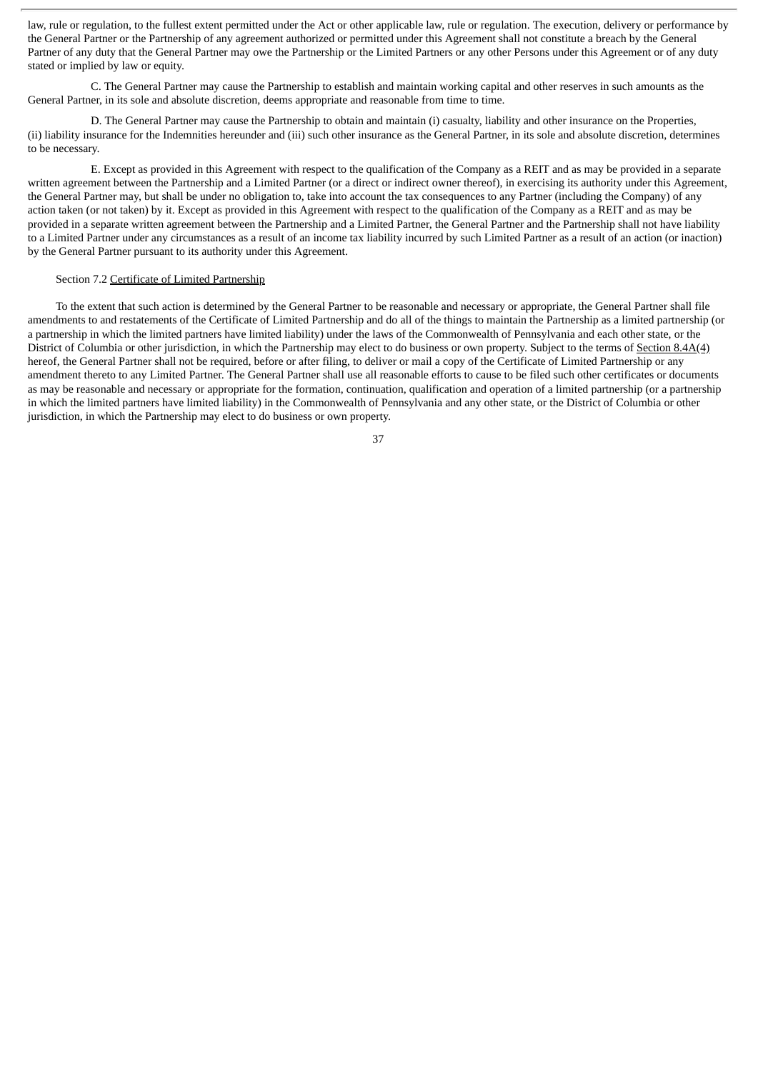law, rule or regulation, to the fullest extent permitted under the Act or other applicable law, rule or regulation. The execution, delivery or performance by the General Partner or the Partnership of any agreement authorized or permitted under this Agreement shall not constitute a breach by the General Partner of any duty that the General Partner may owe the Partnership or the Limited Partners or any other Persons under this Agreement or of any duty stated or implied by law or equity.

C. The General Partner may cause the Partnership to establish and maintain working capital and other reserves in such amounts as the General Partner, in its sole and absolute discretion, deems appropriate and reasonable from time to time.

D. The General Partner may cause the Partnership to obtain and maintain (i) casualty, liability and other insurance on the Properties, (ii) liability insurance for the Indemnities hereunder and (iii) such other insurance as the General Partner, in its sole and absolute discretion, determines to be necessary.

E. Except as provided in this Agreement with respect to the qualification of the Company as a REIT and as may be provided in a separate written agreement between the Partnership and a Limited Partner (or a direct or indirect owner thereof), in exercising its authority under this Agreement, the General Partner may, but shall be under no obligation to, take into account the tax consequences to any Partner (including the Company) of any action taken (or not taken) by it. Except as provided in this Agreement with respect to the qualification of the Company as a REIT and as may be provided in a separate written agreement between the Partnership and a Limited Partner, the General Partner and the Partnership shall not have liability to a Limited Partner under any circumstances as a result of an income tax liability incurred by such Limited Partner as a result of an action (or inaction) by the General Partner pursuant to its authority under this Agreement.

Section 7.2 Certificate of Limited Partnership

To the extent that such action is determined by the General Partner to be reasonable and necessary or appropriate, the General Partner shall file amendments to and restatements of the Certificate of Limited Partnership and do all of the things to maintain the Partnership as a limited partnership (or a partnership in which the limited partners have limited liability) under the laws of the Commonwealth of Pennsylvania and each other state, or the District of Columbia or other jurisdiction, in which the Partnership may elect to do business or own property. Subject to the terms of Section 8.4A(4) hereof, the General Partner shall not be required, before or after filing, to deliver or mail a copy of the Certificate of Limited Partnership or any amendment thereto to any Limited Partner. The General Partner shall use all reasonable efforts to cause to be filed such other certificates or documents as may be reasonable and necessary or appropriate for the formation, continuation, qualification and operation of a limited partnership (or a partnership in which the limited partners have limited liability) in the Commonwealth of Pennsylvania and any other state, or the District of Columbia or other jurisdiction, in which the Partnership may elect to do business or own property.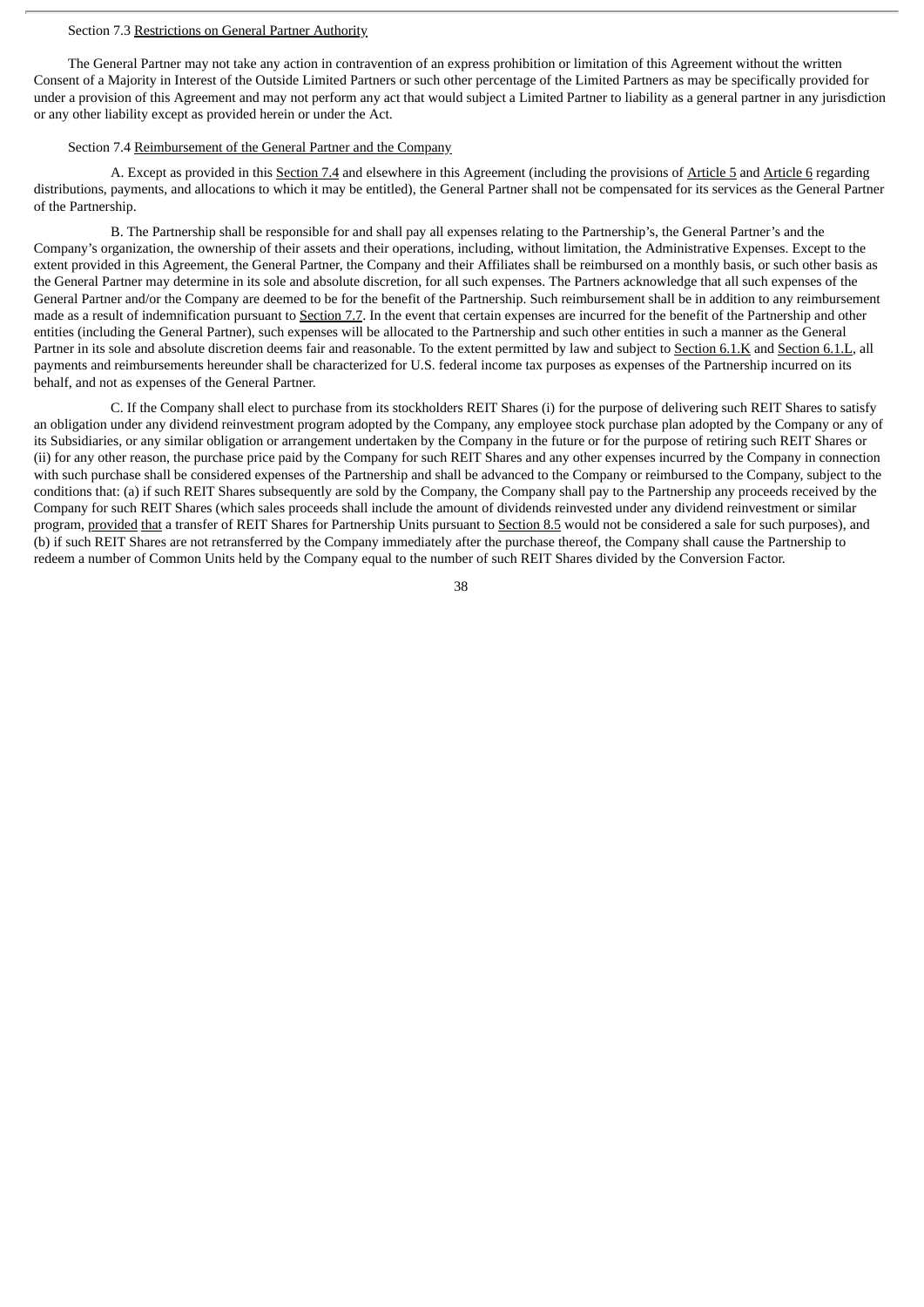Section 7.3 Restrictions on General Partner Authority

The General Partner may not take any action in contravention of an express prohibition or limitation of this Agreement without the written Consent of a Majority in Interest of the Outside Limited Partners or such other percentage of the Limited Partners as may be specifically provided for under a provision of this Agreement and may not perform any act that would subject a Limited Partner to liability as a general partner in any jurisdiction or any other liability except as provided herein or under the Act.

Section 7.4 Reimbursement of the General Partner and the Company

A. Except as provided in this Section 7.4 and elsewhere in this Agreement (including the provisions of Article 5 and Article 6 regarding distributions, payments, and allocations to which it may be entitled), the General Partner shall not be compensated for its services as the General Partner of the Partnership.

B. The Partnership shall be responsible for and shall pay all expenses relating to the Partnership's, the General Partner's and the Company's organization, the ownership of their assets and their operations, including, without limitation, the Administrative Expenses. Except to the extent provided in this Agreement, the General Partner, the Company and their Affiliates shall be reimbursed on a monthly basis, or such other basis as the General Partner may determine in its sole and absolute discretion, for all such expenses. The Partners acknowledge that all such expenses of the General Partner and/or the Company are deemed to be for the benefit of the Partnership. Such reimbursement shall be in addition to any reimbursement made as a result of indemnification pursuant to Section 7.7. In the event that certain expenses are incurred for the benefit of the Partnership and other entities (including the General Partner), such expenses will be allocated to the Partnership and such other entities in such a manner as the General Partner in its sole and absolute discretion deems fair and reasonable. To the extent permitted by law and subject to Section 6.1.K and Section 6.1.L, all payments and reimbursements hereunder shall be characterized for U.S. federal income tax purposes as expenses of the Partnership incurred on its behalf, and not as expenses of the General Partner.

C. If the Company shall elect to purchase from its stockholders REIT Shares (i) for the purpose of delivering such REIT Shares to satisfy an obligation under any dividend reinvestment program adopted by the Company, any employee stock purchase plan adopted by the Company or any of its Subsidiaries, or any similar obligation or arrangement undertaken by the Company in the future or for the purpose of retiring such REIT Shares or (ii) for any other reason, the purchase price paid by the Company for such REIT Shares and any other expenses incurred by the Company in connection with such purchase shall be considered expenses of the Partnership and shall be advanced to the Company or reimbursed to the Company, subject to the conditions that: (a) if such REIT Shares subsequently are sold by the Company, the Company shall pay to the Partnership any proceeds received by the Company for such REIT Shares (which sales proceeds shall include the amount of dividends reinvested under any dividend reinvestment or similar program, provided that a transfer of REIT Shares for Partnership Units pursuant to Section 8.5 would not be considered a sale for such purposes), and (b) if such REIT Shares are not retransferred by the Company immediately after the purchase thereof, the Company shall cause the Partnership to redeem a number of Common Units held by the Company equal to the number of such REIT Shares divided by the Conversion Factor.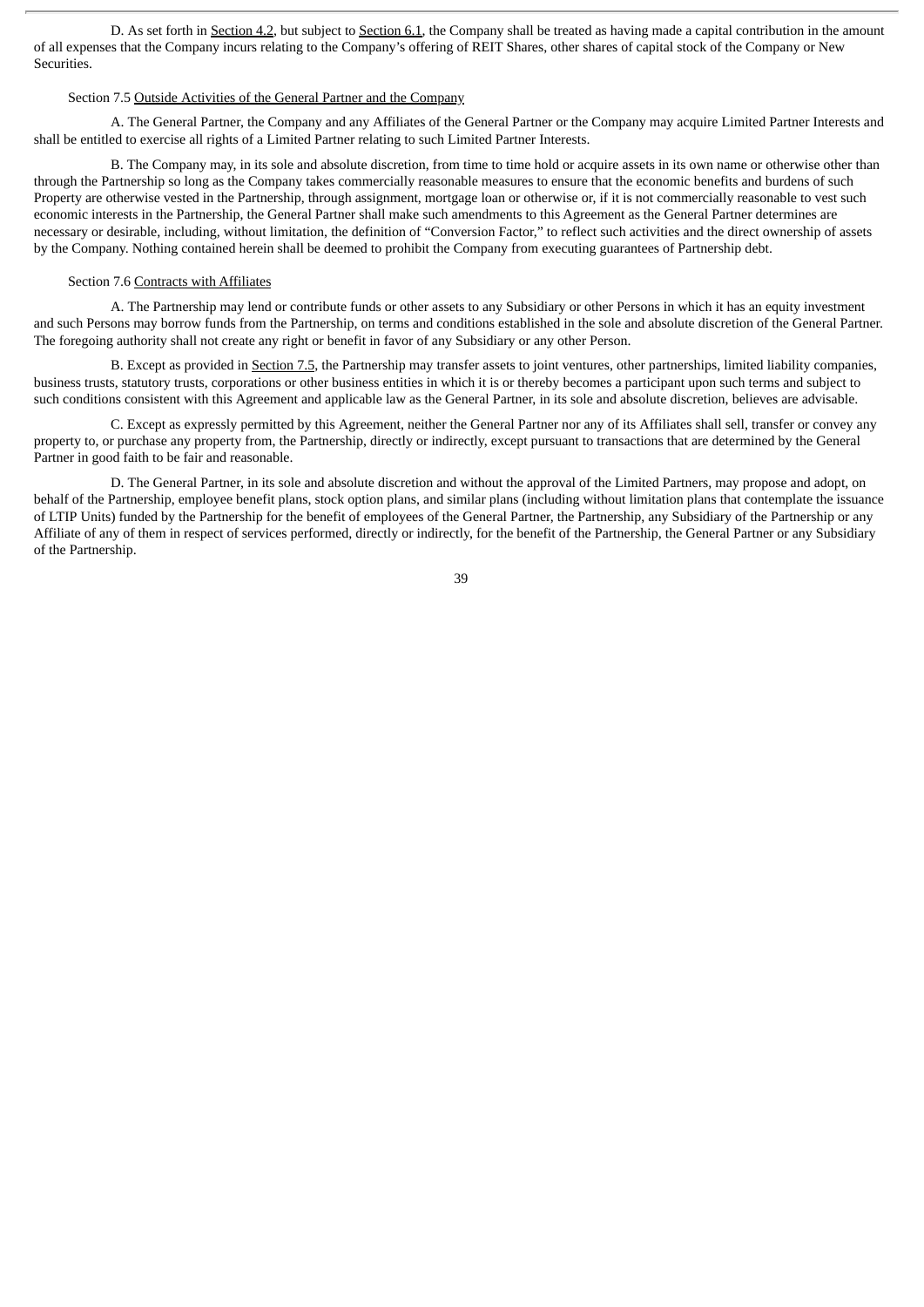D. As set forth in Section 4.2, but subject to Section 6.1, the Company shall be treated as having made a capital contribution in the amount of all expenses that the Company incurs relating to the Company's offering of REIT Shares, other shares of capital stock of the Company or New Securities.

Section 7.5 Outside Activities of the General Partner and the Company

A. The General Partner, the Company and any Affiliates of the General Partner or the Company may acquire Limited Partner Interests and shall be entitled to exercise all rights of a Limited Partner relating to such Limited Partner Interests.

B. The Company may, in its sole and absolute discretion, from time to time hold or acquire assets in its own name or otherwise other than through the Partnership so long as the Company takes commercially reasonable measures to ensure that the economic benefits and burdens of such Property are otherwise vested in the Partnership, through assignment, mortgage loan or otherwise or, if it is not commercially reasonable to vest such economic interests in the Partnership, the General Partner shall make such amendments to this Agreement as the General Partner determines are necessary or desirable, including, without limitation, the definition of "Conversion Factor," to reflect such activities and the direct ownership of assets by the Company. Nothing contained herein shall be deemed to prohibit the Company from executing guarantees of Partnership debt.

Section 7.6 Contracts with Affiliates

A. The Partnership may lend or contribute funds or other assets to any Subsidiary or other Persons in which it has an equity investment and such Persons may borrow funds from the Partnership, on terms and conditions established in the sole and absolute discretion of the General Partner. The foregoing authority shall not create any right or benefit in favor of any Subsidiary or any other Person.

B. Except as provided in Section 7.5, the Partnership may transfer assets to joint ventures, other partnerships, limited liability companies, business trusts, statutory trusts, corporations or other business entities in which it is or thereby becomes a participant upon such terms and subject to such conditions consistent with this Agreement and applicable law as the General Partner, in its sole and absolute discretion, believes are advisable.

C. Except as expressly permitted by this Agreement, neither the General Partner nor any of its Affiliates shall sell, transfer or convey any property to, or purchase any property from, the Partnership, directly or indirectly, except pursuant to transactions that are determined by the General Partner in good faith to be fair and reasonable.

D. The General Partner, in its sole and absolute discretion and without the approval of the Limited Partners, may propose and adopt, on behalf of the Partnership, employee benefit plans, stock option plans, and similar plans (including without limitation plans that contemplate the issuance of LTIP Units) funded by the Partnership for the benefit of employees of the General Partner, the Partnership, any Subsidiary of the Partnership or any Affiliate of any of them in respect of services performed, directly or indirectly, for the benefit of the Partnership, the General Partner or any Subsidiary of the Partnership.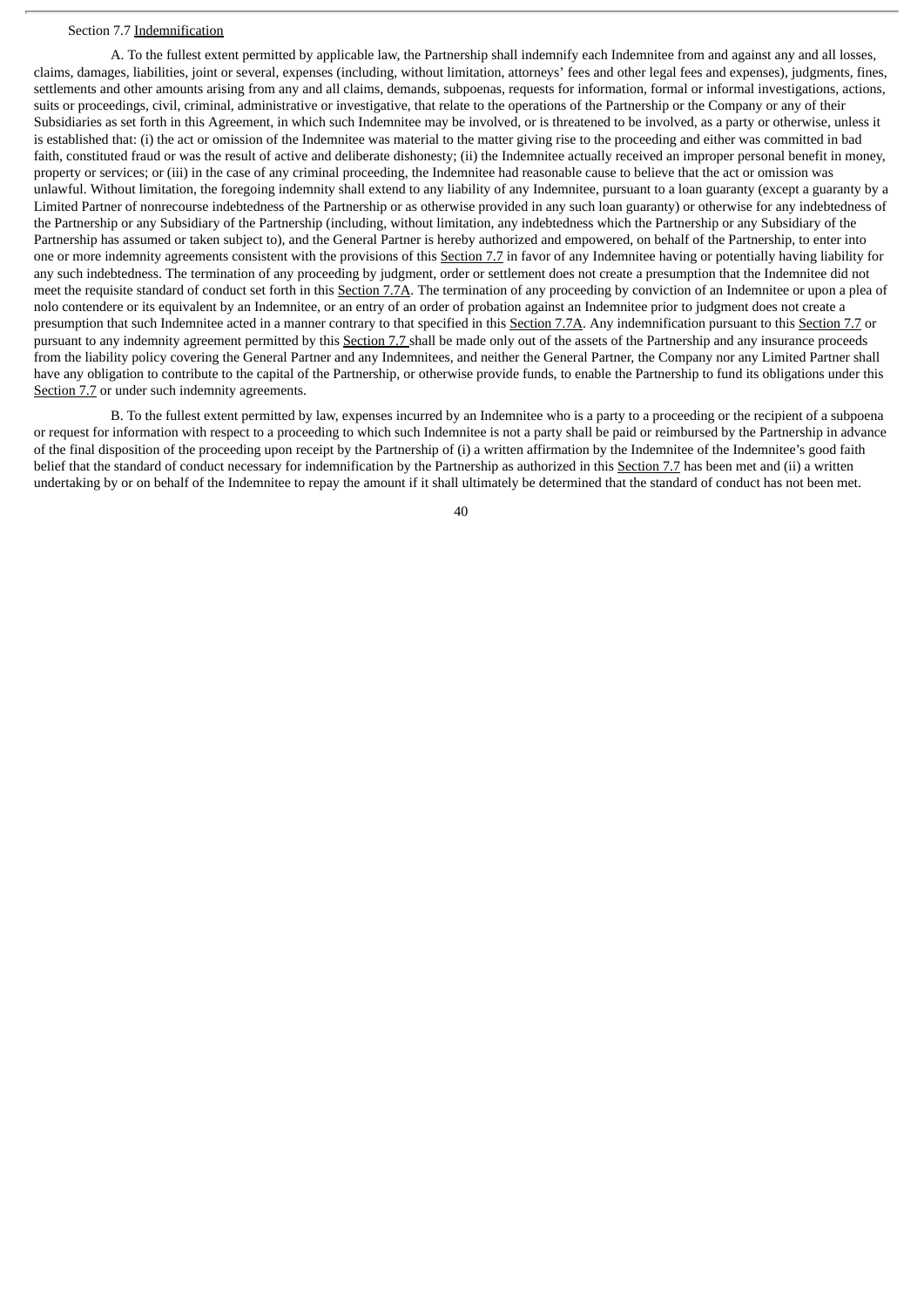Section 7.7 Indemnification

A. To the fullest extent permitted by applicable law, the Partnership shall indemnify each Indemnitee from and against any and all losses, claims, damages, liabilities, joint or several, expenses (including, without limitation, attorneys' fees and other legal fees and expenses), judgments, fines, settlements and other amounts arising from any and all claims, demands, subpoenas, requests for information, formal or informal investigations, actions, suits or proceedings, civil, criminal, administrative or investigative, that relate to the operations of the Partnership or the Company or any of their Subsidiaries as set forth in this Agreement, in which such Indemnitee may be involved, or is threatened to be involved, as a party or otherwise, unless it is established that: (i) the act or omission of the Indemnitee was material to the matter giving rise to the proceeding and either was committed in bad faith, constituted fraud or was the result of active and deliberate dishonesty; (ii) the Indemnitee actually received an improper personal benefit in money, property or services; or (iii) in the case of any criminal proceeding, the Indemnitee had reasonable cause to believe that the act or omission was unlawful. Without limitation, the foregoing indemnity shall extend to any liability of any Indemnitee, pursuant to a loan guaranty (except a guaranty by a Limited Partner of nonrecourse indebtedness of the Partnership or as otherwise provided in any such loan guaranty) or otherwise for any indebtedness of the Partnership or any Subsidiary of the Partnership (including, without limitation, any indebtedness which the Partnership or any Subsidiary of the Partnership has assumed or taken subject to), and the General Partner is hereby authorized and empowered, on behalf of the Partnership, to enter into one or more indemnity agreements consistent with the provisions of this Section 7.7 in favor of any Indemnitee having or potentially having liability for any such indebtedness. The termination of any proceeding by judgment, order or settlement does not create a presumption that the Indemnitee did not meet the requisite standard of conduct set forth in this Section 7.7A. The termination of any proceeding by conviction of an Indemnitee or upon a plea of nolo contendere or its equivalent by an Indemnitee, or an entry of an order of probation against an Indemnitee prior to judgment does not create a presumption that such Indemnitee acted in a manner contrary to that specified in this Section 7.7A. Any indemnification pursuant to this Section 7.7 or pursuant to any indemnity agreement permitted by this Section 7.7 shall be made only out of the assets of the Partnership and any insurance proceeds from the liability policy covering the General Partner and any Indemnitees, and neither the General Partner, the Company nor any Limited Partner shall have any obligation to contribute to the capital of the Partnership, or otherwise provide funds, to enable the Partnership to fund its obligations under this Section 7.7 or under such indemnity agreements.

B. To the fullest extent permitted by law, expenses incurred by an Indemnitee who is a party to a proceeding or the recipient of a subpoena or request for information with respect to a proceeding to which such Indemnitee is not a party shall be paid or reimbursed by the Partnership in advance of the final disposition of the proceeding upon receipt by the Partnership of (i) a written affirmation by the Indemnitee of the Indemnitee's good faith belief that the standard of conduct necessary for indemnification by the Partnership as authorized in this Section 7.7 has been met and (ii) a written undertaking by or on behalf of the Indemnitee to repay the amount if it shall ultimately be determined that the standard of conduct has not been met.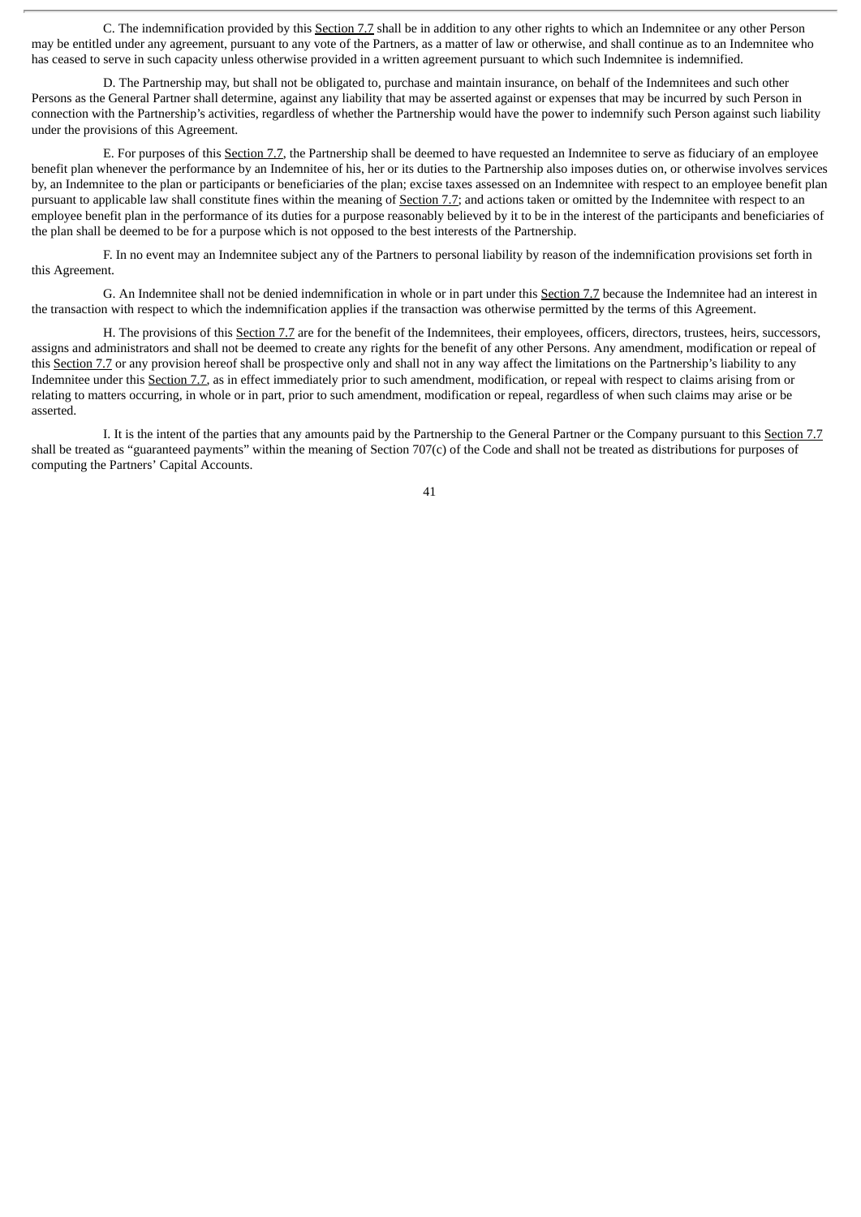C. The indemnification provided by this Section 7.7 shall be in addition to any other rights to which an Indemnitee or any other Person may be entitled under any agreement, pursuant to any vote of the Partners, as a matter of law or otherwise, and shall continue as to an Indemnitee who has ceased to serve in such capacity unless otherwise provided in a written agreement pursuant to which such Indemnitee is indemnified.

D. The Partnership may, but shall not be obligated to, purchase and maintain insurance, on behalf of the Indemnitees and such other Persons as the General Partner shall determine, against any liability that may be asserted against or expenses that may be incurred by such Person in connection with the Partnership's activities, regardless of whether the Partnership would have the power to indemnify such Person against such liability under the provisions of this Agreement.

E. For purposes of this Section 7.7, the Partnership shall be deemed to have requested an Indemnitee to serve as fiduciary of an employee benefit plan whenever the performance by an Indemnitee of his, her or its duties to the Partnership also imposes duties on, or otherwise involves services by, an Indemnitee to the plan or participants or beneficiaries of the plan; excise taxes assessed on an Indemnitee with respect to an employee benefit plan pursuant to applicable law shall constitute fines within the meaning of Section 7.7; and actions taken or omitted by the Indemnitee with respect to an employee benefit plan in the performance of its duties for a purpose reasonably believed by it to be in the interest of the participants and beneficiaries of the plan shall be deemed to be for a purpose which is not opposed to the best interests of the Partnership.

F. In no event may an Indemnitee subject any of the Partners to personal liability by reason of the indemnification provisions set forth in this Agreement.

G. An Indemnitee shall not be denied indemnification in whole or in part under this Section 7.7 because the Indemnitee had an interest in the transaction with respect to which the indemnification applies if the transaction was otherwise permitted by the terms of this Agreement.

H. The provisions of this Section 7.7 are for the benefit of the Indemnitees, their employees, officers, directors, trustees, heirs, successors, assigns and administrators and shall not be deemed to create any rights for the benefit of any other Persons. Any amendment, modification or repeal of this Section 7.7 or any provision hereof shall be prospective only and shall not in any way affect the limitations on the Partnership's liability to any Indemnitee under this Section 7.7, as in effect immediately prior to such amendment, modification, or repeal with respect to claims arising from or relating to matters occurring, in whole or in part, prior to such amendment, modification or repeal, regardless of when such claims may arise or be asserted.

I. It is the intent of the parties that any amounts paid by the Partnership to the General Partner or the Company pursuant to this Section 7.7 shall be treated as "guaranteed payments" within the meaning of Section 707(c) of the Code and shall not be treated as distributions for purposes of computing the Partners' Capital Accounts.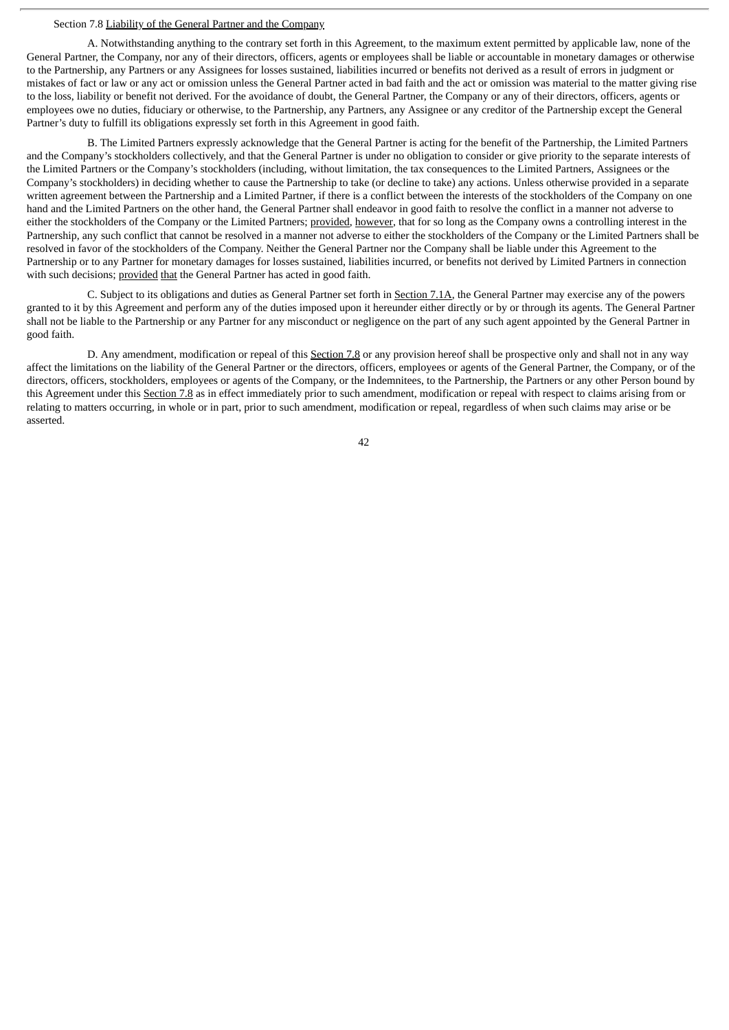Section 7.8 Liability of the General Partner and the Company

A. Notwithstanding anything to the contrary set forth in this Agreement, to the maximum extent permitted by applicable law, none of the General Partner, the Company, nor any of their directors, officers, agents or employees shall be liable or accountable in monetary damages or otherwise to the Partnership, any Partners or any Assignees for losses sustained, liabilities incurred or benefits not derived as a result of errors in judgment or mistakes of fact or law or any act or omission unless the General Partner acted in bad faith and the act or omission was material to the matter giving rise to the loss, liability or benefit not derived. For the avoidance of doubt, the General Partner, the Company or any of their directors, officers, agents or employees owe no duties, fiduciary or otherwise, to the Partnership, any Partners, any Assignee or any creditor of the Partnership except the General Partner's duty to fulfill its obligations expressly set forth in this Agreement in good faith.

B. The Limited Partners expressly acknowledge that the General Partner is acting for the benefit of the Partnership, the Limited Partners and the Company's stockholders collectively, and that the General Partner is under no obligation to consider or give priority to the separate interests of the Limited Partners or the Company's stockholders (including, without limitation, the tax consequences to the Limited Partners, Assignees or the Company's stockholders) in deciding whether to cause the Partnership to take (or decline to take) any actions. Unless otherwise provided in a separate written agreement between the Partnership and a Limited Partner, if there is a conflict between the interests of the stockholders of the Company on one hand and the Limited Partners on the other hand, the General Partner shall endeavor in good faith to resolve the conflict in a manner not adverse to either the stockholders of the Company or the Limited Partners; provided, however, that for so long as the Company owns a controlling interest in the Partnership, any such conflict that cannot be resolved in a manner not adverse to either the stockholders of the Company or the Limited Partners shall be resolved in favor of the stockholders of the Company. Neither the General Partner nor the Company shall be liable under this Agreement to the Partnership or to any Partner for monetary damages for losses sustained, liabilities incurred, or benefits not derived by Limited Partners in connection with such decisions; provided that the General Partner has acted in good faith.

C. Subject to its obligations and duties as General Partner set forth in Section 7.1A, the General Partner may exercise any of the powers granted to it by this Agreement and perform any of the duties imposed upon it hereunder either directly or by or through its agents. The General Partner shall not be liable to the Partnership or any Partner for any misconduct or negligence on the part of any such agent appointed by the General Partner in good faith.

D. Any amendment, modification or repeal of this Section 7.8 or any provision hereof shall be prospective only and shall not in any way affect the limitations on the liability of the General Partner or the directors, officers, employees or agents of the General Partner, the Company, or of the directors, officers, stockholders, employees or agents of the Company, or the Indemnitees, to the Partnership, the Partners or any other Person bound by this Agreement under this Section 7.8 as in effect immediately prior to such amendment, modification or repeal with respect to claims arising from or relating to matters occurring, in whole or in part, prior to such amendment, modification or repeal, regardless of when such claims may arise or be asserted.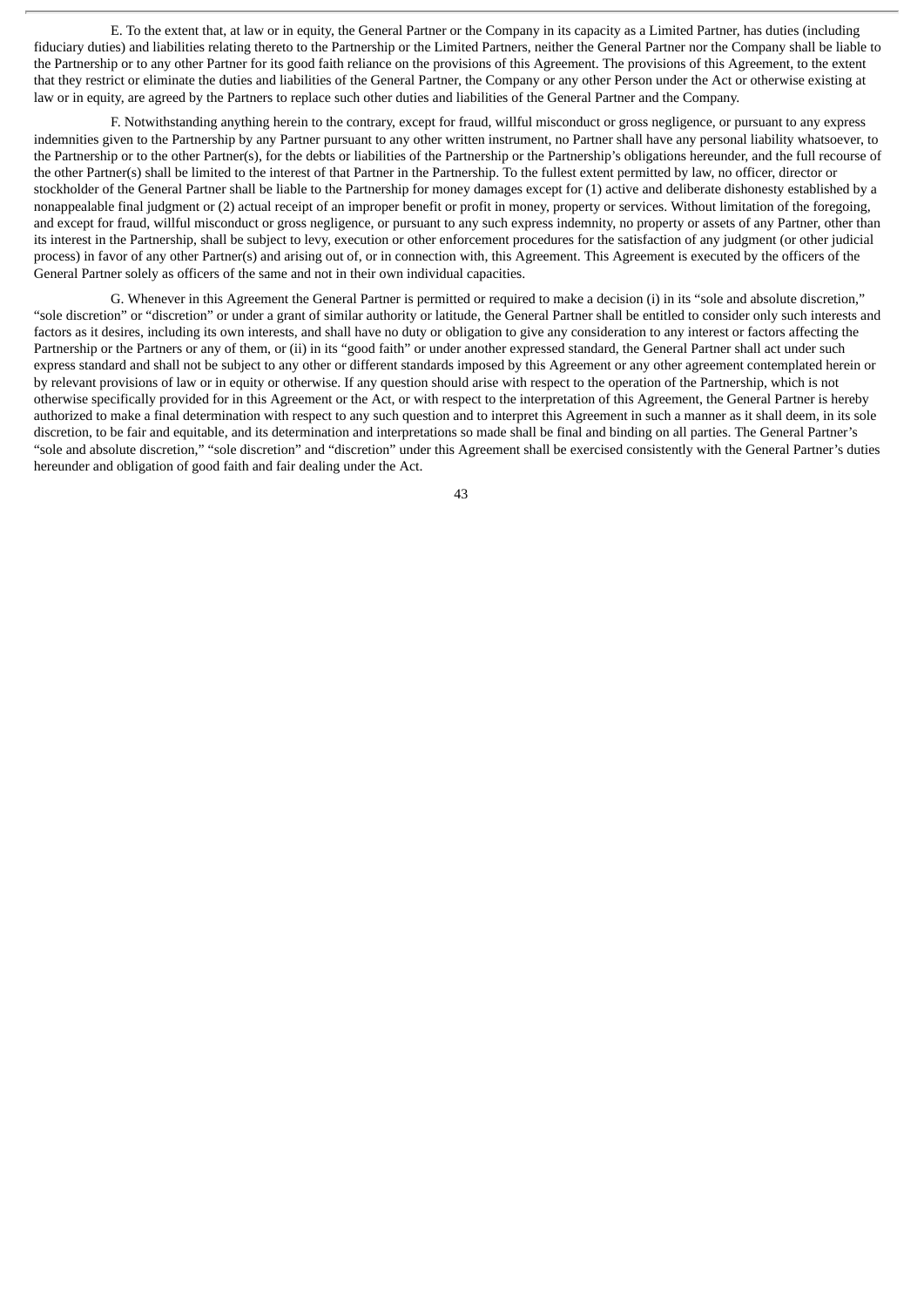E. To the extent that, at law or in equity, the General Partner or the Company in its capacity as a Limited Partner, has duties (including fiduciary duties) and liabilities relating thereto to the Partnership or the Limited Partners, neither the General Partner nor the Company shall be liable to the Partnership or to any other Partner for its good faith reliance on the provisions of this Agreement. The provisions of this Agreement, to the extent that they restrict or eliminate the duties and liabilities of the General Partner, the Company or any other Person under the Act or otherwise existing at law or in equity, are agreed by the Partners to replace such other duties and liabilities of the General Partner and the Company.

F. Notwithstanding anything herein to the contrary, except for fraud, willful misconduct or gross negligence, or pursuant to any express indemnities given to the Partnership by any Partner pursuant to any other written instrument, no Partner shall have any personal liability whatsoever, to the Partnership or to the other Partner(s), for the debts or liabilities of the Partnership or the Partnership's obligations hereunder, and the full recourse of the other Partner(s) shall be limited to the interest of that Partner in the Partnership. To the fullest extent permitted by law, no officer, director or stockholder of the General Partner shall be liable to the Partnership for money damages except for (1) active and deliberate dishonesty established by a nonappealable final judgment or (2) actual receipt of an improper benefit or profit in money, property or services. Without limitation of the foregoing, and except for fraud, willful misconduct or gross negligence, or pursuant to any such express indemnity, no property or assets of any Partner, other than its interest in the Partnership, shall be subject to levy, execution or other enforcement procedures for the satisfaction of any judgment (or other judicial process) in favor of any other Partner(s) and arising out of, or in connection with, this Agreement. This Agreement is executed by the officers of the General Partner solely as officers of the same and not in their own individual capacities.

G. Whenever in this Agreement the General Partner is permitted or required to make a decision (i) in its "sole and absolute discretion," "sole discretion" or "discretion" or under a grant of similar authority or latitude, the General Partner shall be entitled to consider only such interests and factors as it desires, including its own interests, and shall have no duty or obligation to give any consideration to any interest or factors affecting the Partnership or the Partners or any of them, or (ii) in its "good faith" or under another expressed standard, the General Partner shall act under such express standard and shall not be subject to any other or different standards imposed by this Agreement or any other agreement contemplated herein or by relevant provisions of law or in equity or otherwise. If any question should arise with respect to the operation of the Partnership, which is not otherwise specifically provided for in this Agreement or the Act, or with respect to the interpretation of this Agreement, the General Partner is hereby authorized to make a final determination with respect to any such question and to interpret this Agreement in such a manner as it shall deem, in its sole discretion, to be fair and equitable, and its determination and interpretations so made shall be final and binding on all parties. The General Partner's "sole and absolute discretion," "sole discretion" and "discretion" under this Agreement shall be exercised consistently with the General Partner's duties hereunder and obligation of good faith and fair dealing under the Act.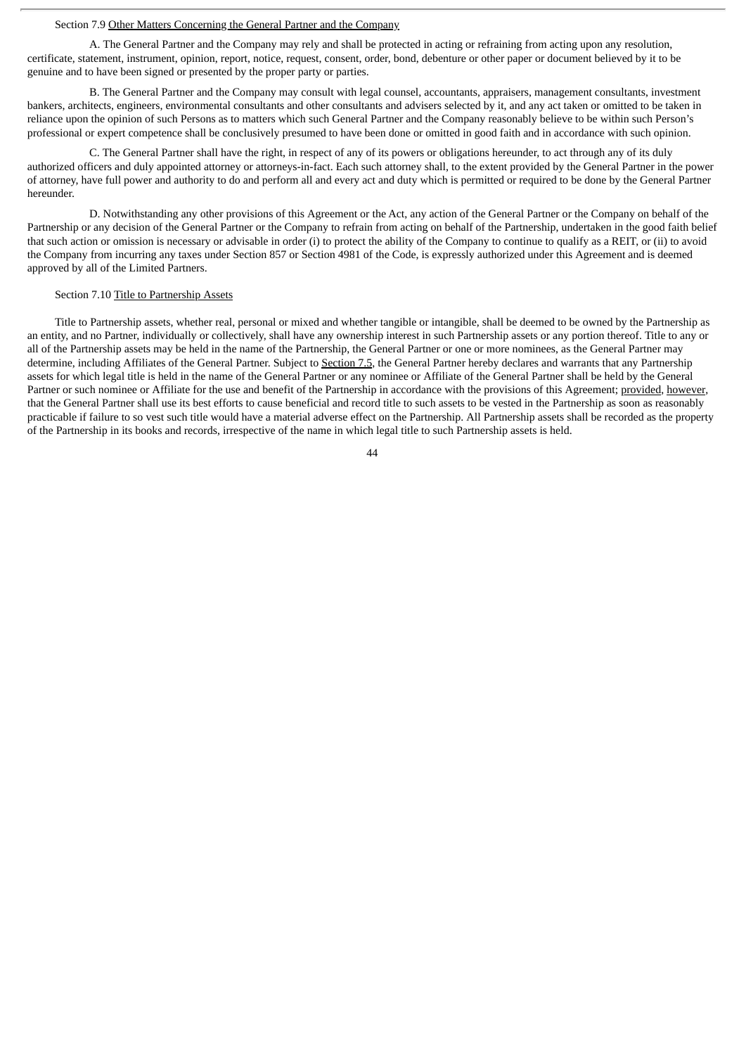Section 7.9 Other Matters Concerning the General Partner and the Company

A. The General Partner and the Company may rely and shall be protected in acting or refraining from acting upon any resolution, certificate, statement, instrument, opinion, report, notice, request, consent, order, bond, debenture or other paper or document believed by it to be genuine and to have been signed or presented by the proper party or parties.

B. The General Partner and the Company may consult with legal counsel, accountants, appraisers, management consultants, investment bankers, architects, engineers, environmental consultants and other consultants and advisers selected by it, and any act taken or omitted to be taken in reliance upon the opinion of such Persons as to matters which such General Partner and the Company reasonably believe to be within such Person's professional or expert competence shall be conclusively presumed to have been done or omitted in good faith and in accordance with such opinion.

C. The General Partner shall have the right, in respect of any of its powers or obligations hereunder, to act through any of its duly authorized officers and duly appointed attorney or attorneys-in-fact. Each such attorney shall, to the extent provided by the General Partner in the power of attorney, have full power and authority to do and perform all and every act and duty which is permitted or required to be done by the General Partner hereunder.

D. Notwithstanding any other provisions of this Agreement or the Act, any action of the General Partner or the Company on behalf of the Partnership or any decision of the General Partner or the Company to refrain from acting on behalf of the Partnership, undertaken in the good faith belief that such action or omission is necessary or advisable in order (i) to protect the ability of the Company to continue to qualify as a REIT, or (ii) to avoid the Company from incurring any taxes under Section 857 or Section 4981 of the Code, is expressly authorized under this Agreement and is deemed approved by all of the Limited Partners.

Section 7.10 Title to Partnership Assets

Title to Partnership assets, whether real, personal or mixed and whether tangible or intangible, shall be deemed to be owned by the Partnership as an entity, and no Partner, individually or collectively, shall have any ownership interest in such Partnership assets or any portion thereof. Title to any or all of the Partnership assets may be held in the name of the Partnership, the General Partner or one or more nominees, as the General Partner may determine, including Affiliates of the General Partner. Subject to Section 7.5, the General Partner hereby declares and warrants that any Partnership assets for which legal title is held in the name of the General Partner or any nominee or Affiliate of the General Partner shall be held by the General Partner or such nominee or Affiliate for the use and benefit of the Partnership in accordance with the provisions of this Agreement; provided, however, that the General Partner shall use its best efforts to cause beneficial and record title to such assets to be vested in the Partnership as soon as reasonably practicable if failure to so vest such title would have a material adverse effect on the Partnership. All Partnership assets shall be recorded as the property of the Partnership in its books and records, irrespective of the name in which legal title to such Partnership assets is held.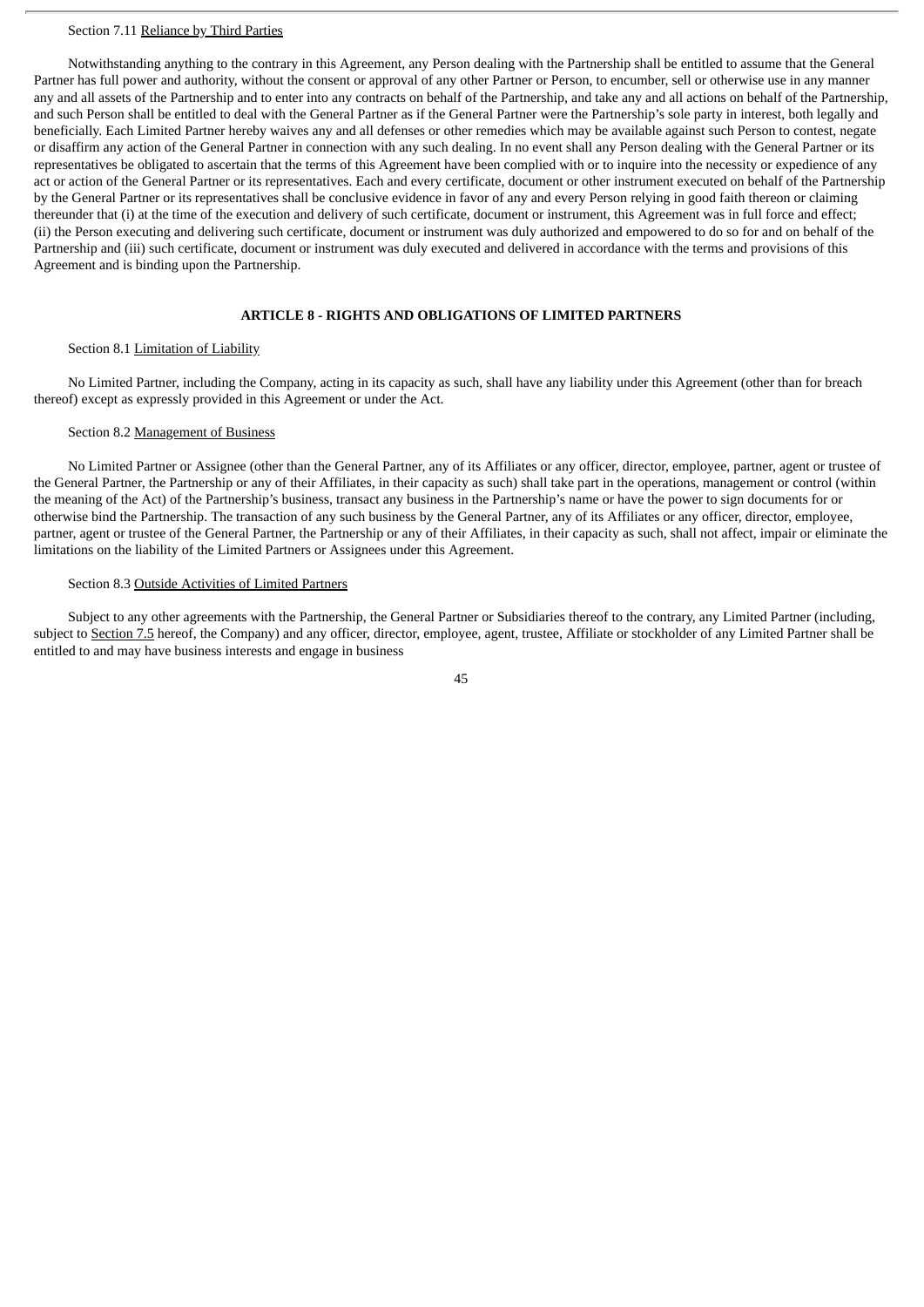Section 7.11 Reliance by Third Parties

Notwithstanding anything to the contrary in this Agreement, any Person dealing with the Partnership shall be entitled to assume that the General Partner has full power and authority, without the consent or approval of any other Partner or Person, to encumber, sell or otherwise use in any manner any and all assets of the Partnership and to enter into any contracts on behalf of the Partnership, and take any and all actions on behalf of the Partnership, and such Person shall be entitled to deal with the General Partner as if the General Partner were the Partnership's sole party in interest, both legally and beneficially. Each Limited Partner hereby waives any and all defenses or other remedies which may be available against such Person to contest, negate or disaffirm any action of the General Partner in connection with any such dealing. In no event shall any Person dealing with the General Partner or its representatives be obligated to ascertain that the terms of this Agreement have been complied with or to inquire into the necessity or expedience of any act or action of the General Partner or its representatives. Each and every certificate, document or other instrument executed on behalf of the Partnership by the General Partner or its representatives shall be conclusive evidence in favor of any and every Person relying in good faith thereon or claiming thereunder that (i) at the time of the execution and delivery of such certificate, document or instrument, this Agreement was in full force and effect; (ii) the Person executing and delivering such certificate, document or instrument was duly authorized and empowered to do so for and on behalf of the Partnership and (iii) such certificate, document or instrument was duly executed and delivered in accordance with the terms and provisions of this Agreement and is binding upon the Partnership.

## ARTICLE 8 - RIGHTS AND OBLIGATIONS OF LIMITED PARTNERS

Section 8.1 Limitation of Liability

No Limited Partner, including the Company, acting in its capacity as such, shall have any liability under this Agreement (other than for breach thereof) except as expressly provided in this Agreement or under the Act.

Section 8.2 Management of Business

No Limited Partner or Assignee (other than the General Partner, any of its Affiliates or any officer, director, employee, partner, agent or trustee of the General Partner, the Partnership or any of their Affiliates, in their capacity as such) shall take part in the operations, management or control (within the meaning of the Act) of the Partnership's business, transact any business in the Partnership's name or have the power to sign documents for or otherwise bind the Partnership. The transaction of any such business by the General Partner, any of its Affiliates or any officer, director, employee, partner, agent or trustee of the General Partner, the Partnership or any of their Affiliates, in their capacity as such, shall not affect, impair or eliminate the limitations on the liability of the Limited Partners or Assignees under this Agreement.

Section 8.3 Outside Activities of Limited Partners

Subject to any other agreements with the Partnership, the General Partner or Subsidiaries thereof to the contrary, any Limited Partner (including, subject to Section 7.5 hereof, the Company) and any officer, director, employee, agent, trustee, Affiliate or stockholder of any Limited Partner shall be entitled to and may have business interests and engage in business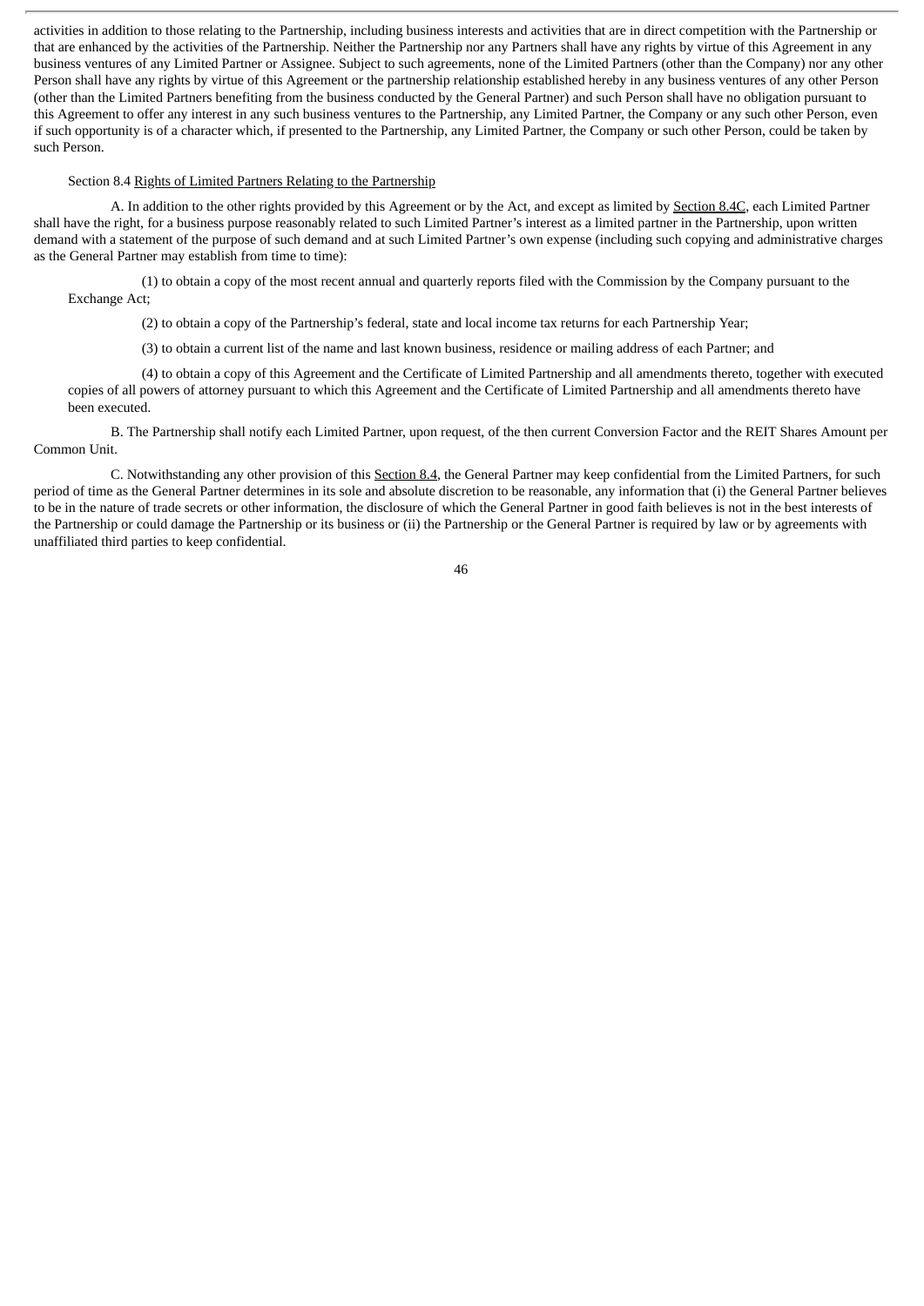activities in addition to those relating to the Partnership, including business interests and activities that are in direct competition with the Partnership or that are enhanced by the activities of the Partnership. Neither the Partnership nor any Partners shall have any rights by virtue of this Agreement in any business ventures of any Limited Partner or Assignee. Subject to such agreements, none of the Limited Partners (other than the Company) nor any other Person shall have any rights by virtue of this Agreement or the partnership relationship established hereby in any business ventures of any other Person (other than the Limited Partners benefiting from the business conducted by the General Partner) and such Person shall have no obligation pursuant to this Agreement to offer any interest in any such business ventures to the Partnership, any Limited Partner, the Company or any such other Person, even if such opportunity is of a character which, if presented to the Partnership, any Limited Partner, the Company or such other Person, could be taken by such Person.

Section 8.4 Rights of Limited Partners Relating to the Partnership

A. In addition to the other rights provided by this Agreement or by the Act, and except as limited by Section 8.4C, each Limited Partner shall have the right, for a business purpose reasonably related to such Limited Partner's interest as a limited partner in the Partnership, upon written demand with a statement of the purpose of such demand and at such Limited Partner's own expense (including such copying and administrative charges as the General Partner may establish from time to time):

(1) to obtain a copy of the most recent annual and quarterly reports filed with the Commission by the Company pursuant to the Exchange Act;

(2) to obtain a copy of the Partnership's federal, state and local income tax returns for each Partnership Year;

(3) to obtain a current list of the name and last known business, residence or mailing address of each Partner; and

(4) to obtain a copy of this Agreement and the Certificate of Limited Partnership and all amendments thereto, together with executed copies of all powers of attorney pursuant to which this Agreement and the Certificate of Limited Partnership and all amendments thereto have been executed.

B. The Partnership shall notify each Limited Partner, upon request, of the then current Conversion Factor and the REIT Shares Amount per Common Unit.

C. Notwithstanding any other provision of this Section 8.4, the General Partner may keep confidential from the Limited Partners, for such period of time as the General Partner determines in its sole and absolute discretion to be reasonable, any information that (i) the General Partner believes to be in the nature of trade secrets or other information, the disclosure of which the General Partner in good faith believes is not in the best interests of the Partnership or could damage the Partnership or its business or (ii) the Partnership or the General Partner is required by law or by agreements with unaffiliated third parties to keep confidential.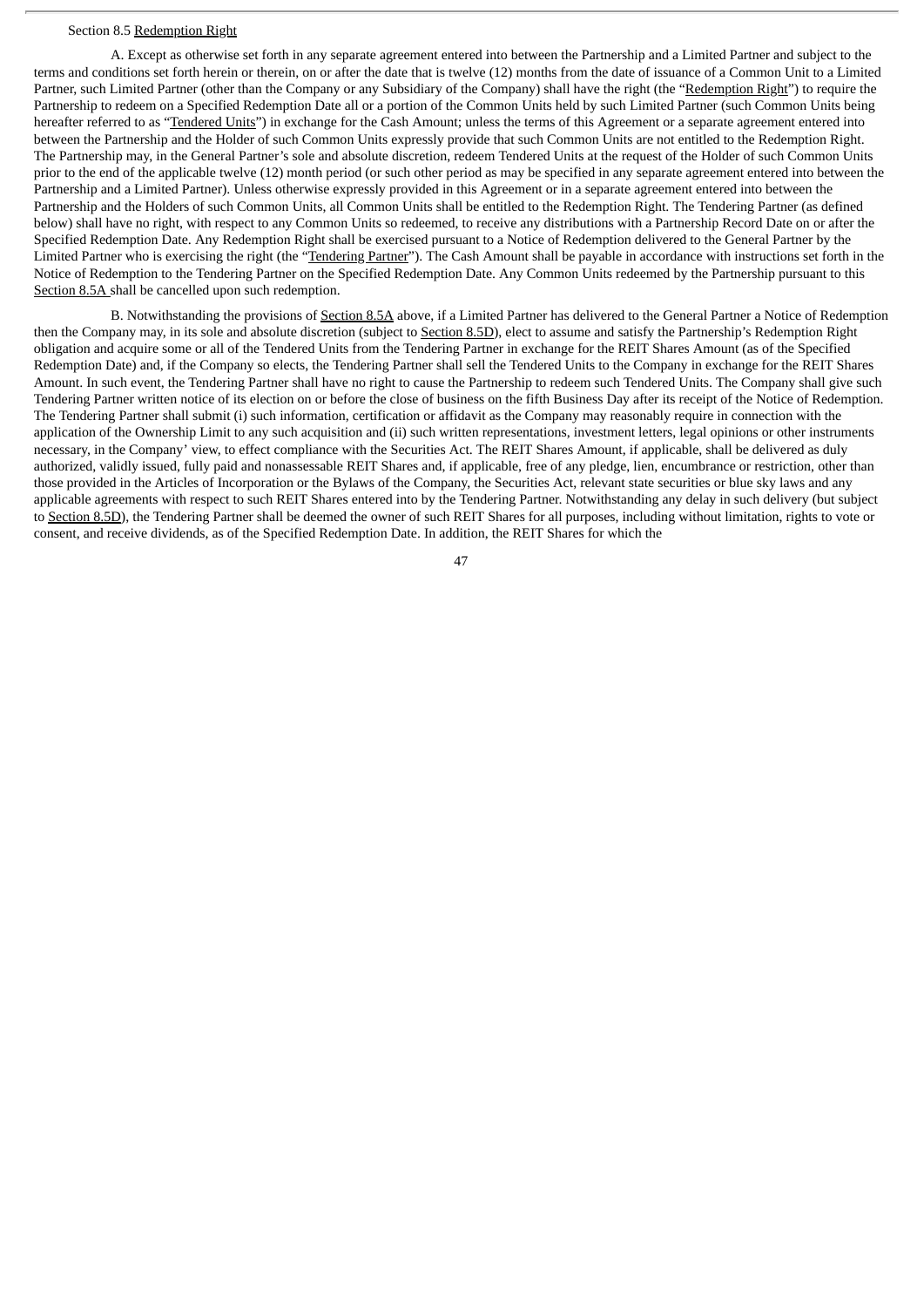Section 8.5 Redemption Right

A. Except as otherwise set forth in any separate agreement entered into between the Partnership and a Limited Partner and subject to the terms and conditions set forth herein or therein, on or after the date that is twelve (12) months from the date of issuance of a Common Unit to a Limited Partner, such Limited Partner (other than the Company or any Subsidiary of the Company) shall have the right (the "Redemption Right") to require the Partnership to redeem on a Specified Redemption Date all or a portion of the Common Units held by such Limited Partner (such Common Units being hereafter referred to as "Tendered Units") in exchange for the Cash Amount; unless the terms of this Agreement or a separate agreement entered into between the Partnership and the Holder of such Common Units expressly provide that such Common Units are not entitled to the Redemption Right. The Partnership may, in the General Partner's sole and absolute discretion, redeem Tendered Units at the request of the Holder of such Common Units prior to the end of the applicable twelve (12) month period (or such other period as may be specified in any separate agreement entered into between the Partnership and a Limited Partner). Unless otherwise expressly provided in this Agreement or in a separate agreement entered into between the Partnership and the Holders of such Common Units, all Common Units shall be entitled to the Redemption Right. The Tendering Partner (as defined below) shall have no right, with respect to any Common Units so redeemed, to receive any distributions with a Partnership Record Date on or after the Specified Redemption Date. Any Redemption Right shall be exercised pursuant to a Notice of Redemption delivered to the General Partner by the Limited Partner who is exercising the right (the "Tendering Partner"). The Cash Amount shall be payable in accordance with instructions set forth in the Notice of Redemption to the Tendering Partner on the Specified Redemption Date. Any Common Units redeemed by the Partnership pursuant to this Section 8.5A shall be cancelled upon such redemption.

B. Notwithstanding the provisions of Section 8.5A above, if a Limited Partner has delivered to the General Partner a Notice of Redemption then the Company may, in its sole and absolute discretion (subject to Section 8.5D), elect to assume and satisfy the Partnership's Redemption Right obligation and acquire some or all of the Tendered Units from the Tendering Partner in exchange for the REIT Shares Amount (as of the Specified Redemption Date) and, if the Company so elects, the Tendering Partner shall sell the Tendered Units to the Company in exchange for the REIT Shares Amount. In such event, the Tendering Partner shall have no right to cause the Partnership to redeem such Tendered Units. The Company shall give such Tendering Partner written notice of its election on or before the close of business on the fifth Business Day after its receipt of the Notice of Redemption. The Tendering Partner shall submit (i) such information, certification or affidavit as the Company may reasonably require in connection with the application of the Ownership Limit to any such acquisition and (ii) such written representations, investment letters, legal opinions or other instruments necessary, in the Company' view, to effect compliance with the Securities Act. The REIT Shares Amount, if applicable, shall be delivered as duly authorized, validly issued, fully paid and nonassessable REIT Shares and, if applicable, free of any pledge, lien, encumbrance or restriction, other than those provided in the Articles of Incorporation or the Bylaws of the Company, the Securities Act, relevant state securities or blue sky laws and any applicable agreements with respect to such REIT Shares entered into by the Tendering Partner. Notwithstanding any delay in such delivery (but subject to Section 8.5D), the Tendering Partner shall be deemed the owner of such REIT Shares for all purposes, including without limitation, rights to vote or consent, and receive dividends, as of the Specified Redemption Date. In addition, the REIT Shares for which the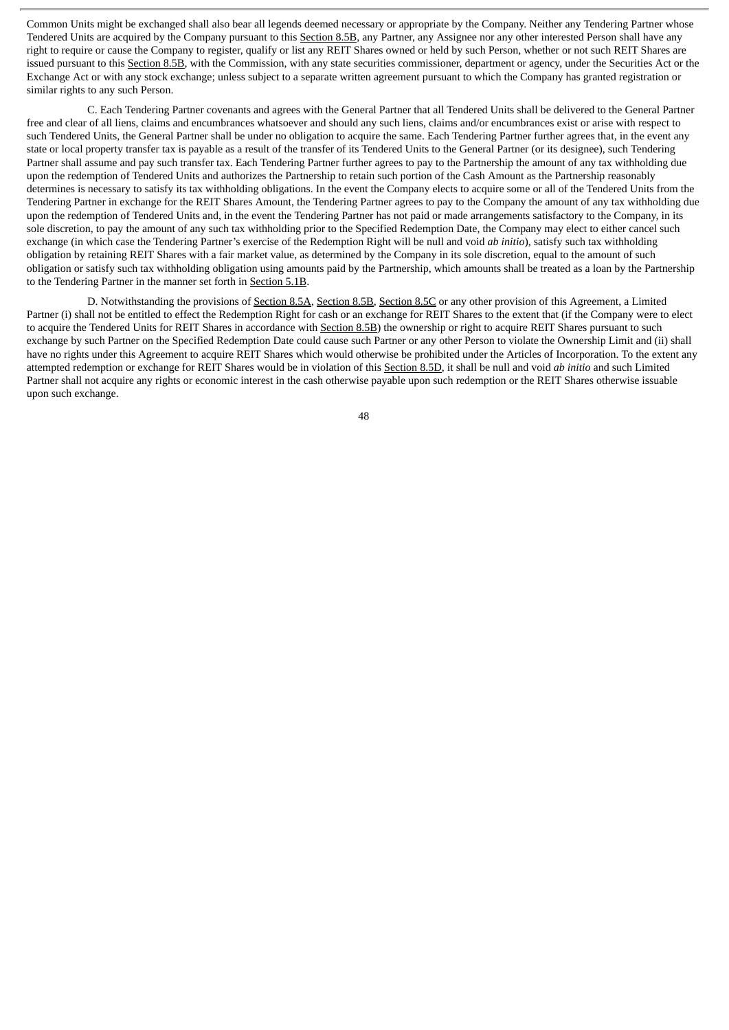Common Units might be exchanged shall also bear all legends deemed necessary or appropriate by the Company. Neither any Tendering Partner whose Tendered Units are acquired by the Company pursuant to this Section 8.5B, any Partner, any Assignee nor any other interested Person shall have any right to require or cause the Company to register, qualify or list any REIT Shares owned or held by such Person, whether or not such REIT Shares are issued pursuant to this Section 8.5B, with the Commission, with any state securities commissioner, department or agency, under the Securities Act or the Exchange Act or with any stock exchange; unless subject to a separate written agreement pursuant to which the Company has granted registration or similar rights to any such Person.

C. Each Tendering Partner covenants and agrees with the General Partner that all Tendered Units shall be delivered to the General Partner free and clear of all liens, claims and encumbrances whatsoever and should any such liens, claims and/or encumbrances exist or arise with respect to such Tendered Units, the General Partner shall be under no obligation to acquire the same. Each Tendering Partner further agrees that, in the event any state or local property transfer tax is payable as a result of the transfer of its Tendered Units to the General Partner (or its designee), such Tendering Partner shall assume and pay such transfer tax. Each Tendering Partner further agrees to pay to the Partnership the amount of any tax withholding due upon the redemption of Tendered Units and authorizes the Partnership to retain such portion of the Cash Amount as the Partnership reasonably determines is necessary to satisfy its tax withholding obligations. In the event the Company elects to acquire some or all of the Tendered Units from the Tendering Partner in exchange for the REIT Shares Amount, the Tendering Partner agrees to pay to the Company the amount of any tax withholding due upon the redemption of Tendered Units and, in the event the Tendering Partner has not paid or made arrangements satisfactory to the Company, in its sole discretion, to pay the amount of any such tax withholding prior to the Specified Redemption Date, the Company may elect to either cancel such exchange (in which case the Tendering Partner's exercise of the Redemption Right will be null and void *ab initio*), satisfy such tax withholding obligation by retaining REIT Shares with a fair market value, as determined by the Company in its sole discretion, equal to the amount of such obligation or satisfy such tax withholding obligation using amounts paid by the Partnership, which amounts shall be treated as a loan by the Partnership to the Tendering Partner in the manner set forth in Section 5.1B.

D. Notwithstanding the provisions of Section 8.5A, Section 8.5B, Section 8.5C or any other provision of this Agreement, a Limited Partner (i) shall not be entitled to effect the Redemption Right for cash or an exchange for REIT Shares to the extent that (if the Company were to elect to acquire the Tendered Units for REIT Shares in accordance with Section 8.5B) the ownership or right to acquire REIT Shares pursuant to such exchange by such Partner on the Specified Redemption Date could cause such Partner or any other Person to violate the Ownership Limit and (ii) shall have no rights under this Agreement to acquire REIT Shares which would otherwise be prohibited under the Articles of Incorporation. To the extent any attempted redemption or exchange for REIT Shares would be in violation of this Section 8.5D, it shall be null and void *ab initio* and such Limited Partner shall not acquire any rights or economic interest in the cash otherwise payable upon such redemption or the REIT Shares otherwise issuable upon such exchange.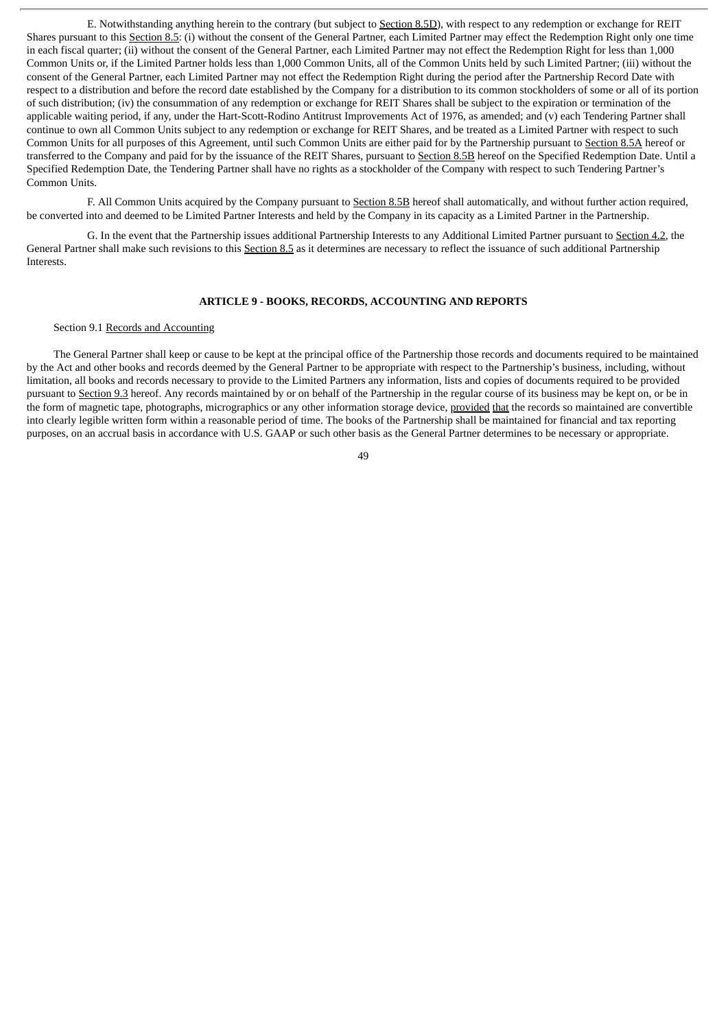E. Notwithstanding anything herein to the contrary (but subject to Section 8.5D), with respect to any redemption or exchange for REIT Shares pursuant to this Section 8.5: (i) without the consent of the General Partner, each Limited Partner may effect the Redemption Right only one time in each fiscal quarter; (ii) without the consent of the General Partner, each Limited Partner may not effect the Redemption Right for less than 1,000 Common Units or, if the Limited Partner holds less than 1,000 Common Units, all of the Common Units held by such Limited Partner; (iii) without the consent of the General Partner, each Limited Partner may not effect the Redemption Right during the period after the Partnership Record Date with respect to a distribution and before the record date established by the Company for a distribution to its common stockholders of some or all of its portion of such distribution; (iv) the consummation of any redemption or exchange for REIT Shares shall be subject to the expiration or termination of the applicable waiting period, if any, under the Hart-Scott-Rodino Antitrust Improvements Act of 1976, as amended; and (v) each Tendering Partner shall continue to own all Common Units subject to any redemption or exchange for REIT Shares, and be treated as a Limited Partner with respect to such Common Units for all purposes of this Agreement, until such Common Units are either paid for by the Partnership pursuant to Section 8.5A hereof or transferred to the Company and paid for by the issuance of the REIT Shares, pursuant to Section 8.5B hereof on the Specified Redemption Date. Until a Specified Redemption Date, the Tendering Partner shall have no rights as a stockholder of the Company with respect to such Tendering Partner's Common Units.

F. All Common Units acquired by the Company pursuant to Section 8.5B hereof shall automatically, and without further action required, be converted into and deemed to be Limited Partner Interests and held by the Company in its capacity as a Limited Partner in the Partnership.

G. In the event that the Partnership issues additional Partnership Interests to any Additional Limited Partner pursuant to Section 4.2, the General Partner shall make such revisions to this Section 8.5 as it determines are necessary to reflect the issuance of such additional Partnership Interests.

## ARTICLE 9 - BOOKS, RECORDS, ACCOUNTING AND REPORTS

Section 9.1 Records and Accounting

The General Partner shall keep or cause to be kept at the principal office of the Partnership those records and documents required to be maintained by the Act and other books and records deemed by the General Partner to be appropriate with respect to the Partnership's business, including, without limitation, all books and records necessary to provide to the Limited Partners any information, lists and copies of documents required to be provided pursuant to Section 9.3 hereof. Any records maintained by or on behalf of the Partnership in the regular course of its business may be kept on, or be in the form of magnetic tape, photographs, micrographics or any other information storage device, provided that the records so maintained are convertible into clearly legible written form within a reasonable period of time. The books of the Partnership shall be maintained for financial and tax reporting purposes, on an accrual basis in accordance with U.S. GAAP or such other basis as the General Partner determines to be necessary or appropriate.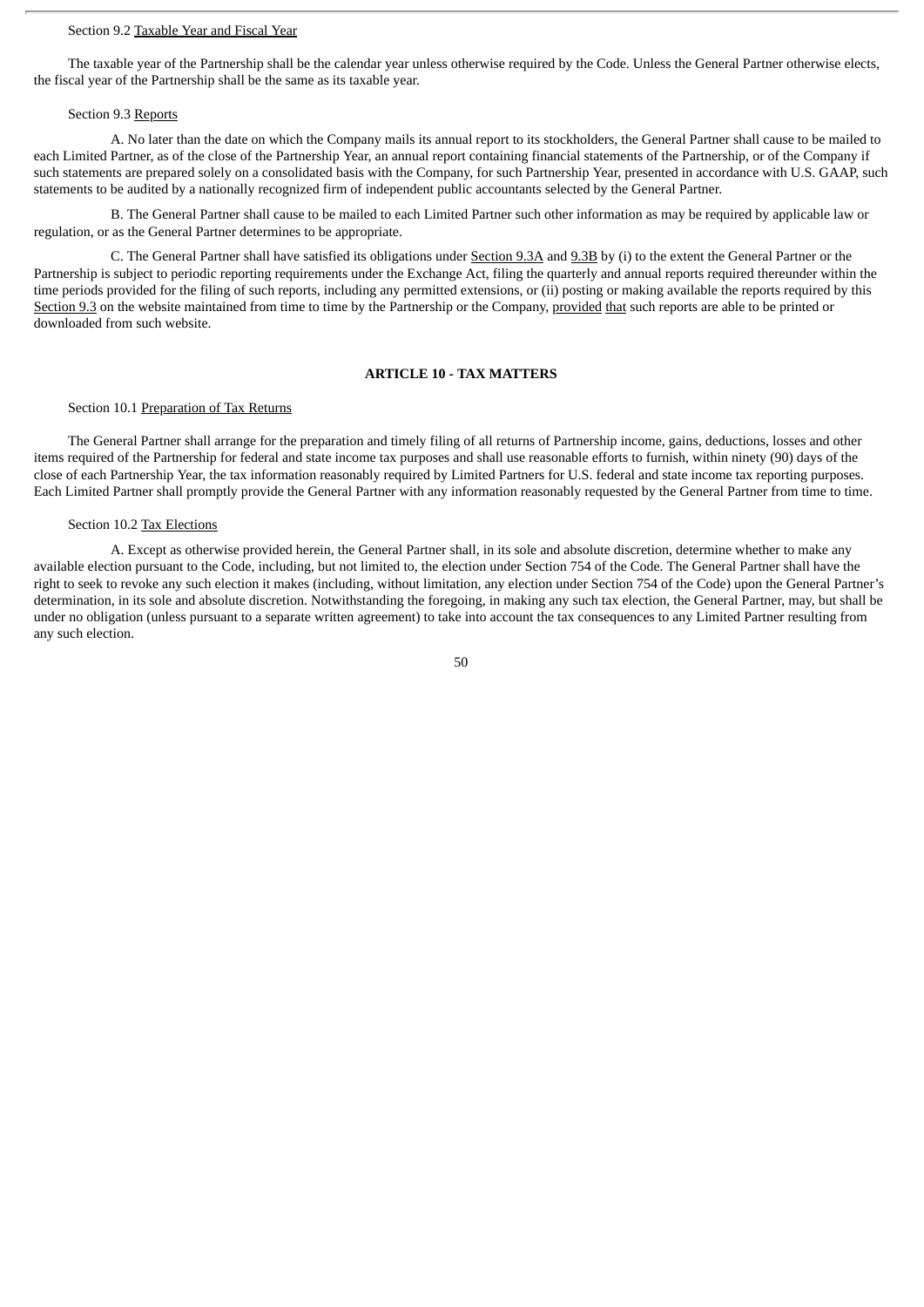Section 9.2 Taxable Year and Fiscal Year

The taxable year of the Partnership shall be the calendar year unless otherwise required by the Code. Unless the General Partner otherwise elects, the fiscal year of the Partnership shall be the same as its taxable year.

Section 9.3 Reports

A. No later than the date on which the Company mails its annual report to its stockholders, the General Partner shall cause to be mailed to each Limited Partner, as of the close of the Partnership Year, an annual report containing financial statements of the Partnership, or of the Company if such statements are prepared solely on a consolidated basis with the Company, for such Partnership Year, presented in accordance with U.S. GAAP, such statements to be audited by a nationally recognized firm of independent public accountants selected by the General Partner.

B. The General Partner shall cause to be mailed to each Limited Partner such other information as may be required by applicable law or regulation, or as the General Partner determines to be appropriate.

C. The General Partner shall have satisfied its obligations under Section 9.3A and 9.3B by (i) to the extent the General Partner or the Partnership is subject to periodic reporting requirements under the Exchange Act, filing the quarterly and annual reports required thereunder within the time periods provided for the filing of such reports, including any permitted extensions, or (ii) posting or making available the reports required by this Section 9.3 on the website maintained from time to time by the Partnership or the Company, provided that such reports are able to be printed or downloaded from such website.

## ARTICLE 10 - TAX MATTERS

Section 10.1 Preparation of Tax Returns

The General Partner shall arrange for the preparation and timely filing of all returns of Partnership income, gains, deductions, losses and other items required of the Partnership for federal and state income tax purposes and shall use reasonable efforts to furnish, within ninety (90) days of the close of each Partnership Year, the tax information reasonably required by Limited Partners for U.S. federal and state income tax reporting purposes. Each Limited Partner shall promptly provide the General Partner with any information reasonably requested by the General Partner from time to time.

Section 10.2 Tax Elections

A. Except as otherwise provided herein, the General Partner shall, in its sole and absolute discretion, determine whether to make any available election pursuant to the Code, including, but not limited to, the election under Section 754 of the Code. The General Partner shall have the right to seek to revoke any such election it makes (including, without limitation, any election under Section 754 of the Code) upon the General Partner's determination, in its sole and absolute discretion. Notwithstanding the foregoing, in making any such tax election, the General Partner, may, but shall be under no obligation (unless pursuant to a separate written agreement) to take into account the tax consequences to any Limited Partner resulting from any such election.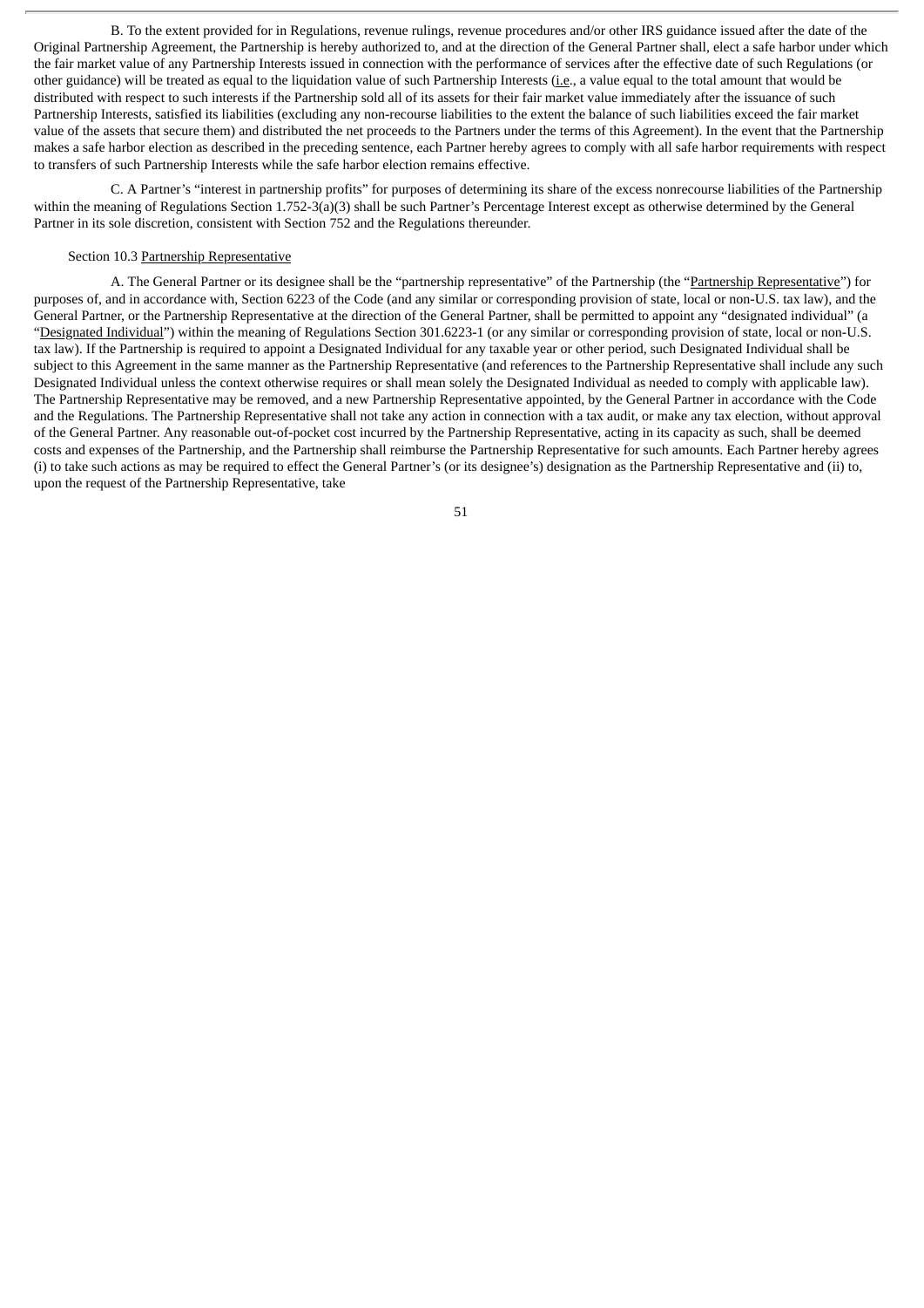B. To the extent provided for in Regulations, revenue rulings, revenue procedures and/or other IRS guidance issued after the date of the Original Partnership Agreement, the Partnership is hereby authorized to, and at the direction of the General Partner shall, elect a safe harbor under which the fair market value of any Partnership Interests issued in connection with the performance of services after the effective date of such Regulations (or other guidance) will be treated as equal to the liquidation value of such Partnership Interests (i.e., a value equal to the total amount that would be distributed with respect to such interests if the Partnership sold all of its assets for their fair market value immediately after the issuance of such Partnership Interests, satisfied its liabilities (excluding any non-recourse liabilities to the extent the balance of such liabilities exceed the fair market value of the assets that secure them) and distributed the net proceeds to the Partners under the terms of this Agreement). In the event that the Partnership makes a safe harbor election as described in the preceding sentence, each Partner hereby agrees to comply with all safe harbor requirements with respect to transfers of such Partnership Interests while the safe harbor election remains effective.

C. A Partner's "interest in partnership profits" for purposes of determining its share of the excess nonrecourse liabilities of the Partnership within the meaning of Regulations Section 1.752-3(a)(3) shall be such Partner's Percentage Interest except as otherwise determined by the General Partner in its sole discretion, consistent with Section 752 and the Regulations thereunder.

Section 10.3 Partnership Representative

A. The General Partner or its designee shall be the "partnership representative" of the Partnership (the "Partnership Representative") for purposes of, and in accordance with, Section 6223 of the Code (and any similar or corresponding provision of state, local or non-U.S. tax law), and the General Partner, or the Partnership Representative at the direction of the General Partner, shall be permitted to appoint any "designated individual" (a "Designated Individual") within the meaning of Regulations Section 301.6223-1 (or any similar or corresponding provision of state, local or non-U.S. tax law). If the Partnership is required to appoint a Designated Individual for any taxable year or other period, such Designated Individual shall be subject to this Agreement in the same manner as the Partnership Representative (and references to the Partnership Representative shall include any such Designated Individual unless the context otherwise requires or shall mean solely the Designated Individual as needed to comply with applicable law). The Partnership Representative may be removed, and a new Partnership Representative appointed, by the General Partner in accordance with the Code and the Regulations. The Partnership Representative shall not take any action in connection with a tax audit, or make any tax election, without approval of the General Partner. Any reasonable out-of-pocket cost incurred by the Partnership Representative, acting in its capacity as such, shall be deemed costs and expenses of the Partnership, and the Partnership shall reimburse the Partnership Representative for such amounts. Each Partner hereby agrees (i) to take such actions as may be required to effect the General Partner's (or its designee's) designation as the Partnership Representative and (ii) to, upon the request of the Partnership Representative, take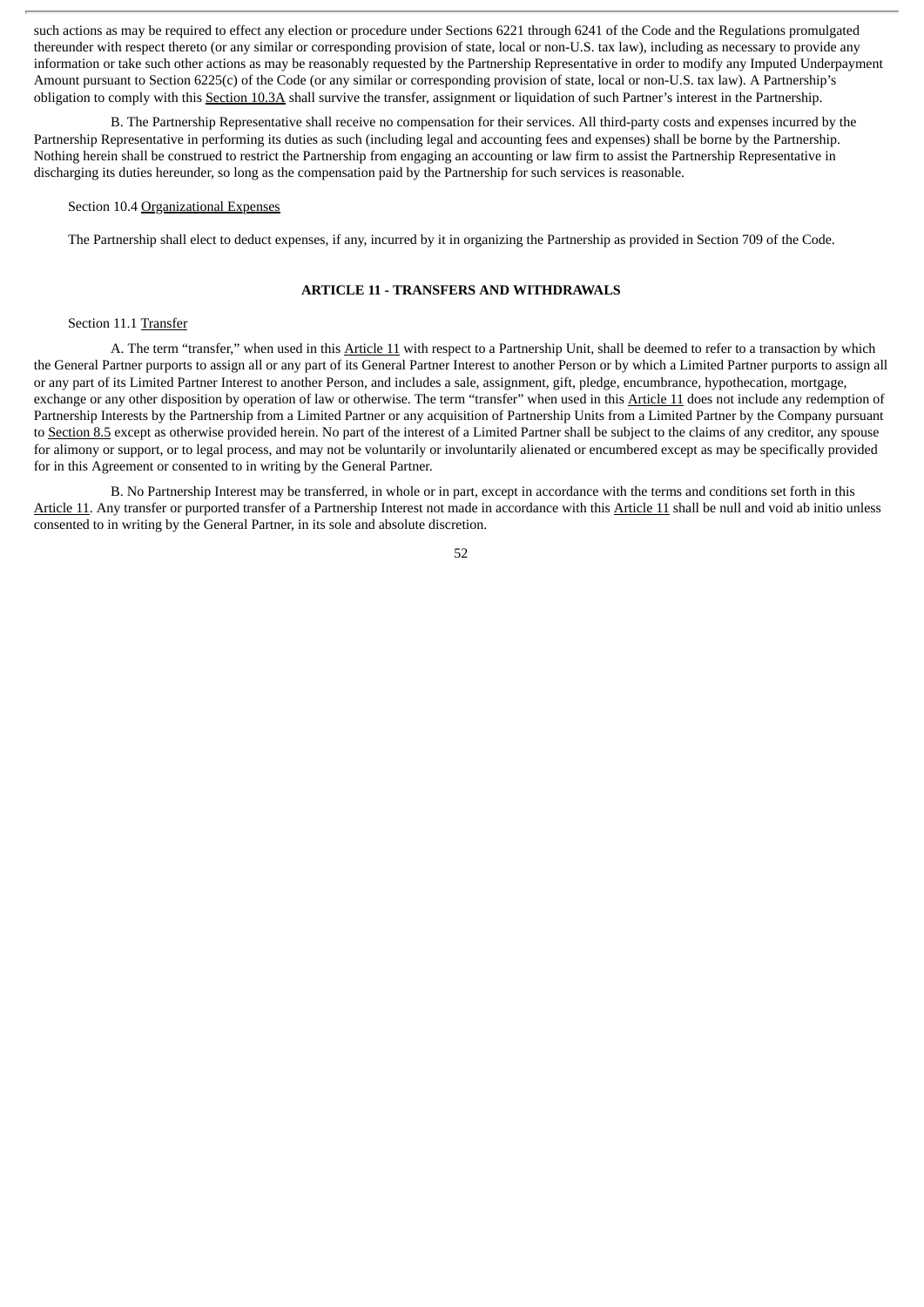such actions as may be required to effect any election or procedure under Sections 6221 through 6241 of the Code and the Regulations promulgated thereunder with respect thereto (or any similar or corresponding provision of state, local or non-U.S. tax law), including as necessary to provide any information or take such other actions as may be reasonably requested by the Partnership Representative in order to modify any Imputed Underpayment Amount pursuant to Section 6225(c) of the Code (or any similar or corresponding provision of state, local or non-U.S. tax law). A Partnership's obligation to comply with this Section 10.3A shall survive the transfer, assignment or liquidation of such Partner's interest in the Partnership.

B. The Partnership Representative shall receive no compensation for their services. All third-party costs and expenses incurred by the Partnership Representative in performing its duties as such (including legal and accounting fees and expenses) shall be borne by the Partnership. Nothing herein shall be construed to restrict the Partnership from engaging an accounting or law firm to assist the Partnership Representative in discharging its duties hereunder, so long as the compensation paid by the Partnership for such services is reasonable.

Section 10.4 Organizational Expenses

The Partnership shall elect to deduct expenses, if any, incurred by it in organizing the Partnership as provided in Section 709 of the Code.

## ARTICLE 11 - TRANSFERS AND WITHDRAWALS

Section 11.1 Transfer

A. The term "transfer," when used in this Article 11 with respect to a Partnership Unit, shall be deemed to refer to a transaction by which the General Partner purports to assign all or any part of its General Partner Interest to another Person or by which a Limited Partner purports to assign all or any part of its Limited Partner Interest to another Person, and includes a sale, assignment, gift, pledge, encumbrance, hypothecation, mortgage, exchange or any other disposition by operation of law or otherwise. The term "transfer" when used in this Article 11 does not include any redemption of Partnership Interests by the Partnership from a Limited Partner or any acquisition of Partnership Units from a Limited Partner by the Company pursuant to Section 8.5 except as otherwise provided herein. No part of the interest of a Limited Partner shall be subject to the claims of any creditor, any spouse for alimony or support, or to legal process, and may not be voluntarily or involuntarily alienated or encumbered except as may be specifically provided for in this Agreement or consented to in writing by the General Partner.

B. No Partnership Interest may be transferred, in whole or in part, except in accordance with the terms and conditions set forth in this Article 11. Any transfer or purported transfer of a Partnership Interest not made in accordance with this Article 11 shall be null and void ab initio unless consented to in writing by the General Partner, in its sole and absolute discretion.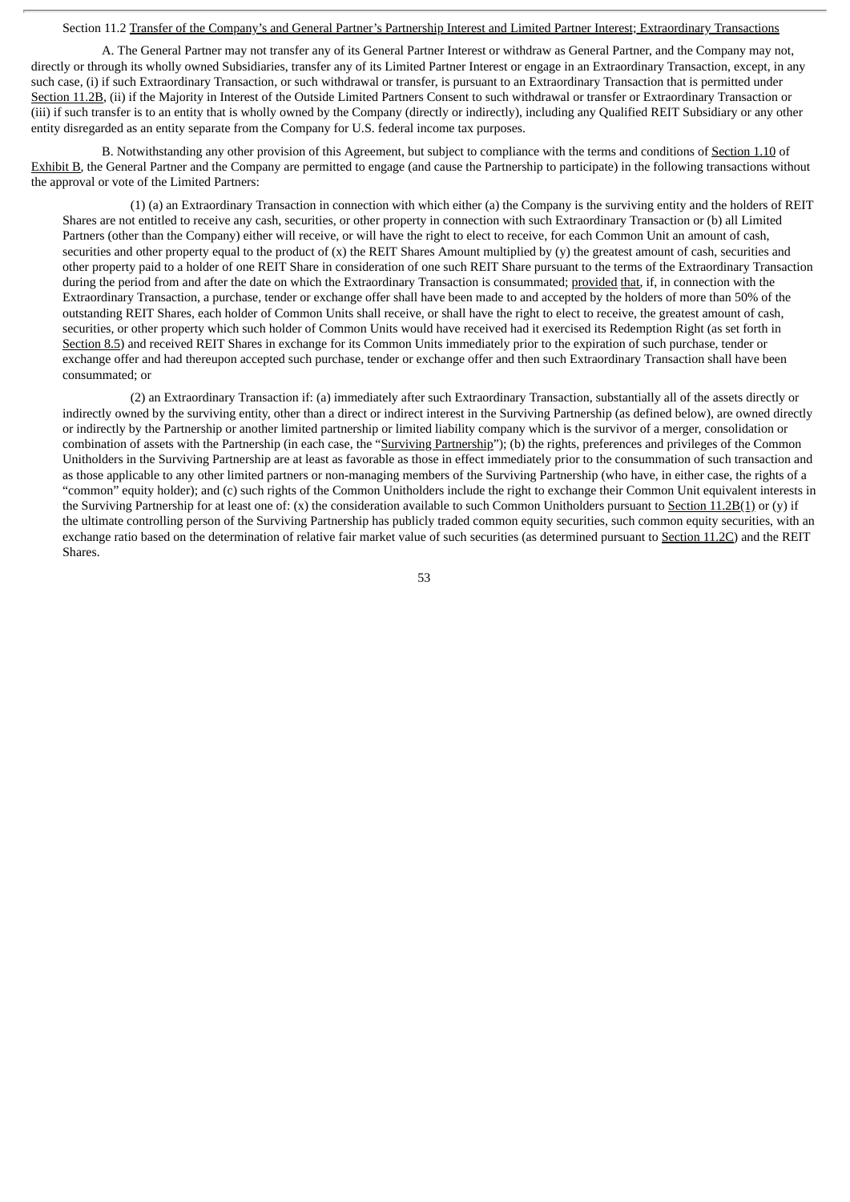Section 11.2 Transfer of the Company's and General Partner's Partnership Interest and Limited Partner Interest; Extraordinary Transactions

A. The General Partner may not transfer any of its General Partner Interest or withdraw as General Partner, and the Company may not, directly or through its wholly owned Subsidiaries, transfer any of its Limited Partner Interest or engage in an Extraordinary Transaction, except, in any such case, (i) if such Extraordinary Transaction, or such withdrawal or transfer, is pursuant to an Extraordinary Transaction that is permitted under Section 11.2B, (ii) if the Majority in Interest of the Outside Limited Partners Consent to such withdrawal or transfer or Extraordinary Transaction or (iii) if such transfer is to an entity that is wholly owned by the Company (directly or indirectly), including any Qualified REIT Subsidiary or any other entity disregarded as an entity separate from the Company for U.S. federal income tax purposes.

B. Notwithstanding any other provision of this Agreement, but subject to compliance with the terms and conditions of Section 1.10 of Exhibit B, the General Partner and the Company are permitted to engage (and cause the Partnership to participate) in the following transactions without the approval or vote of the Limited Partners:

(1) (a) an Extraordinary Transaction in connection with which either (a) the Company is the surviving entity and the holders of REIT Shares are not entitled to receive any cash, securities, or other property in connection with such Extraordinary Transaction or (b) all Limited Partners (other than the Company) either will receive, or will have the right to elect to receive, for each Common Unit an amount of cash, securities and other property equal to the product of (x) the REIT Shares Amount multiplied by (y) the greatest amount of cash, securities and other property paid to a holder of one REIT Share in consideration of one such REIT Share pursuant to the terms of the Extraordinary Transaction during the period from and after the date on which the Extraordinary Transaction is consummated; provided that, if, in connection with the Extraordinary Transaction, a purchase, tender or exchange offer shall have been made to and accepted by the holders of more than 50% of the outstanding REIT Shares, each holder of Common Units shall receive, or shall have the right to elect to receive, the greatest amount of cash, securities, or other property which such holder of Common Units would have received had it exercised its Redemption Right (as set forth in Section 8.5) and received REIT Shares in exchange for its Common Units immediately prior to the expiration of such purchase, tender or exchange offer and had thereupon accepted such purchase, tender or exchange offer and then such Extraordinary Transaction shall have been consummated; or

(2) an Extraordinary Transaction if: (a) immediately after such Extraordinary Transaction, substantially all of the assets directly or indirectly owned by the surviving entity, other than a direct or indirect interest in the Surviving Partnership (as defined below), are owned directly or indirectly by the Partnership or another limited partnership or limited liability company which is the survivor of a merger, consolidation or combination of assets with the Partnership (in each case, the "Surviving Partnership"); (b) the rights, preferences and privileges of the Common Unitholders in the Surviving Partnership are at least as favorable as those in effect immediately prior to the consummation of such transaction and as those applicable to any other limited partners or non-managing members of the Surviving Partnership (who have, in either case, the rights of a "common" equity holder); and (c) such rights of the Common Unitholders include the right to exchange their Common Unit equivalent interests in the Surviving Partnership for at least one of: (x) the consideration available to such Common Unitholders pursuant to Section 11.2B(1) or (y) if the ultimate controlling person of the Surviving Partnership has publicly traded common equity securities, such common equity securities, with an exchange ratio based on the determination of relative fair market value of such securities (as determined pursuant to Section 11.2C) and the REIT Shares.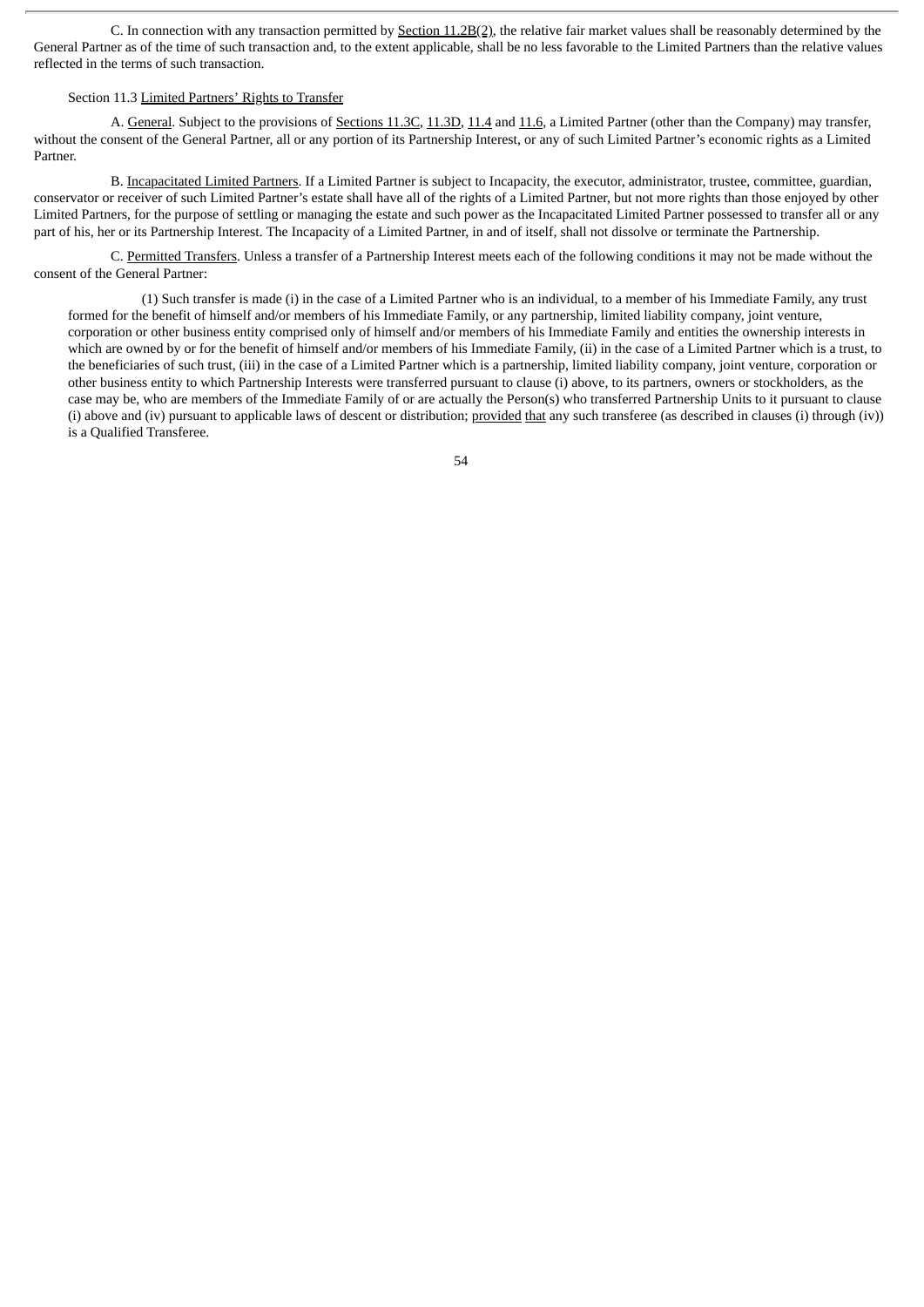C. In connection with any transaction permitted by Section 11.2B(2), the relative fair market values shall be reasonably determined by the General Partner as of the time of such transaction and, to the extent applicable, shall be no less favorable to the Limited Partners than the relative values reflected in the terms of such transaction.

Section 11.3 Limited Partners' Rights to Transfer

A. General. Subject to the provisions of Sections 11.3C, 11.3D, 11.4 and 11.6, a Limited Partner (other than the Company) may transfer, without the consent of the General Partner, all or any portion of its Partnership Interest, or any of such Limited Partner's economic rights as a Limited Partner.

B. Incapacitated Limited Partners. If a Limited Partner is subject to Incapacity, the executor, administrator, trustee, committee, guardian, conservator or receiver of such Limited Partner's estate shall have all of the rights of a Limited Partner, but not more rights than those enjoyed by other Limited Partners, for the purpose of settling or managing the estate and such power as the Incapacitated Limited Partner possessed to transfer all or any part of his, her or its Partnership Interest. The Incapacity of a Limited Partner, in and of itself, shall not dissolve or terminate the Partnership.

C. Permitted Transfers. Unless a transfer of a Partnership Interest meets each of the following conditions it may not be made without the consent of the General Partner:

(1) Such transfer is made (i) in the case of a Limited Partner who is an individual, to a member of his Immediate Family, any trust formed for the benefit of himself and/or members of his Immediate Family, or any partnership, limited liability company, joint venture, corporation or other business entity comprised only of himself and/or members of his Immediate Family and entities the ownership interests in which are owned by or for the benefit of himself and/or members of his Immediate Family, (ii) in the case of a Limited Partner which is a trust, to the beneficiaries of such trust, (iii) in the case of a Limited Partner which is a partnership, limited liability company, joint venture, corporation or other business entity to which Partnership Interests were transferred pursuant to clause (i) above, to its partners, owners or stockholders, as the case may be, who are members of the Immediate Family of or are actually the Person(s) who transferred Partnership Units to it pursuant to clause (i) above and (iv) pursuant to applicable laws of descent or distribution; provided that any such transferee (as described in clauses (i) through (iv)) is a Qualified Transferee.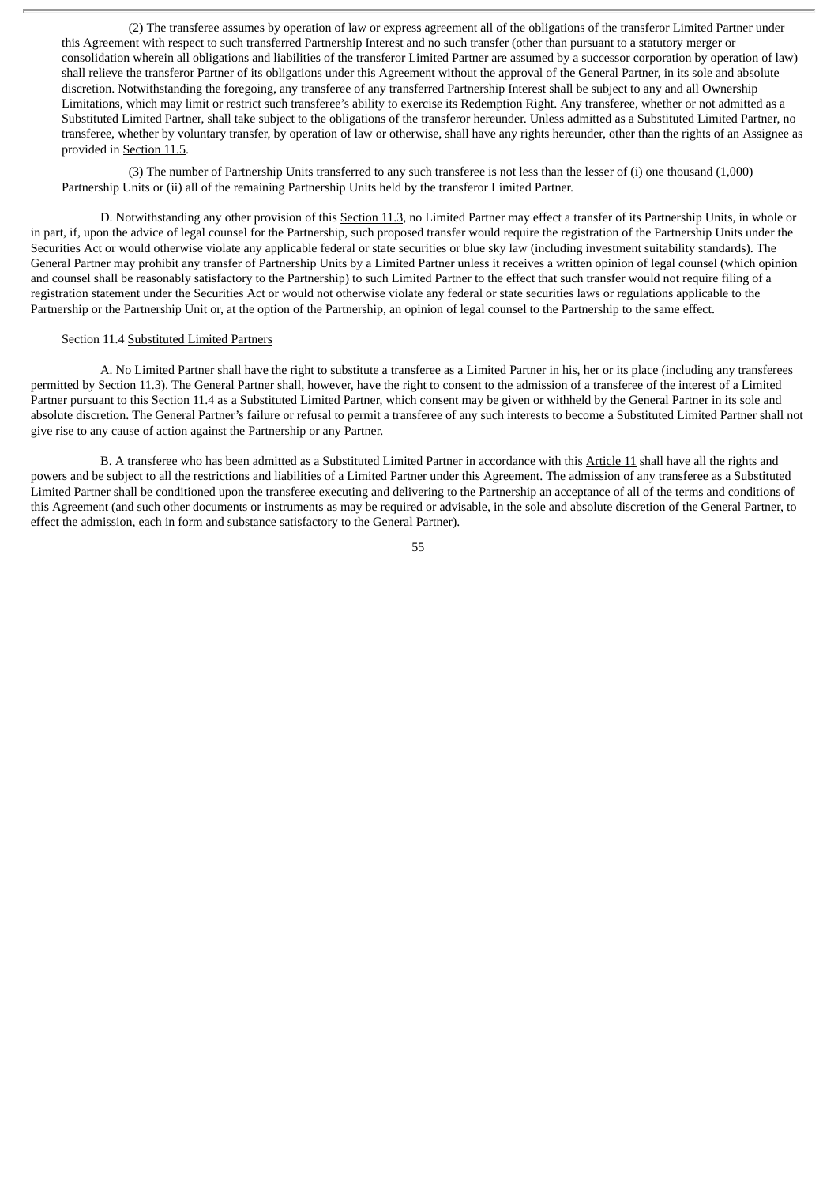(2) The transferee assumes by operation of law or express agreement all of the obligations of the transferor Limited Partner under this Agreement with respect to such transferred Partnership Interest and no such transfer (other than pursuant to a statutory merger or consolidation wherein all obligations and liabilities of the transferor Limited Partner are assumed by a successor corporation by operation of law) shall relieve the transferor Partner of its obligations under this Agreement without the approval of the General Partner, in its sole and absolute discretion. Notwithstanding the foregoing, any transferee of any transferred Partnership Interest shall be subject to any and all Ownership Limitations, which may limit or restrict such transferee's ability to exercise its Redemption Right. Any transferee, whether or not admitted as a Substituted Limited Partner, shall take subject to the obligations of the transferor hereunder. Unless admitted as a Substituted Limited Partner, no transferee, whether by voluntary transfer, by operation of law or otherwise, shall have any rights hereunder, other than the rights of an Assignee as provided in Section 11.5.

(3) The number of Partnership Units transferred to any such transferee is not less than the lesser of (i) one thousand (1,000) Partnership Units or (ii) all of the remaining Partnership Units held by the transferor Limited Partner.

D. Notwithstanding any other provision of this Section 11.3, no Limited Partner may effect a transfer of its Partnership Units, in whole or in part, if, upon the advice of legal counsel for the Partnership, such proposed transfer would require the registration of the Partnership Units under the Securities Act or would otherwise violate any applicable federal or state securities or blue sky law (including investment suitability standards). The General Partner may prohibit any transfer of Partnership Units by a Limited Partner unless it receives a written opinion of legal counsel (which opinion and counsel shall be reasonably satisfactory to the Partnership) to such Limited Partner to the effect that such transfer would not require filing of a registration statement under the Securities Act or would not otherwise violate any federal or state securities laws or regulations applicable to the Partnership or the Partnership Unit or, at the option of the Partnership, an opinion of legal counsel to the Partnership to the same effect.

Section 11.4 Substituted Limited Partners

A. No Limited Partner shall have the right to substitute a transferee as a Limited Partner in his, her or its place (including any transferees permitted by Section 11.3). The General Partner shall, however, have the right to consent to the admission of a transferee of the interest of a Limited Partner pursuant to this Section 11.4 as a Substituted Limited Partner, which consent may be given or withheld by the General Partner in its sole and absolute discretion. The General Partner's failure or refusal to permit a transferee of any such interests to become a Substituted Limited Partner shall not give rise to any cause of action against the Partnership or any Partner.

B. A transferee who has been admitted as a Substituted Limited Partner in accordance with this Article 11 shall have all the rights and powers and be subject to all the restrictions and liabilities of a Limited Partner under this Agreement. The admission of any transferee as a Substituted Limited Partner shall be conditioned upon the transferee executing and delivering to the Partnership an acceptance of all of the terms and conditions of this Agreement (and such other documents or instruments as may be required or advisable, in the sole and absolute discretion of the General Partner, to effect the admission, each in form and substance satisfactory to the General Partner).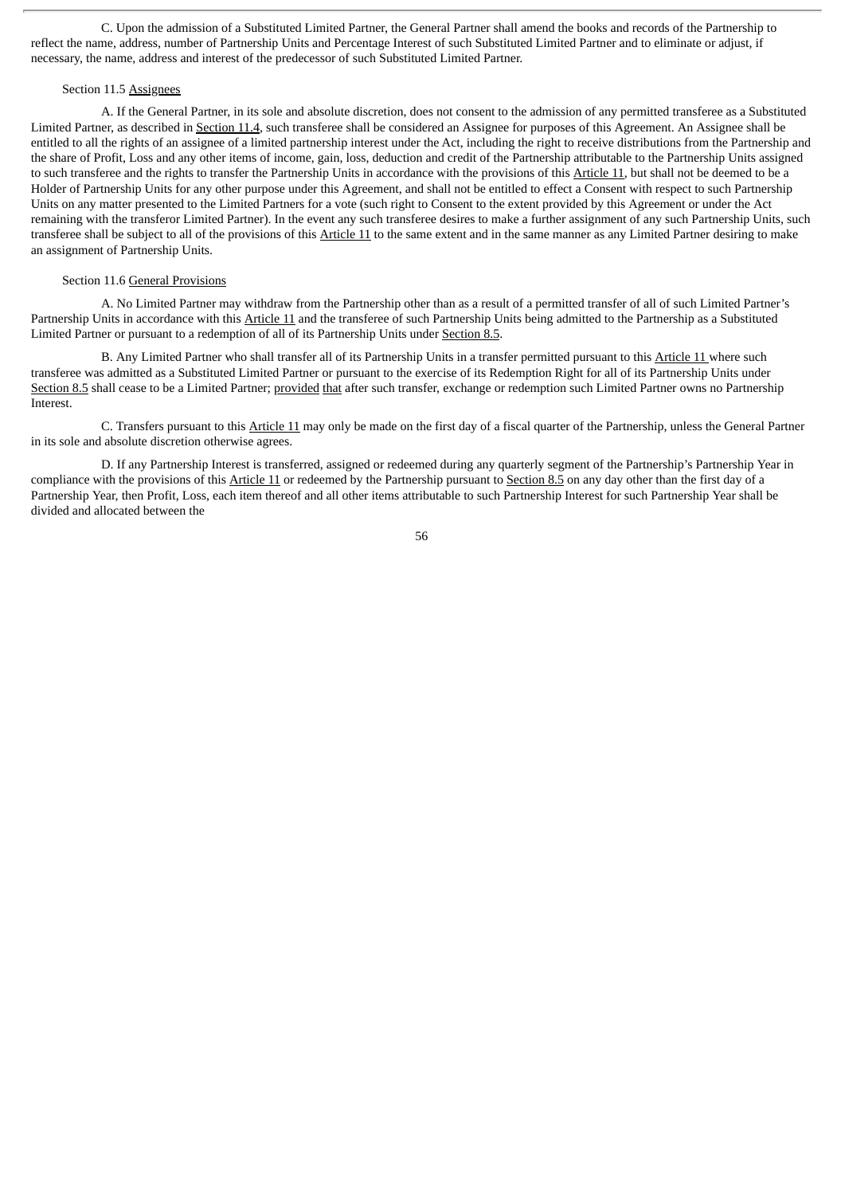C. Upon the admission of a Substituted Limited Partner, the General Partner shall amend the books and records of the Partnership to reflect the name, address, number of Partnership Units and Percentage Interest of such Substituted Limited Partner and to eliminate or adjust, if necessary, the name, address and interest of the predecessor of such Substituted Limited Partner.

Section 11.5 Assignees

A. If the General Partner, in its sole and absolute discretion, does not consent to the admission of any permitted transferee as a Substituted Limited Partner, as described in Section 11.4, such transferee shall be considered an Assignee for purposes of this Agreement. An Assignee shall be entitled to all the rights of an assignee of a limited partnership interest under the Act, including the right to receive distributions from the Partnership and the share of Profit, Loss and any other items of income, gain, loss, deduction and credit of the Partnership attributable to the Partnership Units assigned to such transferee and the rights to transfer the Partnership Units in accordance with the provisions of this Article 11, but shall not be deemed to be a Holder of Partnership Units for any other purpose under this Agreement, and shall not be entitled to effect a Consent with respect to such Partnership Units on any matter presented to the Limited Partners for a vote (such right to Consent to the extent provided by this Agreement or under the Act remaining with the transferor Limited Partner). In the event any such transferee desires to make a further assignment of any such Partnership Units, such transferee shall be subject to all of the provisions of this Article 11 to the same extent and in the same manner as any Limited Partner desiring to make an assignment of Partnership Units.

Section 11.6 General Provisions

A. No Limited Partner may withdraw from the Partnership other than as a result of a permitted transfer of all of such Limited Partner's Partnership Units in accordance with this Article 11 and the transferee of such Partnership Units being admitted to the Partnership as a Substituted Limited Partner or pursuant to a redemption of all of its Partnership Units under Section 8.5.

B. Any Limited Partner who shall transfer all of its Partnership Units in a transfer permitted pursuant to this Article 11 where such transferee was admitted as a Substituted Limited Partner or pursuant to the exercise of its Redemption Right for all of its Partnership Units under Section 8.5 shall cease to be a Limited Partner; provided that after such transfer, exchange or redemption such Limited Partner owns no Partnership Interest.

C. Transfers pursuant to this Article 11 may only be made on the first day of a fiscal quarter of the Partnership, unless the General Partner in its sole and absolute discretion otherwise agrees.

D. If any Partnership Interest is transferred, assigned or redeemed during any quarterly segment of the Partnership's Partnership Year in compliance with the provisions of this Article 11 or redeemed by the Partnership pursuant to Section 8.5 on any day other than the first day of a Partnership Year, then Profit, Loss, each item thereof and all other items attributable to such Partnership Interest for such Partnership Year shall be divided and allocated between the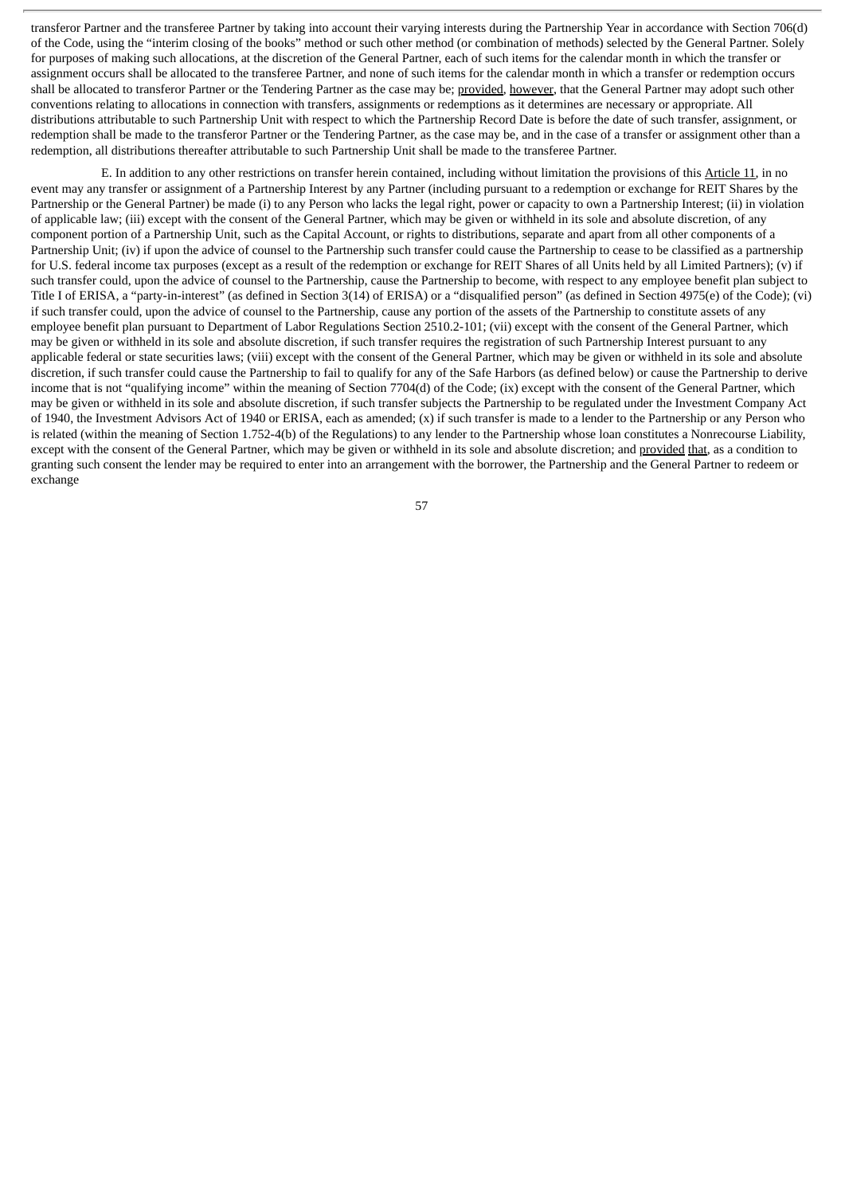transferor Partner and the transferee Partner by taking into account their varying interests during the Partnership Year in accordance with Section 706(d) of the Code, using the "interim closing of the books" method or such other method (or combination of methods) selected by the General Partner. Solely for purposes of making such allocations, at the discretion of the General Partner, each of such items for the calendar month in which the transfer or assignment occurs shall be allocated to the transferee Partner, and none of such items for the calendar month in which a transfer or redemption occurs shall be allocated to transferor Partner or the Tendering Partner as the case may be; provided, however, that the General Partner may adopt such other conventions relating to allocations in connection with transfers, assignments or redemptions as it determines are necessary or appropriate. All distributions attributable to such Partnership Unit with respect to which the Partnership Record Date is before the date of such transfer, assignment, or redemption shall be made to the transferor Partner or the Tendering Partner, as the case may be, and in the case of a transfer or assignment other than a redemption, all distributions thereafter attributable to such Partnership Unit shall be made to the transferee Partner.

E. In addition to any other restrictions on transfer herein contained, including without limitation the provisions of this Article 11, in no event may any transfer or assignment of a Partnership Interest by any Partner (including pursuant to a redemption or exchange for REIT Shares by the Partnership or the General Partner) be made (i) to any Person who lacks the legal right, power or capacity to own a Partnership Interest; (ii) in violation of applicable law; (iii) except with the consent of the General Partner, which may be given or withheld in its sole and absolute discretion, of any component portion of a Partnership Unit, such as the Capital Account, or rights to distributions, separate and apart from all other components of a Partnership Unit; (iv) if upon the advice of counsel to the Partnership such transfer could cause the Partnership to cease to be classified as a partnership for U.S. federal income tax purposes (except as a result of the redemption or exchange for REIT Shares of all Units held by all Limited Partners); (v) if such transfer could, upon the advice of counsel to the Partnership, cause the Partnership to become, with respect to any employee benefit plan subject to Title I of ERISA, a "party-in-interest" (as defined in Section 3(14) of ERISA) or a "disqualified person" (as defined in Section 4975(e) of the Code); (vi) if such transfer could, upon the advice of counsel to the Partnership, cause any portion of the assets of the Partnership to constitute assets of any employee benefit plan pursuant to Department of Labor Regulations Section 2510.2-101; (vii) except with the consent of the General Partner, which may be given or withheld in its sole and absolute discretion, if such transfer requires the registration of such Partnership Interest pursuant to any applicable federal or state securities laws; (viii) except with the consent of the General Partner, which may be given or withheld in its sole and absolute discretion, if such transfer could cause the Partnership to fail to qualify for any of the Safe Harbors (as defined below) or cause the Partnership to derive income that is not "qualifying income" within the meaning of Section 7704(d) of the Code; (ix) except with the consent of the General Partner, which may be given or withheld in its sole and absolute discretion, if such transfer subjects the Partnership to be regulated under the Investment Company Act of 1940, the Investment Advisors Act of 1940 or ERISA, each as amended; (x) if such transfer is made to a lender to the Partnership or any Person who is related (within the meaning of Section 1.752-4(b) of the Regulations) to any lender to the Partnership whose loan constitutes a Nonrecourse Liability, except with the consent of the General Partner, which may be given or withheld in its sole and absolute discretion; and provided that, as a condition to granting such consent the lender may be required to enter into an arrangement with the borrower, the Partnership and the General Partner to redeem or exchange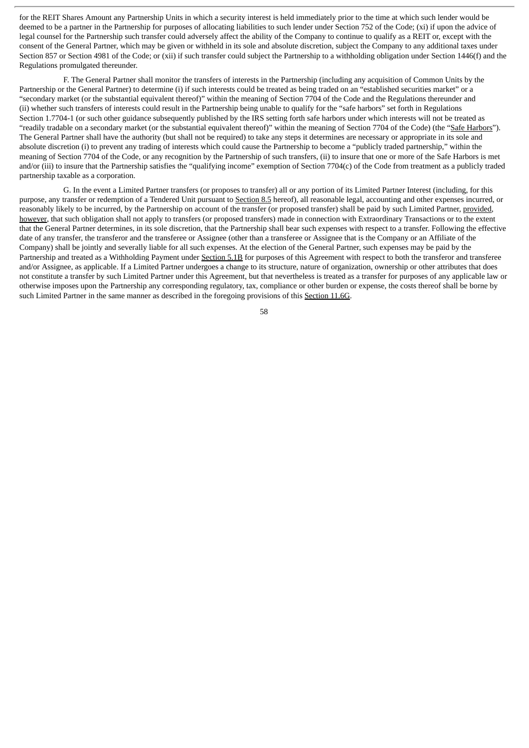for the REIT Shares Amount any Partnership Units in which a security interest is held immediately prior to the time at which such lender would be deemed to be a partner in the Partnership for purposes of allocating liabilities to such lender under Section 752 of the Code; (xi) if upon the advice of legal counsel for the Partnership such transfer could adversely affect the ability of the Company to continue to qualify as a REIT or, except with the consent of the General Partner, which may be given or withheld in its sole and absolute discretion, subject the Company to any additional taxes under Section 857 or Section 4981 of the Code; or (xii) if such transfer could subject the Partnership to a withholding obligation under Section 1446(f) and the Regulations promulgated thereunder.

F. The General Partner shall monitor the transfers of interests in the Partnership (including any acquisition of Common Units by the Partnership or the General Partner) to determine (i) if such interests could be treated as being traded on an "established securities market" or a "secondary market (or the substantial equivalent thereof)" within the meaning of Section 7704 of the Code and the Regulations thereunder and (ii) whether such transfers of interests could result in the Partnership being unable to qualify for the "safe harbors" set forth in Regulations Section 1.7704-1 (or such other guidance subsequently published by the IRS setting forth safe harbors under which interests will not be treated as "readily tradable on a secondary market (or the substantial equivalent thereof)" within the meaning of Section 7704 of the Code) (the "Safe Harbors"). The General Partner shall have the authority (but shall not be required) to take any steps it determines are necessary or appropriate in its sole and absolute discretion (i) to prevent any trading of interests which could cause the Partnership to become a "publicly traded partnership," within the meaning of Section 7704 of the Code, or any recognition by the Partnership of such transfers, (ii) to insure that one or more of the Safe Harbors is met and/or (iii) to insure that the Partnership satisfies the "qualifying income" exemption of Section 7704(c) of the Code from treatment as a publicly traded partnership taxable as a corporation.

G. In the event a Limited Partner transfers (or proposes to transfer) all or any portion of its Limited Partner Interest (including, for this purpose, any transfer or redemption of a Tendered Unit pursuant to Section 8.5 hereof), all reasonable legal, accounting and other expenses incurred, or reasonably likely to be incurred, by the Partnership on account of the transfer (or proposed transfer) shall be paid by such Limited Partner, provided, however, that such obligation shall not apply to transfers (or proposed transfers) made in connection with Extraordinary Transactions or to the extent that the General Partner determines, in its sole discretion, that the Partnership shall bear such expenses with respect to a transfer. Following the effective date of any transfer, the transferor and the transferee or Assignee (other than a transferee or Assignee that is the Company or an Affiliate of the Company) shall be jointly and severally liable for all such expenses. At the election of the General Partner, such expenses may be paid by the Partnership and treated as a Withholding Payment under Section 5.1B for purposes of this Agreement with respect to both the transferor and transferee and/or Assignee, as applicable. If a Limited Partner undergoes a change to its structure, nature of organization, ownership or other attributes that does not constitute a transfer by such Limited Partner under this Agreement, but that nevertheless is treated as a transfer for purposes of any applicable law or otherwise imposes upon the Partnership any corresponding regulatory, tax, compliance or other burden or expense, the costs thereof shall be borne by such Limited Partner in the same manner as described in the foregoing provisions of this Section 11.6G.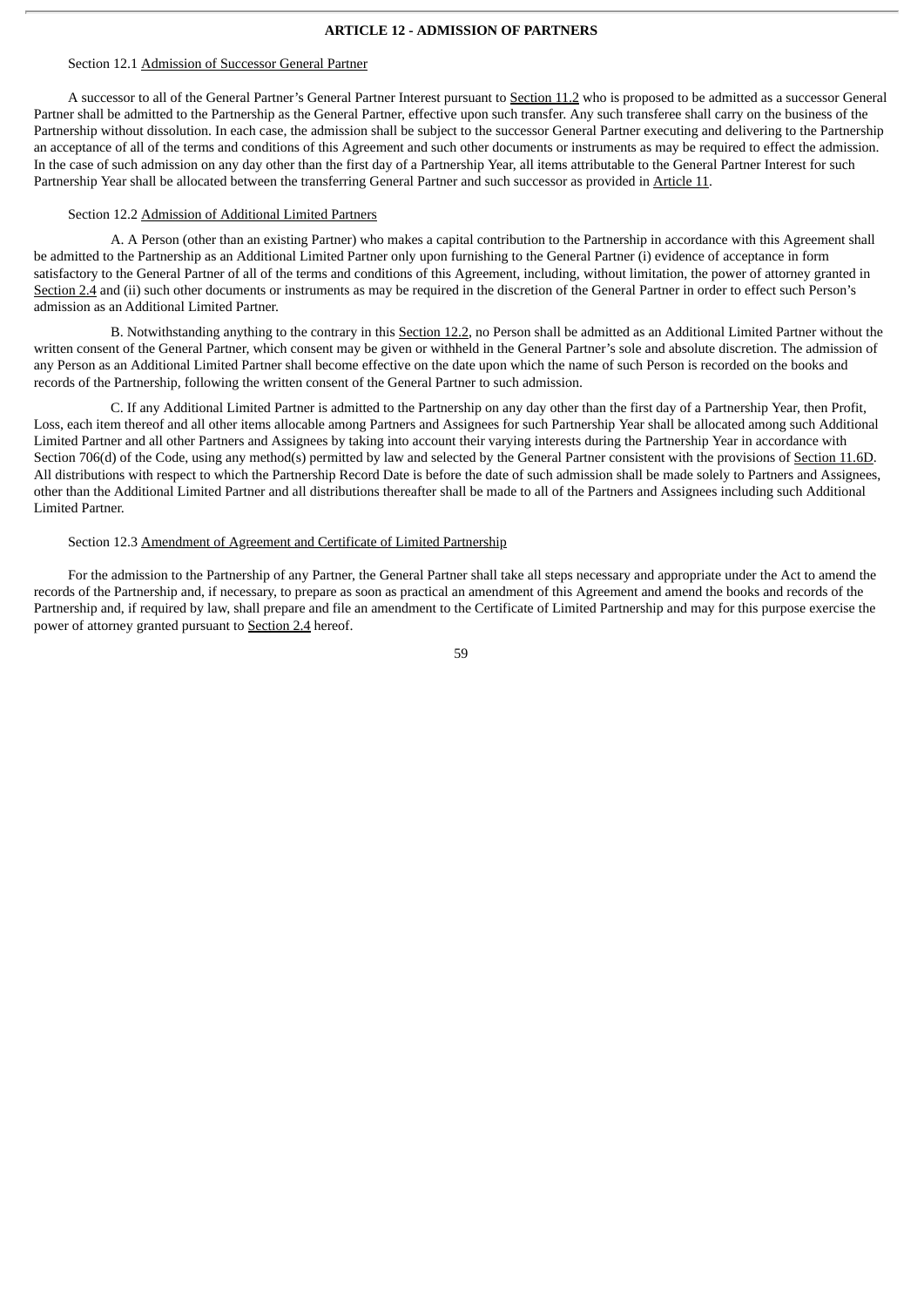## ARTICLE 12 - ADMISSION OF PARTNERS

Section 12.1 Admission of Successor General Partner

A successor to all of the General Partner's General Partner Interest pursuant to Section 11.2 who is proposed to be admitted as a successor General Partner shall be admitted to the Partnership as the General Partner, effective upon such transfer. Any such transferee shall carry on the business of the Partnership without dissolution. In each case, the admission shall be subject to the successor General Partner executing and delivering to the Partnership an acceptance of all of the terms and conditions of this Agreement and such other documents or instruments as may be required to effect the admission. In the case of such admission on any day other than the first day of a Partnership Year, all items attributable to the General Partner Interest for such Partnership Year shall be allocated between the transferring General Partner and such successor as provided in Article 11.

Section 12.2 Admission of Additional Limited Partners

A. A Person (other than an existing Partner) who makes a capital contribution to the Partnership in accordance with this Agreement shall be admitted to the Partnership as an Additional Limited Partner only upon furnishing to the General Partner (i) evidence of acceptance in form satisfactory to the General Partner of all of the terms and conditions of this Agreement, including, without limitation, the power of attorney granted in Section 2.4 and (ii) such other documents or instruments as may be required in the discretion of the General Partner in order to effect such Person's admission as an Additional Limited Partner.

B. Notwithstanding anything to the contrary in this Section 12.2, no Person shall be admitted as an Additional Limited Partner without the written consent of the General Partner, which consent may be given or withheld in the General Partner's sole and absolute discretion. The admission of any Person as an Additional Limited Partner shall become effective on the date upon which the name of such Person is recorded on the books and records of the Partnership, following the written consent of the General Partner to such admission.

C. If any Additional Limited Partner is admitted to the Partnership on any day other than the first day of a Partnership Year, then Profit, Loss, each item thereof and all other items allocable among Partners and Assignees for such Partnership Year shall be allocated among such Additional Limited Partner and all other Partners and Assignees by taking into account their varying interests during the Partnership Year in accordance with Section 706(d) of the Code, using any method(s) permitted by law and selected by the General Partner consistent with the provisions of Section 11.6D. All distributions with respect to which the Partnership Record Date is before the date of such admission shall be made solely to Partners and Assignees, other than the Additional Limited Partner and all distributions thereafter shall be made to all of the Partners and Assignees including such Additional Limited Partner.

Section 12.3 Amendment of Agreement and Certificate of Limited Partnership

For the admission to the Partnership of any Partner, the General Partner shall take all steps necessary and appropriate under the Act to amend the records of the Partnership and, if necessary, to prepare as soon as practical an amendment of this Agreement and amend the books and records of the Partnership and, if required by law, shall prepare and file an amendment to the Certificate of Limited Partnership and may for this purpose exercise the power of attorney granted pursuant to Section 2.4 hereof.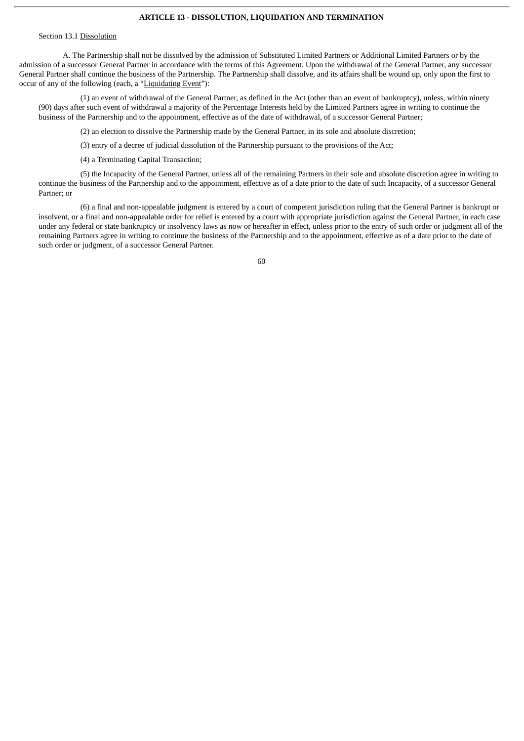## ARTICLE 13 - DISSOLUTION, LIQUIDATION AND TERMINATION

Section 13.1 Dissolution

A. The Partnership shall not be dissolved by the admission of Substituted Limited Partners or Additional Limited Partners or by the admission of a successor General Partner in accordance with the terms of this Agreement. Upon the withdrawal of the General Partner, any successor General Partner shall continue the business of the Partnership. The Partnership shall dissolve, and its affairs shall be wound up, only upon the first to occur of any of the following (each, a "Liquidating Event"):

(1) an event of withdrawal of the General Partner, as defined in the Act (other than an event of bankruptcy), unless, within ninety (90) days after such event of withdrawal a majority of the Percentage Interests held by the Limited Partners agree in writing to continue the business of the Partnership and to the appointment, effective as of the date of withdrawal, of a successor General Partner;

(2) an election to dissolve the Partnership made by the General Partner, in its sole and absolute discretion;

(3) entry of a decree of judicial dissolution of the Partnership pursuant to the provisions of the Act;

(4) a Terminating Capital Transaction;

(5) the Incapacity of the General Partner, unless all of the remaining Partners in their sole and absolute discretion agree in writing to continue the business of the Partnership and to the appointment, effective as of a date prior to the date of such Incapacity, of a successor General Partner; or

(6) a final and non-appealable judgment is entered by a court of competent jurisdiction ruling that the General Partner is bankrupt or insolvent, or a final and non-appealable order for relief is entered by a court with appropriate jurisdiction against the General Partner, in each case under any federal or state bankruptcy or insolvency laws as now or hereafter in effect, unless prior to the entry of such order or judgment all of the remaining Partners agree in writing to continue the business of the Partnership and to the appointment, effective as of a date prior to the date of such order or judgment, of a successor General Partner.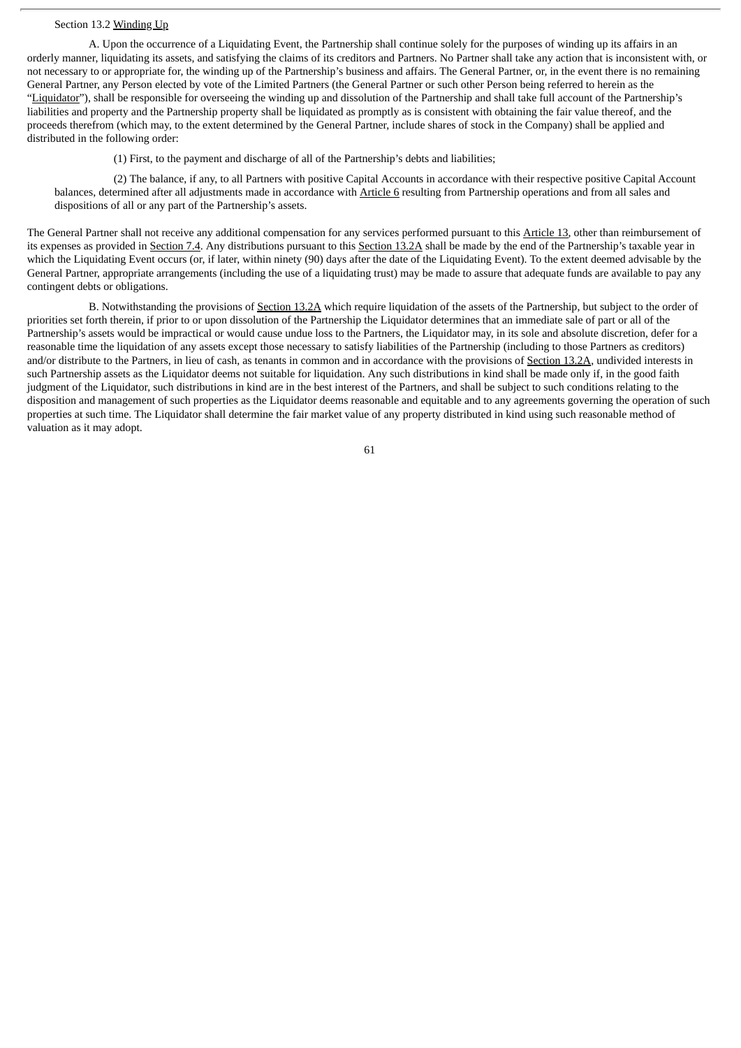Section 13.2 Winding Up

A. Upon the occurrence of a Liquidating Event, the Partnership shall continue solely for the purposes of winding up its affairs in an orderly manner, liquidating its assets, and satisfying the claims of its creditors and Partners. No Partner shall take any action that is inconsistent with, or not necessary to or appropriate for, the winding up of the Partnership's business and affairs. The General Partner, or, in the event there is no remaining General Partner, any Person elected by vote of the Limited Partners (the General Partner or such other Person being referred to herein as the "Liquidator"), shall be responsible for overseeing the winding up and dissolution of the Partnership and shall take full account of the Partnership's liabilities and property and the Partnership property shall be liquidated as promptly as is consistent with obtaining the fair value thereof, and the proceeds therefrom (which may, to the extent determined by the General Partner, include shares of stock in the Company) shall be applied and distributed in the following order:

(1) First, to the payment and discharge of all of the Partnership's debts and liabilities;

(2) The balance, if any, to all Partners with positive Capital Accounts in accordance with their respective positive Capital Account balances, determined after all adjustments made in accordance with Article 6 resulting from Partnership operations and from all sales and dispositions of all or any part of the Partnership's assets.

The General Partner shall not receive any additional compensation for any services performed pursuant to this Article 13, other than reimbursement of its expenses as provided in Section 7.4. Any distributions pursuant to this Section 13.2A shall be made by the end of the Partnership's taxable year in which the Liquidating Event occurs (or, if later, within ninety (90) days after the date of the Liquidating Event). To the extent deemed advisable by the General Partner, appropriate arrangements (including the use of a liquidating trust) may be made to assure that adequate funds are available to pay any contingent debts or obligations.

B. Notwithstanding the provisions of Section 13.2A which require liquidation of the assets of the Partnership, but subject to the order of priorities set forth therein, if prior to or upon dissolution of the Partnership the Liquidator determines that an immediate sale of part or all of the Partnership's assets would be impractical or would cause undue loss to the Partners, the Liquidator may, in its sole and absolute discretion, defer for a reasonable time the liquidation of any assets except those necessary to satisfy liabilities of the Partnership (including to those Partners as creditors) and/or distribute to the Partners, in lieu of cash, as tenants in common and in accordance with the provisions of Section 13.2A, undivided interests in such Partnership assets as the Liquidator deems not suitable for liquidation. Any such distributions in kind shall be made only if, in the good faith judgment of the Liquidator, such distributions in kind are in the best interest of the Partners, and shall be subject to such conditions relating to the disposition and management of such properties as the Liquidator deems reasonable and equitable and to any agreements governing the operation of such properties at such time. The Liquidator shall determine the fair market value of any property distributed in kind using such reasonable method of valuation as it may adopt.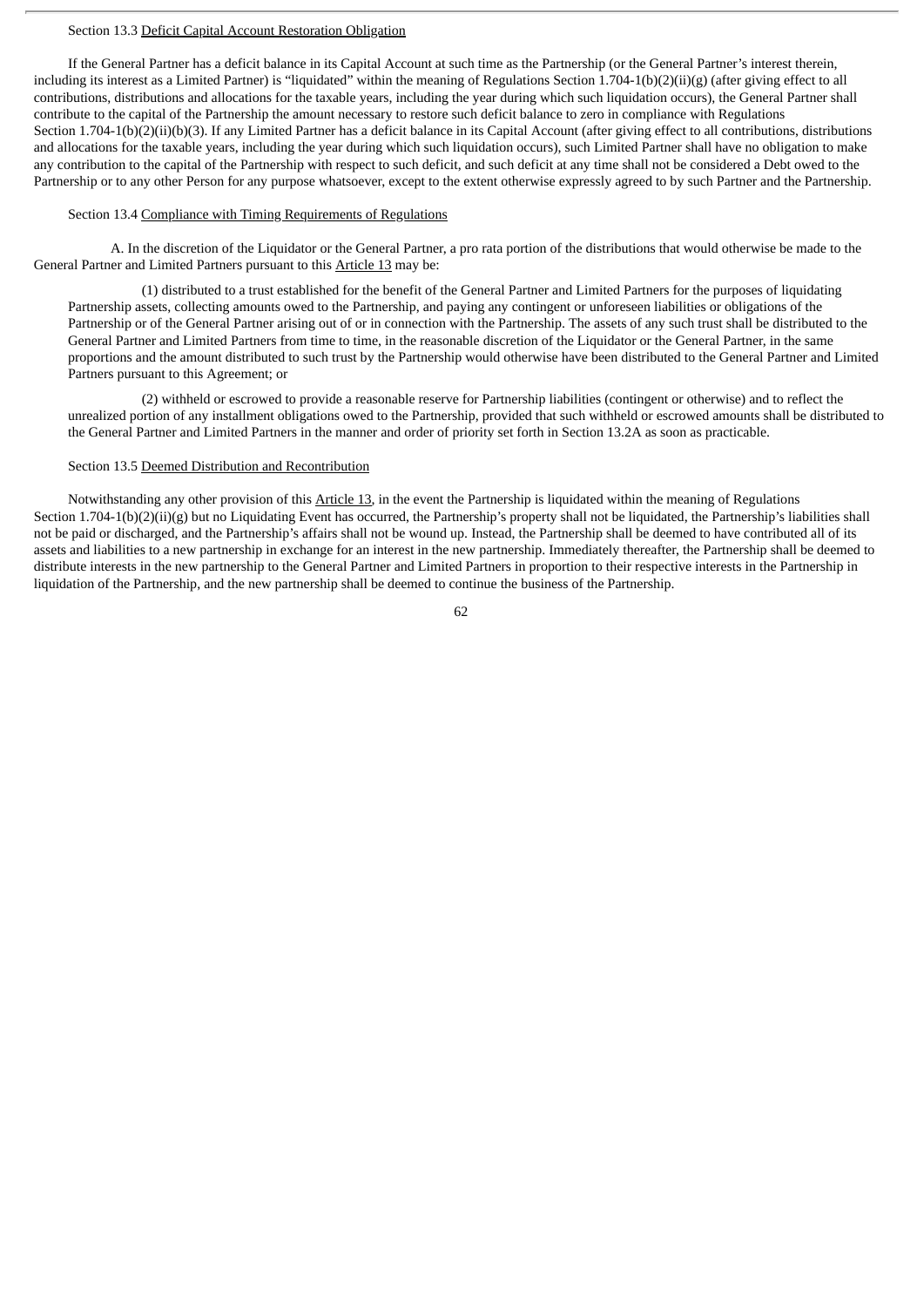Section 13.3 Deficit Capital Account Restoration Obligation

If the General Partner has a deficit balance in its Capital Account at such time as the Partnership (or the General Partner's interest therein, including its interest as a Limited Partner) is "liquidated" within the meaning of Regulations Section 1.704-1(b)(2)(ii)(g) (after giving effect to all contributions, distributions and allocations for the taxable years, including the year during which such liquidation occurs), the General Partner shall contribute to the capital of the Partnership the amount necessary to restore such deficit balance to zero in compliance with Regulations Section 1.704-1(b)(2)(ii)(b)(3). If any Limited Partner has a deficit balance in its Capital Account (after giving effect to all contributions, distributions and allocations for the taxable years, including the year during which such liquidation occurs), such Limited Partner shall have no obligation to make any contribution to the capital of the Partnership with respect to such deficit, and such deficit at any time shall not be considered a Debt owed to the Partnership or to any other Person for any purpose whatsoever, except to the extent otherwise expressly agreed to by such Partner and the Partnership.

Section 13.4 Compliance with Timing Requirements of Regulations

A. In the discretion of the Liquidator or the General Partner, a pro rata portion of the distributions that would otherwise be made to the General Partner and Limited Partners pursuant to this Article 13 may be:

(1) distributed to a trust established for the benefit of the General Partner and Limited Partners for the purposes of liquidating Partnership assets, collecting amounts owed to the Partnership, and paying any contingent or unforeseen liabilities or obligations of the Partnership or of the General Partner arising out of or in connection with the Partnership. The assets of any such trust shall be distributed to the General Partner and Limited Partners from time to time, in the reasonable discretion of the Liquidator or the General Partner, in the same proportions and the amount distributed to such trust by the Partnership would otherwise have been distributed to the General Partner and Limited Partners pursuant to this Agreement; or

(2) withheld or escrowed to provide a reasonable reserve for Partnership liabilities (contingent or otherwise) and to reflect the unrealized portion of any installment obligations owed to the Partnership, provided that such withheld or escrowed amounts shall be distributed to the General Partner and Limited Partners in the manner and order of priority set forth in Section 13.2A as soon as practicable.

Section 13.5 Deemed Distribution and Recontribution

Notwithstanding any other provision of this Article 13, in the event the Partnership is liquidated within the meaning of Regulations Section 1.704-1(b)(2)(ii)(g) but no Liquidating Event has occurred, the Partnership's property shall not be liquidated, the Partnership's liabilities shall not be paid or discharged, and the Partnership's affairs shall not be wound up. Instead, the Partnership shall be deemed to have contributed all of its assets and liabilities to a new partnership in exchange for an interest in the new partnership. Immediately thereafter, the Partnership shall be deemed to distribute interests in the new partnership to the General Partner and Limited Partners in proportion to their respective interests in the Partnership in liquidation of the Partnership, and the new partnership shall be deemed to continue the business of the Partnership.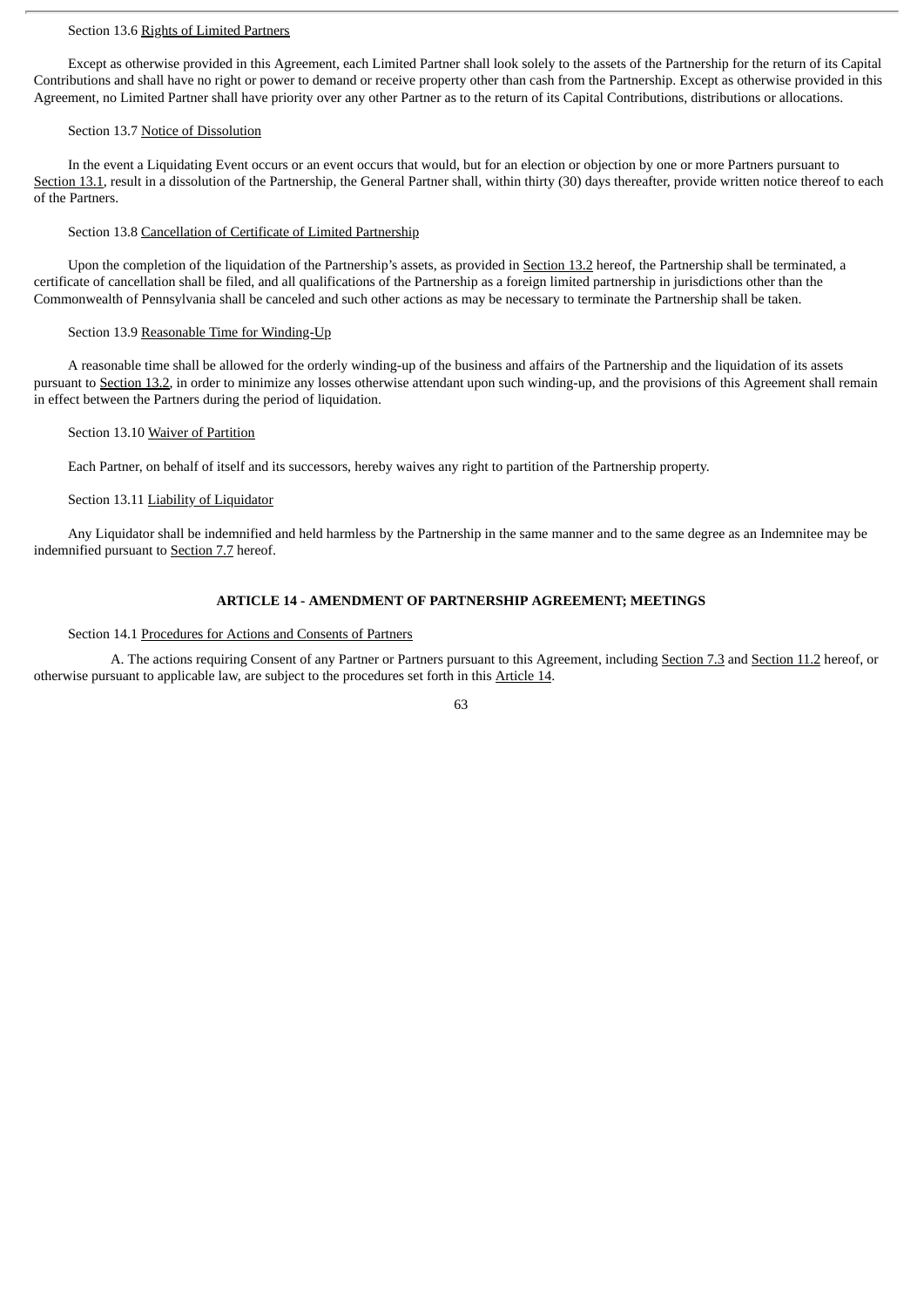Section 13.6 Rights of Limited Partners

Except as otherwise provided in this Agreement, each Limited Partner shall look solely to the assets of the Partnership for the return of its Capital Contributions and shall have no right or power to demand or receive property other than cash from the Partnership. Except as otherwise provided in this Agreement, no Limited Partner shall have priority over any other Partner as to the return of its Capital Contributions, distributions or allocations.

Section 13.7 Notice of Dissolution

In the event a Liquidating Event occurs or an event occurs that would, but for an election or objection by one or more Partners pursuant to Section 13.1, result in a dissolution of the Partnership, the General Partner shall, within thirty (30) days thereafter, provide written notice thereof to each of the Partners.

Section 13.8 Cancellation of Certificate of Limited Partnership

Upon the completion of the liquidation of the Partnership's assets, as provided in Section 13.2 hereof, the Partnership shall be terminated, a certificate of cancellation shall be filed, and all qualifications of the Partnership as a foreign limited partnership in jurisdictions other than the Commonwealth of Pennsylvania shall be canceled and such other actions as may be necessary to terminate the Partnership shall be taken.

Section 13.9 Reasonable Time for Winding-Up

A reasonable time shall be allowed for the orderly winding-up of the business and affairs of the Partnership and the liquidation of its assets pursuant to Section 13.2, in order to minimize any losses otherwise attendant upon such winding-up, and the provisions of this Agreement shall remain in effect between the Partners during the period of liquidation.

Section 13.10 Waiver of Partition

Each Partner, on behalf of itself and its successors, hereby waives any right to partition of the Partnership property.

Section 13.11 Liability of Liquidator

Any Liquidator shall be indemnified and held harmless by the Partnership in the same manner and to the same degree as an Indemnitee may be indemnified pursuant to Section 7.7 hereof.

## ARTICLE 14 - AMENDMENT OF PARTNERSHIP AGREEMENT; MEETINGS

Section 14.1 Procedures for Actions and Consents of Partners

A. The actions requiring Consent of any Partner or Partners pursuant to this Agreement, including Section 7.3 and Section 11.2 hereof, or otherwise pursuant to applicable law, are subject to the procedures set forth in this Article 14.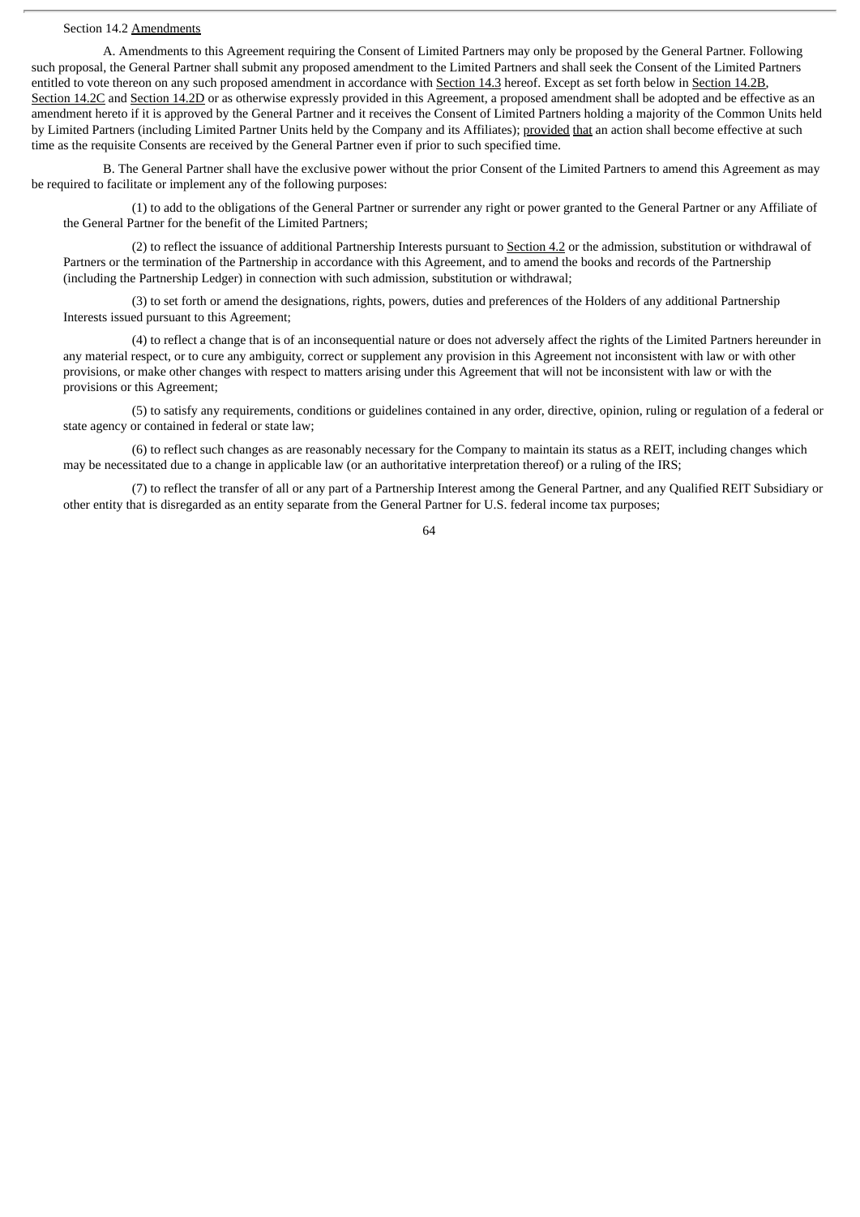Section 14.2 Amendments

A. Amendments to this Agreement requiring the Consent of Limited Partners may only be proposed by the General Partner. Following such proposal, the General Partner shall submit any proposed amendment to the Limited Partners and shall seek the Consent of the Limited Partners entitled to vote thereon on any such proposed amendment in accordance with Section 14.3 hereof. Except as set forth below in Section 14.2B, Section 14.2C and Section 14.2D or as otherwise expressly provided in this Agreement, a proposed amendment shall be adopted and be effective as an amendment hereto if it is approved by the General Partner and it receives the Consent of Limited Partners holding a majority of the Common Units held by Limited Partners (including Limited Partner Units held by the Company and its Affiliates); provided that an action shall become effective at such time as the requisite Consents are received by the General Partner even if prior to such specified time.

B. The General Partner shall have the exclusive power without the prior Consent of the Limited Partners to amend this Agreement as may be required to facilitate or implement any of the following purposes:

(1) to add to the obligations of the General Partner or surrender any right or power granted to the General Partner or any Affiliate of the General Partner for the benefit of the Limited Partners;

(2) to reflect the issuance of additional Partnership Interests pursuant to Section 4.2 or the admission, substitution or withdrawal of Partners or the termination of the Partnership in accordance with this Agreement, and to amend the books and records of the Partnership (including the Partnership Ledger) in connection with such admission, substitution or withdrawal;

(3) to set forth or amend the designations, rights, powers, duties and preferences of the Holders of any additional Partnership Interests issued pursuant to this Agreement;

(4) to reflect a change that is of an inconsequential nature or does not adversely affect the rights of the Limited Partners hereunder in any material respect, or to cure any ambiguity, correct or supplement any provision in this Agreement not inconsistent with law or with other provisions, or make other changes with respect to matters arising under this Agreement that will not be inconsistent with law or with the provisions or this Agreement;

(5) to satisfy any requirements, conditions or guidelines contained in any order, directive, opinion, ruling or regulation of a federal or state agency or contained in federal or state law;

(6) to reflect such changes as are reasonably necessary for the Company to maintain its status as a REIT, including changes which may be necessitated due to a change in applicable law (or an authoritative interpretation thereof) or a ruling of the IRS;

(7) to reflect the transfer of all or any part of a Partnership Interest among the General Partner, and any Qualified REIT Subsidiary or other entity that is disregarded as an entity separate from the General Partner for U.S. federal income tax purposes;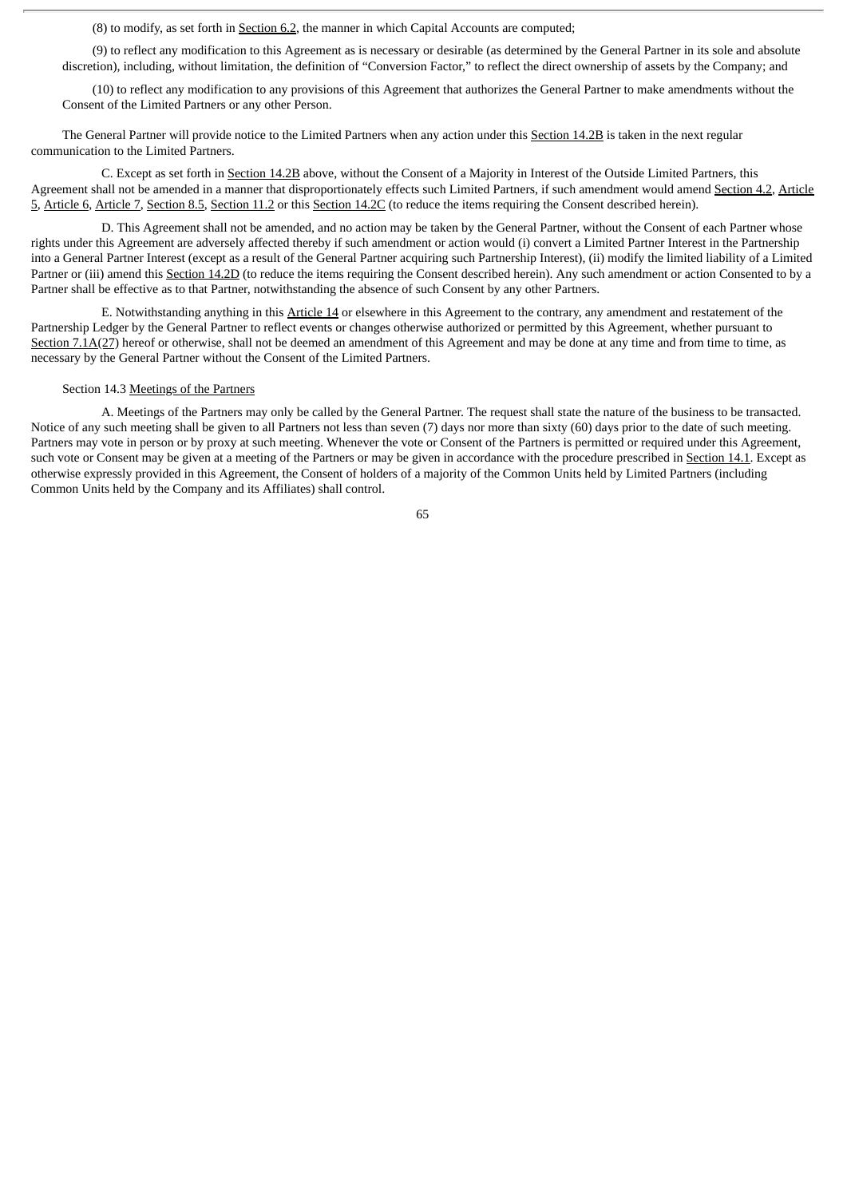(8) to modify, as set forth in Section 6.2, the manner in which Capital Accounts are computed;

(9) to reflect any modification to this Agreement as is necessary or desirable (as determined by the General Partner in its sole and absolute discretion), including, without limitation, the definition of "Conversion Factor," to reflect the direct ownership of assets by the Company; and

(10) to reflect any modification to any provisions of this Agreement that authorizes the General Partner to make amendments without the Consent of the Limited Partners or any other Person.

The General Partner will provide notice to the Limited Partners when any action under this Section 14.2B is taken in the next regular communication to the Limited Partners.

C. Except as set forth in Section 14.2B above, without the Consent of a Majority in Interest of the Outside Limited Partners, this Agreement shall not be amended in a manner that disproportionately effects such Limited Partners, if such amendment would amend Section 4.2, Article 5, Article 6, Article 7, Section 8.5, Section 11.2 or this Section 14.2C (to reduce the items requiring the Consent described herein).

D. This Agreement shall not be amended, and no action may be taken by the General Partner, without the Consent of each Partner whose rights under this Agreement are adversely affected thereby if such amendment or action would (i) convert a Limited Partner Interest in the Partnership into a General Partner Interest (except as a result of the General Partner acquiring such Partnership Interest), (ii) modify the limited liability of a Limited Partner or (iii) amend this Section 14.2D (to reduce the items requiring the Consent described herein). Any such amendment or action Consented to by a Partner shall be effective as to that Partner, notwithstanding the absence of such Consent by any other Partners.

E. Notwithstanding anything in this Article 14 or elsewhere in this Agreement to the contrary, any amendment and restatement of the Partnership Ledger by the General Partner to reflect events or changes otherwise authorized or permitted by this Agreement, whether pursuant to Section 7.1A(27) hereof or otherwise, shall not be deemed an amendment of this Agreement and may be done at any time and from time to time, as necessary by the General Partner without the Consent of the Limited Partners.

Section 14.3 Meetings of the Partners

A. Meetings of the Partners may only be called by the General Partner. The request shall state the nature of the business to be transacted. Notice of any such meeting shall be given to all Partners not less than seven (7) days nor more than sixty (60) days prior to the date of such meeting. Partners may vote in person or by proxy at such meeting. Whenever the vote or Consent of the Partners is permitted or required under this Agreement, such vote or Consent may be given at a meeting of the Partners or may be given in accordance with the procedure prescribed in Section 14.1. Except as otherwise expressly provided in this Agreement, the Consent of holders of a majority of the Common Units held by Limited Partners (including Common Units held by the Company and its Affiliates) shall control.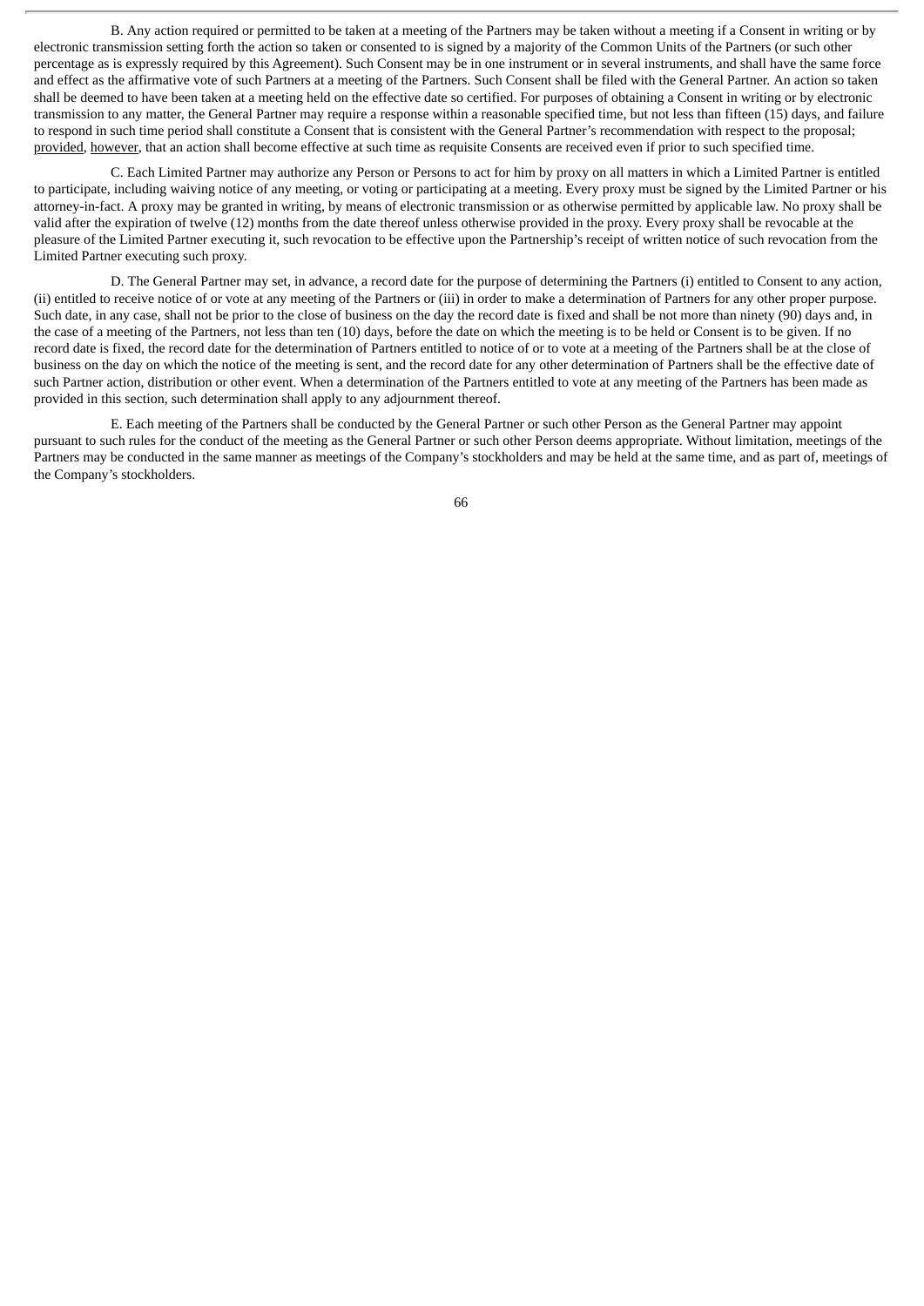B. Any action required or permitted to be taken at a meeting of the Partners may be taken without a meeting if a Consent in writing or by electronic transmission setting forth the action so taken or consented to is signed by a majority of the Common Units of the Partners (or such other percentage as is expressly required by this Agreement). Such Consent may be in one instrument or in several instruments, and shall have the same force and effect as the affirmative vote of such Partners at a meeting of the Partners. Such Consent shall be filed with the General Partner. An action so taken shall be deemed to have been taken at a meeting held on the effective date so certified. For purposes of obtaining a Consent in writing or by electronic transmission to any matter, the General Partner may require a response within a reasonable specified time, but not less than fifteen (15) days, and failure to respond in such time period shall constitute a Consent that is consistent with the General Partner's recommendation with respect to the proposal; provided, however, that an action shall become effective at such time as requisite Consents are received even if prior to such specified time.

C. Each Limited Partner may authorize any Person or Persons to act for him by proxy on all matters in which a Limited Partner is entitled to participate, including waiving notice of any meeting, or voting or participating at a meeting. Every proxy must be signed by the Limited Partner or his attorney-in-fact. A proxy may be granted in writing, by means of electronic transmission or as otherwise permitted by applicable law. No proxy shall be valid after the expiration of twelve (12) months from the date thereof unless otherwise provided in the proxy. Every proxy shall be revocable at the pleasure of the Limited Partner executing it, such revocation to be effective upon the Partnership's receipt of written notice of such revocation from the Limited Partner executing such proxy.

D. The General Partner may set, in advance, a record date for the purpose of determining the Partners (i) entitled to Consent to any action, (ii) entitled to receive notice of or vote at any meeting of the Partners or (iii) in order to make a determination of Partners for any other proper purpose. Such date, in any case, shall not be prior to the close of business on the day the record date is fixed and shall be not more than ninety (90) days and, in the case of a meeting of the Partners, not less than ten (10) days, before the date on which the meeting is to be held or Consent is to be given. If no record date is fixed, the record date for the determination of Partners entitled to notice of or to vote at a meeting of the Partners shall be at the close of business on the day on which the notice of the meeting is sent, and the record date for any other determination of Partners shall be the effective date of such Partner action, distribution or other event. When a determination of the Partners entitled to vote at any meeting of the Partners has been made as provided in this section, such determination shall apply to any adjournment thereof.

E. Each meeting of the Partners shall be conducted by the General Partner or such other Person as the General Partner may appoint pursuant to such rules for the conduct of the meeting as the General Partner or such other Person deems appropriate. Without limitation, meetings of the Partners may be conducted in the same manner as meetings of the Company's stockholders and may be held at the same time, and as part of, meetings of the Company's stockholders.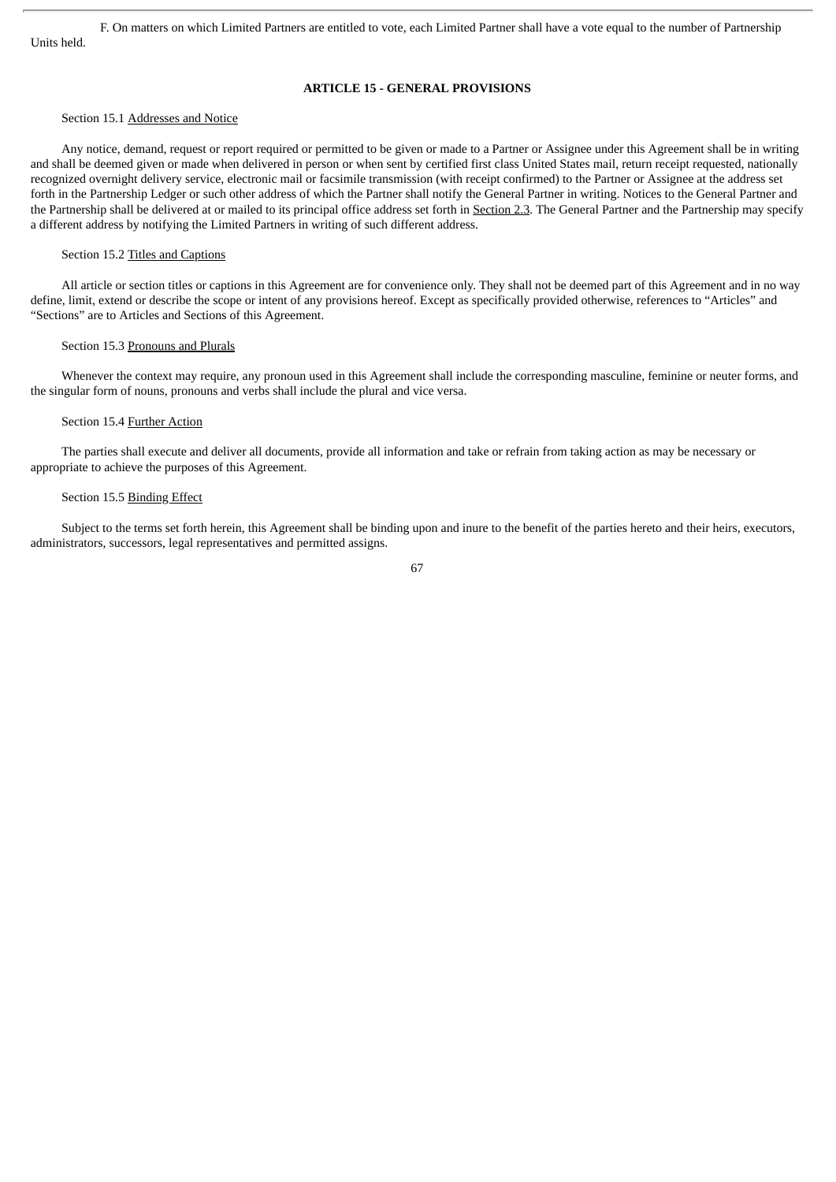F. On matters on which Limited Partners are entitled to vote, each Limited Partner shall have a vote equal to the number of Partnership Units held.

## ARTICLE 15 - GENERAL PROVISIONS

Section 15.1 Addresses and Notice

Any notice, demand, request or report required or permitted to be given or made to a Partner or Assignee under this Agreement shall be in writing and shall be deemed given or made when delivered in person or when sent by certified first class United States mail, return receipt requested, nationally recognized overnight delivery service, electronic mail or facsimile transmission (with receipt confirmed) to the Partner or Assignee at the address set forth in the Partnership Ledger or such other address of which the Partner shall notify the General Partner in writing. Notices to the General Partner and the Partnership shall be delivered at or mailed to its principal office address set forth in Section 2.3. The General Partner and the Partnership may specify a different address by notifying the Limited Partners in writing of such different address.

Section 15.2 Titles and Captions

All article or section titles or captions in this Agreement are for convenience only. They shall not be deemed part of this Agreement and in no way define, limit, extend or describe the scope or intent of any provisions hereof. Except as specifically provided otherwise, references to "Articles" and "Sections" are to Articles and Sections of this Agreement.

Section 15.3 Pronouns and Plurals

Whenever the context may require, any pronoun used in this Agreement shall include the corresponding masculine, feminine or neuter forms, and the singular form of nouns, pronouns and verbs shall include the plural and vice versa.

Section 15.4 Further Action

The parties shall execute and deliver all documents, provide all information and take or refrain from taking action as may be necessary or appropriate to achieve the purposes of this Agreement.

Section 15.5 Binding Effect

Subject to the terms set forth herein, this Agreement shall be binding upon and inure to the benefit of the parties hereto and their heirs, executors, administrators, successors, legal representatives and permitted assigns.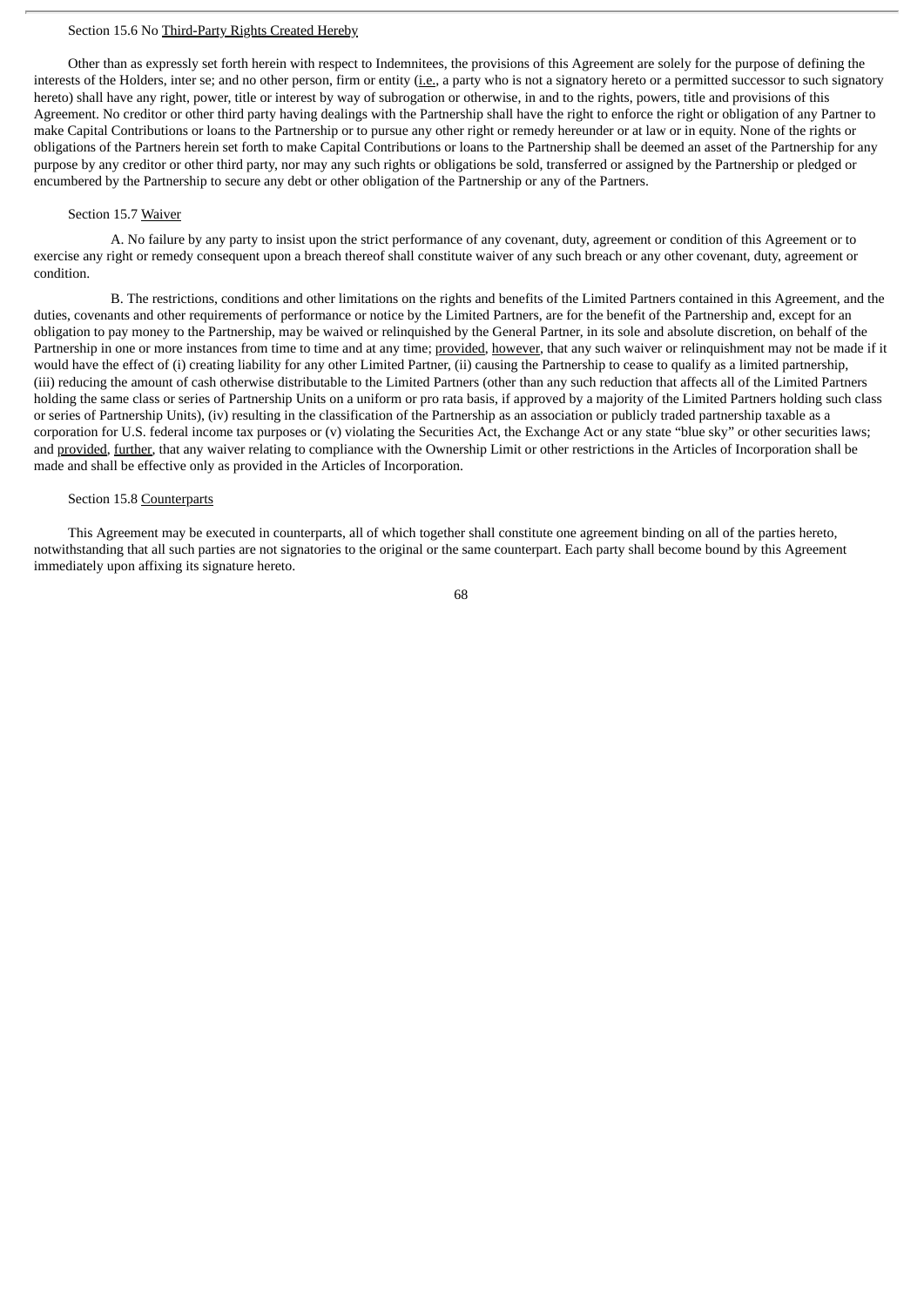Section 15.6 No Third-Party Rights Created Hereby

Other than as expressly set forth herein with respect to Indemnitees, the provisions of this Agreement are solely for the purpose of defining the interests of the Holders, inter se; and no other person, firm or entity (i.e., a party who is not a signatory hereto or a permitted successor to such signatory hereto) shall have any right, power, title or interest by way of subrogation or otherwise, in and to the rights, powers, title and provisions of this Agreement. No creditor or other third party having dealings with the Partnership shall have the right to enforce the right or obligation of any Partner to make Capital Contributions or loans to the Partnership or to pursue any other right or remedy hereunder or at law or in equity. None of the rights or obligations of the Partners herein set forth to make Capital Contributions or loans to the Partnership shall be deemed an asset of the Partnership for any purpose by any creditor or other third party, nor may any such rights or obligations be sold, transferred or assigned by the Partnership or pledged or encumbered by the Partnership to secure any debt or other obligation of the Partnership or any of the Partners.

Section 15.7 Waiver

A. No failure by any party to insist upon the strict performance of any covenant, duty, agreement or condition of this Agreement or to exercise any right or remedy consequent upon a breach thereof shall constitute waiver of any such breach or any other covenant, duty, agreement or condition.

B. The restrictions, conditions and other limitations on the rights and benefits of the Limited Partners contained in this Agreement, and the duties, covenants and other requirements of performance or notice by the Limited Partners, are for the benefit of the Partnership and, except for an obligation to pay money to the Partnership, may be waived or relinquished by the General Partner, in its sole and absolute discretion, on behalf of the Partnership in one or more instances from time to time and at any time; provided, however, that any such waiver or relinquishment may not be made if it would have the effect of (i) creating liability for any other Limited Partner, (ii) causing the Partnership to cease to qualify as a limited partnership, (iii) reducing the amount of cash otherwise distributable to the Limited Partners (other than any such reduction that affects all of the Limited Partners holding the same class or series of Partnership Units on a uniform or pro rata basis, if approved by a majority of the Limited Partners holding such class or series of Partnership Units), (iv) resulting in the classification of the Partnership as an association or publicly traded partnership taxable as a corporation for U.S. federal income tax purposes or (v) violating the Securities Act, the Exchange Act or any state "blue sky" or other securities laws; and provided, further, that any waiver relating to compliance with the Ownership Limit or other restrictions in the Articles of Incorporation shall be made and shall be effective only as provided in the Articles of Incorporation.

Section 15.8 Counterparts

This Agreement may be executed in counterparts, all of which together shall constitute one agreement binding on all of the parties hereto, notwithstanding that all such parties are not signatories to the original or the same counterpart. Each party shall become bound by this Agreement immediately upon affixing its signature hereto.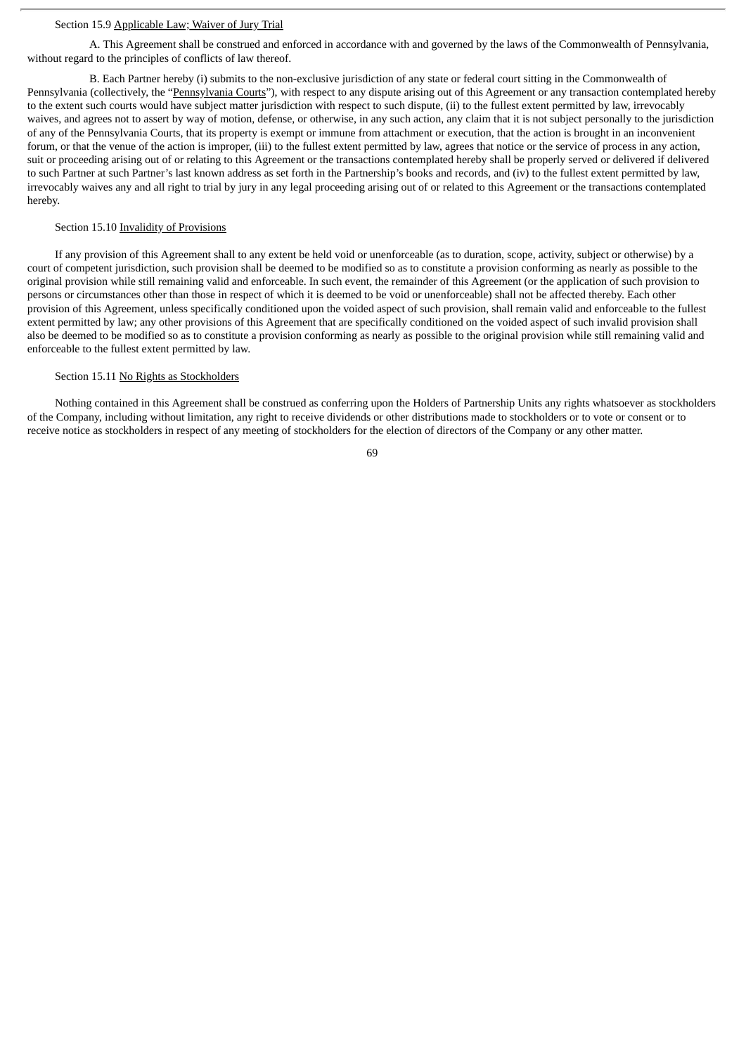Section 15.9 Applicable Law; Waiver of Jury Trial

A. This Agreement shall be construed and enforced in accordance with and governed by the laws of the Commonwealth of Pennsylvania, without regard to the principles of conflicts of law thereof.

B. Each Partner hereby (i) submits to the non-exclusive jurisdiction of any state or federal court sitting in the Commonwealth of Pennsylvania (collectively, the "Pennsylvania Courts"), with respect to any dispute arising out of this Agreement or any transaction contemplated hereby to the extent such courts would have subject matter jurisdiction with respect to such dispute, (ii) to the fullest extent permitted by law, irrevocably waives, and agrees not to assert by way of motion, defense, or otherwise, in any such action, any claim that it is not subject personally to the jurisdiction of any of the Pennsylvania Courts, that its property is exempt or immune from attachment or execution, that the action is brought in an inconvenient forum, or that the venue of the action is improper, (iii) to the fullest extent permitted by law, agrees that notice or the service of process in any action, suit or proceeding arising out of or relating to this Agreement or the transactions contemplated hereby shall be properly served or delivered if delivered to such Partner at such Partner's last known address as set forth in the Partnership's books and records, and (iv) to the fullest extent permitted by law, irrevocably waives any and all right to trial by jury in any legal proceeding arising out of or related to this Agreement or the transactions contemplated hereby.

Section 15.10 Invalidity of Provisions

If any provision of this Agreement shall to any extent be held void or unenforceable (as to duration, scope, activity, subject or otherwise) by a court of competent jurisdiction, such provision shall be deemed to be modified so as to constitute a provision conforming as nearly as possible to the original provision while still remaining valid and enforceable. In such event, the remainder of this Agreement (or the application of such provision to persons or circumstances other than those in respect of which it is deemed to be void or unenforceable) shall not be affected thereby. Each other provision of this Agreement, unless specifically conditioned upon the voided aspect of such provision, shall remain valid and enforceable to the fullest extent permitted by law; any other provisions of this Agreement that are specifically conditioned on the voided aspect of such invalid provision shall also be deemed to be modified so as to constitute a provision conforming as nearly as possible to the original provision while still remaining valid and enforceable to the fullest extent permitted by law.

Section 15.11 No Rights as Stockholders

Nothing contained in this Agreement shall be construed as conferring upon the Holders of Partnership Units any rights whatsoever as stockholders of the Company, including without limitation, any right to receive dividends or other distributions made to stockholders or to vote or consent or to receive notice as stockholders in respect of any meeting of stockholders for the election of directors of the Company or any other matter.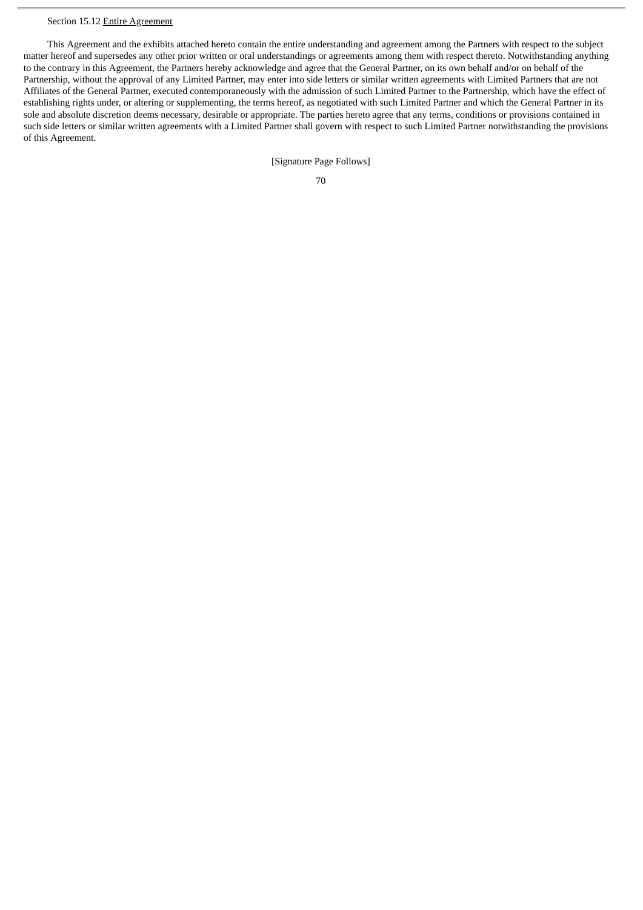Section 15.12 Entire Agreement

This Agreement and the exhibits attached hereto contain the entire understanding and agreement among the Partners with respect to the subject matter hereof and supersedes any other prior written or oral understandings or agreements among them with respect thereto. Notwithstanding anything to the contrary in this Agreement, the Partners hereby acknowledge and agree that the General Partner, on its own behalf and/or on behalf of the Partnership, without the approval of any Limited Partner, may enter into side letters or similar written agreements with Limited Partners that are not Affiliates of the General Partner, executed contemporaneously with the admission of such Limited Partner to the Partnership, which have the effect of establishing rights under, or altering or supplementing, the terms hereof, as negotiated with such Limited Partner and which the General Partner in its sole and absolute discretion deems necessary, desirable or appropriate. The parties hereto agree that any terms, conditions or provisions contained in such side letters or similar written agreements with a Limited Partner shall govern with respect to such Limited Partner notwithstanding the provisions of this Agreement.

[Signature Page Follows]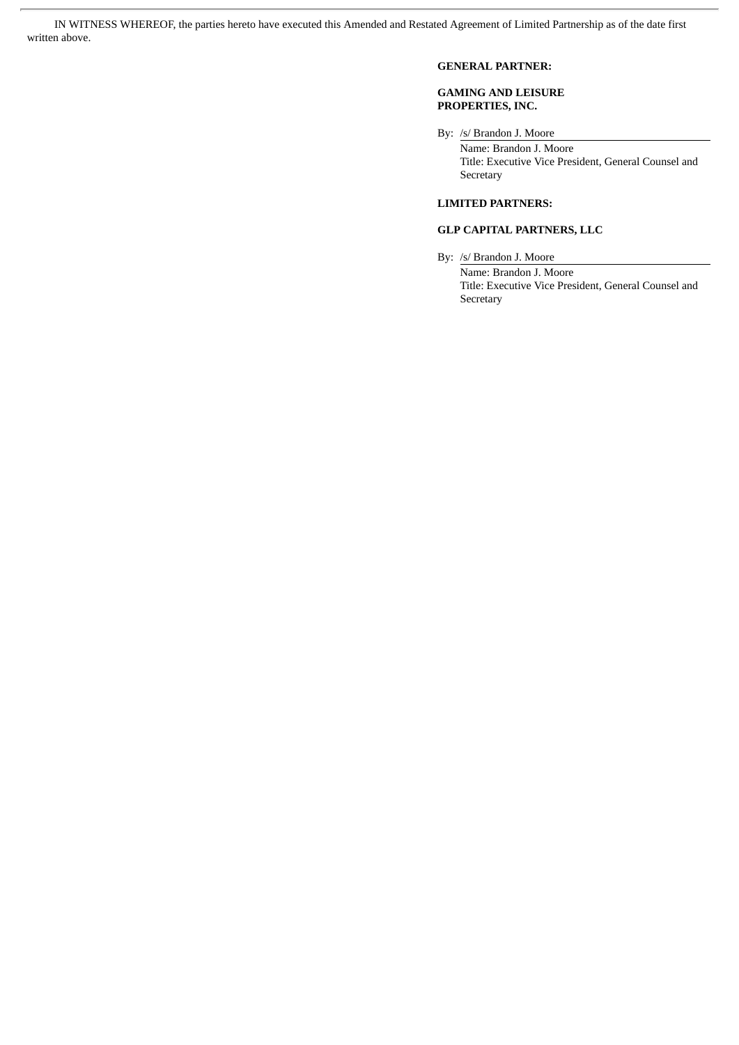IN WITNESS WHEREOF, the parties hereto have executed this Amended and Restated Agreement of Limited Partnership as of the date first written above.

**GENERAL PARTNER:**

**GAMING AND LEISURE PROPERTIES, INC.**

By: /s/ Brandon J. Moore
Name: Brandon J. Moore
Title: Executive Vice President, General Counsel and Secretary

**LIMITED PARTNERS:**

**GLP CAPITAL PARTNERS, LLC**

By: /s/ Brandon J. Moore
Name: Brandon J. Moore
Title: Executive Vice President, General Counsel and Secretary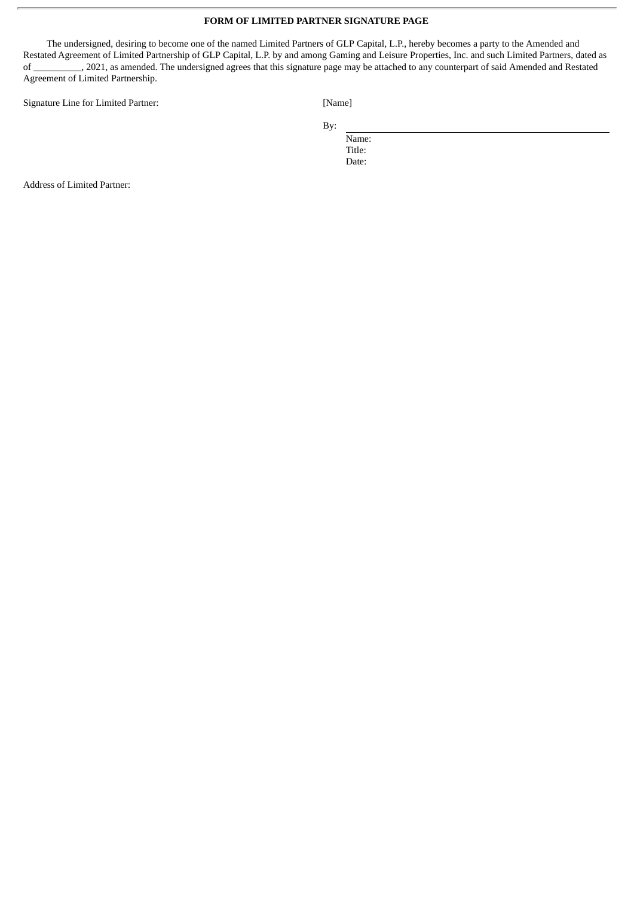**FORM OF LIMITED PARTNER SIGNATURE PAGE**

The undersigned, desiring to become one of the named Limited Partners of GLP Capital, L.P., hereby becomes a party to the Amended and Restated Agreement of Limited Partnership of GLP Capital, L.P. by and among Gaming and Leisure Properties, Inc. and such Limited Partners, dated as of __________, 2021, as amended. The undersigned agrees that this signature page may be attached to any counterpart of said Amended and Restated Agreement of Limited Partnership.

Signature Line for Limited Partner:

[Name]

By: ______________________________

Name:
Title:
Date:

Address of Limited Partner: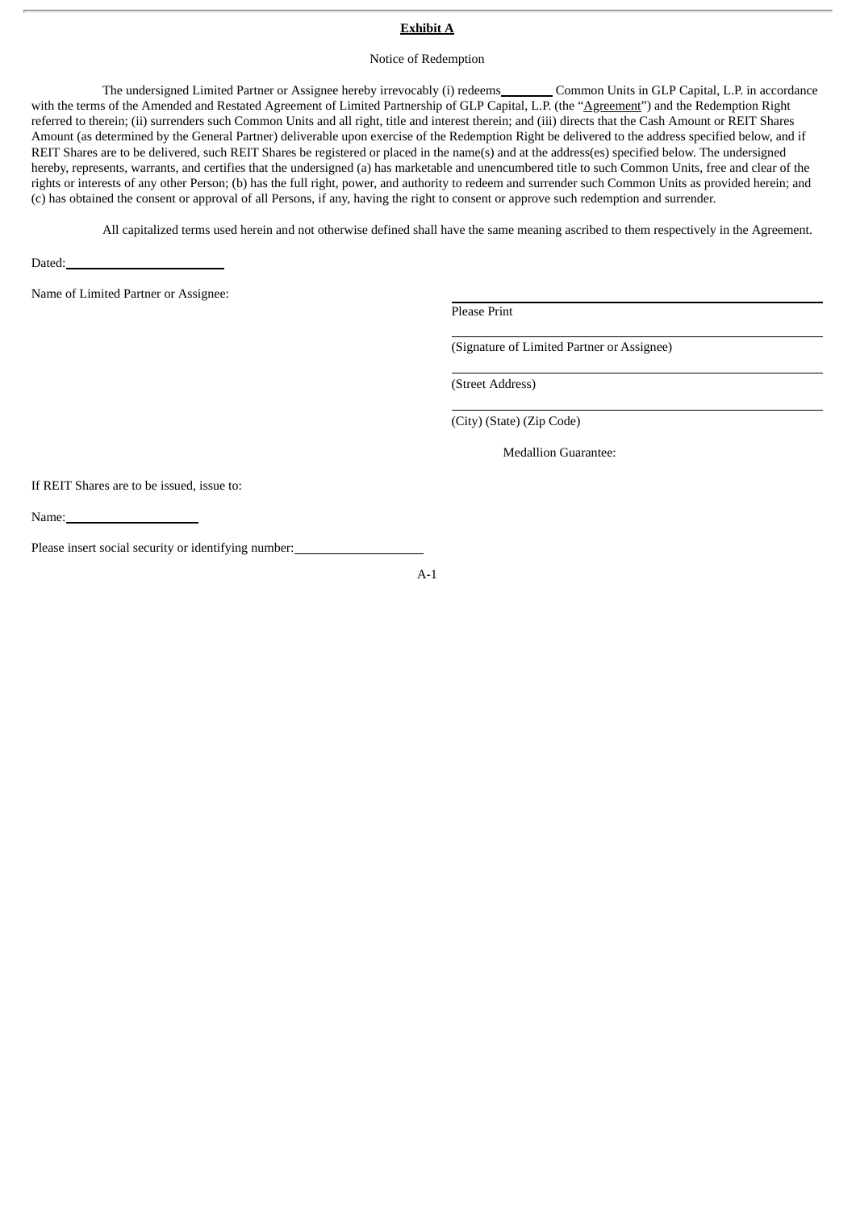**Exhibit A**

Notice of Redemption

The undersigned Limited Partner or Assignee hereby irrevocably (i) redeems\_\_\_\_\_\_\_\_ Common Units in GLP Capital, L.P. in accordance with the terms of the Amended and Restated Agreement of Limited Partnership of GLP Capital, L.P. (the "Agreement") and the Redemption Right referred to therein; (ii) surrenders such Common Units and all right, title and interest therein; and (iii) directs that the Cash Amount or REIT Shares Amount (as determined by the General Partner) deliverable upon exercise of the Redemption Right be delivered to the address specified below, and if REIT Shares are to be delivered, such REIT Shares be registered or placed in the name(s) and at the address(es) specified below. The undersigned hereby, represents, warrants, and certifies that the undersigned (a) has marketable and unencumbered title to such Common Units, free and clear of the rights or interests of any other Person; (b) has the full right, power, and authority to redeem and surrender such Common Units as provided herein; and (c) has obtained the consent or approval of all Persons, if any, having the right to consent or approve such redemption and surrender.

All capitalized terms used herein and not otherwise defined shall have the same meaning ascribed to them respectively in the Agreement.

Dated:\_\_\_\_\_\_\_\_\_\_\_\_\_\_\_\_\_\_\_\_\_\_\_\_

Name of Limited Partner or Assignee:

\_\_\_\_\_\_\_\_\_\_\_\_\_\_\_\_\_\_\_\_\_\_\_\_\_\_\_\_\_\_\_\_\_\_\_\_
Please Print

\_\_\_\_\_\_\_\_\_\_\_\_\_\_\_\_\_\_\_\_\_\_\_\_\_\_\_\_\_\_\_\_\_\_\_\_
(Signature of Limited Partner or Assignee)

\_\_\_\_\_\_\_\_\_\_\_\_\_\_\_\_\_\_\_\_\_\_\_\_\_\_\_\_\_\_\_\_\_\_\_\_
(Street Address)

\_\_\_\_\_\_\_\_\_\_\_\_\_\_\_\_\_\_\_\_\_\_\_\_\_\_\_\_\_\_\_\_\_\_\_\_
(City) (State) (Zip Code)

Medallion Guarantee:

If REIT Shares are to be issued, issue to:

Name:\_\_\_\_\_\_\_\_\_\_\_\_\_\_\_\_\_\_\_\_

Please insert social security or identifying number:\_\_\_\_\_\_\_\_\_\_\_\_\_\_\_\_\_\_\_\_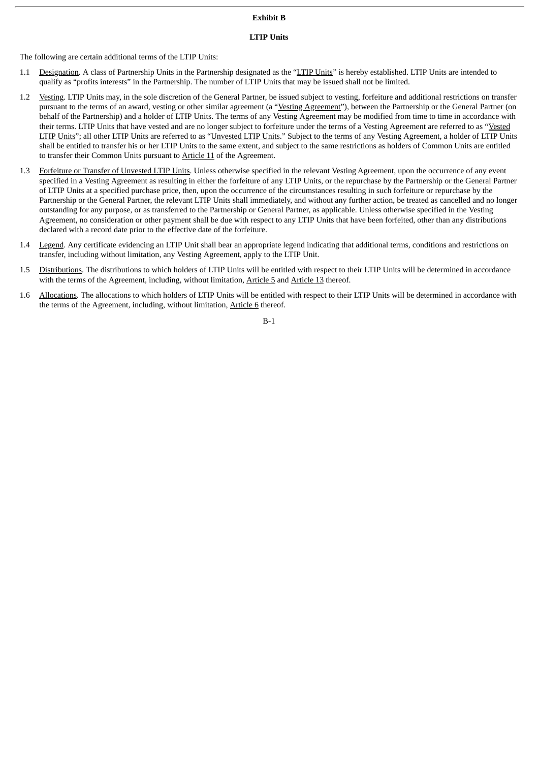**Exhibit B**

**LTIP Units**

The following are certain additional terms of the LTIP Units:

1.1 Designation. A class of Partnership Units in the Partnership designated as the "LTIP Units" is hereby established. LTIP Units are intended to qualify as "profits interests" in the Partnership. The number of LTIP Units that may be issued shall not be limited.

1.2 Vesting. LTIP Units may, in the sole discretion of the General Partner, be issued subject to vesting, forfeiture and additional restrictions on transfer pursuant to the terms of an award, vesting or other similar agreement (a "Vesting Agreement"), between the Partnership or the General Partner (on behalf of the Partnership) and a holder of LTIP Units. The terms of any Vesting Agreement may be modified from time to time in accordance with their terms. LTIP Units that have vested and are no longer subject to forfeiture under the terms of a Vesting Agreement are referred to as "Vested LTIP Units"; all other LTIP Units are referred to as "Unvested LTIP Units." Subject to the terms of any Vesting Agreement, a holder of LTIP Units shall be entitled to transfer his or her LTIP Units to the same extent, and subject to the same restrictions as holders of Common Units are entitled to transfer their Common Units pursuant to Article 11 of the Agreement.

1.3 Forfeiture or Transfer of Unvested LTIP Units. Unless otherwise specified in the relevant Vesting Agreement, upon the occurrence of any event specified in a Vesting Agreement as resulting in either the forfeiture of any LTIP Units, or the repurchase by the Partnership or the General Partner of LTIP Units at a specified purchase price, then, upon the occurrence of the circumstances resulting in such forfeiture or repurchase by the Partnership or the General Partner, the relevant LTIP Units shall immediately, and without any further action, be treated as cancelled and no longer outstanding for any purpose, or as transferred to the Partnership or General Partner, as applicable. Unless otherwise specified in the Vesting Agreement, no consideration or other payment shall be due with respect to any LTIP Units that have been forfeited, other than any distributions declared with a record date prior to the effective date of the forfeiture.

1.4 Legend. Any certificate evidencing an LTIP Unit shall bear an appropriate legend indicating that additional terms, conditions and restrictions on transfer, including without limitation, any Vesting Agreement, apply to the LTIP Unit.

1.5 Distributions. The distributions to which holders of LTIP Units will be entitled with respect to their LTIP Units will be determined in accordance with the terms of the Agreement, including, without limitation, Article 5 and Article 13 thereof.

1.6 Allocations. The allocations to which holders of LTIP Units will be entitled with respect to their LTIP Units will be determined in accordance with the terms of the Agreement, including, without limitation, Article 6 thereof.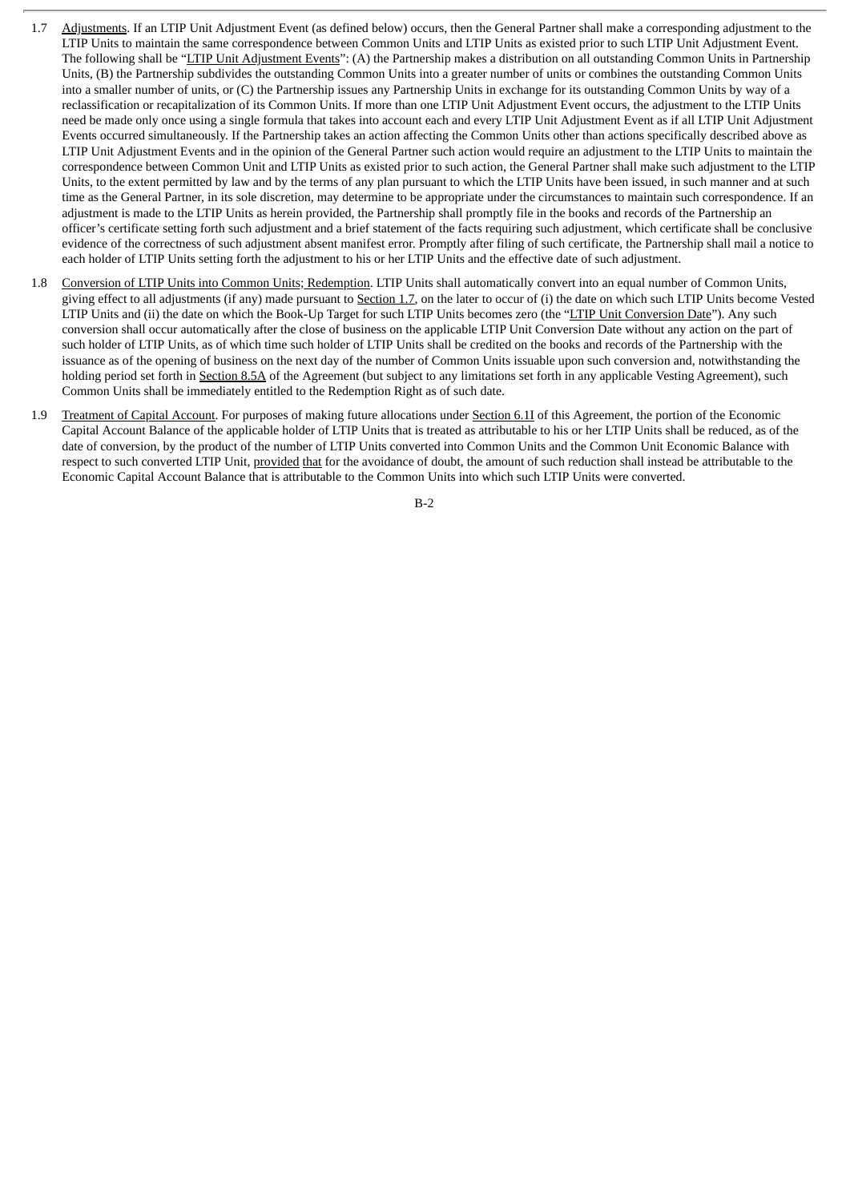1.7 Adjustments. If an LTIP Unit Adjustment Event (as defined below) occurs, then the General Partner shall make a corresponding adjustment to the LTIP Units to maintain the same correspondence between Common Units and LTIP Units as existed prior to such LTIP Unit Adjustment Event. The following shall be "LTIP Unit Adjustment Events": (A) the Partnership makes a distribution on all outstanding Common Units in Partnership Units, (B) the Partnership subdivides the outstanding Common Units into a greater number of units or combines the outstanding Common Units into a smaller number of units, or (C) the Partnership issues any Partnership Units in exchange for its outstanding Common Units by way of a reclassification or recapitalization of its Common Units. If more than one LTIP Unit Adjustment Event occurs, the adjustment to the LTIP Units need be made only once using a single formula that takes into account each and every LTIP Unit Adjustment Event as if all LTIP Unit Adjustment Events occurred simultaneously. If the Partnership takes an action affecting the Common Units other than actions specifically described above as LTIP Unit Adjustment Events and in the opinion of the General Partner such action would require an adjustment to the LTIP Units to maintain the correspondence between Common Unit and LTIP Units as existed prior to such action, the General Partner shall make such adjustment to the LTIP Units, to the extent permitted by law and by the terms of any plan pursuant to which the LTIP Units have been issued, in such manner and at such time as the General Partner, in its sole discretion, may determine to be appropriate under the circumstances to maintain such correspondence. If an adjustment is made to the LTIP Units as herein provided, the Partnership shall promptly file in the books and records of the Partnership an officer's certificate setting forth such adjustment and a brief statement of the facts requiring such adjustment, which certificate shall be conclusive evidence of the correctness of such adjustment absent manifest error. Promptly after filing of such certificate, the Partnership shall mail a notice to each holder of LTIP Units setting forth the adjustment to his or her LTIP Units and the effective date of such adjustment.

1.8 Conversion of LTIP Units into Common Units; Redemption. LTIP Units shall automatically convert into an equal number of Common Units, giving effect to all adjustments (if any) made pursuant to Section 1.7, on the later to occur of (i) the date on which such LTIP Units become Vested LTIP Units and (ii) the date on which the Book-Up Target for such LTIP Units becomes zero (the "LTIP Unit Conversion Date"). Any such conversion shall occur automatically after the close of business on the applicable LTIP Unit Conversion Date without any action on the part of such holder of LTIP Units, as of which time such holder of LTIP Units shall be credited on the books and records of the Partnership with the issuance as of the opening of business on the next day of the number of Common Units issuable upon such conversion and, notwithstanding the holding period set forth in Section 8.5A of the Agreement (but subject to any limitations set forth in any applicable Vesting Agreement), such Common Units shall be immediately entitled to the Redemption Right as of such date.

1.9 Treatment of Capital Account. For purposes of making future allocations under Section 6.1I of this Agreement, the portion of the Economic Capital Account Balance of the applicable holder of LTIP Units that is treated as attributable to his or her LTIP Units shall be reduced, as of the date of conversion, by the product of the number of LTIP Units converted into Common Units and the Common Unit Economic Balance with respect to such converted LTIP Unit, provided that for the avoidance of doubt, the amount of such reduction shall instead be attributable to the Economic Capital Account Balance that is attributable to the Common Units into which such LTIP Units were converted.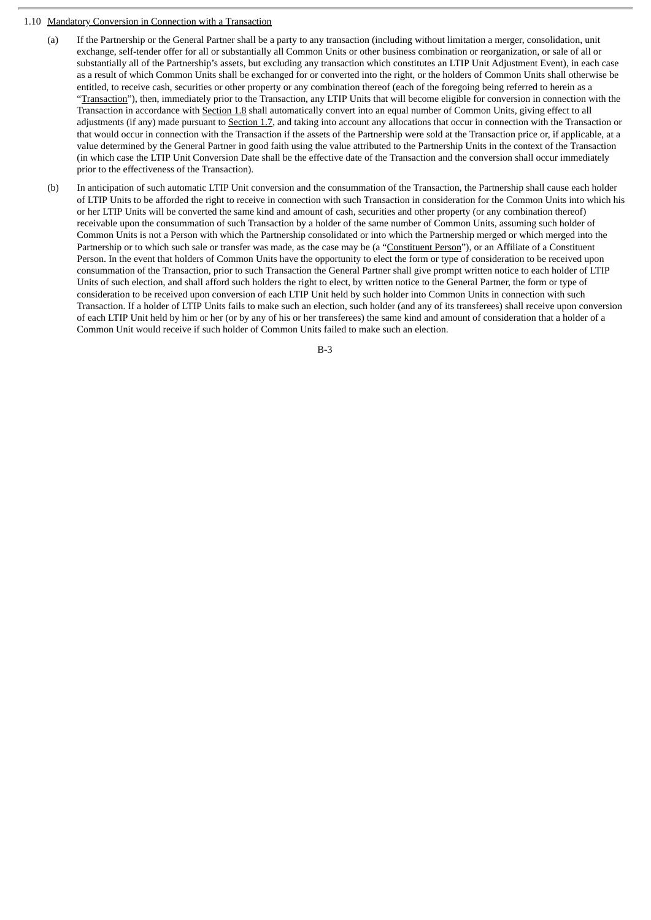1.10 Mandatory Conversion in Connection with a Transaction

(a) If the Partnership or the General Partner shall be a party to any transaction (including without limitation a merger, consolidation, unit exchange, self-tender offer for all or substantially all Common Units or other business combination or reorganization, or sale of all or substantially all of the Partnership's assets, but excluding any transaction which constitutes an LTIP Unit Adjustment Event), in each case as a result of which Common Units shall be exchanged for or converted into the right, or the holders of Common Units shall otherwise be entitled, to receive cash, securities or other property or any combination thereof (each of the foregoing being referred to herein as a "Transaction"), then, immediately prior to the Transaction, any LTIP Units that will become eligible for conversion in connection with the Transaction in accordance with Section 1.8 shall automatically convert into an equal number of Common Units, giving effect to all adjustments (if any) made pursuant to Section 1.7, and taking into account any allocations that occur in connection with the Transaction or that would occur in connection with the Transaction if the assets of the Partnership were sold at the Transaction price or, if applicable, at a value determined by the General Partner in good faith using the value attributed to the Partnership Units in the context of the Transaction (in which case the LTIP Unit Conversion Date shall be the effective date of the Transaction and the conversion shall occur immediately prior to the effectiveness of the Transaction).

(b) In anticipation of such automatic LTIP Unit conversion and the consummation of the Transaction, the Partnership shall cause each holder of LTIP Units to be afforded the right to receive in connection with such Transaction in consideration for the Common Units into which his or her LTIP Units will be converted the same kind and amount of cash, securities and other property (or any combination thereof) receivable upon the consummation of such Transaction by a holder of the same number of Common Units, assuming such holder of Common Units is not a Person with which the Partnership consolidated or into which the Partnership merged or which merged into the Partnership or to which such sale or transfer was made, as the case may be (a "Constituent Person"), or an Affiliate of a Constituent Person. In the event that holders of Common Units have the opportunity to elect the form or type of consideration to be received upon consummation of the Transaction, prior to such Transaction the General Partner shall give prompt written notice to each holder of LTIP Units of such election, and shall afford such holders the right to elect, by written notice to the General Partner, the form or type of consideration to be received upon conversion of each LTIP Unit held by such holder into Common Units in connection with such Transaction. If a holder of LTIP Units fails to make such an election, such holder (and any of its transferees) shall receive upon conversion of each LTIP Unit held by him or her (or by any of his or her transferees) the same kind and amount of consideration that a holder of a Common Unit would receive if such holder of Common Units failed to make such an election.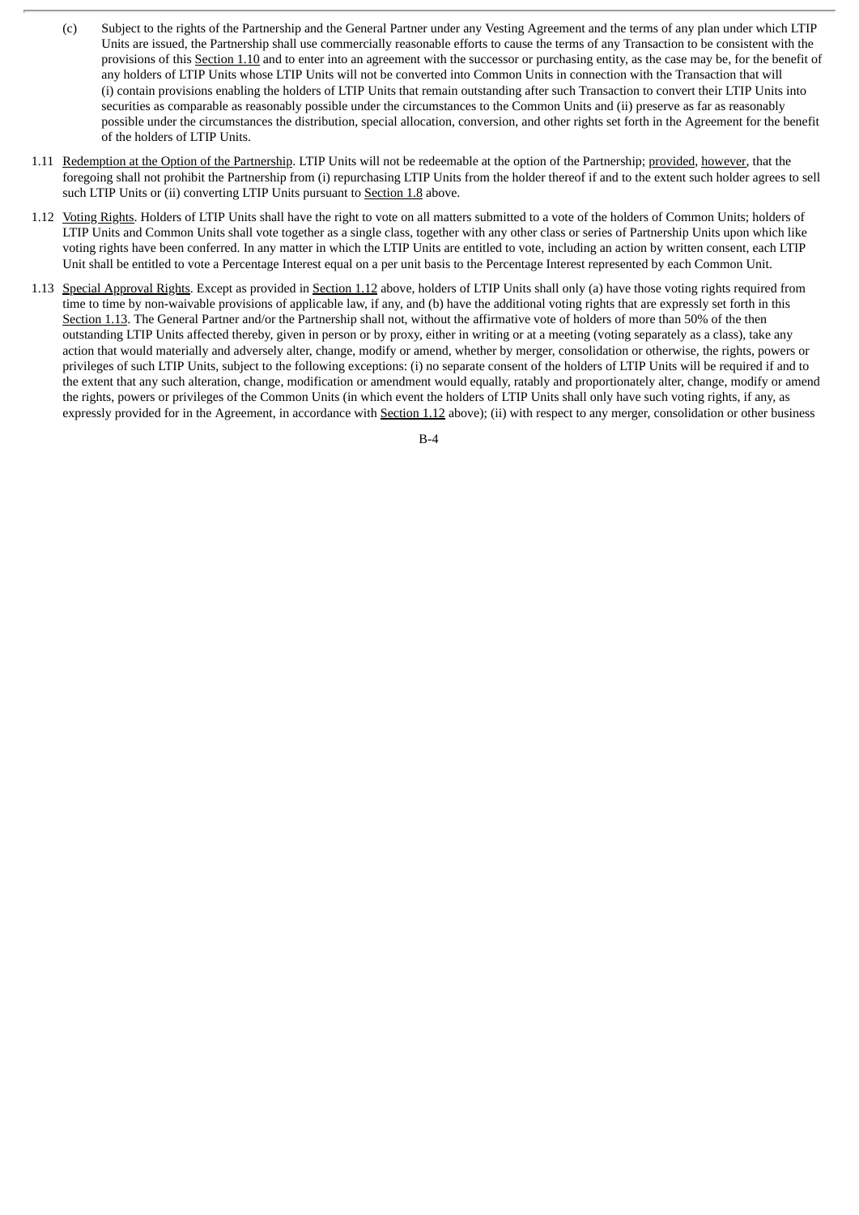(c) Subject to the rights of the Partnership and the General Partner under any Vesting Agreement and the terms of any plan under which LTIP Units are issued, the Partnership shall use commercially reasonable efforts to cause the terms of any Transaction to be consistent with the provisions of this Section 1.10 and to enter into an agreement with the successor or purchasing entity, as the case may be, for the benefit of any holders of LTIP Units whose LTIP Units will not be converted into Common Units in connection with the Transaction that will (i) contain provisions enabling the holders of LTIP Units that remain outstanding after such Transaction to convert their LTIP Units into securities as comparable as reasonably possible under the circumstances to the Common Units and (ii) preserve as far as reasonably possible under the circumstances the distribution, special allocation, conversion, and other rights set forth in the Agreement for the benefit of the holders of LTIP Units.

1.11 Redemption at the Option of the Partnership. LTIP Units will not be redeemable at the option of the Partnership; provided, however, that the foregoing shall not prohibit the Partnership from (i) repurchasing LTIP Units from the holder thereof if and to the extent such holder agrees to sell such LTIP Units or (ii) converting LTIP Units pursuant to Section 1.8 above.

1.12 Voting Rights. Holders of LTIP Units shall have the right to vote on all matters submitted to a vote of the holders of Common Units; holders of LTIP Units and Common Units shall vote together as a single class, together with any other class or series of Partnership Units upon which like voting rights have been conferred. In any matter in which the LTIP Units are entitled to vote, including an action by written consent, each LTIP Unit shall be entitled to vote a Percentage Interest equal on a per unit basis to the Percentage Interest represented by each Common Unit.

1.13 Special Approval Rights. Except as provided in Section 1.12 above, holders of LTIP Units shall only (a) have those voting rights required from time to time by non-waivable provisions of applicable law, if any, and (b) have the additional voting rights that are expressly set forth in this Section 1.13. The General Partner and/or the Partnership shall not, without the affirmative vote of holders of more than 50% of the then outstanding LTIP Units affected thereby, given in person or by proxy, either in writing or at a meeting (voting separately as a class), take any action that would materially and adversely alter, change, modify or amend, whether by merger, consolidation or otherwise, the rights, powers or privileges of such LTIP Units, subject to the following exceptions: (i) no separate consent of the holders of LTIP Units will be required if and to the extent that any such alteration, change, modification or amendment would equally, ratably and proportionately alter, change, modify or amend the rights, powers or privileges of the Common Units (in which event the holders of LTIP Units shall only have such voting rights, if any, as expressly provided for in the Agreement, in accordance with Section 1.12 above); (ii) with respect to any merger, consolidation or other business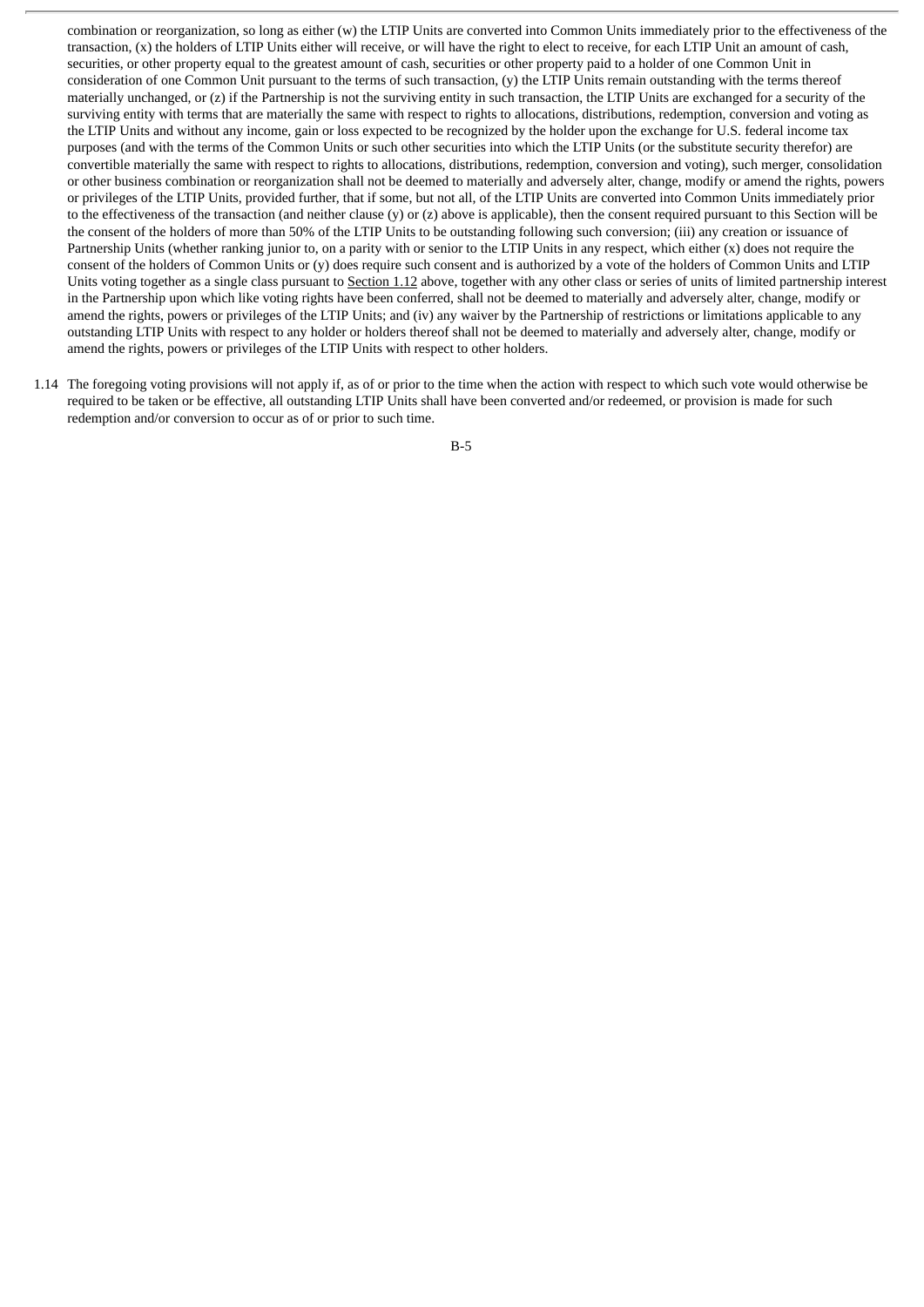combination or reorganization, so long as either (w) the LTIP Units are converted into Common Units immediately prior to the effectiveness of the transaction, (x) the holders of LTIP Units either will receive, or will have the right to elect to receive, for each LTIP Unit an amount of cash, securities, or other property equal to the greatest amount of cash, securities or other property paid to a holder of one Common Unit in consideration of one Common Unit pursuant to the terms of such transaction, (y) the LTIP Units remain outstanding with the terms thereof materially unchanged, or (z) if the Partnership is not the surviving entity in such transaction, the LTIP Units are exchanged for a security of the surviving entity with terms that are materially the same with respect to rights to allocations, distributions, redemption, conversion and voting as the LTIP Units and without any income, gain or loss expected to be recognized by the holder upon the exchange for U.S. federal income tax purposes (and with the terms of the Common Units or such other securities into which the LTIP Units (or the substitute security therefor) are convertible materially the same with respect to rights to allocations, distributions, redemption, conversion and voting), such merger, consolidation or other business combination or reorganization shall not be deemed to materially and adversely alter, change, modify or amend the rights, powers or privileges of the LTIP Units, provided further, that if some, but not all, of the LTIP Units are converted into Common Units immediately prior to the effectiveness of the transaction (and neither clause (y) or (z) above is applicable), then the consent required pursuant to this Section will be the consent of the holders of more than 50% of the LTIP Units to be outstanding following such conversion; (iii) any creation or issuance of Partnership Units (whether ranking junior to, on a parity with or senior to the LTIP Units in any respect, which either (x) does not require the consent of the holders of Common Units or (y) does require such consent and is authorized by a vote of the holders of Common Units and LTIP Units voting together as a single class pursuant to Section 1.12 above, together with any other class or series of units of limited partnership interest in the Partnership upon which like voting rights have been conferred, shall not be deemed to materially and adversely alter, change, modify or amend the rights, powers or privileges of the LTIP Units; and (iv) any waiver by the Partnership of restrictions or limitations applicable to any outstanding LTIP Units with respect to any holder or holders thereof shall not be deemed to materially and adversely alter, change, modify or amend the rights, powers or privileges of the LTIP Units with respect to other holders.

1.14 The foregoing voting provisions will not apply if, as of or prior to the time when the action with respect to which such vote would otherwise be required to be taken or be effective, all outstanding LTIP Units shall have been converted and/or redeemed, or provision is made for such redemption and/or conversion to occur as of or prior to such time.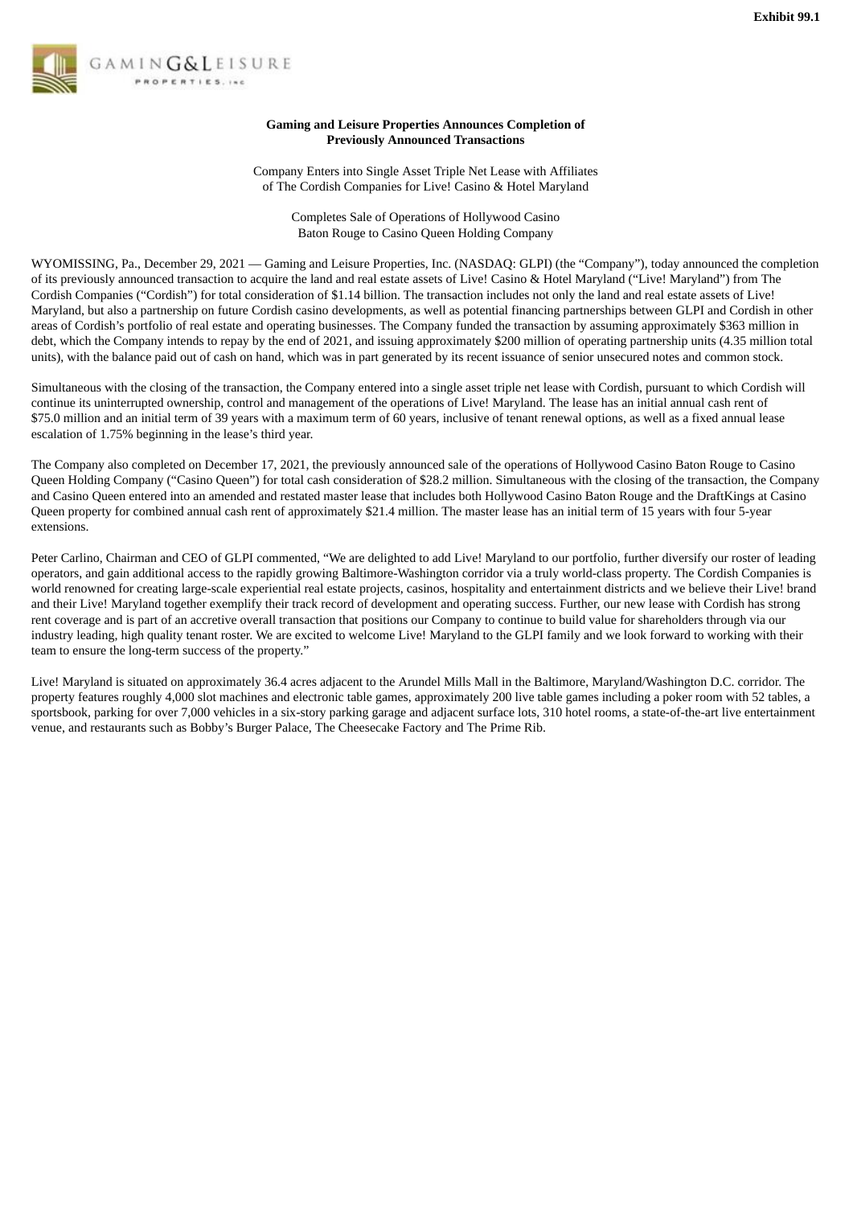Exhibit 99.1

GAMING&LEISURE PROPERTIES, INC

**Gaming and Leisure Properties Announces Completion of Previously Announced Transactions**

Company Enters into Single Asset Triple Net Lease with Affiliates of The Cordish Companies for Live! Casino & Hotel Maryland

Completes Sale of Operations of Hollywood Casino Baton Rouge to Casino Queen Holding Company

WYOMISSING, Pa., December 29, 2021 — Gaming and Leisure Properties, Inc. (NASDAQ: GLPI) (the "Company"), today announced the completion of its previously announced transaction to acquire the land and real estate assets of Live! Casino & Hotel Maryland ("Live! Maryland") from The Cordish Companies ("Cordish") for total consideration of $1.14 billion. The transaction includes not only the land and real estate assets of Live! Maryland, but also a partnership on future Cordish casino developments, as well as potential financing partnerships between GLPI and Cordish in other areas of Cordish's portfolio of real estate and operating businesses. The Company funded the transaction by assuming approximately $363 million in debt, which the Company intends to repay by the end of 2021, and issuing approximately $200 million of operating partnership units (4.35 million total units), with the balance paid out of cash on hand, which was in part generated by its recent issuance of senior unsecured notes and common stock.

Simultaneous with the closing of the transaction, the Company entered into a single asset triple net lease with Cordish, pursuant to which Cordish will continue its uninterrupted ownership, control and management of the operations of Live! Maryland. The lease has an initial annual cash rent of $75.0 million and an initial term of 39 years with a maximum term of 60 years, inclusive of tenant renewal options, as well as a fixed annual lease escalation of 1.75% beginning in the lease's third year.

The Company also completed on December 17, 2021, the previously announced sale of the operations of Hollywood Casino Baton Rouge to Casino Queen Holding Company ("Casino Queen") for total cash consideration of $28.2 million. Simultaneous with the closing of the transaction, the Company and Casino Queen entered into an amended and restated master lease that includes both Hollywood Casino Baton Rouge and the DraftKings at Casino Queen property for combined annual cash rent of approximately $21.4 million. The master lease has an initial term of 15 years with four 5-year extensions.

Peter Carlino, Chairman and CEO of GLPI commented, "We are delighted to add Live! Maryland to our portfolio, further diversify our roster of leading operators, and gain additional access to the rapidly growing Baltimore-Washington corridor via a truly world-class property. The Cordish Companies is world renowned for creating large-scale experiential real estate projects, casinos, hospitality and entertainment districts and we believe their Live! brand and their Live! Maryland together exemplify their track record of development and operating success. Further, our new lease with Cordish has strong rent coverage and is part of an accretive overall transaction that positions our Company to continue to build value for shareholders through via our industry leading, high quality tenant roster. We are excited to welcome Live! Maryland to the GLPI family and we look forward to working with their team to ensure the long-term success of the property."

Live! Maryland is situated on approximately 36.4 acres adjacent to the Arundel Mills Mall in the Baltimore, Maryland/Washington D.C. corridor. The property features roughly 4,000 slot machines and electronic table games, approximately 200 live table games including a poker room with 52 tables, a sportsbook, parking for over 7,000 vehicles in a six-story parking garage and adjacent surface lots, 310 hotel rooms, a state-of-the-art live entertainment venue, and restaurants such as Bobby's Burger Palace, The Cheesecake Factory and The Prime Rib.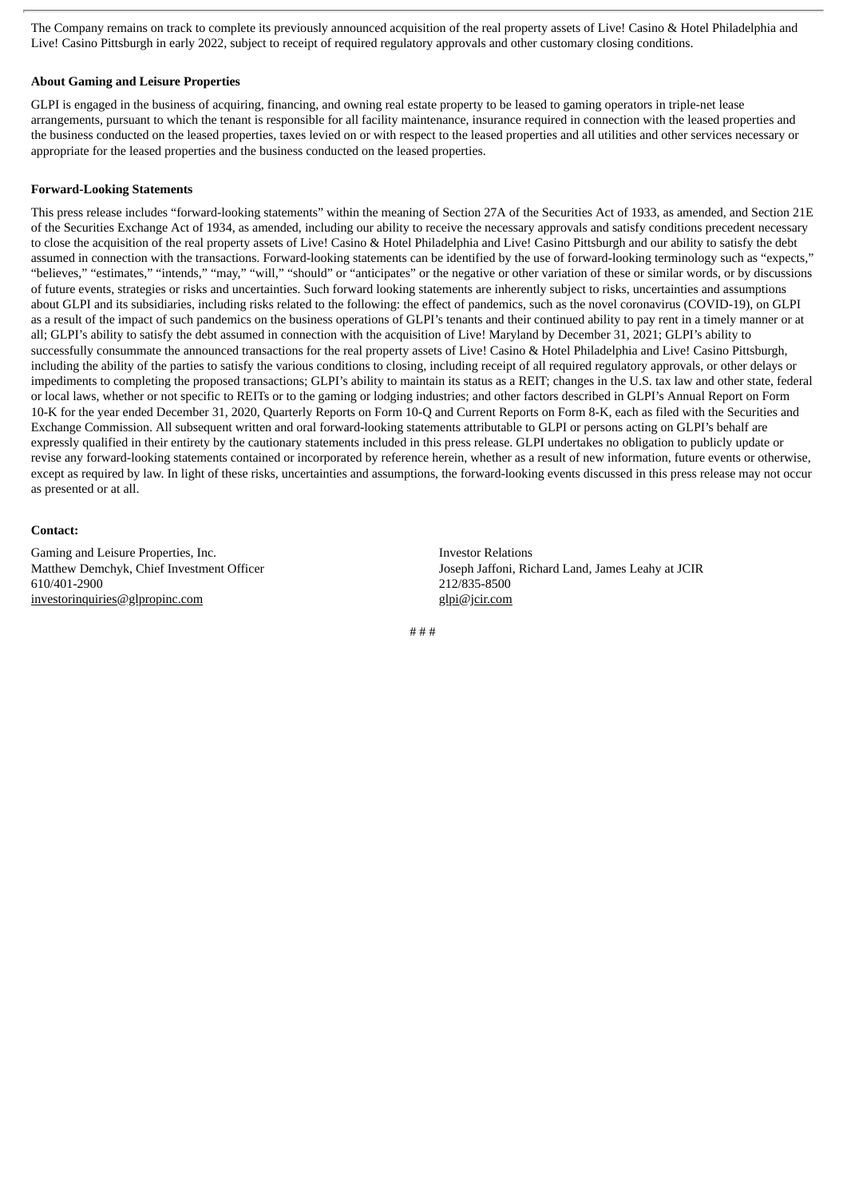The Company remains on track to complete its previously announced acquisition of the real property assets of Live! Casino & Hotel Philadelphia and Live! Casino Pittsburgh in early 2022, subject to receipt of required regulatory approvals and other customary closing conditions.

**About Gaming and Leisure Properties**

GLPI is engaged in the business of acquiring, financing, and owning real estate property to be leased to gaming operators in triple-net lease arrangements, pursuant to which the tenant is responsible for all facility maintenance, insurance required in connection with the leased properties and the business conducted on the leased properties, taxes levied on or with respect to the leased properties and all utilities and other services necessary or appropriate for the leased properties and the business conducted on the leased properties.

**Forward-Looking Statements**

This press release includes "forward-looking statements" within the meaning of Section 27A of the Securities Act of 1933, as amended, and Section 21E of the Securities Exchange Act of 1934, as amended, including our ability to receive the necessary approvals and satisfy conditions precedent necessary to close the acquisition of the real property assets of Live! Casino & Hotel Philadelphia and Live! Casino Pittsburgh and our ability to satisfy the debt assumed in connection with the transactions. Forward-looking statements can be identified by the use of forward-looking terminology such as "expects," "believes," "estimates," "intends," "may," "will," "should" or "anticipates" or the negative or other variation of these or similar words, or by discussions of future events, strategies or risks and uncertainties. Such forward looking statements are inherently subject to risks, uncertainties and assumptions about GLPI and its subsidiaries, including risks related to the following: the effect of pandemics, such as the novel coronavirus (COVID-19), on GLPI as a result of the impact of such pandemics on the business operations of GLPI's tenants and their continued ability to pay rent in a timely manner or at all; GLPI's ability to satisfy the debt assumed in connection with the acquisition of Live! Maryland by December 31, 2021; GLPI's ability to successfully consummate the announced transactions for the real property assets of Live! Casino & Hotel Philadelphia and Live! Casino Pittsburgh, including the ability of the parties to satisfy the various conditions to closing, including receipt of all required regulatory approvals, or other delays or impediments to completing the proposed transactions; GLPI's ability to maintain its status as a REIT; changes in the U.S. tax law and other state, federal or local laws, whether or not specific to REITs or to the gaming or lodging industries; and other factors described in GLPI's Annual Report on Form 10-K for the year ended December 31, 2020, Quarterly Reports on Form 10-Q and Current Reports on Form 8-K, each as filed with the Securities and Exchange Commission. All subsequent written and oral forward-looking statements attributable to GLPI or persons acting on GLPI's behalf are expressly qualified in their entirety by the cautionary statements included in this press release. GLPI undertakes no obligation to publicly update or revise any forward-looking statements contained or incorporated by reference herein, whether as a result of new information, future events or otherwise, except as required by law. In light of these risks, uncertainties and assumptions, the forward-looking events discussed in this press release may not occur as presented or at all.

**Contact:**

Gaming and Leisure Properties, Inc.
Matthew Demchyk, Chief Investment Officer
610/401-2900
investorinquiries@glpropinc.com

Investor Relations
Joseph Jaffoni, Richard Land, James Leahy at JCIR
212/835-8500
glpi@jcir.com

# # #